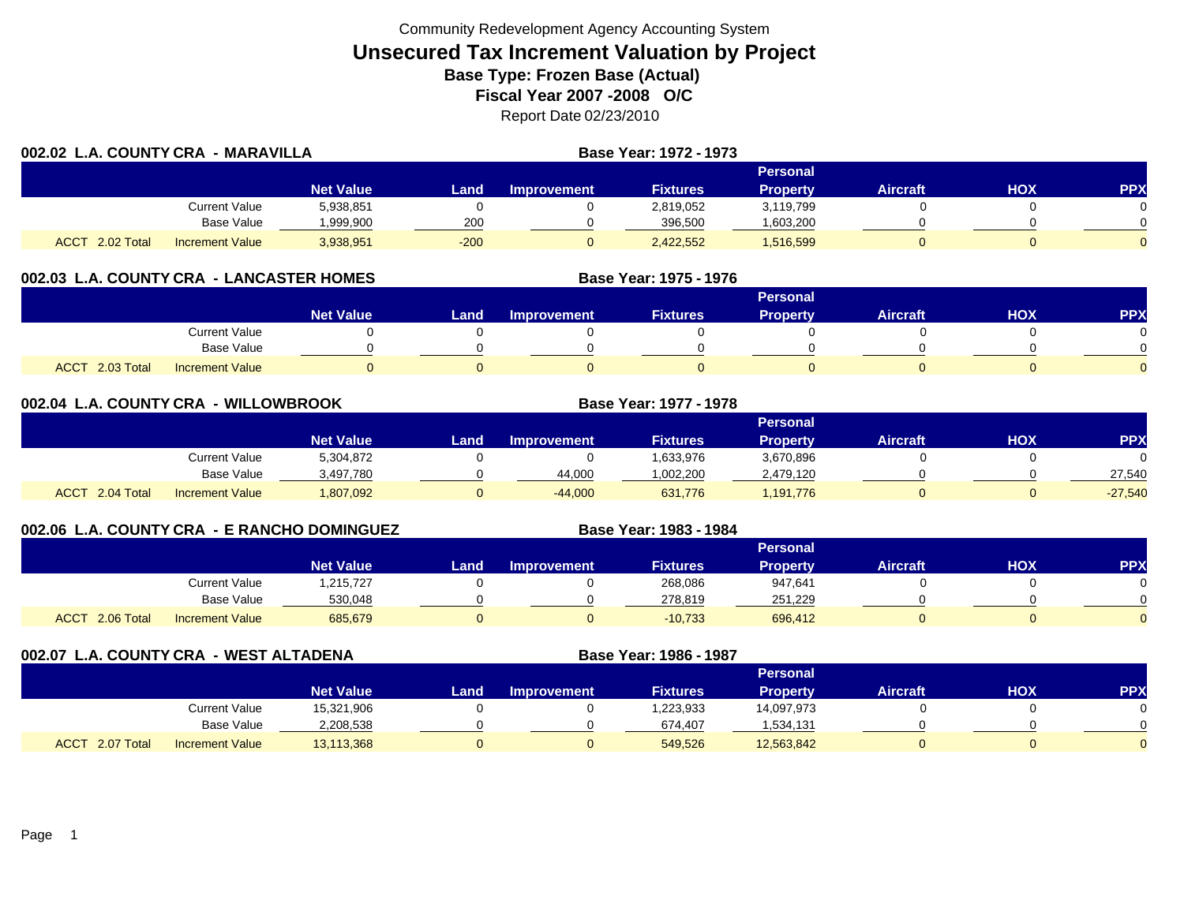Community Redevelopment Agency Accounting System

# Unsecured Tax Increment Valuation by Project

## Base Type: Frozen Base (Actual)

## Fiscal Year 2007 -2008 O/C

Report Date 02/23/2010

### 002.02 L.A. COUNTY CRA - MARAVILLA

**Base Year: 1972 - 1973**

| | | Net Value | Land | Improvement | Fixtures | Personal Property | Aircraft | HOX | PPX |
|---|---|---|---|---|---|---|---|---|---|
| | Current Value | 5,938,851 | 0 | 0 | 2,819,052 | 3,119,799 | 0 | 0 | 0 |
| | Base Value | 1,999,900 | 200 | 0 | 396,500 | 1,603,200 | 0 | 0 | 0 |
| ACCT 2.02 Total | Increment Value | 3,938,951 | -200 | 0 | 2,422,552 | 1,516,599 | 0 | 0 | 0 |

### 002.03 L.A. COUNTY CRA - LANCASTER HOMES

**Base Year: 1975 - 1976**

| | | Net Value | Land | Improvement | Fixtures | Personal Property | Aircraft | HOX | PPX |
|---|---|---|---|---|---|---|---|---|---|
| | Current Value | 0 | 0 | 0 | 0 | 0 | 0 | 0 | 0 |
| | Base Value | 0 | 0 | 0 | 0 | 0 | 0 | 0 | 0 |
| ACCT 2.03 Total | Increment Value | 0 | 0 | 0 | 0 | 0 | 0 | 0 | 0 |

### 002.04 L.A. COUNTY CRA - WILLOWBROOK

**Base Year: 1977 - 1978**

| | | Net Value | Land | Improvement | Fixtures | Personal Property | Aircraft | HOX | PPX |
|---|---|---|---|---|---|---|---|---|---|
| | Current Value | 5,304,872 | 0 | 0 | 1,633,976 | 3,670,896 | 0 | 0 | 0 |
| | Base Value | 3,497,780 | 0 | 44,000 | 1,002,200 | 2,479,120 | 0 | 0 | 27,540 |
| ACCT 2.04 Total | Increment Value | 1,807,092 | 0 | -44,000 | 631,776 | 1,191,776 | 0 | 0 | -27,540 |

### 002.06 L.A. COUNTY CRA - E RANCHO DOMINGUEZ

**Base Year: 1983 - 1984**

| | | Net Value | Land | Improvement | Fixtures | Personal Property | Aircraft | HOX | PPX |
|---|---|---|---|---|---|---|---|---|---|
| | Current Value | 1,215,727 | 0 | 0 | 268,086 | 947,641 | 0 | 0 | 0 |
| | Base Value | 530,048 | 0 | 0 | 278,819 | 251,229 | 0 | 0 | 0 |
| ACCT 2.06 Total | Increment Value | 685,679 | 0 | 0 | -10,733 | 696,412 | 0 | 0 | 0 |

### 002.07 L.A. COUNTY CRA - WEST ALTADENA

**Base Year: 1986 - 1987**

| | | Net Value | Land | Improvement | Fixtures | Personal Property | Aircraft | HOX | PPX |
|---|---|---|---|---|---|---|---|---|---|
| | Current Value | 15,321,906 | 0 | 0 | 1,223,933 | 14,097,973 | 0 | 0 | 0 |
| | Base Value | 2,208,538 | 0 | 0 | 674,407 | 1,534,131 | 0 | 0 | 0 |
| ACCT 2.07 Total | Increment Value | 13,113,368 | 0 | 0 | 549,526 | 12,563,842 | 0 | 0 | 0 |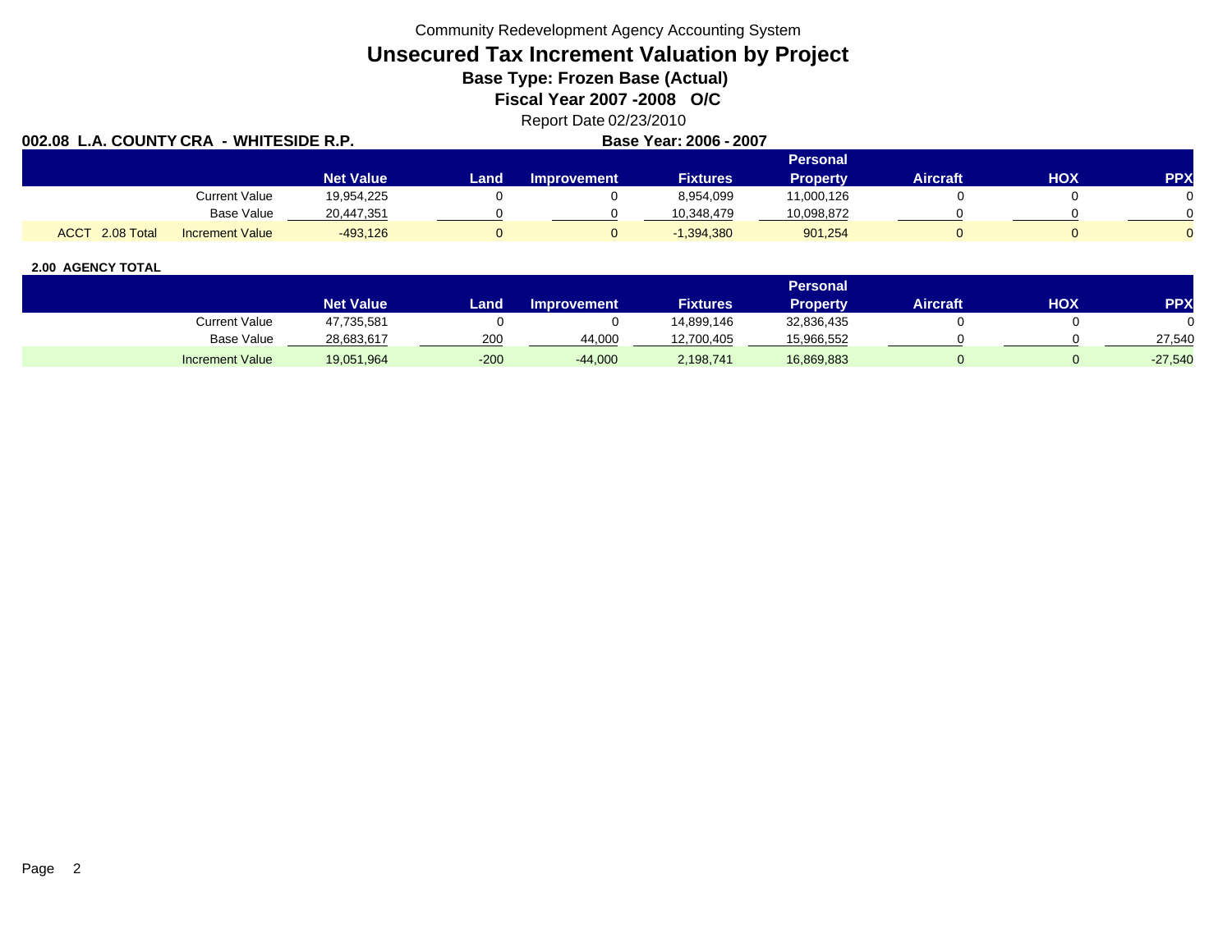Community Redevelopment Agency Accounting System

# Unsecured Tax Increment Valuation by Project

**Base Type: Frozen Base (Actual)**

**Fiscal Year 2007 -2008 O/C**

Report Date 02/23/2010

**002.08 L.A. COUNTY CRA - WHITESIDE R.P.** **Base Year: 2006 - 2007**

| | | Net Value | Land | Improvement | Fixtures | Personal Property | Aircraft | HOX | PPX |
|---|---|---|---|---|---|---|---|---|---|
| | Current Value | 19,954,225 | 0 | 0 | 8,954,099 | 11,000,126 | 0 | 0 | 0 |
| | Base Value | 20,447,351 | 0 | 0 | 10,348,479 | 10,098,872 | 0 | 0 | 0 |
| ACCT 2.08 Total | Increment Value | -493,126 | 0 | 0 | -1,394,380 | 901,254 | 0 | 0 | 0 |

**2.00 AGENCY TOTAL**

| | Net Value | Land | Improvement | Fixtures | Personal Property | Aircraft | HOX | PPX |
|---|---|---|---|---|---|---|---|---|
| Current Value | 47,735,581 | 0 | 0 | 14,899,146 | 32,836,435 | 0 | 0 | 0 |
| Base Value | 28,683,617 | 200 | 44,000 | 12,700,405 | 15,966,552 | 0 | 0 | 27,540 |
| Increment Value | 19,051,964 | -200 | -44,000 | 2,198,741 | 16,869,883 | 0 | 0 | -27,540 |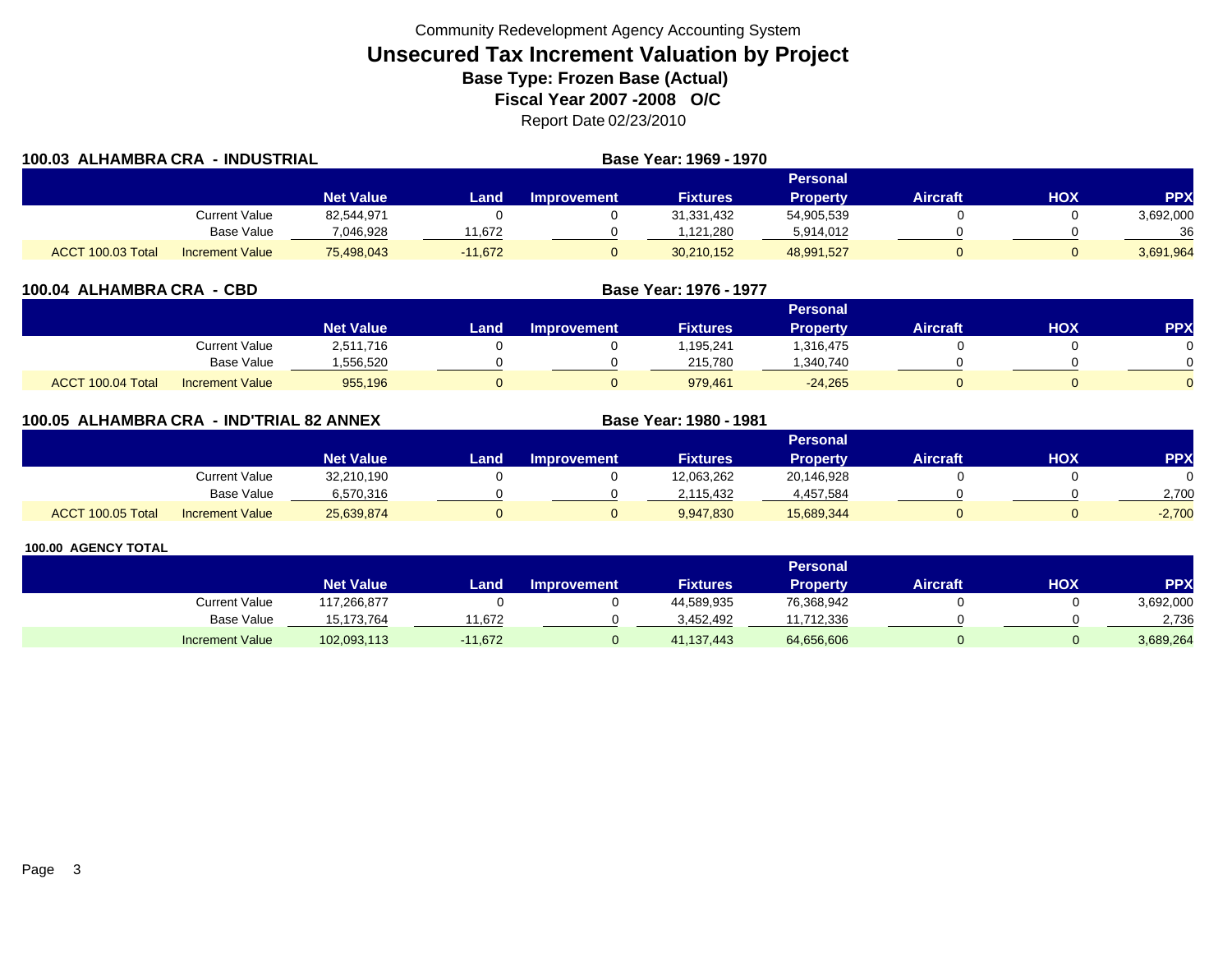Community Redevelopment Agency Accounting System

# Unsecured Tax Increment Valuation by Project

**Base Type: Frozen Base (Actual)**

**Fiscal Year 2007 -2008 O/C**

Report Date 02/23/2010

## 100.03 ALHAMBRA CRA - INDUSTRIAL

**Base Year: 1969 - 1970**

| | | Net Value | Land | Improvement | Fixtures | Personal Property | Aircraft | HOX | PPX |
|---|---|---|---|---|---|---|---|---|---|
| | Current Value | 82,544,971 | 0 | 0 | 31,331,432 | 54,905,539 | 0 | 0 | 3,692,000 |
| | Base Value | 7,046,928 | 11,672 | 0 | 1,121,280 | 5,914,012 | 0 | 0 | 36 |
| ACCT 100.03 Total | Increment Value | 75,498,043 | -11,672 | 0 | 30,210,152 | 48,991,527 | 0 | 0 | 3,691,964 |

## 100.04 ALHAMBRA CRA - CBD

**Base Year: 1976 - 1977**

| | | Net Value | Land | Improvement | Fixtures | Personal Property | Aircraft | HOX | PPX |
|---|---|---|---|---|---|---|---|---|---|
| | Current Value | 2,511,716 | 0 | 0 | 1,195,241 | 1,316,475 | 0 | 0 | 0 |
| | Base Value | 1,556,520 | 0 | 0 | 215,780 | 1,340,740 | 0 | 0 | 0 |
| ACCT 100.04 Total | Increment Value | 955,196 | 0 | 0 | 979,461 | -24,265 | 0 | 0 | 0 |

## 100.05 ALHAMBRA CRA - IND'TRIAL 82 ANNEX

**Base Year: 1980 - 1981**

| | | Net Value | Land | Improvement | Fixtures | Personal Property | Aircraft | HOX | PPX |
|---|---|---|---|---|---|---|---|---|---|
| | Current Value | 32,210,190 | 0 | 0 | 12,063,262 | 20,146,928 | 0 | 0 | 0 |
| | Base Value | 6,570,316 | 0 | 0 | 2,115,432 | 4,457,584 | 0 | 0 | 2,700 |
| ACCT 100.05 Total | Increment Value | 25,639,874 | 0 | 0 | 9,947,830 | 15,689,344 | 0 | 0 | -2,700 |

## 100.00 AGENCY TOTAL

| | Net Value | Land | Improvement | Fixtures | Personal Property | Aircraft | HOX | PPX |
|---|---|---|---|---|---|---|---|---|
| Current Value | 117,266,877 | 0 | 0 | 44,589,935 | 76,368,942 | 0 | 0 | 3,692,000 |
| Base Value | 15,173,764 | 11,672 | 0 | 3,452,492 | 11,712,336 | 0 | 0 | 2,736 |
| Increment Value | 102,093,113 | -11,672 | 0 | 41,137,443 | 64,656,606 | 0 | 0 | 3,689,264 |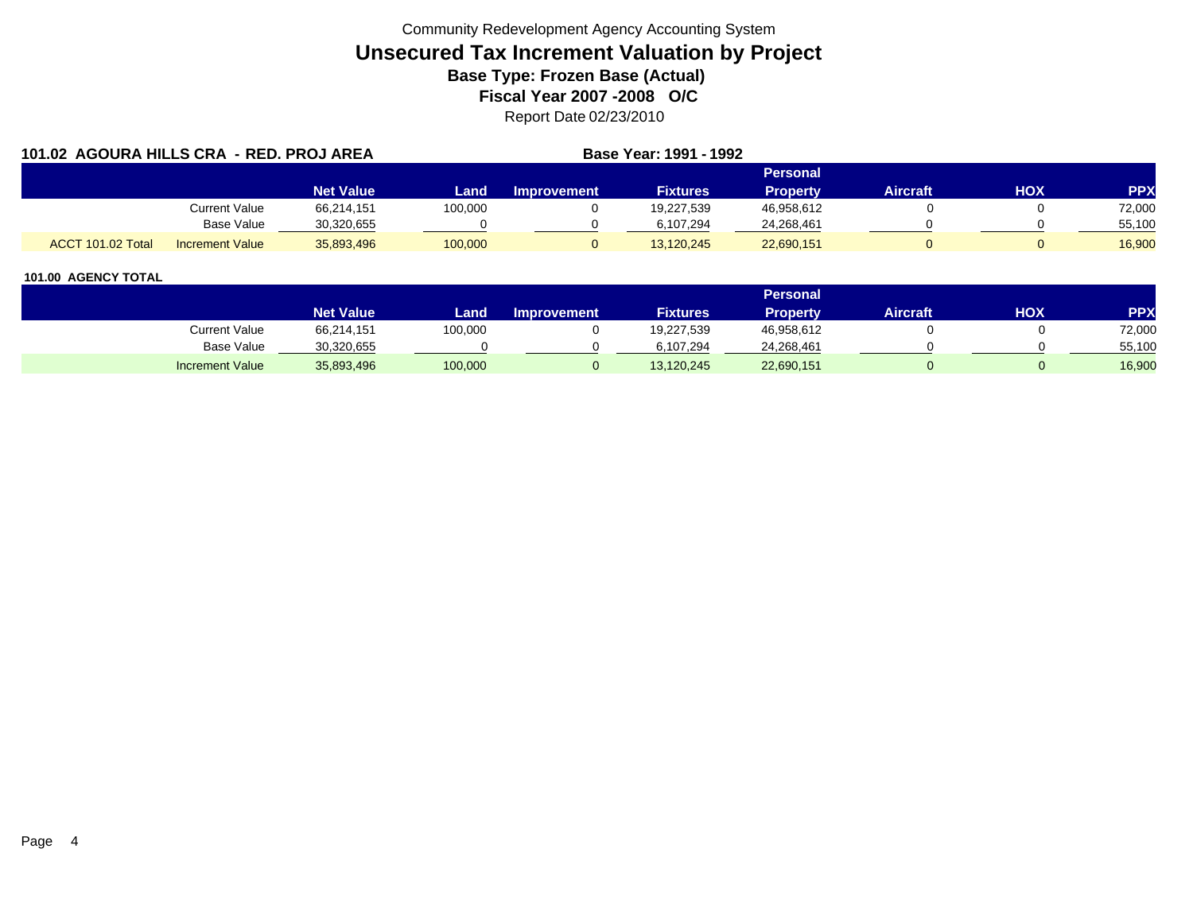Community Redevelopment Agency Accounting System

# Unsecured Tax Increment Valuation by Project

**Base Type: Frozen Base (Actual)**

**Fiscal Year 2007 -2008 O/C**

Report Date 02/23/2010

**101.02 AGOURA HILLS CRA - RED. PROJ AREA** **Base Year: 1991 - 1992**

| | | Net Value | Land | Improvement | Fixtures | Personal Property | Aircraft | HOX | PPX |
|---|---|---|---|---|---|---|---|---|---|
| | Current Value | 66,214,151 | 100,000 | 0 | 19,227,539 | 46,958,612 | 0 | 0 | 72,000 |
| | Base Value | 30,320,655 | 0 | 0 | 6,107,294 | 24,268,461 | 0 | 0 | 55,100 |
| ACCT 101.02 Total | Increment Value | 35,893,496 | 100,000 | 0 | 13,120,245 | 22,690,151 | 0 | 0 | 16,900 |

**101.00 AGENCY TOTAL**

| | Net Value | Land | Improvement | Fixtures | Personal Property | Aircraft | HOX | PPX |
|---|---|---|---|---|---|---|---|---|
| Current Value | 66,214,151 | 100,000 | 0 | 19,227,539 | 46,958,612 | 0 | 0 | 72,000 |
| Base Value | 30,320,655 | 0 | 0 | 6,107,294 | 24,268,461 | 0 | 0 | 55,100 |
| Increment Value | 35,893,496 | 100,000 | 0 | 13,120,245 | 22,690,151 | 0 | 0 | 16,900 |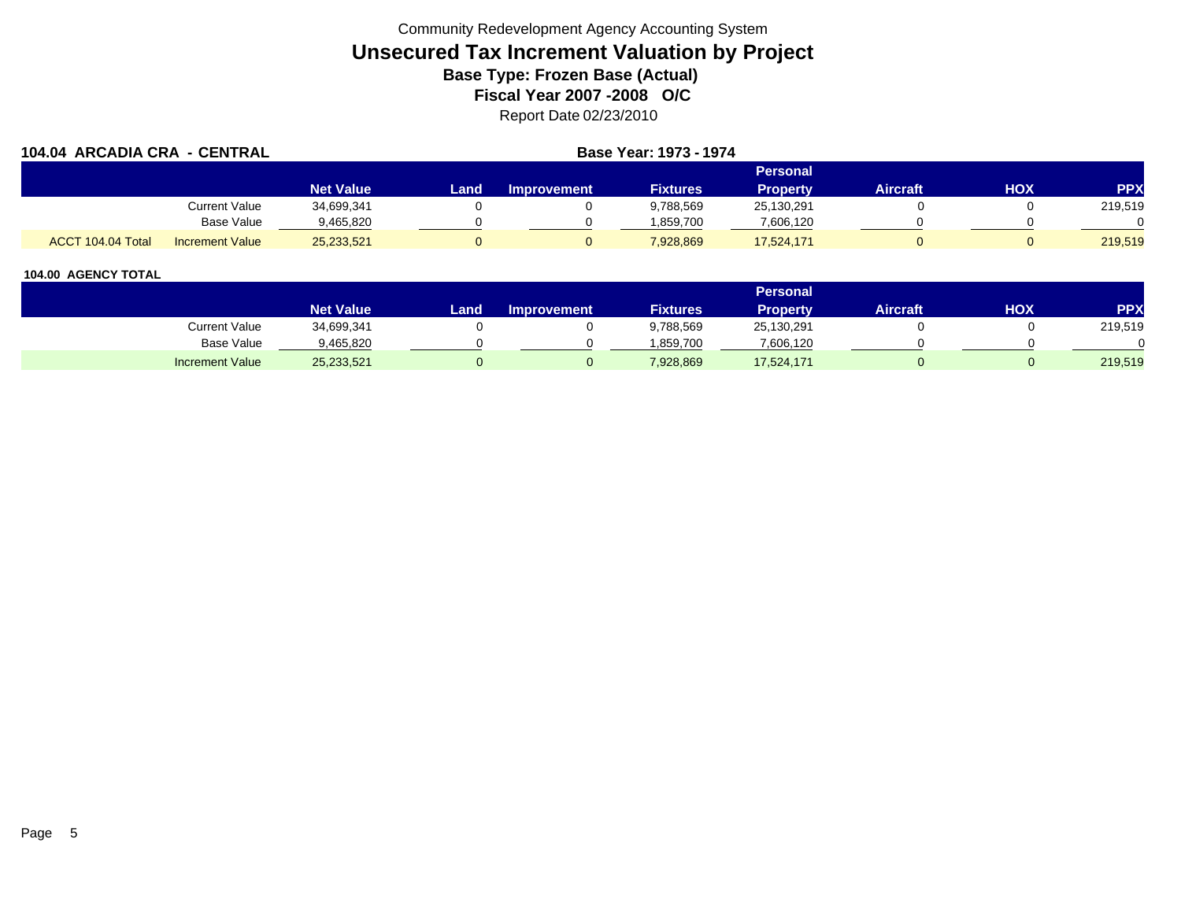Community Redevelopment Agency Accounting System

# Unsecured Tax Increment Valuation by Project

## Base Type: Frozen Base (Actual)

## Fiscal Year 2007 -2008 O/C

Report Date 02/23/2010

**104.04 ARCADIA CRA - CENTRAL** **Base Year: 1973 - 1974**

| | | Net Value | Land | Improvement | Fixtures | Personal Property | Aircraft | HOX | PPX |
|---|---|---|---|---|---|---|---|---|---|
| | Current Value | 34,699,341 | 0 | 0 | 9,788,569 | 25,130,291 | 0 | 0 | 219,519 |
| | Base Value | 9,465,820 | 0 | 0 | 1,859,700 | 7,606,120 | 0 | 0 | 0 |
| ACCT 104.04 Total | Increment Value | 25,233,521 | 0 | 0 | 7,928,869 | 17,524,171 | 0 | 0 | 219,519 |

**104.00 AGENCY TOTAL**

| | Net Value | Land | Improvement | Fixtures | Personal Property | Aircraft | HOX | PPX |
|---|---|---|---|---|---|---|---|---|
| Current Value | 34,699,341 | 0 | 0 | 9,788,569 | 25,130,291 | 0 | 0 | 219,519 |
| Base Value | 9,465,820 | 0 | 0 | 1,859,700 | 7,606,120 | 0 | 0 | 0 |
| Increment Value | 25,233,521 | 0 | 0 | 7,928,869 | 17,524,171 | 0 | 0 | 219,519 |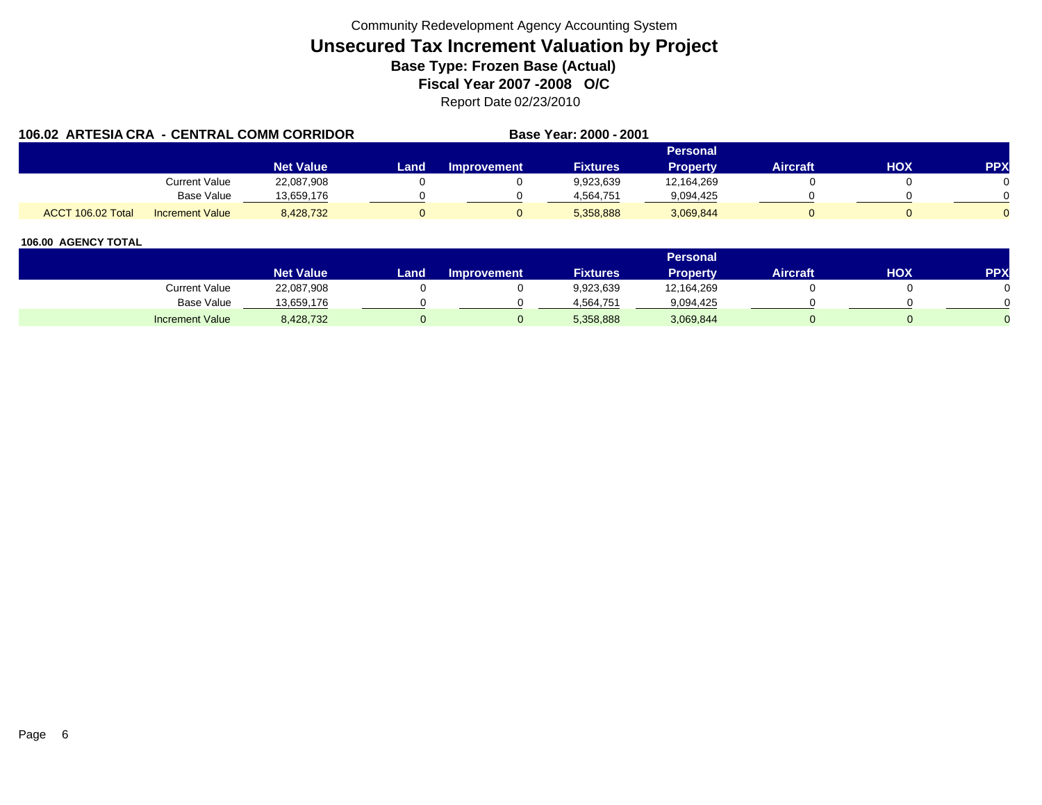Community Redevelopment Agency Accounting System

# Unsecured Tax Increment Valuation by Project

## Base Type: Frozen Base (Actual)

## Fiscal Year 2007 -2008 O/C

Report Date 02/23/2010

### 106.02 ARTESIA CRA - CENTRAL COMM CORRIDOR

**Base Year: 2000 - 2001**

| | | Net Value | Land | Improvement | Fixtures | Personal Property | Aircraft | HOX | PPX |
|---|---|---|---|---|---|---|---|---|---|
| | Current Value | 22,087,908 | 0 | 0 | 9,923,639 | 12,164,269 | 0 | 0 | 0 |
| | Base Value | 13,659,176 | 0 | 0 | 4,564,751 | 9,094,425 | 0 | 0 | 0 |
| ACCT 106.02 Total | Increment Value | 8,428,732 | 0 | 0 | 5,358,888 | 3,069,844 | 0 | 0 | 0 |

### 106.00 AGENCY TOTAL

| | Net Value | Land | Improvement | Fixtures | Personal Property | Aircraft | HOX | PPX |
|---|---|---|---|---|---|---|---|---|
| Current Value | 22,087,908 | 0 | 0 | 9,923,639 | 12,164,269 | 0 | 0 | 0 |
| Base Value | 13,659,176 | 0 | 0 | 4,564,751 | 9,094,425 | 0 | 0 | 0 |
| Increment Value | 8,428,732 | 0 | 0 | 5,358,888 | 3,069,844 | 0 | 0 | 0 |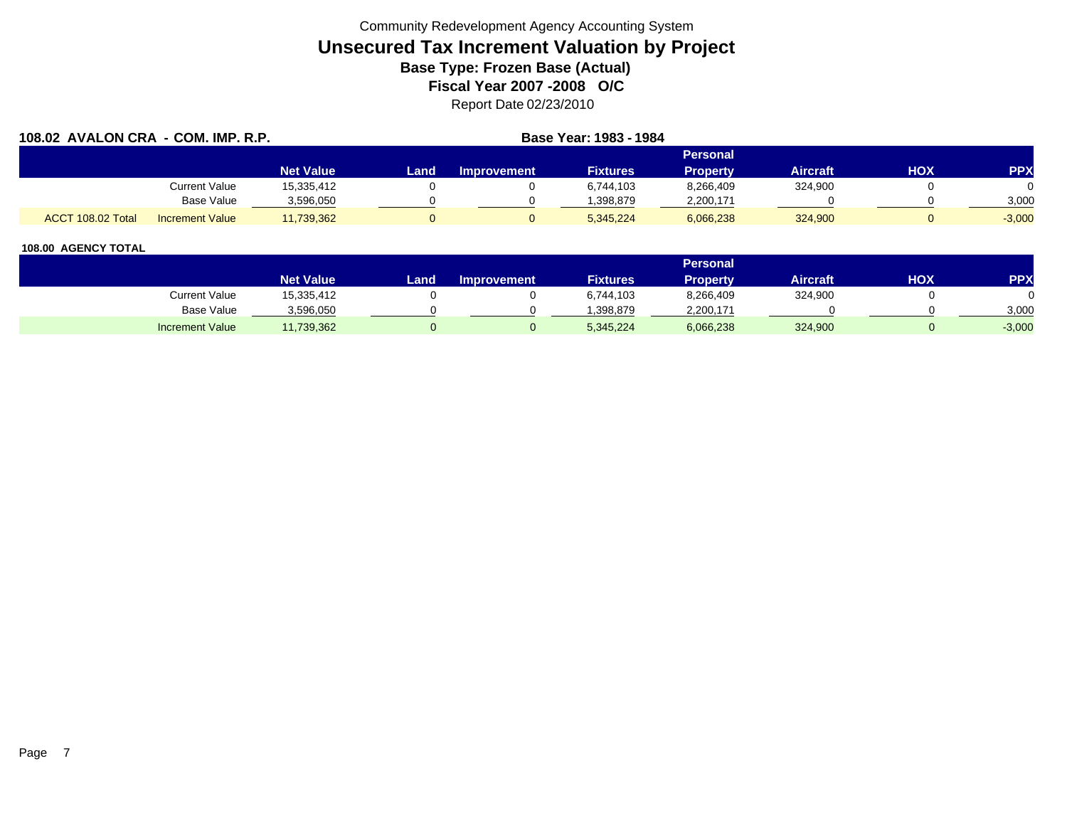Community Redevelopment Agency Accounting System

# Unsecured Tax Increment Valuation by Project

## Base Type: Frozen Base (Actual)

## Fiscal Year 2007 -2008 O/C

Report Date 02/23/2010

**108.02 AVALON CRA - COM. IMP. R.P.** **Base Year: 1983 - 1984**

| | | Net Value | Land | Improvement | Fixtures | Personal Property | Aircraft | HOX | PPX |
|---|---|---|---|---|---|---|---|---|---|
| | Current Value | 15,335,412 | 0 | 0 | 6,744,103 | 8,266,409 | 324,900 | 0 | 0 |
| | Base Value | 3,596,050 | 0 | 0 | 1,398,879 | 2,200,171 | 0 | 0 | 3,000 |
| ACCT 108.02 Total | Increment Value | 11,739,362 | 0 | 0 | 5,345,224 | 6,066,238 | 324,900 | 0 | -3,000 |

**108.00 AGENCY TOTAL**

| | Net Value | Land | Improvement | Fixtures | Personal Property | Aircraft | HOX | PPX |
|---|---|---|---|---|---|---|---|---|
| Current Value | 15,335,412 | 0 | 0 | 6,744,103 | 8,266,409 | 324,900 | 0 | 0 |
| Base Value | 3,596,050 | 0 | 0 | 1,398,879 | 2,200,171 | 0 | 0 | 3,000 |
| Increment Value | 11,739,362 | 0 | 0 | 5,345,224 | 6,066,238 | 324,900 | 0 | -3,000 |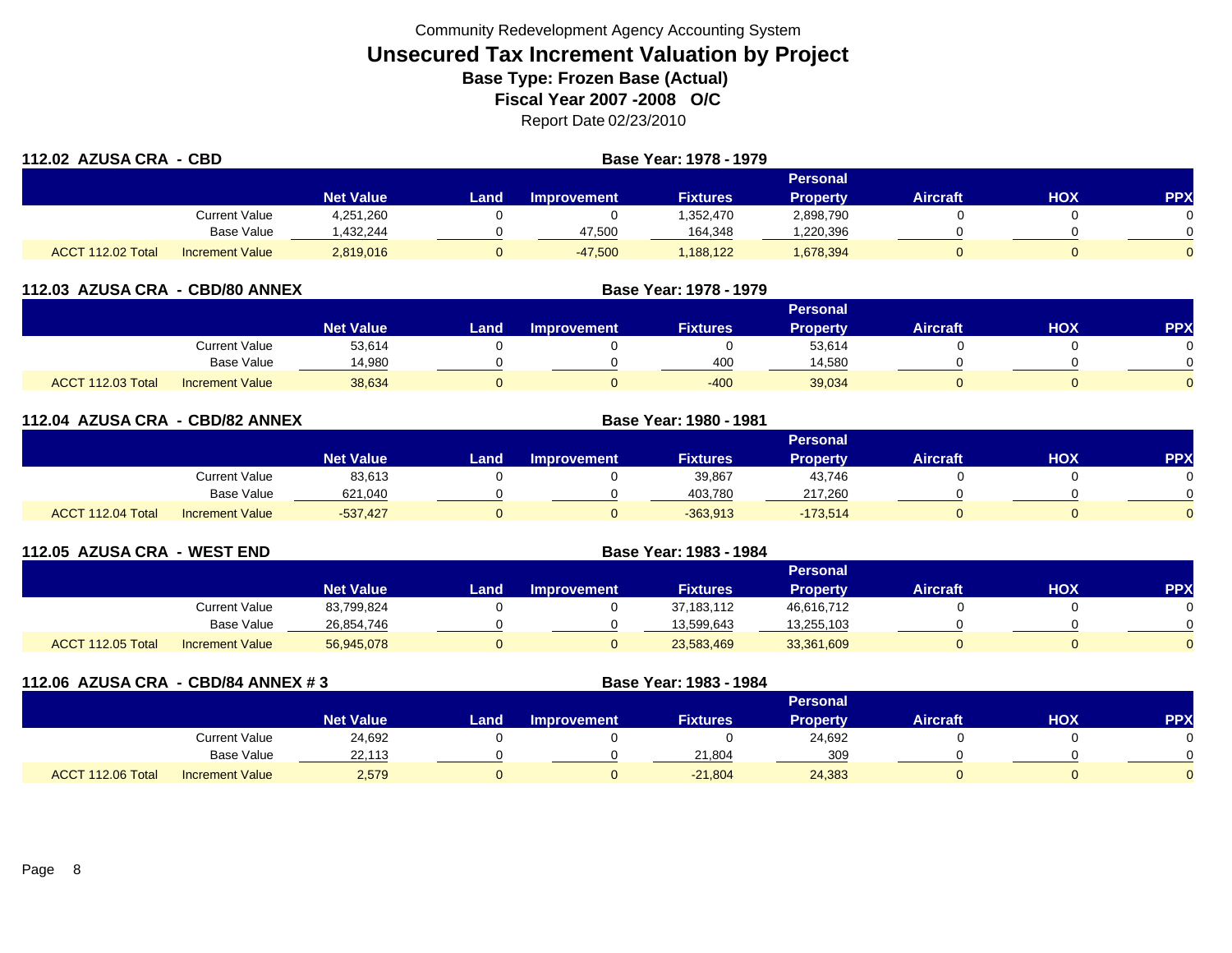Community Redevelopment Agency Accounting System

# Unsecured Tax Increment Valuation by Project

**Base Type: Frozen Base (Actual)**

**Fiscal Year 2007 -2008 O/C**

Report Date 02/23/2010

## 112.02 AZUSA CRA - CBD

**Base Year: 1978 - 1979**

| | | Net Value | Land | Improvement | Fixtures | Personal Property | Aircraft | HOX | PPX |
|---|---|---|---|---|---|---|---|---|---|
| | Current Value | 4,251,260 | 0 | 0 | 1,352,470 | 2,898,790 | 0 | 0 | 0 |
| | Base Value | 1,432,244 | 0 | 47,500 | 164,348 | 1,220,396 | 0 | 0 | 0 |
| ACCT 112.02 Total | Increment Value | 2,819,016 | 0 | -47,500 | 1,188,122 | 1,678,394 | 0 | 0 | 0 |

## 112.03 AZUSA CRA - CBD/80 ANNEX

**Base Year: 1978 - 1979**

| | | Net Value | Land | Improvement | Fixtures | Personal Property | Aircraft | HOX | PPX |
|---|---|---|---|---|---|---|---|---|---|
| | Current Value | 53,614 | 0 | 0 | 0 | 53,614 | 0 | 0 | 0 |
| | Base Value | 14,980 | 0 | 0 | 400 | 14,580 | 0 | 0 | 0 |
| ACCT 112.03 Total | Increment Value | 38,634 | 0 | 0 | -400 | 39,034 | 0 | 0 | 0 |

## 112.04 AZUSA CRA - CBD/82 ANNEX

**Base Year: 1980 - 1981**

| | | Net Value | Land | Improvement | Fixtures | Personal Property | Aircraft | HOX | PPX |
|---|---|---|---|---|---|---|---|---|---|
| | Current Value | 83,613 | 0 | 0 | 39,867 | 43,746 | 0 | 0 | 0 |
| | Base Value | 621,040 | 0 | 0 | 403,780 | 217,260 | 0 | 0 | 0 |
| ACCT 112.04 Total | Increment Value | -537,427 | 0 | 0 | -363,913 | -173,514 | 0 | 0 | 0 |

## 112.05 AZUSA CRA - WEST END

**Base Year: 1983 - 1984**

| | | Net Value | Land | Improvement | Fixtures | Personal Property | Aircraft | HOX | PPX |
|---|---|---|---|---|---|---|---|---|---|
| | Current Value | 83,799,824 | 0 | 0 | 37,183,112 | 46,616,712 | 0 | 0 | 0 |
| | Base Value | 26,854,746 | 0 | 0 | 13,599,643 | 13,255,103 | 0 | 0 | 0 |
| ACCT 112.05 Total | Increment Value | 56,945,078 | 0 | 0 | 23,583,469 | 33,361,609 | 0 | 0 | 0 |

## 112.06 AZUSA CRA - CBD/84 ANNEX # 3

**Base Year: 1983 - 1984**

| | | Net Value | Land | Improvement | Fixtures | Personal Property | Aircraft | HOX | PPX |
|---|---|---|---|---|---|---|---|---|---|
| | Current Value | 24,692 | 0 | 0 | 0 | 24,692 | 0 | 0 | 0 |
| | Base Value | 22,113 | 0 | 0 | 21,804 | 309 | 0 | 0 | 0 |
| ACCT 112.06 Total | Increment Value | 2,579 | 0 | 0 | -21,804 | 24,383 | 0 | 0 | 0 |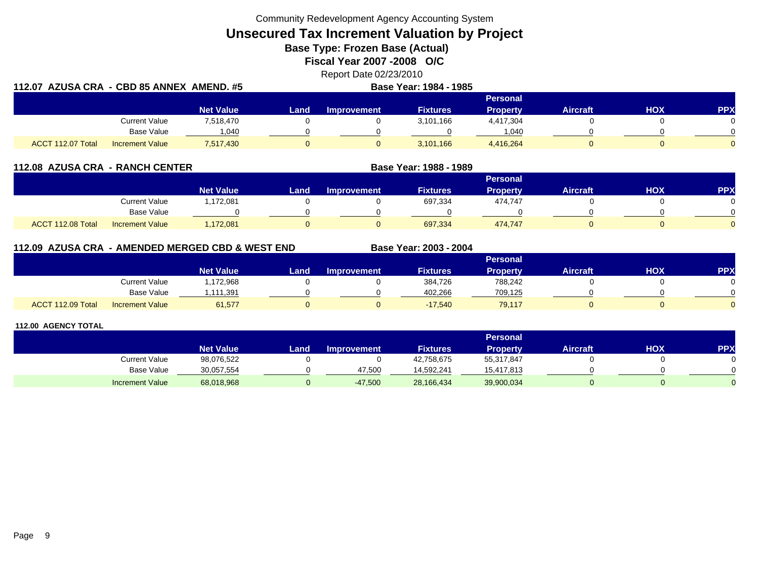Community Redevelopment Agency Accounting System

# Unsecured Tax Increment Valuation by Project

**Base Type: Frozen Base (Actual)**

**Fiscal Year 2007 -2008 O/C**

Report Date 02/23/2010

## 112.07 AZUSA CRA - CBD 85 ANNEX AMEND. #5

**Base Year: 1984 - 1985**

| | | Net Value | Land | Improvement | Fixtures | Personal Property | Aircraft | HOX | PPX |
|---|---|---|---|---|---|---|---|---|---|
| | Current Value | 7,518,470 | 0 | 0 | 3,101,166 | 4,417,304 | 0 | 0 | 0 |
| | Base Value | 1,040 | 0 | 0 | 0 | 1,040 | 0 | 0 | 0 |
| ACCT 112.07 Total | Increment Value | 7,517,430 | 0 | 0 | 3,101,166 | 4,416,264 | 0 | 0 | 0 |

## 112.08 AZUSA CRA - RANCH CENTER

**Base Year: 1988 - 1989**

| | | Net Value | Land | Improvement | Fixtures | Personal Property | Aircraft | HOX | PPX |
|---|---|---|---|---|---|---|---|---|---|
| | Current Value | 1,172,081 | 0 | 0 | 697,334 | 474,747 | 0 | 0 | 0 |
| | Base Value | 0 | 0 | 0 | 0 | 0 | 0 | 0 | 0 |
| ACCT 112.08 Total | Increment Value | 1,172,081 | 0 | 0 | 697,334 | 474,747 | 0 | 0 | 0 |

## 112.09 AZUSA CRA - AMENDED MERGED CBD & WEST END

**Base Year: 2003 - 2004**

| | | Net Value | Land | Improvement | Fixtures | Personal Property | Aircraft | HOX | PPX |
|---|---|---|---|---|---|---|---|---|---|
| | Current Value | 1,172,968 | 0 | 0 | 384,726 | 788,242 | 0 | 0 | 0 |
| | Base Value | 1,111,391 | 0 | 0 | 402,266 | 709,125 | 0 | 0 | 0 |
| ACCT 112.09 Total | Increment Value | 61,577 | 0 | 0 | -17,540 | 79,117 | 0 | 0 | 0 |

## 112.00 AGENCY TOTAL

| | Net Value | Land | Improvement | Fixtures | Personal Property | Aircraft | HOX | PPX |
|---|---|---|---|---|---|---|---|---|
| Current Value | 98,076,522 | 0 | 0 | 42,758,675 | 55,317,847 | 0 | 0 | 0 |
| Base Value | 30,057,554 | 0 | 47,500 | 14,592,241 | 15,417,813 | 0 | 0 | 0 |
| Increment Value | 68,018,968 | 0 | -47,500 | 28,166,434 | 39,900,034 | 0 | 0 | 0 |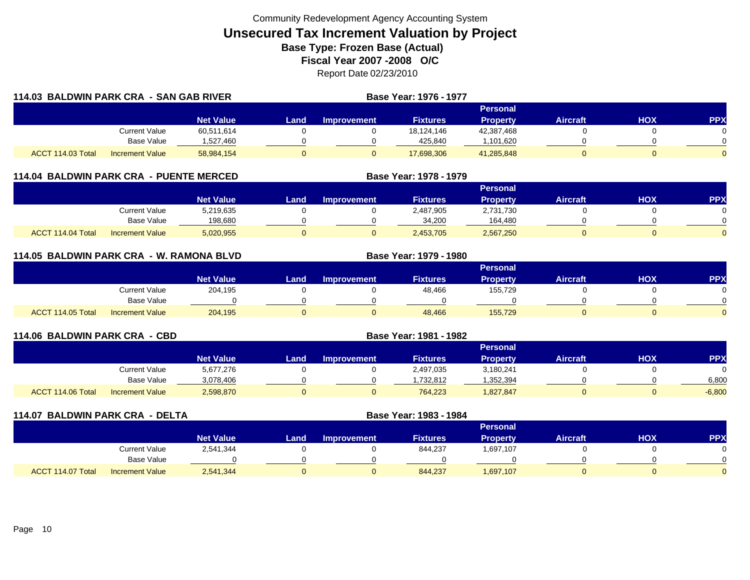Community Redevelopment Agency Accounting System

# Unsecured Tax Increment Valuation by Project

## Base Type: Frozen Base (Actual)

## Fiscal Year 2007 -2008 O/C

Report Date 02/23/2010

### 114.03 BALDWIN PARK CRA - SAN GAB RIVER

Base Year: 1976 - 1977

| | | Net Value | Land | Improvement | Fixtures | Personal Property | Aircraft | HOX | PPX |
|---|---|---|---|---|---|---|---|---|---|
| | Current Value | 60,511,614 | 0 | 0 | 18,124,146 | 42,387,468 | 0 | 0 | 0 |
| | Base Value | 1,527,460 | 0 | 0 | 425,840 | 1,101,620 | 0 | 0 | 0 |
| ACCT 114.03 Total | Increment Value | 58,984,154 | 0 | 0 | 17,698,306 | 41,285,848 | 0 | 0 | 0 |

### 114.04 BALDWIN PARK CRA - PUENTE MERCED

Base Year: 1978 - 1979

| | | Net Value | Land | Improvement | Fixtures | Personal Property | Aircraft | HOX | PPX |
|---|---|---|---|---|---|---|---|---|---|
| | Current Value | 5,219,635 | 0 | 0 | 2,487,905 | 2,731,730 | 0 | 0 | 0 |
| | Base Value | 198,680 | 0 | 0 | 34,200 | 164,480 | 0 | 0 | 0 |
| ACCT 114.04 Total | Increment Value | 5,020,955 | 0 | 0 | 2,453,705 | 2,567,250 | 0 | 0 | 0 |

### 114.05 BALDWIN PARK CRA - W. RAMONA BLVD

Base Year: 1979 - 1980

| | | Net Value | Land | Improvement | Fixtures | Personal Property | Aircraft | HOX | PPX |
|---|---|---|---|---|---|---|---|---|---|
| | Current Value | 204,195 | 0 | 0 | 48,466 | 155,729 | 0 | 0 | 0 |
| | Base Value | 0 | 0 | 0 | 0 | 0 | 0 | 0 | 0 |
| ACCT 114.05 Total | Increment Value | 204,195 | 0 | 0 | 48,466 | 155,729 | 0 | 0 | 0 |

### 114.06 BALDWIN PARK CRA - CBD

Base Year: 1981 - 1982

| | | Net Value | Land | Improvement | Fixtures | Personal Property | Aircraft | HOX | PPX |
|---|---|---|---|---|---|---|---|---|---|
| | Current Value | 5,677,276 | 0 | 0 | 2,497,035 | 3,180,241 | 0 | 0 | 0 |
| | Base Value | 3,078,406 | 0 | 0 | 1,732,812 | 1,352,394 | 0 | 0 | 6,800 |
| ACCT 114.06 Total | Increment Value | 2,598,870 | 0 | 0 | 764,223 | 1,827,847 | 0 | 0 | -6,800 |

### 114.07 BALDWIN PARK CRA - DELTA

Base Year: 1983 - 1984

| | | Net Value | Land | Improvement | Fixtures | Personal Property | Aircraft | HOX | PPX |
|---|---|---|---|---|---|---|---|---|---|
| | Current Value | 2,541,344 | 0 | 0 | 844,237 | 1,697,107 | 0 | 0 | 0 |
| | Base Value | 0 | 0 | 0 | 0 | 0 | 0 | 0 | 0 |
| ACCT 114.07 Total | Increment Value | 2,541,344 | 0 | 0 | 844,237 | 1,697,107 | 0 | 0 | 0 |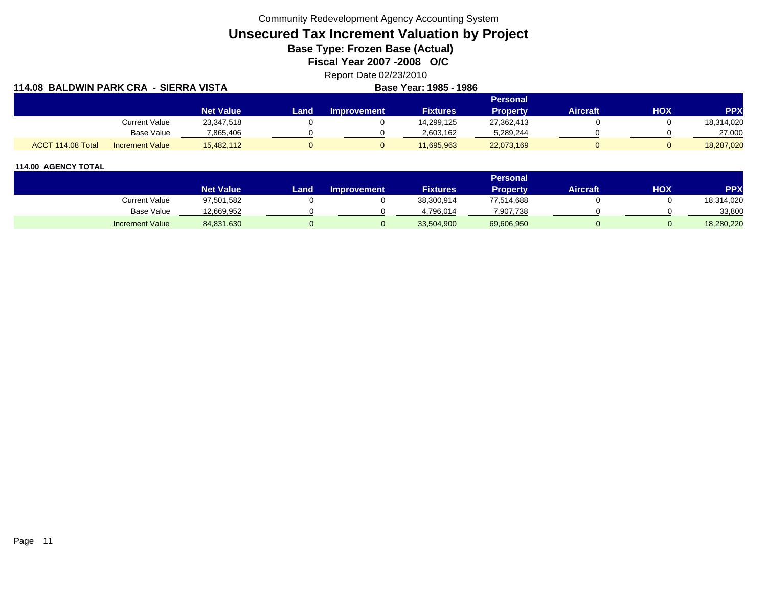Community Redevelopment Agency Accounting System

# Unsecured Tax Increment Valuation by Project

**Base Type: Frozen Base (Actual)**

**Fiscal Year 2007 -2008 O/C**

Report Date 02/23/2010

**114.08 BALDWIN PARK CRA - SIERRA VISTA** **Base Year: 1985 - 1986**

| | | Net Value | Land | Improvement | Fixtures | Personal Property | Aircraft | HOX | PPX |
|---|---|---|---|---|---|---|---|---|---|
| | Current Value | 23,347,518 | 0 | 0 | 14,299,125 | 27,362,413 | 0 | 0 | 18,314,020 |
| | Base Value | 7,865,406 | 0 | 0 | 2,603,162 | 5,289,244 | 0 | 0 | 27,000 |
| ACCT 114.08 Total | Increment Value | 15,482,112 | 0 | 0 | 11,695,963 | 22,073,169 | 0 | 0 | 18,287,020 |

**114.00 AGENCY TOTAL**

| | Net Value | Land | Improvement | Fixtures | Personal Property | Aircraft | HOX | PPX |
|---|---|---|---|---|---|---|---|---|
| Current Value | 97,501,582 | 0 | 0 | 38,300,914 | 77,514,688 | 0 | 0 | 18,314,020 |
| Base Value | 12,669,952 | 0 | 0 | 4,796,014 | 7,907,738 | 0 | 0 | 33,800 |
| Increment Value | 84,831,630 | 0 | 0 | 33,504,900 | 69,606,950 | 0 | 0 | 18,280,220 |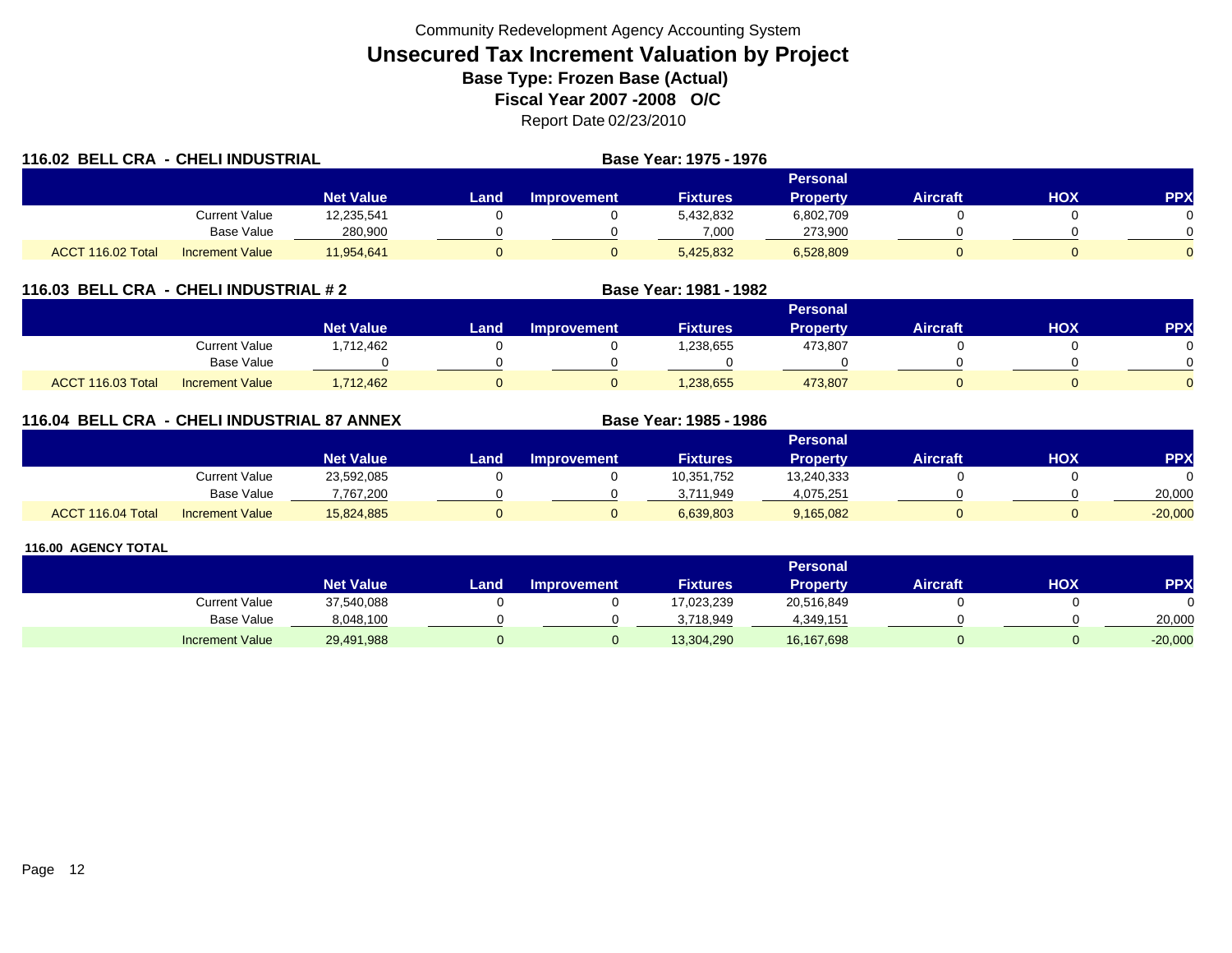Community Redevelopment Agency Accounting System

# Unsecured Tax Increment Valuation by Project

**Base Type: Frozen Base (Actual)**

**Fiscal Year 2007 -2008 O/C**

Report Date 02/23/2010

## 116.02 BELL CRA - CHELI INDUSTRIAL

**Base Year: 1975 - 1976**

| | | Net Value | Land | Improvement | Fixtures | Personal Property | Aircraft | HOX | PPX |
|---|---|---|---|---|---|---|---|---|---|
| | Current Value | 12,235,541 | 0 | 0 | 5,432,832 | 6,802,709 | 0 | 0 | 0 |
| | Base Value | 280,900 | 0 | 0 | 7,000 | 273,900 | 0 | 0 | 0 |
| ACCT 116.02 Total | Increment Value | 11,954,641 | 0 | 0 | 5,425,832 | 6,528,809 | 0 | 0 | 0 |

## 116.03 BELL CRA - CHELI INDUSTRIAL # 2

**Base Year: 1981 - 1982**

| | | Net Value | Land | Improvement | Fixtures | Personal Property | Aircraft | HOX | PPX |
|---|---|---|---|---|---|---|---|---|---|
| | Current Value | 1,712,462 | 0 | 0 | 1,238,655 | 473,807 | 0 | 0 | 0 |
| | Base Value | 0 | 0 | 0 | 0 | 0 | 0 | 0 | 0 |
| ACCT 116.03 Total | Increment Value | 1,712,462 | 0 | 0 | 1,238,655 | 473,807 | 0 | 0 | 0 |

## 116.04 BELL CRA - CHELI INDUSTRIAL 87 ANNEX

**Base Year: 1985 - 1986**

| | | Net Value | Land | Improvement | Fixtures | Personal Property | Aircraft | HOX | PPX |
|---|---|---|---|---|---|---|---|---|---|
| | Current Value | 23,592,085 | 0 | 0 | 10,351,752 | 13,240,333 | 0 | 0 | 0 |
| | Base Value | 7,767,200 | 0 | 0 | 3,711,949 | 4,075,251 | 0 | 0 | 20,000 |
| ACCT 116.04 Total | Increment Value | 15,824,885 | 0 | 0 | 6,639,803 | 9,165,082 | 0 | 0 | -20,000 |

## 116.00 AGENCY TOTAL

| | | Net Value | Land | Improvement | Fixtures | Personal Property | Aircraft | HOX | PPX |
|---|---|---|---|---|---|---|---|---|---|
| | Current Value | 37,540,088 | 0 | 0 | 17,023,239 | 20,516,849 | 0 | 0 | 0 |
| | Base Value | 8,048,100 | 0 | 0 | 3,718,949 | 4,349,151 | 0 | 0 | 20,000 |
| | Increment Value | 29,491,988 | 0 | 0 | 13,304,290 | 16,167,698 | 0 | 0 | -20,000 |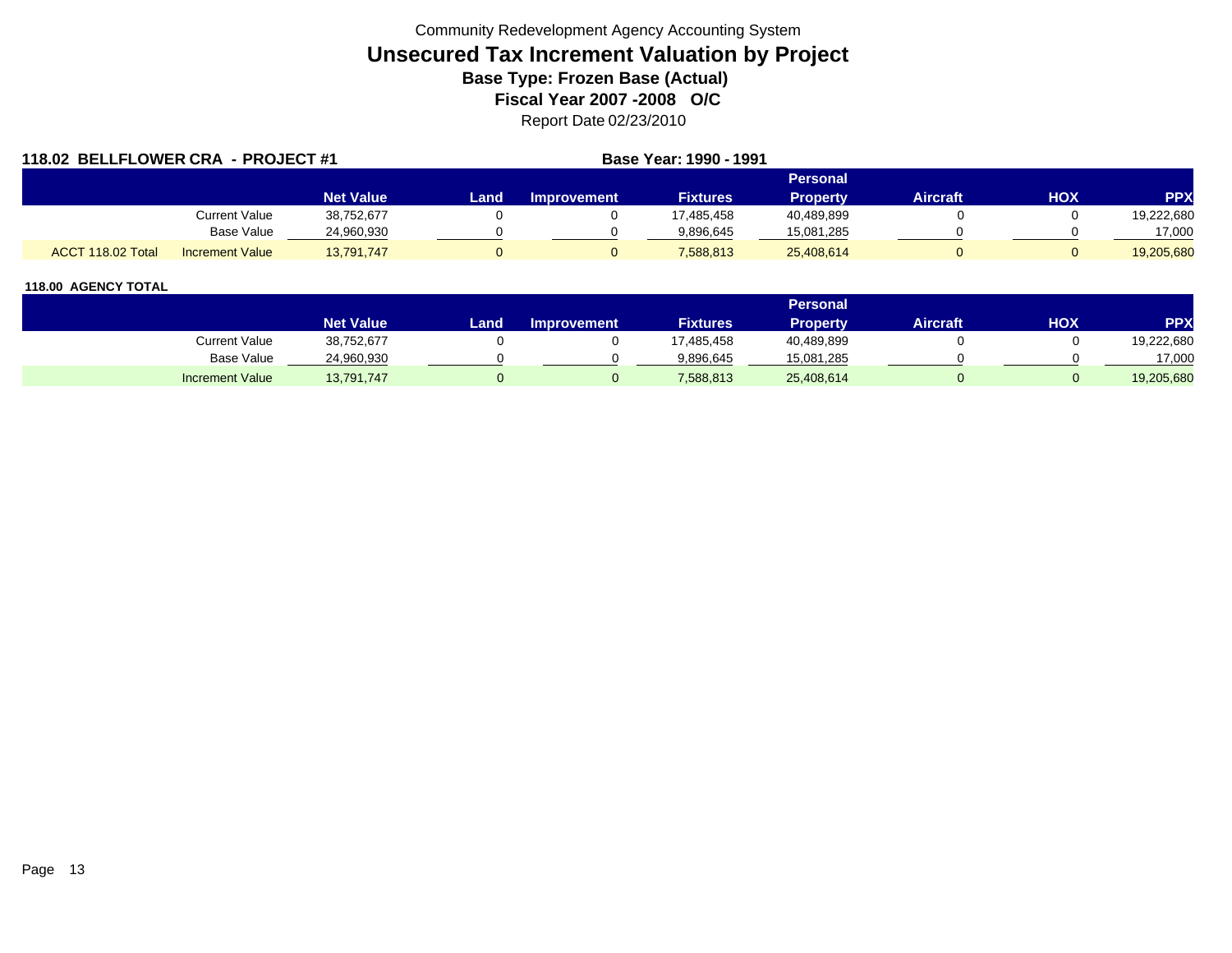Community Redevelopment Agency Accounting System

# Unsecured Tax Increment Valuation by Project

### Base Type: Frozen Base (Actual)

### Fiscal Year 2007 -2008 O/C

Report Date 02/23/2010

**118.02 BELLFLOWER CRA - PROJECT #1** **Base Year: 1990 - 1991**

| | | Net Value | Land | Improvement | Fixtures | Personal Property | Aircraft | HOX | PPX |
|---|---|---|---|---|---|---|---|---|---|
| | Current Value | 38,752,677 | 0 | 0 | 17,485,458 | 40,489,899 | 0 | 0 | 19,222,680 |
| | Base Value | 24,960,930 | 0 | 0 | 9,896,645 | 15,081,285 | 0 | 0 | 17,000 |
| ACCT 118.02 Total | Increment Value | 13,791,747 | 0 | 0 | 7,588,813 | 25,408,614 | 0 | 0 | 19,205,680 |

**118.00 AGENCY TOTAL**

| | Net Value | Land | Improvement | Fixtures | Personal Property | Aircraft | HOX | PPX |
|---|---|---|---|---|---|---|---|---|
| Current Value | 38,752,677 | 0 | 0 | 17,485,458 | 40,489,899 | 0 | 0 | 19,222,680 |
| Base Value | 24,960,930 | 0 | 0 | 9,896,645 | 15,081,285 | 0 | 0 | 17,000 |
| Increment Value | 13,791,747 | 0 | 0 | 7,588,813 | 25,408,614 | 0 | 0 | 19,205,680 |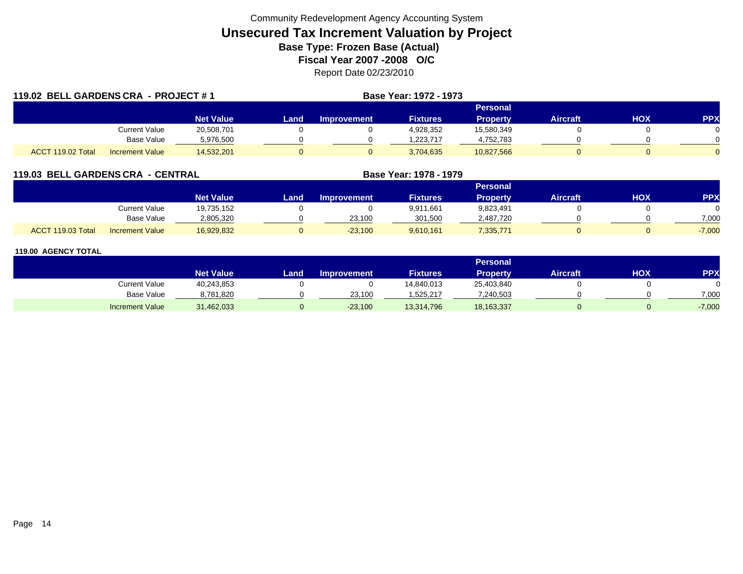Community Redevelopment Agency Accounting System

# Unsecured Tax Increment Valuation by Project

**Base Type: Frozen Base (Actual)**

**Fiscal Year 2007 -2008 O/C**

Report Date 02/23/2010

## 119.02 BELL GARDENS CRA - PROJECT # 1

**Base Year: 1972 - 1973**

| | | Net Value | Land | Improvement | Fixtures | Personal Property | Aircraft | HOX | PPX |
|---|---|---|---|---|---|---|---|---|---|
| | Current Value | 20,508,701 | 0 | 0 | 4,928,352 | 15,580,349 | 0 | 0 | 0 |
| | Base Value | 5,976,500 | 0 | 0 | 1,223,717 | 4,752,783 | 0 | 0 | 0 |
| ACCT 119.02 Total | Increment Value | 14,532,201 | 0 | 0 | 3,704,635 | 10,827,566 | 0 | 0 | 0 |

## 119.03 BELL GARDENS CRA - CENTRAL

**Base Year: 1978 - 1979**

| | | Net Value | Land | Improvement | Fixtures | Personal Property | Aircraft | HOX | PPX |
|---|---|---|---|---|---|---|---|---|---|
| | Current Value | 19,735,152 | 0 | 0 | 9,911,661 | 9,823,491 | 0 | 0 | 0 |
| | Base Value | 2,805,320 | 0 | 23,100 | 301,500 | 2,487,720 | 0 | 0 | 7,000 |
| ACCT 119.03 Total | Increment Value | 16,929,832 | 0 | -23,100 | 9,610,161 | 7,335,771 | 0 | 0 | -7,000 |

## 119.00 AGENCY TOTAL

| | Net Value | Land | Improvement | Fixtures | Personal Property | Aircraft | HOX | PPX |
|---|---|---|---|---|---|---|---|---|
| Current Value | 40,243,853 | 0 | 0 | 14,840,013 | 25,403,840 | 0 | 0 | 0 |
| Base Value | 8,781,820 | 0 | 23,100 | 1,525,217 | 7,240,503 | 0 | 0 | 7,000 |
| Increment Value | 31,462,033 | 0 | -23,100 | 13,314,796 | 18,163,337 | 0 | 0 | -7,000 |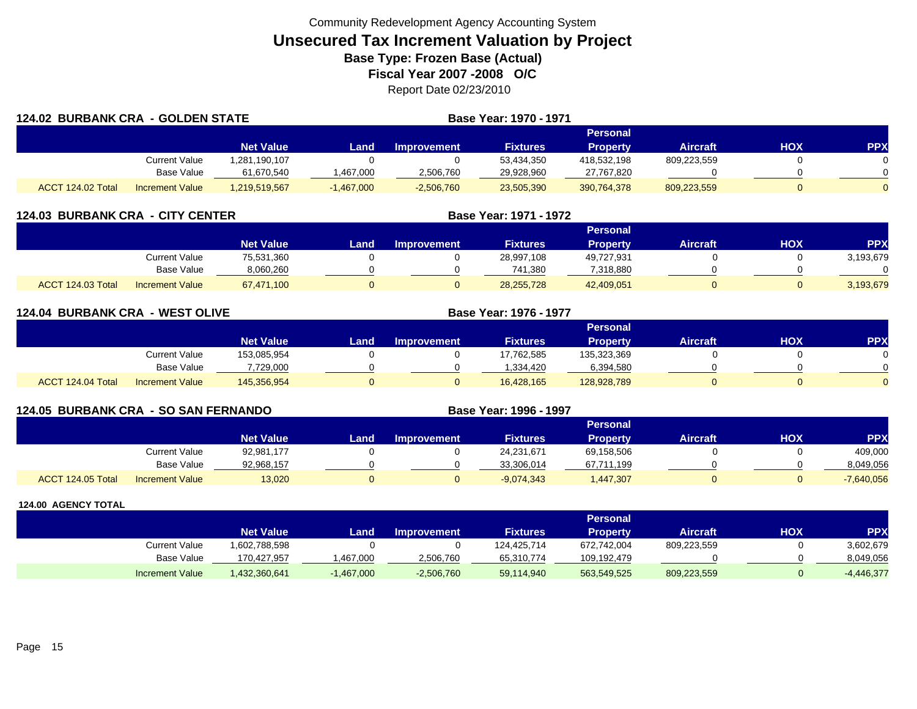Community Redevelopment Agency Accounting System

# Unsecured Tax Increment Valuation by Project

**Base Type: Frozen Base (Actual)**

**Fiscal Year 2007 -2008 O/C**

Report Date 02/23/2010

## 124.02 BURBANK CRA - GOLDEN STATE

**Base Year: 1970 - 1971**

| | | Net Value | Land | Improvement | Fixtures | Personal Property | Aircraft | HOX | PPX |
|---|---|---|---|---|---|---|---|---|---|
| | Current Value | 1,281,190,107 | 0 | 0 | 53,434,350 | 418,532,198 | 809,223,559 | 0 | 0 |
| | Base Value | 61,670,540 | 1,467,000 | 2,506,760 | 29,928,960 | 27,767,820 | 0 | 0 | 0 |
| ACCT 124.02 Total | Increment Value | 1,219,519,567 | -1,467,000 | -2,506,760 | 23,505,390 | 390,764,378 | 809,223,559 | 0 | 0 |

## 124.03 BURBANK CRA - CITY CENTER

**Base Year: 1971 - 1972**

| | | Net Value | Land | Improvement | Fixtures | Personal Property | Aircraft | HOX | PPX |
|---|---|---|---|---|---|---|---|---|---|
| | Current Value | 75,531,360 | 0 | 0 | 28,997,108 | 49,727,931 | 0 | 0 | 3,193,679 |
| | Base Value | 8,060,260 | 0 | 0 | 741,380 | 7,318,880 | 0 | 0 | 0 |
| ACCT 124.03 Total | Increment Value | 67,471,100 | 0 | 0 | 28,255,728 | 42,409,051 | 0 | 0 | 3,193,679 |

## 124.04 BURBANK CRA - WEST OLIVE

**Base Year: 1976 - 1977**

| | | Net Value | Land | Improvement | Fixtures | Personal Property | Aircraft | HOX | PPX |
|---|---|---|---|---|---|---|---|---|---|
| | Current Value | 153,085,954 | 0 | 0 | 17,762,585 | 135,323,369 | 0 | 0 | 0 |
| | Base Value | 7,729,000 | 0 | 0 | 1,334,420 | 6,394,580 | 0 | 0 | 0 |
| ACCT 124.04 Total | Increment Value | 145,356,954 | 0 | 0 | 16,428,165 | 128,928,789 | 0 | 0 | 0 |

## 124.05 BURBANK CRA - SO SAN FERNANDO

**Base Year: 1996 - 1997**

| | | Net Value | Land | Improvement | Fixtures | Personal Property | Aircraft | HOX | PPX |
|---|---|---|---|---|---|---|---|---|---|
| | Current Value | 92,981,177 | 0 | 0 | 24,231,671 | 69,158,506 | 0 | 0 | 409,000 |
| | Base Value | 92,968,157 | 0 | 0 | 33,306,014 | 67,711,199 | 0 | 0 | 8,049,056 |
| ACCT 124.05 Total | Increment Value | 13,020 | 0 | 0 | -9,074,343 | 1,447,307 | 0 | 0 | -7,640,056 |

## 124.00 AGENCY TOTAL

| | | Net Value | Land | Improvement | Fixtures | Personal Property | Aircraft | HOX | PPX |
|---|---|---|---|---|---|---|---|---|---|
| | Current Value | 1,602,788,598 | 0 | 0 | 124,425,714 | 672,742,004 | 809,223,559 | 0 | 3,602,679 |
| | Base Value | 170,427,957 | 1,467,000 | 2,506,760 | 65,310,774 | 109,192,479 | 0 | 0 | 8,049,056 |
| | Increment Value | 1,432,360,641 | -1,467,000 | -2,506,760 | 59,114,940 | 563,549,525 | 809,223,559 | 0 | -4,446,377 |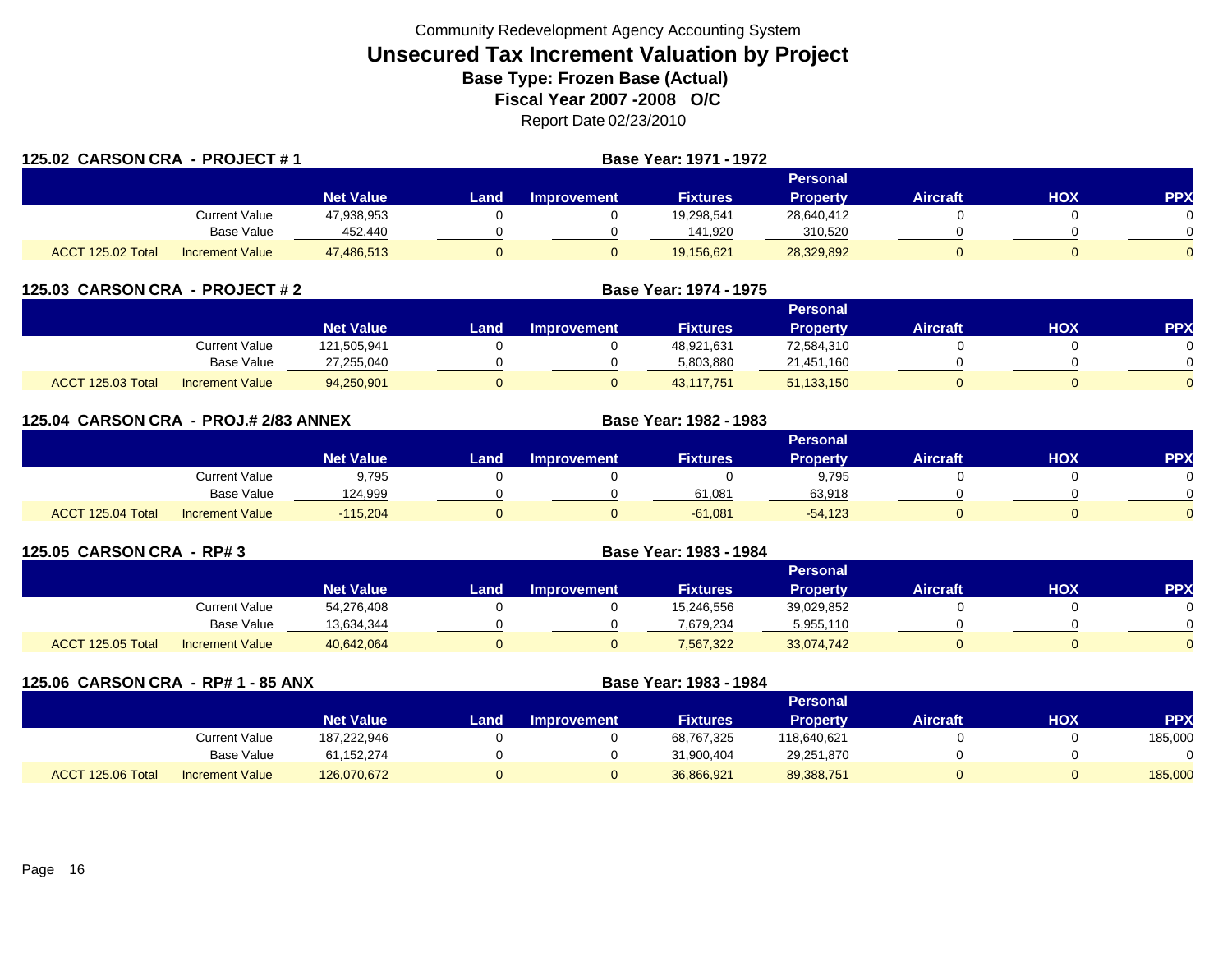Community Redevelopment Agency Accounting System

# Unsecured Tax Increment Valuation by Project

## Base Type: Frozen Base (Actual)

## Fiscal Year 2007 -2008 O/C

Report Date 02/23/2010

### 125.02 CARSON CRA - PROJECT # 1 — Base Year: 1971 - 1972

| | | Net Value | Land | Improvement | Fixtures | Personal Property | Aircraft | HOX | PPX |
|---|---|---|---|---|---|---|---|---|---|
| | Current Value | 47,938,953 | 0 | 0 | 19,298,541 | 28,640,412 | 0 | 0 | 0 |
| | Base Value | 452,440 | 0 | 0 | 141,920 | 310,520 | 0 | 0 | 0 |
| ACCT 125.02 Total | Increment Value | 47,486,513 | 0 | 0 | 19,156,621 | 28,329,892 | 0 | 0 | 0 |

### 125.03 CARSON CRA - PROJECT # 2 — Base Year: 1974 - 1975

| | | Net Value | Land | Improvement | Fixtures | Personal Property | Aircraft | HOX | PPX |
|---|---|---|---|---|---|---|---|---|---|
| | Current Value | 121,505,941 | 0 | 0 | 48,921,631 | 72,584,310 | 0 | 0 | 0 |
| | Base Value | 27,255,040 | 0 | 0 | 5,803,880 | 21,451,160 | 0 | 0 | 0 |
| ACCT 125.03 Total | Increment Value | 94,250,901 | 0 | 0 | 43,117,751 | 51,133,150 | 0 | 0 | 0 |

### 125.04 CARSON CRA - PROJ.# 2/83 ANNEX — Base Year: 1982 - 1983

| | | Net Value | Land | Improvement | Fixtures | Personal Property | Aircraft | HOX | PPX |
|---|---|---|---|---|---|---|---|---|---|
| | Current Value | 9,795 | 0 | 0 | 0 | 9,795 | 0 | 0 | 0 |
| | Base Value | 124,999 | 0 | 0 | 61,081 | 63,918 | 0 | 0 | 0 |
| ACCT 125.04 Total | Increment Value | -115,204 | 0 | 0 | -61,081 | -54,123 | 0 | 0 | 0 |

### 125.05 CARSON CRA - RP# 3 — Base Year: 1983 - 1984

| | | Net Value | Land | Improvement | Fixtures | Personal Property | Aircraft | HOX | PPX |
|---|---|---|---|---|---|---|---|---|---|
| | Current Value | 54,276,408 | 0 | 0 | 15,246,556 | 39,029,852 | 0 | 0 | 0 |
| | Base Value | 13,634,344 | 0 | 0 | 7,679,234 | 5,955,110 | 0 | 0 | 0 |
| ACCT 125.05 Total | Increment Value | 40,642,064 | 0 | 0 | 7,567,322 | 33,074,742 | 0 | 0 | 0 |

### 125.06 CARSON CRA - RP# 1 - 85 ANX — Base Year: 1983 - 1984

| | | Net Value | Land | Improvement | Fixtures | Personal Property | Aircraft | HOX | PPX |
|---|---|---|---|---|---|---|---|---|---|
| | Current Value | 187,222,946 | 0 | 0 | 68,767,325 | 118,640,621 | 0 | 0 | 185,000 |
| | Base Value | 61,152,274 | 0 | 0 | 31,900,404 | 29,251,870 | 0 | 0 | 0 |
| ACCT 125.06 Total | Increment Value | 126,070,672 | 0 | 0 | 36,866,921 | 89,388,751 | 0 | 0 | 185,000 |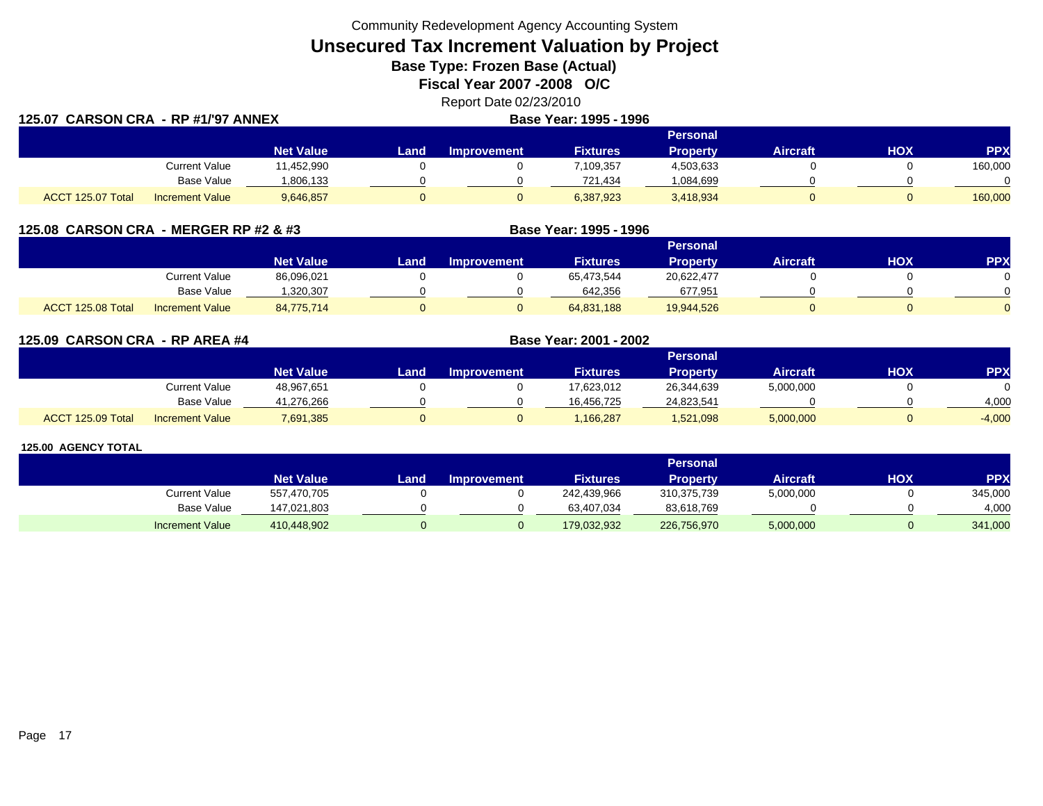Community Redevelopment Agency Accounting System

# Unsecured Tax Increment Valuation by Project

**Base Type: Frozen Base (Actual)**

**Fiscal Year 2007 -2008 O/C**

Report Date 02/23/2010

## 125.07 CARSON CRA - RP #1/'97 ANNEX

**Base Year: 1995 - 1996**

| | | Net Value | Land | Improvement | Fixtures | Personal Property | Aircraft | HOX | PPX |
|---|---|---|---|---|---|---|---|---|---|
| | Current Value | 11,452,990 | 0 | 0 | 7,109,357 | 4,503,633 | 0 | 0 | 160,000 |
| | Base Value | 1,806,133 | 0 | 0 | 721,434 | 1,084,699 | 0 | 0 | 0 |
| ACCT 125.07 Total | Increment Value | 9,646,857 | 0 | 0 | 6,387,923 | 3,418,934 | 0 | 0 | 160,000 |

## 125.08 CARSON CRA - MERGER RP #2 & #3

**Base Year: 1995 - 1996**

| | | Net Value | Land | Improvement | Fixtures | Personal Property | Aircraft | HOX | PPX |
|---|---|---|---|---|---|---|---|---|---|
| | Current Value | 86,096,021 | 0 | 0 | 65,473,544 | 20,622,477 | 0 | 0 | 0 |
| | Base Value | 1,320,307 | 0 | 0 | 642,356 | 677,951 | 0 | 0 | 0 |
| ACCT 125.08 Total | Increment Value | 84,775,714 | 0 | 0 | 64,831,188 | 19,944,526 | 0 | 0 | 0 |

## 125.09 CARSON CRA - RP AREA #4

**Base Year: 2001 - 2002**

| | | Net Value | Land | Improvement | Fixtures | Personal Property | Aircraft | HOX | PPX |
|---|---|---|---|---|---|---|---|---|---|
| | Current Value | 48,967,651 | 0 | 0 | 17,623,012 | 26,344,639 | 5,000,000 | 0 | 0 |
| | Base Value | 41,276,266 | 0 | 0 | 16,456,725 | 24,823,541 | 0 | 0 | 4,000 |
| ACCT 125.09 Total | Increment Value | 7,691,385 | 0 | 0 | 1,166,287 | 1,521,098 | 5,000,000 | 0 | -4,000 |

## 125.00 AGENCY TOTAL

| | Net Value | Land | Improvement | Fixtures | Personal Property | Aircraft | HOX | PPX |
|---|---|---|---|---|---|---|---|---|
| Current Value | 557,470,705 | 0 | 0 | 242,439,966 | 310,375,739 | 5,000,000 | 0 | 345,000 |
| Base Value | 147,021,803 | 0 | 0 | 63,407,034 | 83,618,769 | 0 | 0 | 4,000 |
| Increment Value | 410,448,902 | 0 | 0 | 179,032,932 | 226,756,970 | 5,000,000 | 0 | 341,000 |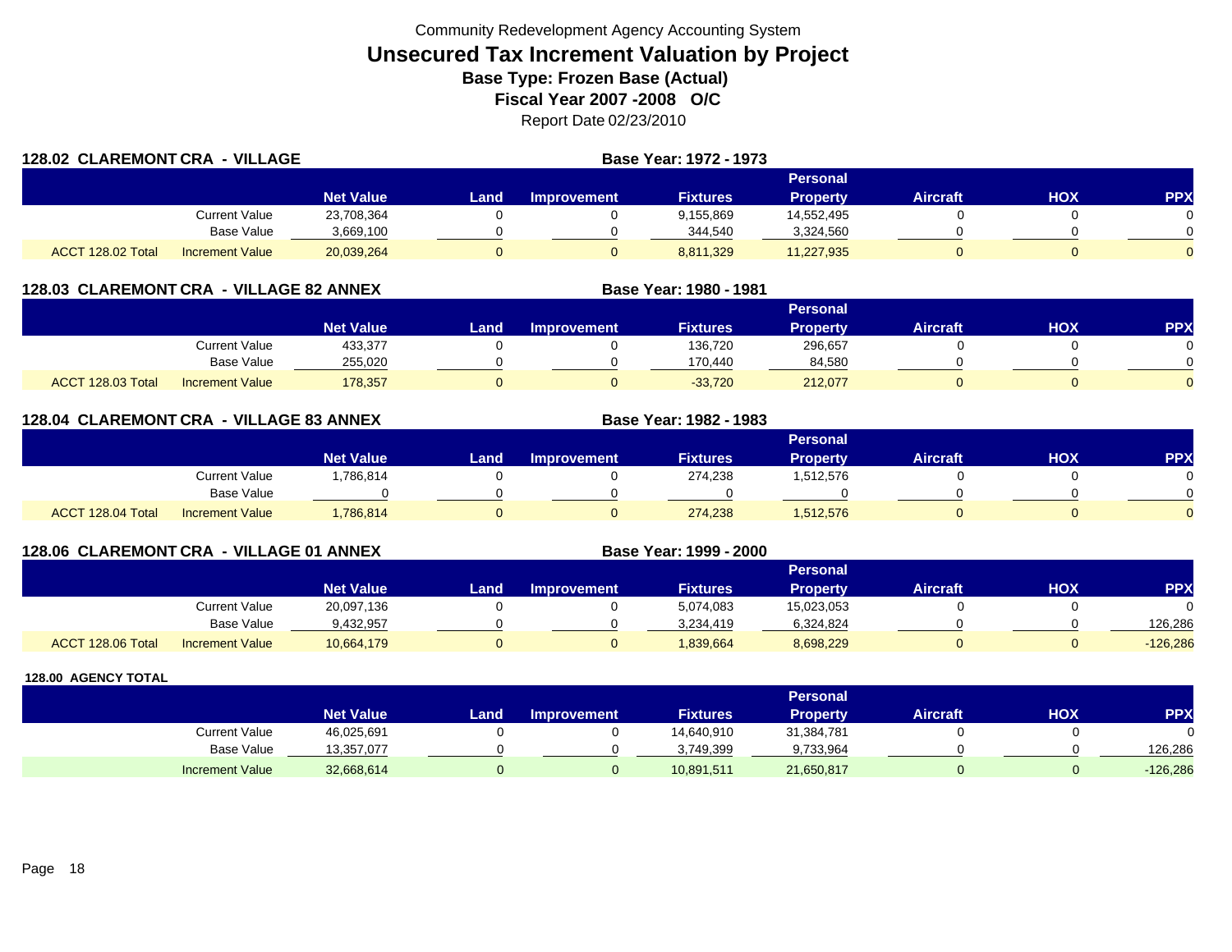Community Redevelopment Agency Accounting System

# Unsecured Tax Increment Valuation by Project

**Base Type: Frozen Base (Actual)**

**Fiscal Year 2007 -2008 O/C**

Report Date 02/23/2010

## 128.02 CLAREMONT CRA - VILLAGE

**Base Year: 1972 - 1973**

| | | Net Value | Land | Improvement | Fixtures | Personal Property | Aircraft | HOX | PPX |
|---|---|---|---|---|---|---|---|---|---|
| | Current Value | 23,708,364 | 0 | 0 | 9,155,869 | 14,552,495 | 0 | 0 | 0 |
| | Base Value | 3,669,100 | 0 | 0 | 344,540 | 3,324,560 | 0 | 0 | 0 |
| ACCT 128.02 Total | Increment Value | 20,039,264 | 0 | 0 | 8,811,329 | 11,227,935 | 0 | 0 | 0 |

## 128.03 CLAREMONT CRA - VILLAGE 82 ANNEX

**Base Year: 1980 - 1981**

| | | Net Value | Land | Improvement | Fixtures | Personal Property | Aircraft | HOX | PPX |
|---|---|---|---|---|---|---|---|---|---|
| | Current Value | 433,377 | 0 | 0 | 136,720 | 296,657 | 0 | 0 | 0 |
| | Base Value | 255,020 | 0 | 0 | 170,440 | 84,580 | 0 | 0 | 0 |
| ACCT 128.03 Total | Increment Value | 178,357 | 0 | 0 | -33,720 | 212,077 | 0 | 0 | 0 |

## 128.04 CLAREMONT CRA - VILLAGE 83 ANNEX

**Base Year: 1982 - 1983**

| | | Net Value | Land | Improvement | Fixtures | Personal Property | Aircraft | HOX | PPX |
|---|---|---|---|---|---|---|---|---|---|
| | Current Value | 1,786,814 | 0 | 0 | 274,238 | 1,512,576 | 0 | 0 | 0 |
| | Base Value | 0 | 0 | 0 | 0 | 0 | 0 | 0 | 0 |
| ACCT 128.04 Total | Increment Value | 1,786,814 | 0 | 0 | 274,238 | 1,512,576 | 0 | 0 | 0 |

## 128.06 CLAREMONT CRA - VILLAGE 01 ANNEX

**Base Year: 1999 - 2000**

| | | Net Value | Land | Improvement | Fixtures | Personal Property | Aircraft | HOX | PPX |
|---|---|---|---|---|---|---|---|---|---|
| | Current Value | 20,097,136 | 0 | 0 | 5,074,083 | 15,023,053 | 0 | 0 | 0 |
| | Base Value | 9,432,957 | 0 | 0 | 3,234,419 | 6,324,824 | 0 | 0 | 126,286 |
| ACCT 128.06 Total | Increment Value | 10,664,179 | 0 | 0 | 1,839,664 | 8,698,229 | 0 | 0 | -126,286 |

## 128.00 AGENCY TOTAL

| | Net Value | Land | Improvement | Fixtures | Personal Property | Aircraft | HOX | PPX |
|---|---|---|---|---|---|---|---|---|
| Current Value | 46,025,691 | 0 | 0 | 14,640,910 | 31,384,781 | 0 | 0 | 0 |
| Base Value | 13,357,077 | 0 | 0 | 3,749,399 | 9,733,964 | 0 | 0 | 126,286 |
| Increment Value | 32,668,614 | 0 | 0 | 10,891,511 | 21,650,817 | 0 | 0 | -126,286 |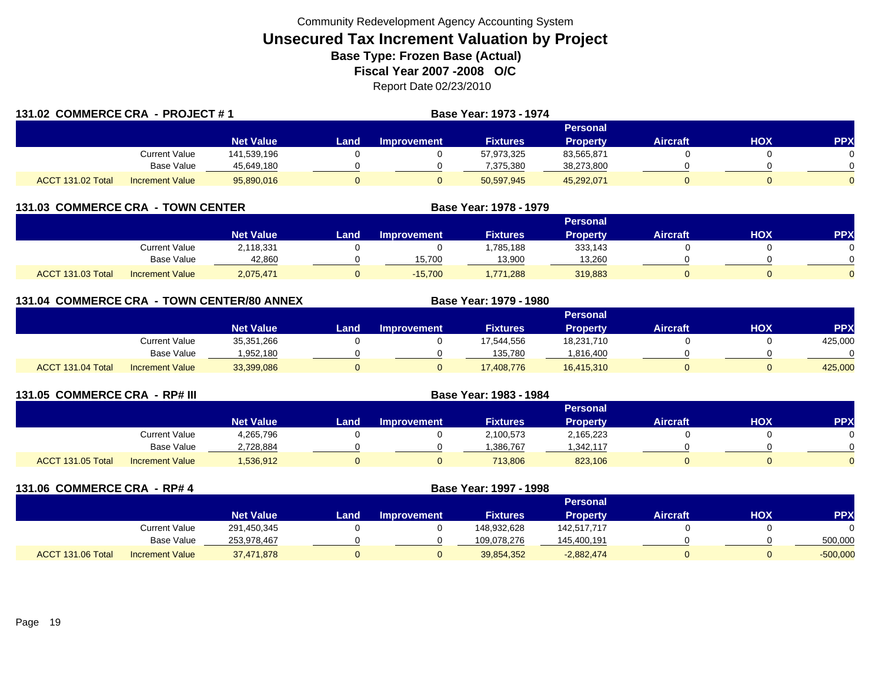Community Redevelopment Agency Accounting System

# Unsecured Tax Increment Valuation by Project

**Base Type: Frozen Base (Actual)**

**Fiscal Year 2007 -2008 O/C**

Report Date 02/23/2010

## 131.02 COMMERCE CRA - PROJECT # 1

**Base Year: 1973 - 1974**

| | | Net Value | Land | Improvement | Fixtures | Personal Property | Aircraft | HOX | PPX |
|---|---|---|---|---|---|---|---|---|---|
| | Current Value | 141,539,196 | 0 | 0 | 57,973,325 | 83,565,871 | 0 | 0 | 0 |
| | Base Value | 45,649,180 | 0 | 0 | 7,375,380 | 38,273,800 | 0 | 0 | 0 |
| ACCT 131.02 Total | Increment Value | 95,890,016 | 0 | 0 | 50,597,945 | 45,292,071 | 0 | 0 | 0 |

## 131.03 COMMERCE CRA - TOWN CENTER

**Base Year: 1978 - 1979**

| | | Net Value | Land | Improvement | Fixtures | Personal Property | Aircraft | HOX | PPX |
|---|---|---|---|---|---|---|---|---|---|
| | Current Value | 2,118,331 | 0 | 0 | 1,785,188 | 333,143 | 0 | 0 | 0 |
| | Base Value | 42,860 | 0 | 15,700 | 13,900 | 13,260 | 0 | 0 | 0 |
| ACCT 131.03 Total | Increment Value | 2,075,471 | 0 | -15,700 | 1,771,288 | 319,883 | 0 | 0 | 0 |

## 131.04 COMMERCE CRA - TOWN CENTER/80 ANNEX

**Base Year: 1979 - 1980**

| | | Net Value | Land | Improvement | Fixtures | Personal Property | Aircraft | HOX | PPX |
|---|---|---|---|---|---|---|---|---|---|
| | Current Value | 35,351,266 | 0 | 0 | 17,544,556 | 18,231,710 | 0 | 0 | 425,000 |
| | Base Value | 1,952,180 | 0 | 0 | 135,780 | 1,816,400 | 0 | 0 | 0 |
| ACCT 131.04 Total | Increment Value | 33,399,086 | 0 | 0 | 17,408,776 | 16,415,310 | 0 | 0 | 425,000 |

## 131.05 COMMERCE CRA - RP# III

**Base Year: 1983 - 1984**

| | | Net Value | Land | Improvement | Fixtures | Personal Property | Aircraft | HOX | PPX |
|---|---|---|---|---|---|---|---|---|---|
| | Current Value | 4,265,796 | 0 | 0 | 2,100,573 | 2,165,223 | 0 | 0 | 0 |
| | Base Value | 2,728,884 | 0 | 0 | 1,386,767 | 1,342,117 | 0 | 0 | 0 |
| ACCT 131.05 Total | Increment Value | 1,536,912 | 0 | 0 | 713,806 | 823,106 | 0 | 0 | 0 |

## 131.06 COMMERCE CRA - RP# 4

**Base Year: 1997 - 1998**

| | | Net Value | Land | Improvement | Fixtures | Personal Property | Aircraft | HOX | PPX |
|---|---|---|---|---|---|---|---|---|---|
| | Current Value | 291,450,345 | 0 | 0 | 148,932,628 | 142,517,717 | 0 | 0 | 0 |
| | Base Value | 253,978,467 | 0 | 0 | 109,078,276 | 145,400,191 | 0 | 0 | 500,000 |
| ACCT 131.06 Total | Increment Value | 37,471,878 | 0 | 0 | 39,854,352 | -2,882,474 | 0 | 0 | -500,000 |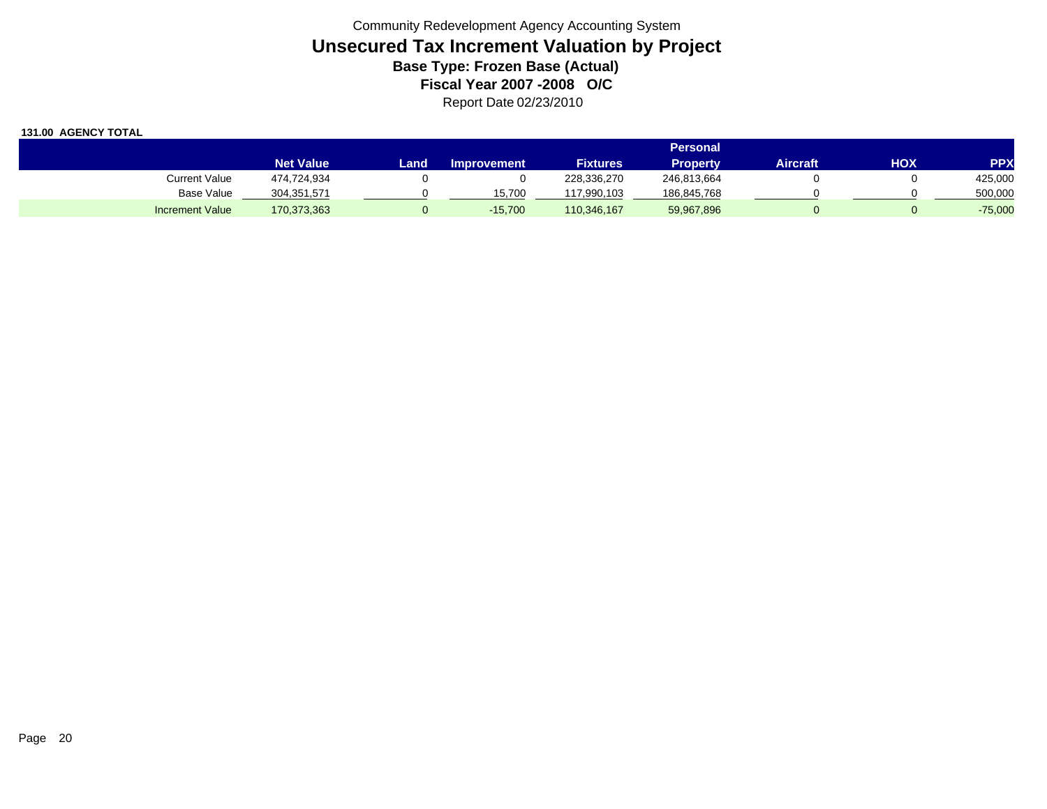Community Redevelopment Agency Accounting System

# Unsecured Tax Increment Valuation by Project

### Base Type: Frozen Base (Actual)

### Fiscal Year 2007 -2008 O/C

Report Date 02/23/2010

**131.00 AGENCY TOTAL**

| | Net Value | Land | Improvement | Fixtures | Personal Property | Aircraft | HOX | PPX |
|---|---|---|---|---|---|---|---|---|
| Current Value | 474,724,934 | 0 | 0 | 228,336,270 | 246,813,664 | 0 | 0 | 425,000 |
| Base Value | 304,351,571 | 0 | 15,700 | 117,990,103 | 186,845,768 | 0 | 0 | 500,000 |
| Increment Value | 170,373,363 | 0 | -15,700 | 110,346,167 | 59,967,896 | 0 | 0 | -75,000 |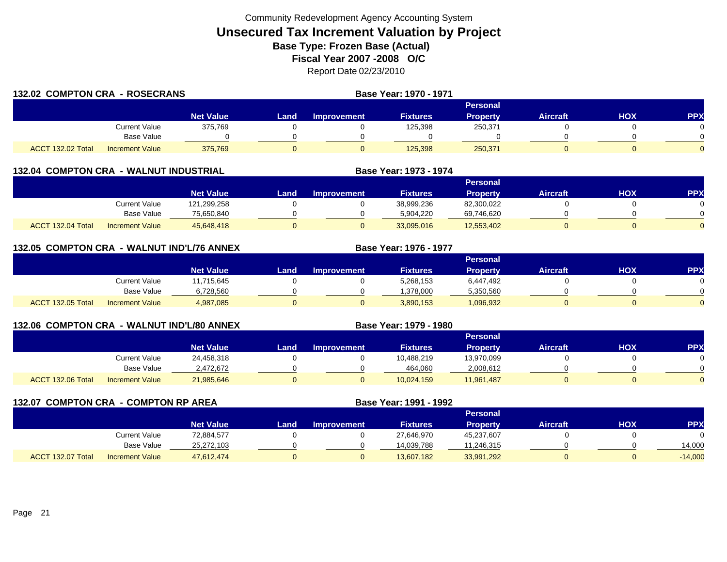Community Redevelopment Agency Accounting System

# Unsecured Tax Increment Valuation by Project

**Base Type: Frozen Base (Actual)**

**Fiscal Year 2007 -2008 O/C**

Report Date 02/23/2010

## 132.02 COMPTON CRA - ROSECRANS

**Base Year: 1970 - 1971**

| | | Net Value | Land | Improvement | Fixtures | Personal Property | Aircraft | HOX | PPX |
|---|---|---|---|---|---|---|---|---|---|
| | Current Value | 375,769 | 0 | 0 | 125,398 | 250,371 | 0 | 0 | 0 |
| | Base Value | 0 | 0 | 0 | 0 | 0 | 0 | 0 | 0 |
| ACCT 132.02 Total | Increment Value | 375,769 | 0 | 0 | 125,398 | 250,371 | 0 | 0 | 0 |

## 132.04 COMPTON CRA - WALNUT INDUSTRIAL

**Base Year: 1973 - 1974**

| | | Net Value | Land | Improvement | Fixtures | Personal Property | Aircraft | HOX | PPX |
|---|---|---|---|---|---|---|---|---|---|
| | Current Value | 121,299,258 | 0 | 0 | 38,999,236 | 82,300,022 | 0 | 0 | 0 |
| | Base Value | 75,650,840 | 0 | 0 | 5,904,220 | 69,746,620 | 0 | 0 | 0 |
| ACCT 132.04 Total | Increment Value | 45,648,418 | 0 | 0 | 33,095,016 | 12,553,402 | 0 | 0 | 0 |

## 132.05 COMPTON CRA - WALNUT IND'L/76 ANNEX

**Base Year: 1976 - 1977**

| | | Net Value | Land | Improvement | Fixtures | Personal Property | Aircraft | HOX | PPX |
|---|---|---|---|---|---|---|---|---|---|
| | Current Value | 11,715,645 | 0 | 0 | 5,268,153 | 6,447,492 | 0 | 0 | 0 |
| | Base Value | 6,728,560 | 0 | 0 | 1,378,000 | 5,350,560 | 0 | 0 | 0 |
| ACCT 132.05 Total | Increment Value | 4,987,085 | 0 | 0 | 3,890,153 | 1,096,932 | 0 | 0 | 0 |

## 132.06 COMPTON CRA - WALNUT IND'L/80 ANNEX

**Base Year: 1979 - 1980**

| | | Net Value | Land | Improvement | Fixtures | Personal Property | Aircraft | HOX | PPX |
|---|---|---|---|---|---|---|---|---|---|
| | Current Value | 24,458,318 | 0 | 0 | 10,488,219 | 13,970,099 | 0 | 0 | 0 |
| | Base Value | 2,472,672 | 0 | 0 | 464,060 | 2,008,612 | 0 | 0 | 0 |
| ACCT 132.06 Total | Increment Value | 21,985,646 | 0 | 0 | 10,024,159 | 11,961,487 | 0 | 0 | 0 |

## 132.07 COMPTON CRA - COMPTON RP AREA

**Base Year: 1991 - 1992**

| | | Net Value | Land | Improvement | Fixtures | Personal Property | Aircraft | HOX | PPX |
|---|---|---|---|---|---|---|---|---|---|
| | Current Value | 72,884,577 | 0 | 0 | 27,646,970 | 45,237,607 | 0 | 0 | 0 |
| | Base Value | 25,272,103 | 0 | 0 | 14,039,788 | 11,246,315 | 0 | 0 | 14,000 |
| ACCT 132.07 Total | Increment Value | 47,612,474 | 0 | 0 | 13,607,182 | 33,991,292 | 0 | 0 | -14,000 |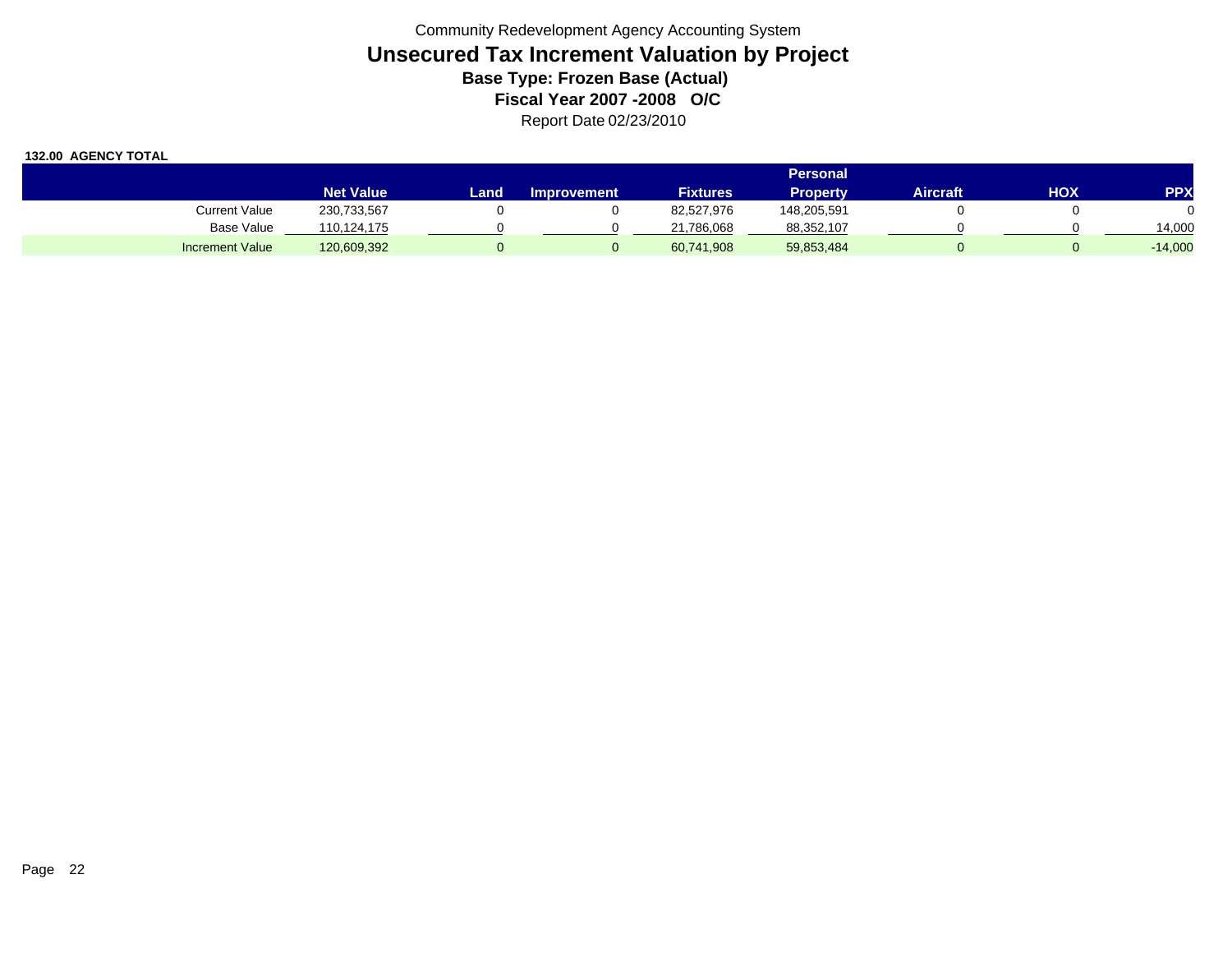Community Redevelopment Agency Accounting System

# Unsecured Tax Increment Valuation by Project

### Base Type: Frozen Base (Actual)

### Fiscal Year 2007 -2008 O/C

Report Date 02/23/2010

**132.00 AGENCY TOTAL**

| | Net Value | Land | Improvement | Fixtures | Personal Property | Aircraft | HOX | PPX |
|---|---|---|---|---|---|---|---|---|
| Current Value | 230,733,567 | 0 | 0 | 82,527,976 | 148,205,591 | 0 | 0 | 0 |
| Base Value | 110,124,175 | 0 | 0 | 21,786,068 | 88,352,107 | 0 | 0 | 14,000 |
| Increment Value | 120,609,392 | 0 | 0 | 60,741,908 | 59,853,484 | 0 | 0 | -14,000 |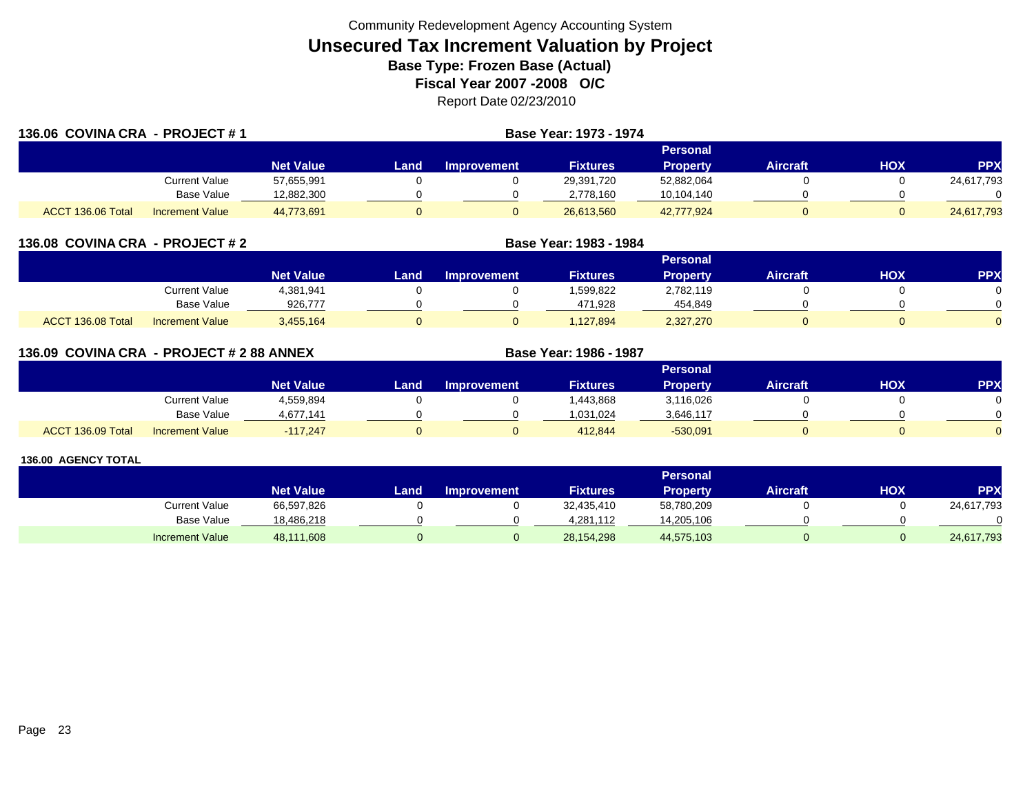Community Redevelopment Agency Accounting System

# Unsecured Tax Increment Valuation by Project

## Base Type: Frozen Base (Actual)

## Fiscal Year 2007 -2008 O/C

Report Date 02/23/2010

### 136.06 COVINA CRA - PROJECT # 1

Base Year: 1973 - 1974

| | | Net Value | Land | Improvement | Fixtures | Personal Property | Aircraft | HOX | PPX |
|---|---|---|---|---|---|---|---|---|---|
| | Current Value | 57,655,991 | 0 | 0 | 29,391,720 | 52,882,064 | 0 | 0 | 24,617,793 |
| | Base Value | 12,882,300 | 0 | 0 | 2,778,160 | 10,104,140 | 0 | 0 | 0 |
| ACCT 136.06 Total | Increment Value | 44,773,691 | 0 | 0 | 26,613,560 | 42,777,924 | 0 | 0 | 24,617,793 |

### 136.08 COVINA CRA - PROJECT # 2

Base Year: 1983 - 1984

| | | Net Value | Land | Improvement | Fixtures | Personal Property | Aircraft | HOX | PPX |
|---|---|---|---|---|---|---|---|---|---|
| | Current Value | 4,381,941 | 0 | 0 | 1,599,822 | 2,782,119 | 0 | 0 | 0 |
| | Base Value | 926,777 | 0 | 0 | 471,928 | 454,849 | 0 | 0 | 0 |
| ACCT 136.08 Total | Increment Value | 3,455,164 | 0 | 0 | 1,127,894 | 2,327,270 | 0 | 0 | 0 |

### 136.09 COVINA CRA - PROJECT # 2 88 ANNEX

Base Year: 1986 - 1987

| | | Net Value | Land | Improvement | Fixtures | Personal Property | Aircraft | HOX | PPX |
|---|---|---|---|---|---|---|---|---|---|
| | Current Value | 4,559,894 | 0 | 0 | 1,443,868 | 3,116,026 | 0 | 0 | 0 |
| | Base Value | 4,677,141 | 0 | 0 | 1,031,024 | 3,646,117 | 0 | 0 | 0 |
| ACCT 136.09 Total | Increment Value | -117,247 | 0 | 0 | 412,844 | -530,091 | 0 | 0 | 0 |

### 136.00 AGENCY TOTAL

| | | Net Value | Land | Improvement | Fixtures | Personal Property | Aircraft | HOX | PPX |
|---|---|---|---|---|---|---|---|---|---|
| | Current Value | 66,597,826 | 0 | 0 | 32,435,410 | 58,780,209 | 0 | 0 | 24,617,793 |
| | Base Value | 18,486,218 | 0 | 0 | 4,281,112 | 14,205,106 | 0 | 0 | 0 |
| | Increment Value | 48,111,608 | 0 | 0 | 28,154,298 | 44,575,103 | 0 | 0 | 24,617,793 |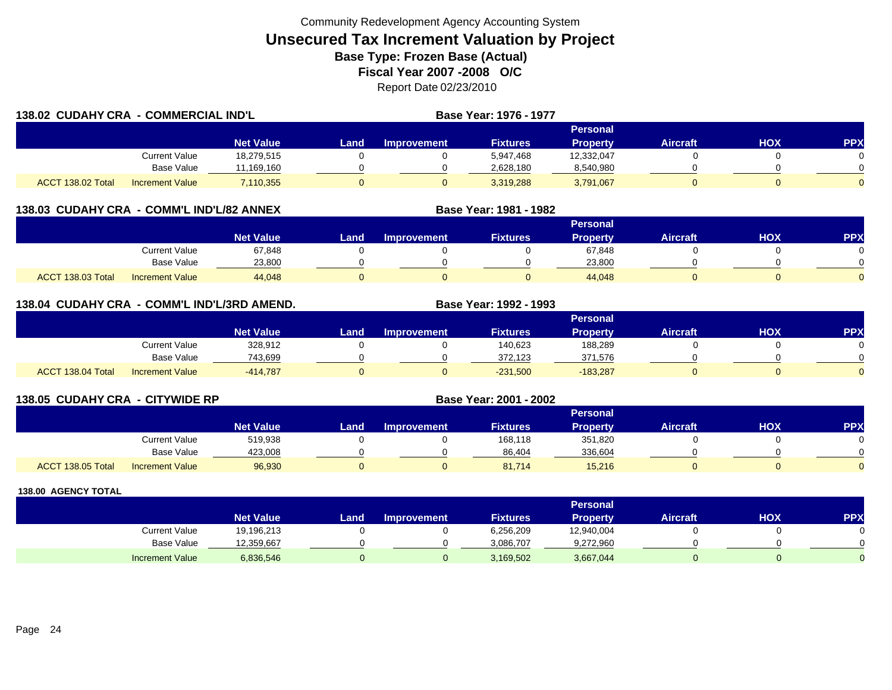Community Redevelopment Agency Accounting System

# Unsecured Tax Increment Valuation by Project

**Base Type: Frozen Base (Actual)**

**Fiscal Year 2007 -2008 O/C**

Report Date 02/23/2010

## 138.02 CUDAHY CRA - COMMERCIAL IND'L

**Base Year: 1976 - 1977**

| | | Net Value | Land | Improvement | Fixtures | Personal Property | Aircraft | HOX | PPX |
|---|---|---|---|---|---|---|---|---|---|
| | Current Value | 18,279,515 | 0 | 0 | 5,947,468 | 12,332,047 | 0 | 0 | 0 |
| | Base Value | 11,169,160 | 0 | 0 | 2,628,180 | 8,540,980 | 0 | 0 | 0 |
| ACCT 138.02 Total | Increment Value | 7,110,355 | 0 | 0 | 3,319,288 | 3,791,067 | 0 | 0 | 0 |

## 138.03 CUDAHY CRA - COMM'L IND'L/82 ANNEX

**Base Year: 1981 - 1982**

| | | Net Value | Land | Improvement | Fixtures | Personal Property | Aircraft | HOX | PPX |
|---|---|---|---|---|---|---|---|---|---|
| | Current Value | 67,848 | 0 | 0 | 0 | 67,848 | 0 | 0 | 0 |
| | Base Value | 23,800 | 0 | 0 | 0 | 23,800 | 0 | 0 | 0 |
| ACCT 138.03 Total | Increment Value | 44,048 | 0 | 0 | 0 | 44,048 | 0 | 0 | 0 |

## 138.04 CUDAHY CRA - COMM'L IND'L/3RD AMEND.

**Base Year: 1992 - 1993**

| | | Net Value | Land | Improvement | Fixtures | Personal Property | Aircraft | HOX | PPX |
|---|---|---|---|---|---|---|---|---|---|
| | Current Value | 328,912 | 0 | 0 | 140,623 | 188,289 | 0 | 0 | 0 |
| | Base Value | 743,699 | 0 | 0 | 372,123 | 371,576 | 0 | 0 | 0 |
| ACCT 138.04 Total | Increment Value | -414,787 | 0 | 0 | -231,500 | -183,287 | 0 | 0 | 0 |

## 138.05 CUDAHY CRA - CITYWIDE RP

**Base Year: 2001 - 2002**

| | | Net Value | Land | Improvement | Fixtures | Personal Property | Aircraft | HOX | PPX |
|---|---|---|---|---|---|---|---|---|---|
| | Current Value | 519,938 | 0 | 0 | 168,118 | 351,820 | 0 | 0 | 0 |
| | Base Value | 423,008 | 0 | 0 | 86,404 | 336,604 | 0 | 0 | 0 |
| ACCT 138.05 Total | Increment Value | 96,930 | 0 | 0 | 81,714 | 15,216 | 0 | 0 | 0 |

## 138.00 AGENCY TOTAL

| | Net Value | Land | Improvement | Fixtures | Personal Property | Aircraft | HOX | PPX |
|---|---|---|---|---|---|---|---|---|
| Current Value | 19,196,213 | 0 | 0 | 6,256,209 | 12,940,004 | 0 | 0 | 0 |
| Base Value | 12,359,667 | 0 | 0 | 3,086,707 | 9,272,960 | 0 | 0 | 0 |
| Increment Value | 6,836,546 | 0 | 0 | 3,169,502 | 3,667,044 | 0 | 0 | 0 |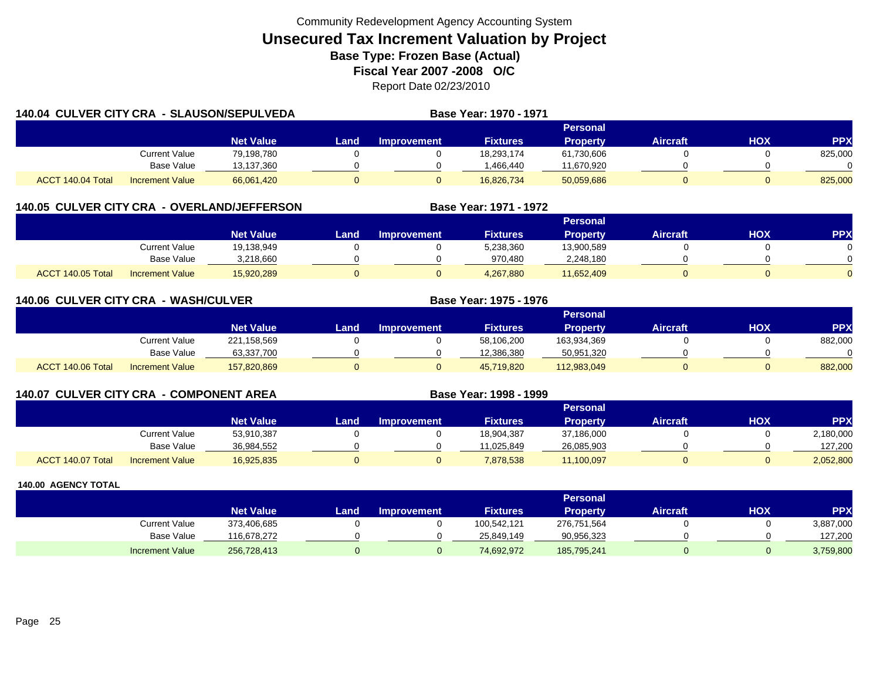Community Redevelopment Agency Accounting System

# Unsecured Tax Increment Valuation by Project

### Base Type: Frozen Base (Actual)

### Fiscal Year 2007 -2008 O/C

Report Date 02/23/2010

## 140.04 CULVER CITY CRA - SLAUSON/SEPULVEDA

**Base Year: 1970 - 1971**

| | | Net Value | Land | Improvement | Fixtures | Personal Property | Aircraft | HOX | PPX |
|---|---|---|---|---|---|---|---|---|---|
| | Current Value | 79,198,780 | 0 | 0 | 18,293,174 | 61,730,606 | 0 | 0 | 825,000 |
| | Base Value | 13,137,360 | 0 | 0 | 1,466,440 | 11,670,920 | 0 | 0 | 0 |
| ACCT 140.04 Total | Increment Value | 66,061,420 | 0 | 0 | 16,826,734 | 50,059,686 | 0 | 0 | 825,000 |

## 140.05 CULVER CITY CRA - OVERLAND/JEFFERSON

**Base Year: 1971 - 1972**

| | | Net Value | Land | Improvement | Fixtures | Personal Property | Aircraft | HOX | PPX |
|---|---|---|---|---|---|---|---|---|---|
| | Current Value | 19,138,949 | 0 | 0 | 5,238,360 | 13,900,589 | 0 | 0 | 0 |
| | Base Value | 3,218,660 | 0 | 0 | 970,480 | 2,248,180 | 0 | 0 | 0 |
| ACCT 140.05 Total | Increment Value | 15,920,289 | 0 | 0 | 4,267,880 | 11,652,409 | 0 | 0 | 0 |

## 140.06 CULVER CITY CRA - WASH/CULVER

**Base Year: 1975 - 1976**

| | | Net Value | Land | Improvement | Fixtures | Personal Property | Aircraft | HOX | PPX |
|---|---|---|---|---|---|---|---|---|---|
| | Current Value | 221,158,569 | 0 | 0 | 58,106,200 | 163,934,369 | 0 | 0 | 882,000 |
| | Base Value | 63,337,700 | 0 | 0 | 12,386,380 | 50,951,320 | 0 | 0 | 0 |
| ACCT 140.06 Total | Increment Value | 157,820,869 | 0 | 0 | 45,719,820 | 112,983,049 | 0 | 0 | 882,000 |

## 140.07 CULVER CITY CRA - COMPONENT AREA

**Base Year: 1998 - 1999**

| | | Net Value | Land | Improvement | Fixtures | Personal Property | Aircraft | HOX | PPX |
|---|---|---|---|---|---|---|---|---|---|
| | Current Value | 53,910,387 | 0 | 0 | 18,904,387 | 37,186,000 | 0 | 0 | 2,180,000 |
| | Base Value | 36,984,552 | 0 | 0 | 11,025,849 | 26,085,903 | 0 | 0 | 127,200 |
| ACCT 140.07 Total | Increment Value | 16,925,835 | 0 | 0 | 7,878,538 | 11,100,097 | 0 | 0 | 2,052,800 |

## 140.00 AGENCY TOTAL

| | Net Value | Land | Improvement | Fixtures | Personal Property | Aircraft | HOX | PPX |
|---|---|---|---|---|---|---|---|---|
| Current Value | 373,406,685 | 0 | 0 | 100,542,121 | 276,751,564 | 0 | 0 | 3,887,000 |
| Base Value | 116,678,272 | 0 | 0 | 25,849,149 | 90,956,323 | 0 | 0 | 127,200 |
| Increment Value | 256,728,413 | 0 | 0 | 74,692,972 | 185,795,241 | 0 | 0 | 3,759,800 |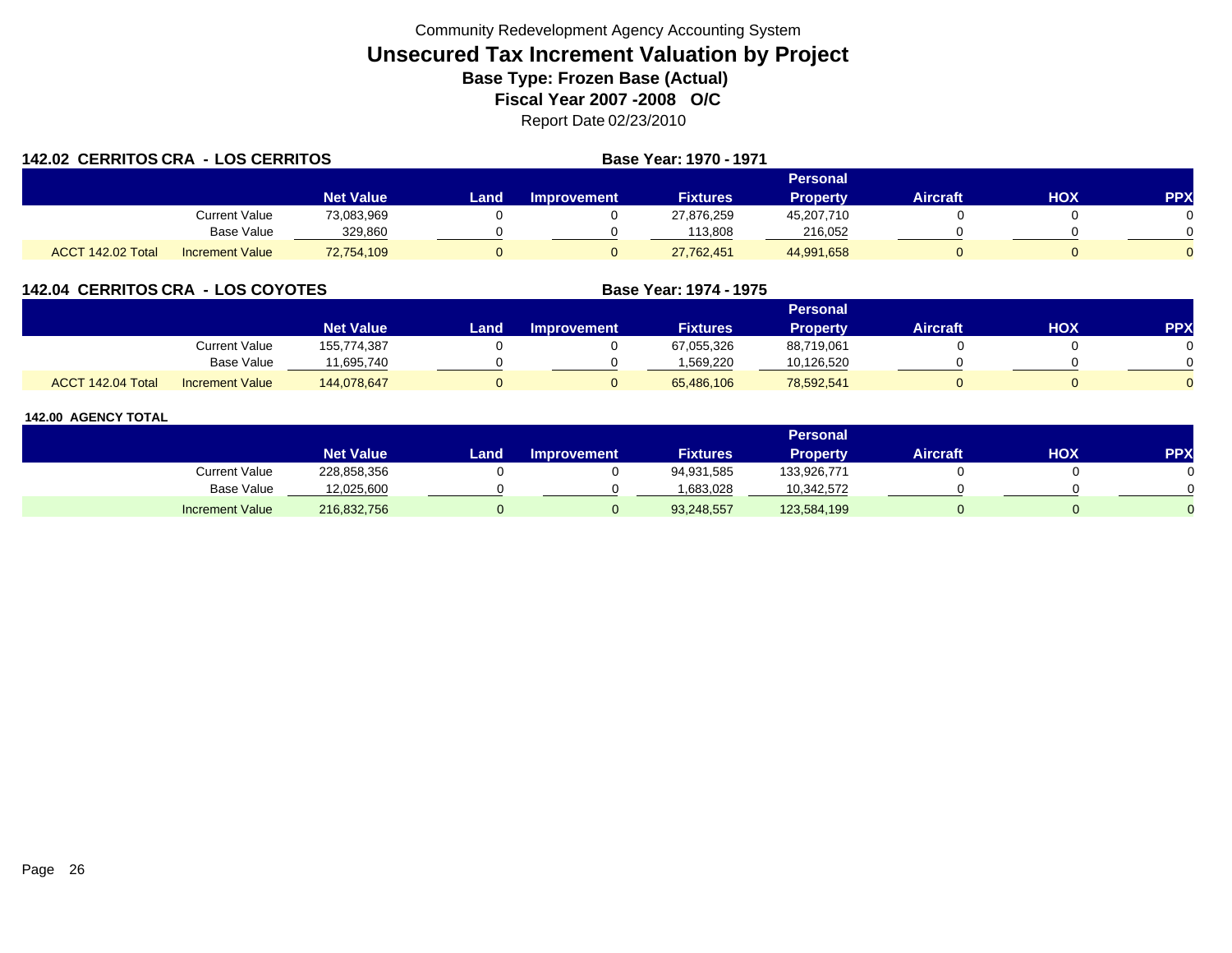Community Redevelopment Agency Accounting System

# Unsecured Tax Increment Valuation by Project

**Base Type: Frozen Base (Actual)**

**Fiscal Year 2007 -2008 O/C**

Report Date 02/23/2010

## 142.02 CERRITOS CRA - LOS CERRITOS

**Base Year: 1970 - 1971**

| | | Net Value | Land | Improvement | Fixtures | Personal Property | Aircraft | HOX | PPX |
|---|---|---|---|---|---|---|---|---|---|
| | Current Value | 73,083,969 | 0 | 0 | 27,876,259 | 45,207,710 | 0 | 0 | 0 |
| | Base Value | 329,860 | 0 | 0 | 113,808 | 216,052 | 0 | 0 | 0 |
| ACCT 142.02 Total | Increment Value | 72,754,109 | 0 | 0 | 27,762,451 | 44,991,658 | 0 | 0 | 0 |

## 142.04 CERRITOS CRA - LOS COYOTES

**Base Year: 1974 - 1975**

| | | Net Value | Land | Improvement | Fixtures | Personal Property | Aircraft | HOX | PPX |
|---|---|---|---|---|---|---|---|---|---|
| | Current Value | 155,774,387 | 0 | 0 | 67,055,326 | 88,719,061 | 0 | 0 | 0 |
| | Base Value | 11,695,740 | 0 | 0 | 1,569,220 | 10,126,520 | 0 | 0 | 0 |
| ACCT 142.04 Total | Increment Value | 144,078,647 | 0 | 0 | 65,486,106 | 78,592,541 | 0 | 0 | 0 |

## 142.00 AGENCY TOTAL

| | | Net Value | Land | Improvement | Fixtures | Personal Property | Aircraft | HOX | PPX |
|---|---|---|---|---|---|---|---|---|---|
| | Current Value | 228,858,356 | 0 | 0 | 94,931,585 | 133,926,771 | 0 | 0 | 0 |
| | Base Value | 12,025,600 | 0 | 0 | 1,683,028 | 10,342,572 | 0 | 0 | 0 |
| | Increment Value | 216,832,756 | 0 | 0 | 93,248,557 | 123,584,199 | 0 | 0 | 0 |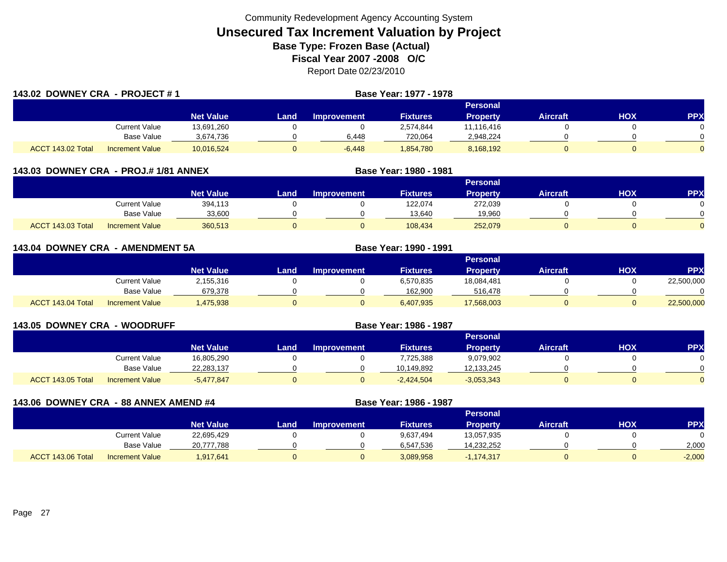Community Redevelopment Agency Accounting System

# Unsecured Tax Increment Valuation by Project

**Base Type: Frozen Base (Actual)**

**Fiscal Year 2007 -2008 O/C**

Report Date 02/23/2010

## 143.02 DOWNEY CRA - PROJECT # 1

**Base Year: 1977 - 1978**

| | | Net Value | Land | Improvement | Fixtures | Personal Property | Aircraft | HOX | PPX |
|---|---|---|---|---|---|---|---|---|---|
| | Current Value | 13,691,260 | 0 | 0 | 2,574,844 | 11,116,416 | 0 | 0 | 0 |
| | Base Value | 3,674,736 | 0 | 6,448 | 720,064 | 2,948,224 | 0 | 0 | 0 |
| ACCT 143.02 Total | Increment Value | 10,016,524 | 0 | -6,448 | 1,854,780 | 8,168,192 | 0 | 0 | 0 |

## 143.03 DOWNEY CRA - PROJ.# 1/81 ANNEX

**Base Year: 1980 - 1981**

| | | Net Value | Land | Improvement | Fixtures | Personal Property | Aircraft | HOX | PPX |
|---|---|---|---|---|---|---|---|---|---|
| | Current Value | 394,113 | 0 | 0 | 122,074 | 272,039 | 0 | 0 | 0 |
| | Base Value | 33,600 | 0 | 0 | 13,640 | 19,960 | 0 | 0 | 0 |
| ACCT 143.03 Total | Increment Value | 360,513 | 0 | 0 | 108,434 | 252,079 | 0 | 0 | 0 |

## 143.04 DOWNEY CRA - AMENDMENT 5A

**Base Year: 1990 - 1991**

| | | Net Value | Land | Improvement | Fixtures | Personal Property | Aircraft | HOX | PPX |
|---|---|---|---|---|---|---|---|---|---|
| | Current Value | 2,155,316 | 0 | 0 | 6,570,835 | 18,084,481 | 0 | 0 | 22,500,000 |
| | Base Value | 679,378 | 0 | 0 | 162,900 | 516,478 | 0 | 0 | 0 |
| ACCT 143.04 Total | Increment Value | 1,475,938 | 0 | 0 | 6,407,935 | 17,568,003 | 0 | 0 | 22,500,000 |

## 143.05 DOWNEY CRA - WOODRUFF

**Base Year: 1986 - 1987**

| | | Net Value | Land | Improvement | Fixtures | Personal Property | Aircraft | HOX | PPX |
|---|---|---|---|---|---|---|---|---|---|
| | Current Value | 16,805,290 | 0 | 0 | 7,725,388 | 9,079,902 | 0 | 0 | 0 |
| | Base Value | 22,283,137 | 0 | 0 | 10,149,892 | 12,133,245 | 0 | 0 | 0 |
| ACCT 143.05 Total | Increment Value | -5,477,847 | 0 | 0 | -2,424,504 | -3,053,343 | 0 | 0 | 0 |

## 143.06 DOWNEY CRA - 88 ANNEX AMEND #4

**Base Year: 1986 - 1987**

| | | Net Value | Land | Improvement | Fixtures | Personal Property | Aircraft | HOX | PPX |
|---|---|---|---|---|---|---|---|---|---|
| | Current Value | 22,695,429 | 0 | 0 | 9,637,494 | 13,057,935 | 0 | 0 | 0 |
| | Base Value | 20,777,788 | 0 | 0 | 6,547,536 | 14,232,252 | 0 | 0 | 2,000 |
| ACCT 143.06 Total | Increment Value | 1,917,641 | 0 | 0 | 3,089,958 | -1,174,317 | 0 | 0 | -2,000 |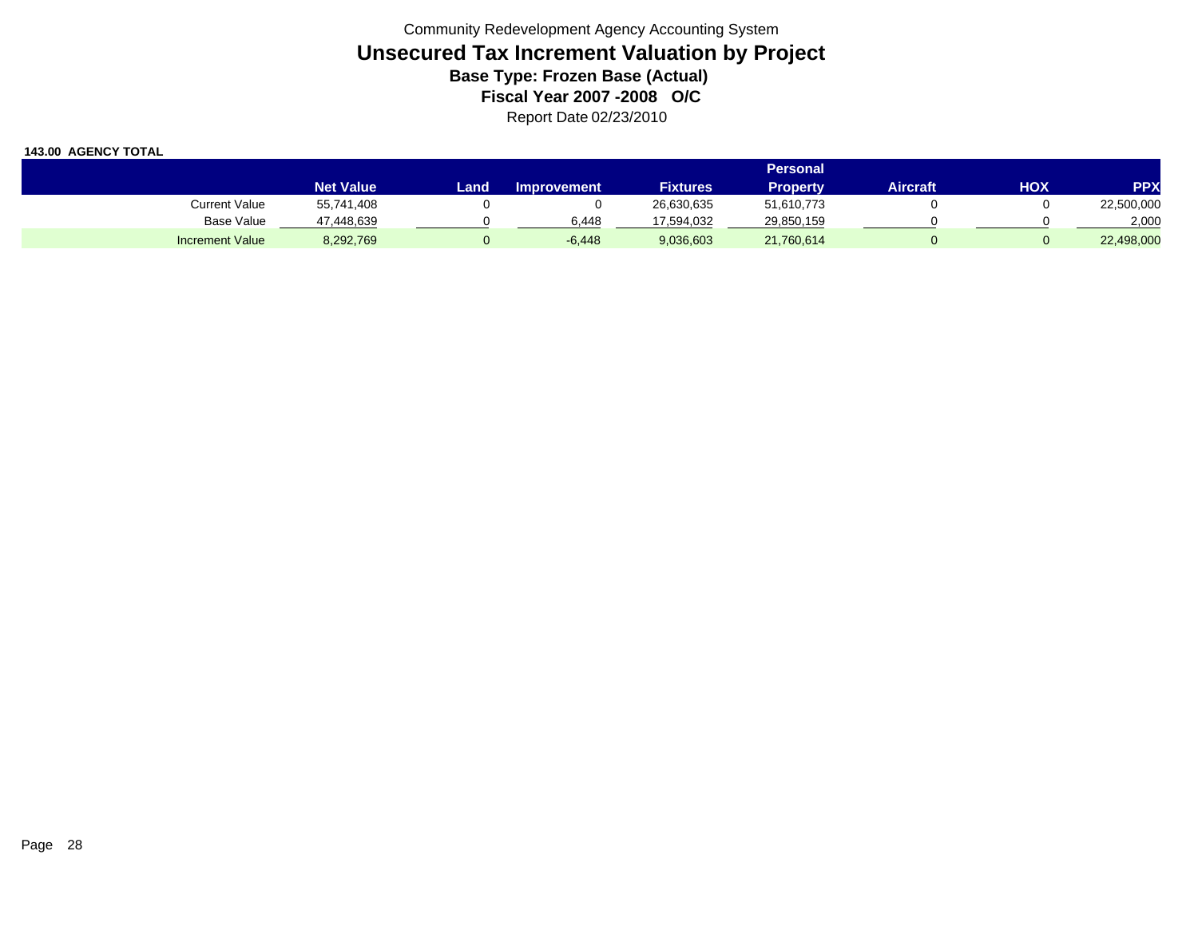Community Redevelopment Agency Accounting System

# Unsecured Tax Increment Valuation by Project

### Base Type: Frozen Base (Actual)

### Fiscal Year 2007 -2008 O/C

Report Date 02/23/2010

**143.00 AGENCY TOTAL**

| | Net Value | Land | Improvement | Fixtures | Personal Property | Aircraft | HOX | PPX |
|---|---|---|---|---|---|---|---|---|
| Current Value | 55,741,408 | 0 | 0 | 26,630,635 | 51,610,773 | 0 | 0 | 22,500,000 |
| Base Value | 47,448,639 | 0 | 6,448 | 17,594,032 | 29,850,159 | 0 | 0 | 2,000 |
| Increment Value | 8,292,769 | 0 | -6,448 | 9,036,603 | 21,760,614 | 0 | 0 | 22,498,000 |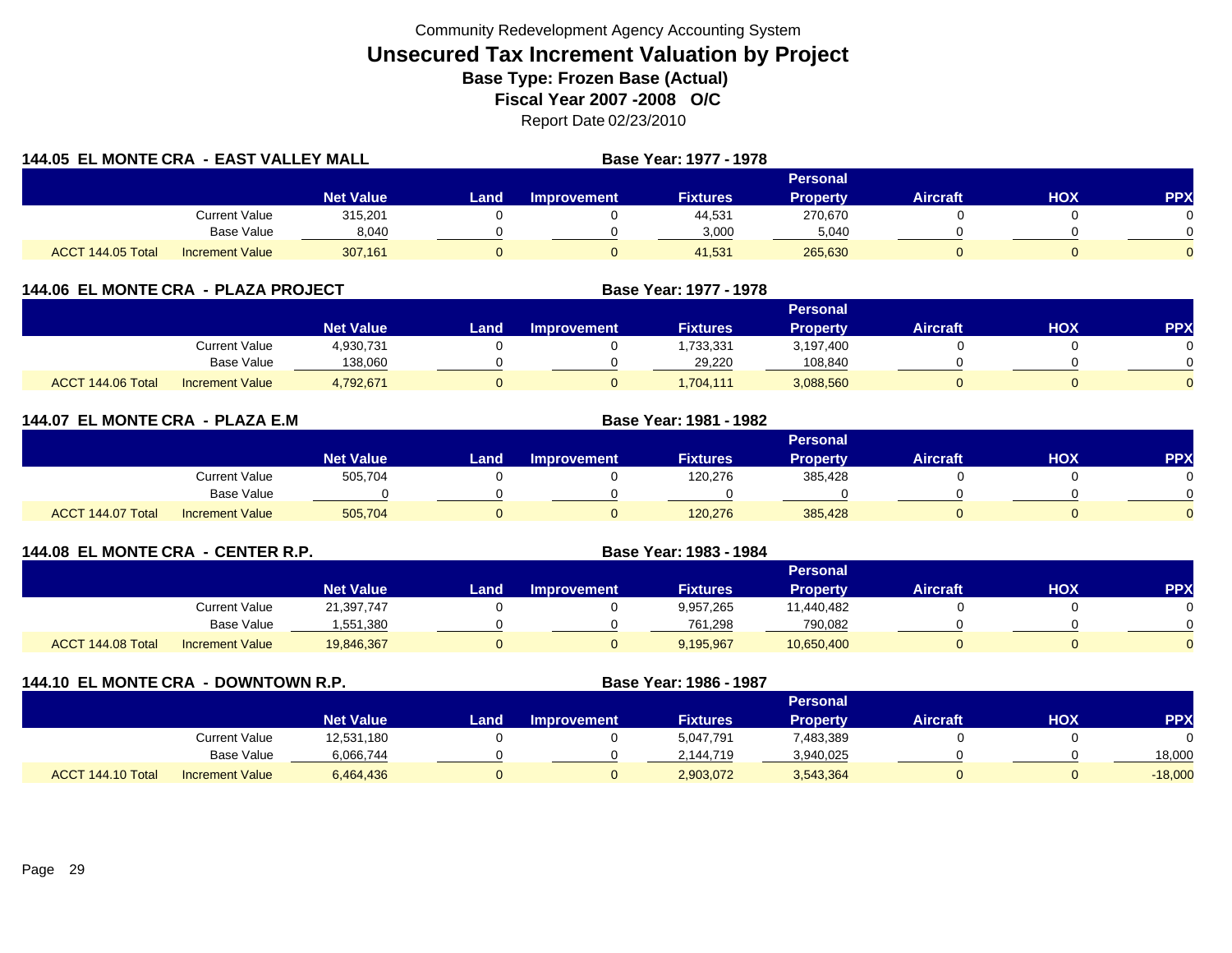Community Redevelopment Agency Accounting System

# Unsecured Tax Increment Valuation by Project

**Base Type: Frozen Base (Actual)**

**Fiscal Year 2007 -2008 O/C**

Report Date 02/23/2010

## 144.05 EL MONTE CRA - EAST VALLEY MALL

**Base Year: 1977 - 1978**

| | | Net Value | Land | Improvement | Fixtures | Personal Property | Aircraft | HOX | PPX |
|---|---|---|---|---|---|---|---|---|---|
| | Current Value | 315,201 | 0 | 0 | 44,531 | 270,670 | 0 | 0 | 0 |
| | Base Value | 8,040 | 0 | 0 | 3,000 | 5,040 | 0 | 0 | 0 |
| ACCT 144.05 Total | Increment Value | 307,161 | 0 | 0 | 41,531 | 265,630 | 0 | 0 | 0 |

## 144.06 EL MONTE CRA - PLAZA PROJECT

**Base Year: 1977 - 1978**

| | | Net Value | Land | Improvement | Fixtures | Personal Property | Aircraft | HOX | PPX |
|---|---|---|---|---|---|---|---|---|---|
| | Current Value | 4,930,731 | 0 | 0 | 1,733,331 | 3,197,400 | 0 | 0 | 0 |
| | Base Value | 138,060 | 0 | 0 | 29,220 | 108,840 | 0 | 0 | 0 |
| ACCT 144.06 Total | Increment Value | 4,792,671 | 0 | 0 | 1,704,111 | 3,088,560 | 0 | 0 | 0 |

## 144.07 EL MONTE CRA - PLAZA E.M

**Base Year: 1981 - 1982**

| | | Net Value | Land | Improvement | Fixtures | Personal Property | Aircraft | HOX | PPX |
|---|---|---|---|---|---|---|---|---|---|
| | Current Value | 505,704 | 0 | 0 | 120,276 | 385,428 | 0 | 0 | 0 |
| | Base Value | 0 | 0 | 0 | 0 | 0 | 0 | 0 | 0 |
| ACCT 144.07 Total | Increment Value | 505,704 | 0 | 0 | 120,276 | 385,428 | 0 | 0 | 0 |

## 144.08 EL MONTE CRA - CENTER R.P.

**Base Year: 1983 - 1984**

| | | Net Value | Land | Improvement | Fixtures | Personal Property | Aircraft | HOX | PPX |
|---|---|---|---|---|---|---|---|---|---|
| | Current Value | 21,397,747 | 0 | 0 | 9,957,265 | 11,440,482 | 0 | 0 | 0 |
| | Base Value | 1,551,380 | 0 | 0 | 761,298 | 790,082 | 0 | 0 | 0 |
| ACCT 144.08 Total | Increment Value | 19,846,367 | 0 | 0 | 9,195,967 | 10,650,400 | 0 | 0 | 0 |

## 144.10 EL MONTE CRA - DOWNTOWN R.P.

**Base Year: 1986 - 1987**

| | | Net Value | Land | Improvement | Fixtures | Personal Property | Aircraft | HOX | PPX |
|---|---|---|---|---|---|---|---|---|---|
| | Current Value | 12,531,180 | 0 | 0 | 5,047,791 | 7,483,389 | 0 | 0 | 0 |
| | Base Value | 6,066,744 | 0 | 0 | 2,144,719 | 3,940,025 | 0 | 0 | 18,000 |
| ACCT 144.10 Total | Increment Value | 6,464,436 | 0 | 0 | 2,903,072 | 3,543,364 | 0 | 0 | -18,000 |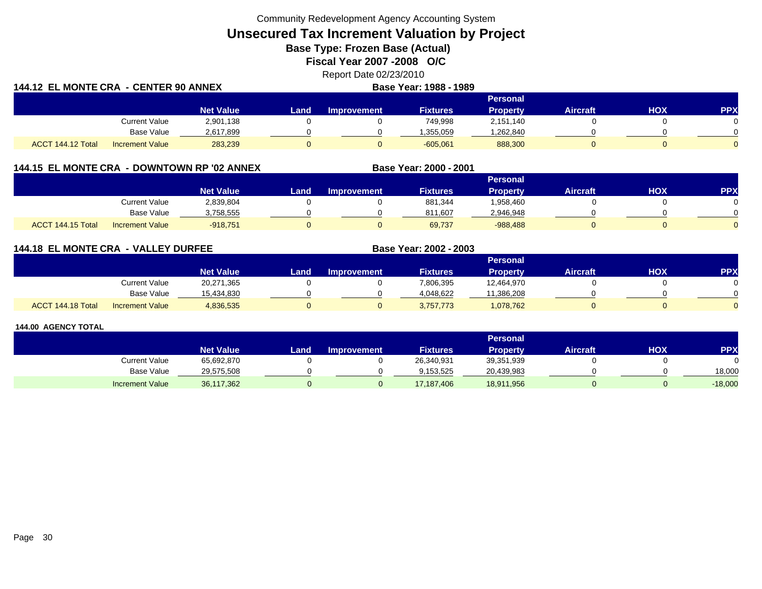Community Redevelopment Agency Accounting System

# Unsecured Tax Increment Valuation by Project

**Base Type: Frozen Base (Actual)**

**Fiscal Year 2007 -2008 O/C**

Report Date 02/23/2010

## 144.12 EL MONTE CRA - CENTER 90 ANNEX

**Base Year: 1988 - 1989**

| | | Net Value | Land | Improvement | Fixtures | Personal Property | Aircraft | HOX | PPX |
|---|---|---|---|---|---|---|---|---|---|
| | Current Value | 2,901,138 | 0 | 0 | 749,998 | 2,151,140 | 0 | 0 | 0 |
| | Base Value | 2,617,899 | 0 | 0 | 1,355,059 | 1,262,840 | 0 | 0 | 0 |
| ACCT 144.12 Total | Increment Value | 283,239 | 0 | 0 | -605,061 | 888,300 | 0 | 0 | 0 |

## 144.15 EL MONTE CRA - DOWNTOWN RP '02 ANNEX

**Base Year: 2000 - 2001**

| | | Net Value | Land | Improvement | Fixtures | Personal Property | Aircraft | HOX | PPX |
|---|---|---|---|---|---|---|---|---|---|
| | Current Value | 2,839,804 | 0 | 0 | 881,344 | 1,958,460 | 0 | 0 | 0 |
| | Base Value | 3,758,555 | 0 | 0 | 811,607 | 2,946,948 | 0 | 0 | 0 |
| ACCT 144.15 Total | Increment Value | -918,751 | 0 | 0 | 69,737 | -988,488 | 0 | 0 | 0 |

## 144.18 EL MONTE CRA - VALLEY DURFEE

**Base Year: 2002 - 2003**

| | | Net Value | Land | Improvement | Fixtures | Personal Property | Aircraft | HOX | PPX |
|---|---|---|---|---|---|---|---|---|---|
| | Current Value | 20,271,365 | 0 | 0 | 7,806,395 | 12,464,970 | 0 | 0 | 0 |
| | Base Value | 15,434,830 | 0 | 0 | 4,048,622 | 11,386,208 | 0 | 0 | 0 |
| ACCT 144.18 Total | Increment Value | 4,836,535 | 0 | 0 | 3,757,773 | 1,078,762 | 0 | 0 | 0 |

## 144.00 AGENCY TOTAL

| | Net Value | Land | Improvement | Fixtures | Personal Property | Aircraft | HOX | PPX |
|---|---|---|---|---|---|---|---|---|
| Current Value | 65,692,870 | 0 | 0 | 26,340,931 | 39,351,939 | 0 | 0 | 0 |
| Base Value | 29,575,508 | 0 | 0 | 9,153,525 | 20,439,983 | 0 | 0 | 18,000 |
| Increment Value | 36,117,362 | 0 | 0 | 17,187,406 | 18,911,956 | 0 | 0 | -18,000 |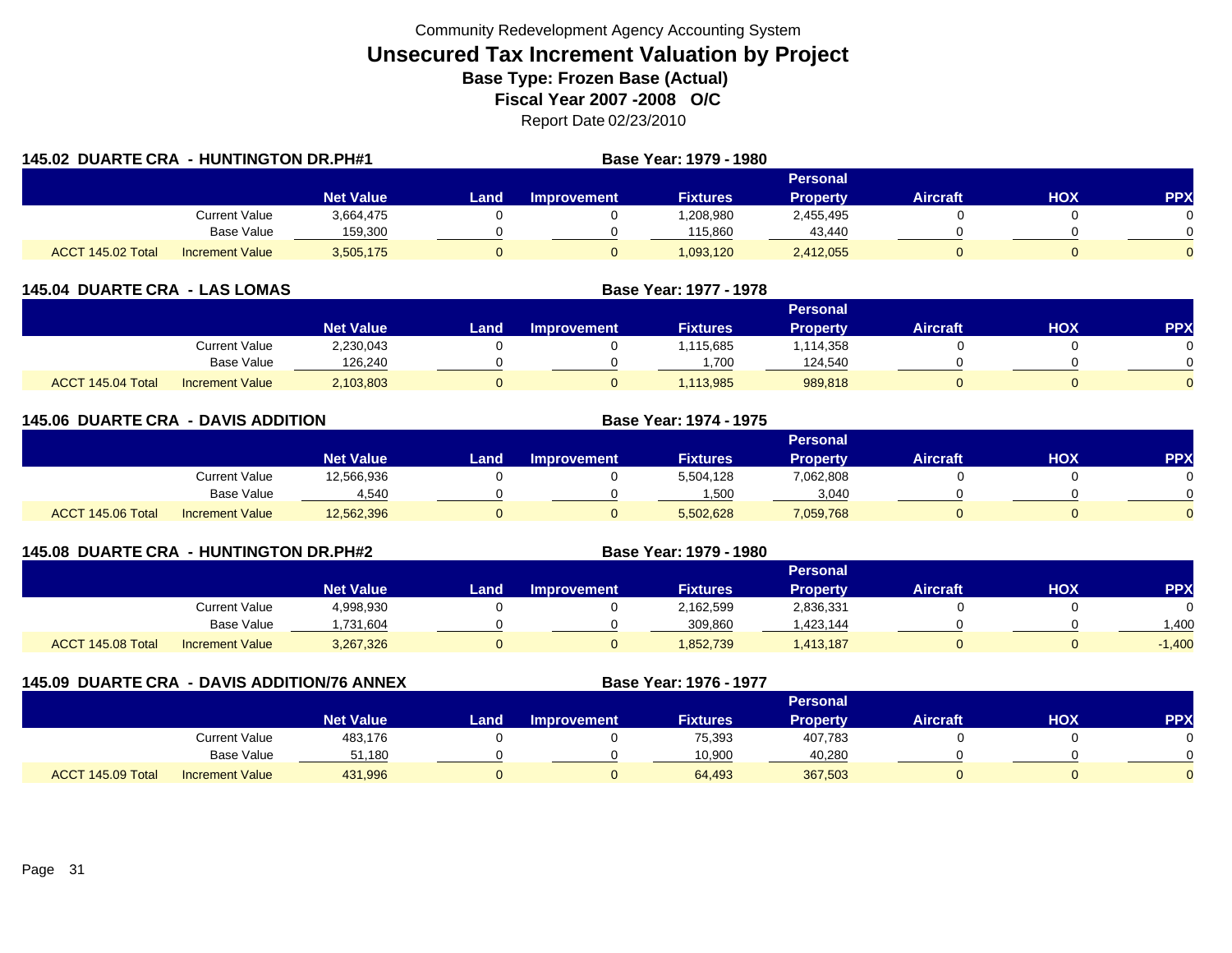Community Redevelopment Agency Accounting System

# Unsecured Tax Increment Valuation by Project

**Base Type: Frozen Base (Actual)**

**Fiscal Year 2007 -2008 O/C**

Report Date 02/23/2010

## 145.02 DUARTE CRA - HUNTINGTON DR.PH#1

**Base Year: 1979 - 1980**

| | | Net Value | Land | Improvement | Fixtures | Personal Property | Aircraft | HOX | PPX |
|---|---|---|---|---|---|---|---|---|---|
| | Current Value | 3,664,475 | 0 | 0 | 1,208,980 | 2,455,495 | 0 | 0 | 0 |
| | Base Value | 159,300 | 0 | 0 | 115,860 | 43,440 | 0 | 0 | 0 |
| ACCT 145.02 Total | Increment Value | 3,505,175 | 0 | 0 | 1,093,120 | 2,412,055 | 0 | 0 | 0 |

## 145.04 DUARTE CRA - LAS LOMAS

**Base Year: 1977 - 1978**

| | | Net Value | Land | Improvement | Fixtures | Personal Property | Aircraft | HOX | PPX |
|---|---|---|---|---|---|---|---|---|---|
| | Current Value | 2,230,043 | 0 | 0 | 1,115,685 | 1,114,358 | 0 | 0 | 0 |
| | Base Value | 126,240 | 0 | 0 | 1,700 | 124,540 | 0 | 0 | 0 |
| ACCT 145.04 Total | Increment Value | 2,103,803 | 0 | 0 | 1,113,985 | 989,818 | 0 | 0 | 0 |

## 145.06 DUARTE CRA - DAVIS ADDITION

**Base Year: 1974 - 1975**

| | | Net Value | Land | Improvement | Fixtures | Personal Property | Aircraft | HOX | PPX |
|---|---|---|---|---|---|---|---|---|---|
| | Current Value | 12,566,936 | 0 | 0 | 5,504,128 | 7,062,808 | 0 | 0 | 0 |
| | Base Value | 4,540 | 0 | 0 | 1,500 | 3,040 | 0 | 0 | 0 |
| ACCT 145.06 Total | Increment Value | 12,562,396 | 0 | 0 | 5,502,628 | 7,059,768 | 0 | 0 | 0 |

## 145.08 DUARTE CRA - HUNTINGTON DR.PH#2

**Base Year: 1979 - 1980**

| | | Net Value | Land | Improvement | Fixtures | Personal Property | Aircraft | HOX | PPX |
|---|---|---|---|---|---|---|---|---|---|
| | Current Value | 4,998,930 | 0 | 0 | 2,162,599 | 2,836,331 | 0 | 0 | 0 |
| | Base Value | 1,731,604 | 0 | 0 | 309,860 | 1,423,144 | 0 | 0 | 1,400 |
| ACCT 145.08 Total | Increment Value | 3,267,326 | 0 | 0 | 1,852,739 | 1,413,187 | 0 | 0 | -1,400 |

## 145.09 DUARTE CRA - DAVIS ADDITION/76 ANNEX

**Base Year: 1976 - 1977**

| | | Net Value | Land | Improvement | Fixtures | Personal Property | Aircraft | HOX | PPX |
|---|---|---|---|---|---|---|---|---|---|
| | Current Value | 483,176 | 0 | 0 | 75,393 | 407,783 | 0 | 0 | 0 |
| | Base Value | 51,180 | 0 | 0 | 10,900 | 40,280 | 0 | 0 | 0 |
| ACCT 145.09 Total | Increment Value | 431,996 | 0 | 0 | 64,493 | 367,503 | 0 | 0 | 0 |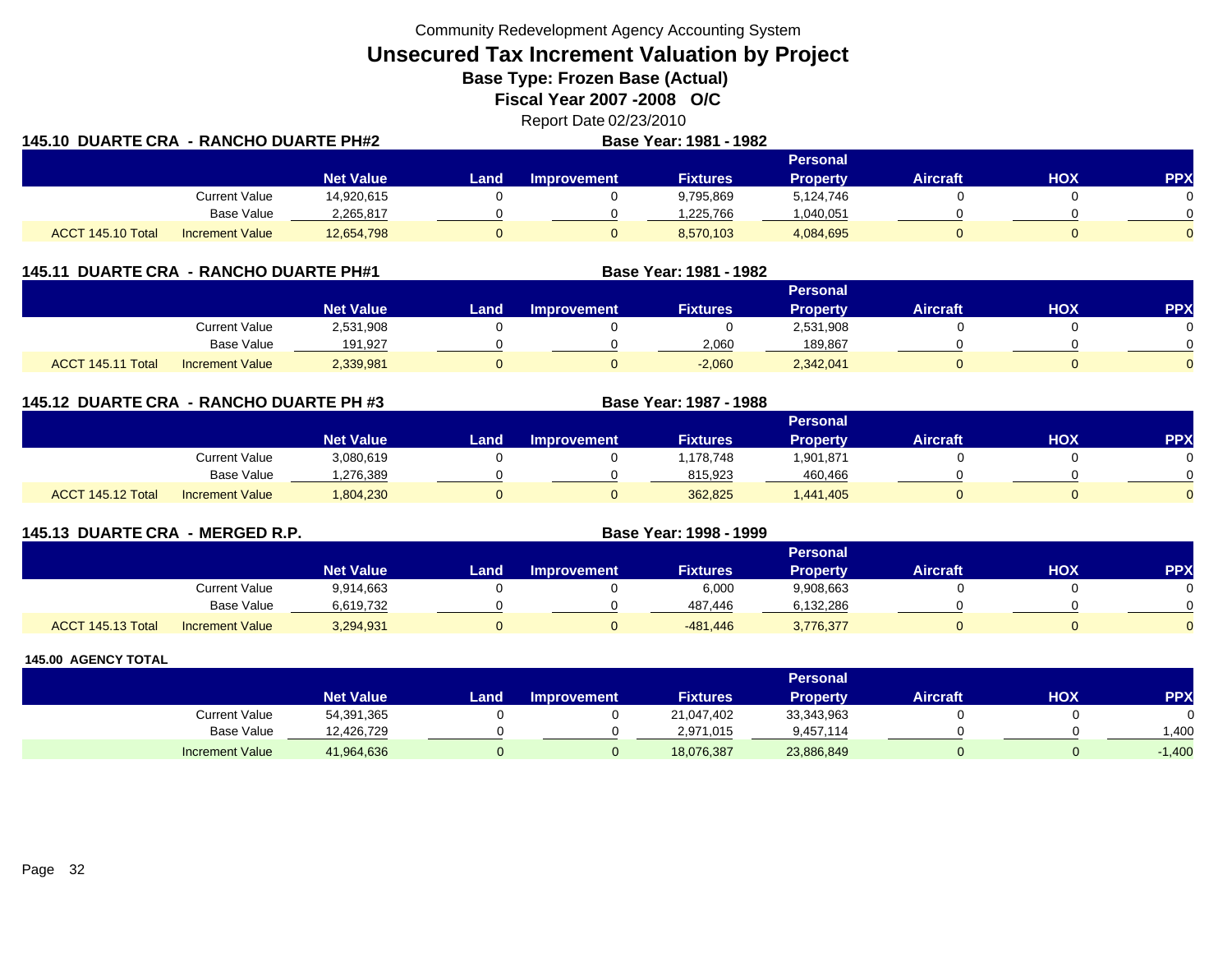Community Redevelopment Agency Accounting System

# Unsecured Tax Increment Valuation by Project

**Base Type: Frozen Base (Actual)**

**Fiscal Year 2007 -2008 O/C**

Report Date 02/23/2010

## 145.10 DUARTE CRA - RANCHO DUARTE PH#2

**Base Year: 1981 - 1982**

| | | Net Value | Land | Improvement | Fixtures | Personal Property | Aircraft | HOX | PPX |
|---|---|---|---|---|---|---|---|---|---|
| | Current Value | 14,920,615 | 0 | 0 | 9,795,869 | 5,124,746 | 0 | 0 | 0 |
| | Base Value | 2,265,817 | 0 | 0 | 1,225,766 | 1,040,051 | 0 | 0 | 0 |
| ACCT 145.10 Total | Increment Value | 12,654,798 | 0 | 0 | 8,570,103 | 4,084,695 | 0 | 0 | 0 |

## 145.11 DUARTE CRA - RANCHO DUARTE PH#1

**Base Year: 1981 - 1982**

| | | Net Value | Land | Improvement | Fixtures | Personal Property | Aircraft | HOX | PPX |
|---|---|---|---|---|---|---|---|---|---|
| | Current Value | 2,531,908 | 0 | 0 | 0 | 2,531,908 | 0 | 0 | 0 |
| | Base Value | 191,927 | 0 | 0 | 2,060 | 189,867 | 0 | 0 | 0 |
| ACCT 145.11 Total | Increment Value | 2,339,981 | 0 | 0 | -2,060 | 2,342,041 | 0 | 0 | 0 |

## 145.12 DUARTE CRA - RANCHO DUARTE PH #3

**Base Year: 1987 - 1988**

| | | Net Value | Land | Improvement | Fixtures | Personal Property | Aircraft | HOX | PPX |
|---|---|---|---|---|---|---|---|---|---|
| | Current Value | 3,080,619 | 0 | 0 | 1,178,748 | 1,901,871 | 0 | 0 | 0 |
| | Base Value | 1,276,389 | 0 | 0 | 815,923 | 460,466 | 0 | 0 | 0 |
| ACCT 145.12 Total | Increment Value | 1,804,230 | 0 | 0 | 362,825 | 1,441,405 | 0 | 0 | 0 |

## 145.13 DUARTE CRA - MERGED R.P.

**Base Year: 1998 - 1999**

| | | Net Value | Land | Improvement | Fixtures | Personal Property | Aircraft | HOX | PPX |
|---|---|---|---|---|---|---|---|---|---|
| | Current Value | 9,914,663 | 0 | 0 | 6,000 | 9,908,663 | 0 | 0 | 0 |
| | Base Value | 6,619,732 | 0 | 0 | 487,446 | 6,132,286 | 0 | 0 | 0 |
| ACCT 145.13 Total | Increment Value | 3,294,931 | 0 | 0 | -481,446 | 3,776,377 | 0 | 0 | 0 |

### 145.00 AGENCY TOTAL

| | | Net Value | Land | Improvement | Fixtures | Personal Property | Aircraft | HOX | PPX |
|---|---|---|---|---|---|---|---|---|---|
| | Current Value | 54,391,365 | 0 | 0 | 21,047,402 | 33,343,963 | 0 | 0 | 0 |
| | Base Value | 12,426,729 | 0 | 0 | 2,971,015 | 9,457,114 | 0 | 0 | 1,400 |
| | Increment Value | 41,964,636 | 0 | 0 | 18,076,387 | 23,886,849 | 0 | 0 | -1,400 |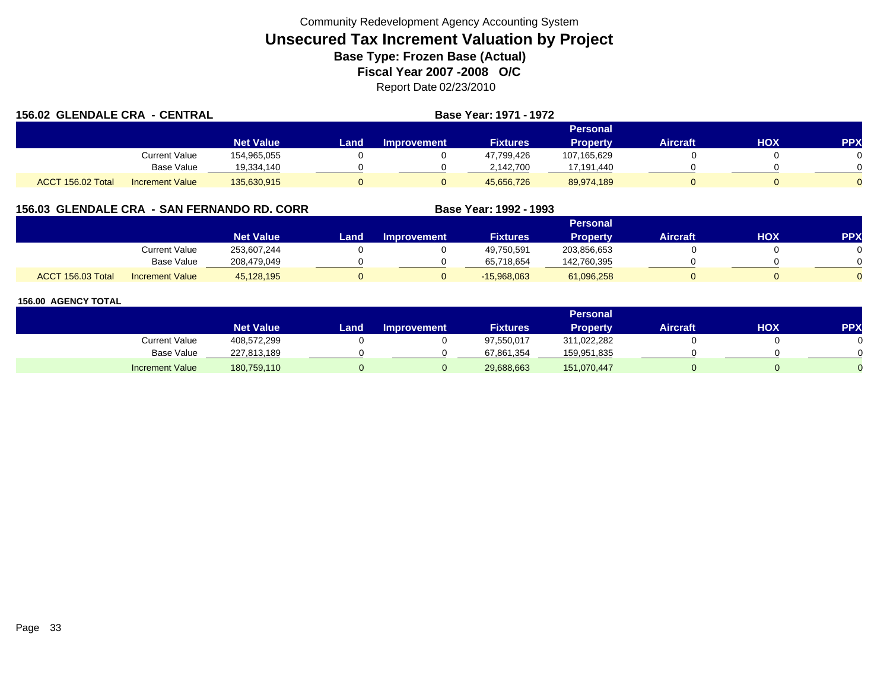Community Redevelopment Agency Accounting System

# Unsecured Tax Increment Valuation by Project

## Base Type: Frozen Base (Actual)

## Fiscal Year 2007 -2008 O/C

Report Date 02/23/2010

### 156.02 GLENDALE CRA - CENTRAL

**Base Year: 1971 - 1972**

| | | Net Value | Land | Improvement | Fixtures | Personal Property | Aircraft | HOX | PPX |
|---|---|---|---|---|---|---|---|---|---|
| | Current Value | 154,965,055 | 0 | 0 | 47,799,426 | 107,165,629 | 0 | 0 | 0 |
| | Base Value | 19,334,140 | 0 | 0 | 2,142,700 | 17,191,440 | 0 | 0 | 0 |
| ACCT 156.02 Total | Increment Value | 135,630,915 | 0 | 0 | 45,656,726 | 89,974,189 | 0 | 0 | 0 |

### 156.03 GLENDALE CRA - SAN FERNANDO RD. CORR

**Base Year: 1992 - 1993**

| | | Net Value | Land | Improvement | Fixtures | Personal Property | Aircraft | HOX | PPX |
|---|---|---|---|---|---|---|---|---|---|
| | Current Value | 253,607,244 | 0 | 0 | 49,750,591 | 203,856,653 | 0 | 0 | 0 |
| | Base Value | 208,479,049 | 0 | 0 | 65,718,654 | 142,760,395 | 0 | 0 | 0 |
| ACCT 156.03 Total | Increment Value | 45,128,195 | 0 | 0 | -15,968,063 | 61,096,258 | 0 | 0 | 0 |

### 156.00 AGENCY TOTAL

| | | Net Value | Land | Improvement | Fixtures | Personal Property | Aircraft | HOX | PPX |
|---|---|---|---|---|---|---|---|---|---|
| | Current Value | 408,572,299 | 0 | 0 | 97,550,017 | 311,022,282 | 0 | 0 | 0 |
| | Base Value | 227,813,189 | 0 | 0 | 67,861,354 | 159,951,835 | 0 | 0 | 0 |
| | Increment Value | 180,759,110 | 0 | 0 | 29,688,663 | 151,070,447 | 0 | 0 | 0 |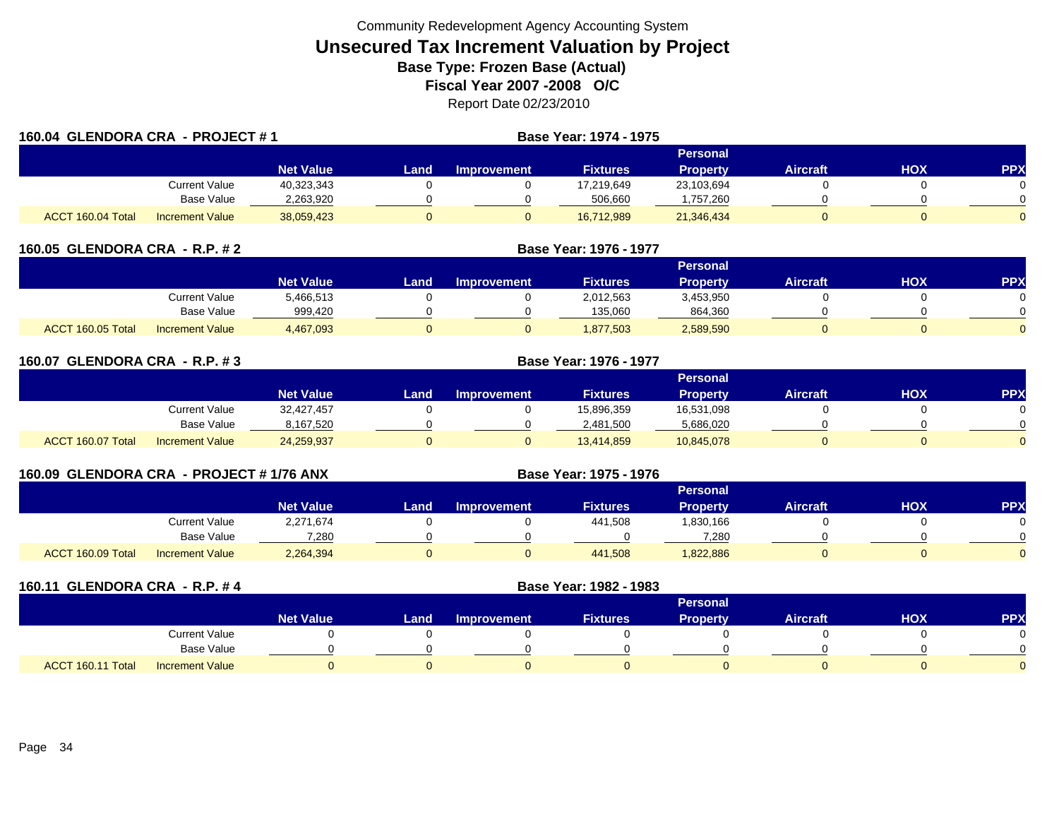Community Redevelopment Agency Accounting System

# Unsecured Tax Increment Valuation by Project

**Base Type: Frozen Base (Actual)**

**Fiscal Year 2007 -2008 O/C**

Report Date 02/23/2010

## 160.04 GLENDORA CRA - PROJECT # 1

**Base Year: 1974 - 1975**

| | | Net Value | Land | Improvement | Fixtures | Personal Property | Aircraft | HOX | PPX |
|---|---|---|---|---|---|---|---|---|---|
| | Current Value | 40,323,343 | 0 | 0 | 17,219,649 | 23,103,694 | 0 | 0 | 0 |
| | Base Value | 2,263,920 | 0 | 0 | 506,660 | 1,757,260 | 0 | 0 | 0 |
| ACCT 160.04 Total | Increment Value | 38,059,423 | 0 | 0 | 16,712,989 | 21,346,434 | 0 | 0 | 0 |

## 160.05 GLENDORA CRA - R.P. # 2

**Base Year: 1976 - 1977**

| | | Net Value | Land | Improvement | Fixtures | Personal Property | Aircraft | HOX | PPX |
|---|---|---|---|---|---|---|---|---|---|
| | Current Value | 5,466,513 | 0 | 0 | 2,012,563 | 3,453,950 | 0 | 0 | 0 |
| | Base Value | 999,420 | 0 | 0 | 135,060 | 864,360 | 0 | 0 | 0 |
| ACCT 160.05 Total | Increment Value | 4,467,093 | 0 | 0 | 1,877,503 | 2,589,590 | 0 | 0 | 0 |

## 160.07 GLENDORA CRA - R.P. # 3

**Base Year: 1976 - 1977**

| | | Net Value | Land | Improvement | Fixtures | Personal Property | Aircraft | HOX | PPX |
|---|---|---|---|---|---|---|---|---|---|
| | Current Value | 32,427,457 | 0 | 0 | 15,896,359 | 16,531,098 | 0 | 0 | 0 |
| | Base Value | 8,167,520 | 0 | 0 | 2,481,500 | 5,686,020 | 0 | 0 | 0 |
| ACCT 160.07 Total | Increment Value | 24,259,937 | 0 | 0 | 13,414,859 | 10,845,078 | 0 | 0 | 0 |

## 160.09 GLENDORA CRA - PROJECT # 1/76 ANX

**Base Year: 1975 - 1976**

| | | Net Value | Land | Improvement | Fixtures | Personal Property | Aircraft | HOX | PPX |
|---|---|---|---|---|---|---|---|---|---|
| | Current Value | 2,271,674 | 0 | 0 | 441,508 | 1,830,166 | 0 | 0 | 0 |
| | Base Value | 7,280 | 0 | 0 | 0 | 7,280 | 0 | 0 | 0 |
| ACCT 160.09 Total | Increment Value | 2,264,394 | 0 | 0 | 441,508 | 1,822,886 | 0 | 0 | 0 |

## 160.11 GLENDORA CRA - R.P. # 4

**Base Year: 1982 - 1983**

| | | Net Value | Land | Improvement | Fixtures | Personal Property | Aircraft | HOX | PPX |
|---|---|---|---|---|---|---|---|---|---|
| | Current Value | 0 | 0 | 0 | 0 | 0 | 0 | 0 | 0 |
| | Base Value | 0 | 0 | 0 | 0 | 0 | 0 | 0 | 0 |
| ACCT 160.11 Total | Increment Value | 0 | 0 | 0 | 0 | 0 | 0 | 0 | 0 |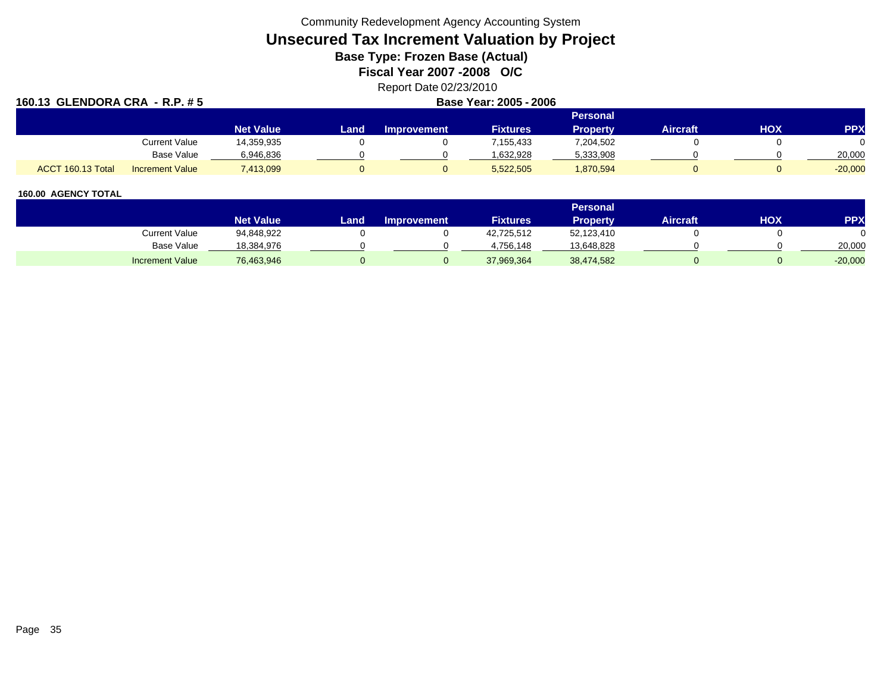Community Redevelopment Agency Accounting System

# Unsecured Tax Increment Valuation by Project

**Base Type: Frozen Base (Actual)**

**Fiscal Year 2007 -2008 O/C**

Report Date 02/23/2010

**160.13 GLENDORA CRA - R.P. # 5** **Base Year: 2005 - 2006**

| | | Net Value | Land | Improvement | Fixtures | Personal Property | Aircraft | HOX | PPX |
|---|---|---|---|---|---|---|---|---|---|
| | Current Value | 14,359,935 | 0 | 0 | 7,155,433 | 7,204,502 | 0 | 0 | 0 |
| | Base Value | 6,946,836 | 0 | 0 | 1,632,928 | 5,333,908 | 0 | 0 | 20,000 |
| ACCT 160.13 Total | Increment Value | 7,413,099 | 0 | 0 | 5,522,505 | 1,870,594 | 0 | 0 | -20,000 |

**160.00 AGENCY TOTAL**

| | Net Value | Land | Improvement | Fixtures | Personal Property | Aircraft | HOX | PPX |
|---|---|---|---|---|---|---|---|---|
| Current Value | 94,848,922 | 0 | 0 | 42,725,512 | 52,123,410 | 0 | 0 | 0 |
| Base Value | 18,384,976 | 0 | 0 | 4,756,148 | 13,648,828 | 0 | 0 | 20,000 |
| Increment Value | 76,463,946 | 0 | 0 | 37,969,364 | 38,474,582 | 0 | 0 | -20,000 |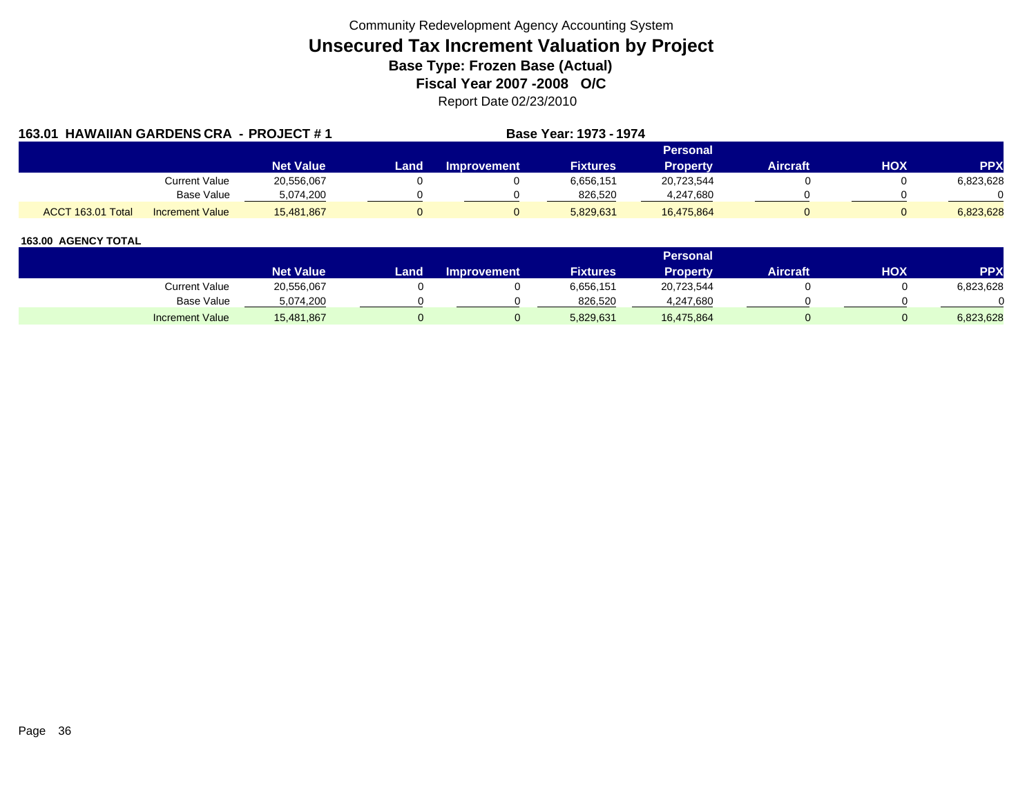Community Redevelopment Agency Accounting System

# Unsecured Tax Increment Valuation by Project

### Base Type: Frozen Base (Actual)

### Fiscal Year 2007 -2008 O/C

Report Date 02/23/2010

**163.01 HAWAIIAN GARDENS CRA - PROJECT # 1** **Base Year: 1973 - 1974**

| | | Net Value | Land | Improvement | Fixtures | Personal Property | Aircraft | HOX | PPX |
|---|---|---|---|---|---|---|---|---|---|
| | Current Value | 20,556,067 | 0 | 0 | 6,656,151 | 20,723,544 | 0 | 0 | 6,823,628 |
| | Base Value | 5,074,200 | 0 | 0 | 826,520 | 4,247,680 | 0 | 0 | 0 |
| ACCT 163.01 Total | Increment Value | 15,481,867 | 0 | 0 | 5,829,631 | 16,475,864 | 0 | 0 | 6,823,628 |

**163.00 AGENCY TOTAL**

| | Net Value | Land | Improvement | Fixtures | Personal Property | Aircraft | HOX | PPX |
|---|---|---|---|---|---|---|---|---|
| Current Value | 20,556,067 | 0 | 0 | 6,656,151 | 20,723,544 | 0 | 0 | 6,823,628 |
| Base Value | 5,074,200 | 0 | 0 | 826,520 | 4,247,680 | 0 | 0 | 0 |
| Increment Value | 15,481,867 | 0 | 0 | 5,829,631 | 16,475,864 | 0 | 0 | 6,823,628 |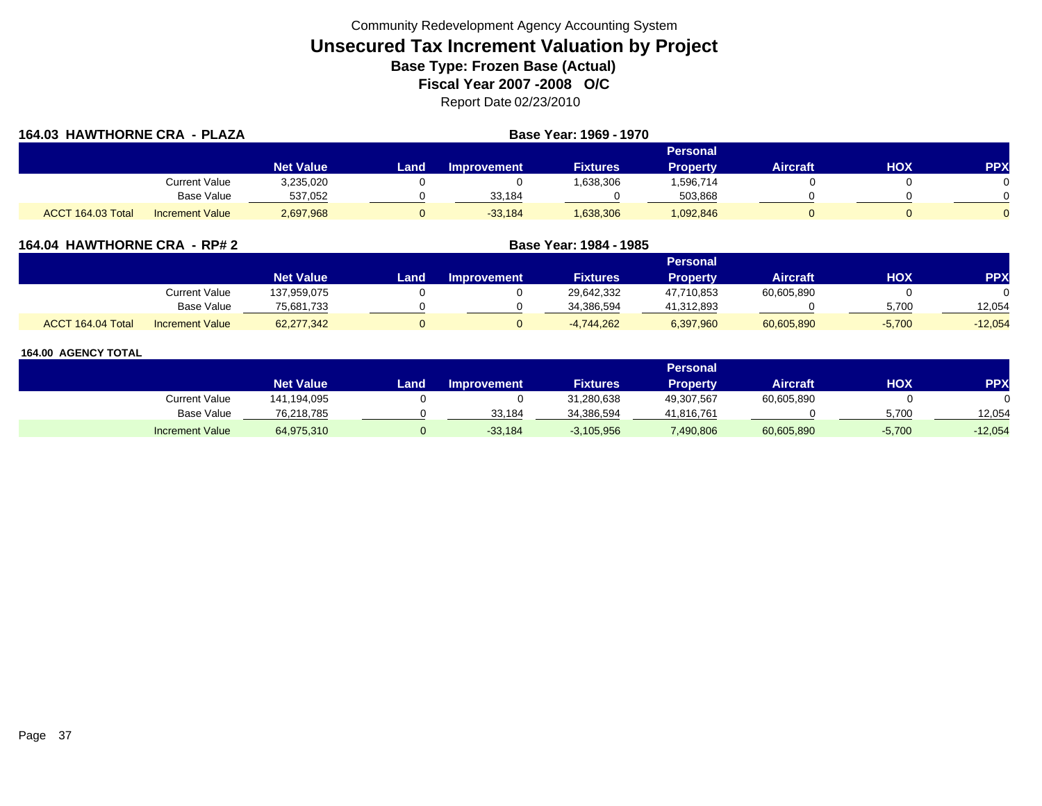Community Redevelopment Agency Accounting System

# Unsecured Tax Increment Valuation by Project

## Base Type: Frozen Base (Actual)

## Fiscal Year 2007 -2008 O/C

Report Date 02/23/2010

**164.03 HAWTHORNE CRA - PLAZA** — **Base Year: 1969 - 1970**

| | | Net Value | Land | Improvement | Fixtures | Personal Property | Aircraft | HOX | PPX |
|---|---|---|---|---|---|---|---|---|---|
| | Current Value | 3,235,020 | 0 | 0 | 1,638,306 | 1,596,714 | 0 | 0 | 0 |
| | Base Value | 537,052 | 0 | 33,184 | 0 | 503,868 | 0 | 0 | 0 |
| ACCT 164.03 Total | Increment Value | 2,697,968 | 0 | -33,184 | 1,638,306 | 1,092,846 | 0 | 0 | 0 |

**164.04 HAWTHORNE CRA - RP# 2** — **Base Year: 1984 - 1985**

| | | Net Value | Land | Improvement | Fixtures | Personal Property | Aircraft | HOX | PPX |
|---|---|---|---|---|---|---|---|---|---|
| | Current Value | 137,959,075 | 0 | 0 | 29,642,332 | 47,710,853 | 60,605,890 | 0 | 0 |
| | Base Value | 75,681,733 | 0 | 0 | 34,386,594 | 41,312,893 | 0 | 5,700 | 12,054 |
| ACCT 164.04 Total | Increment Value | 62,277,342 | 0 | 0 | -4,744,262 | 6,397,960 | 60,605,890 | -5,700 | -12,054 |

**164.00 AGENCY TOTAL**

| | | Net Value | Land | Improvement | Fixtures | Personal Property | Aircraft | HOX | PPX |
|---|---|---|---|---|---|---|---|---|---|
| | Current Value | 141,194,095 | 0 | 0 | 31,280,638 | 49,307,567 | 60,605,890 | 0 | 0 |
| | Base Value | 76,218,785 | 0 | 33,184 | 34,386,594 | 41,816,761 | 0 | 5,700 | 12,054 |
| | Increment Value | 64,975,310 | 0 | -33,184 | -3,105,956 | 7,490,806 | 60,605,890 | -5,700 | -12,054 |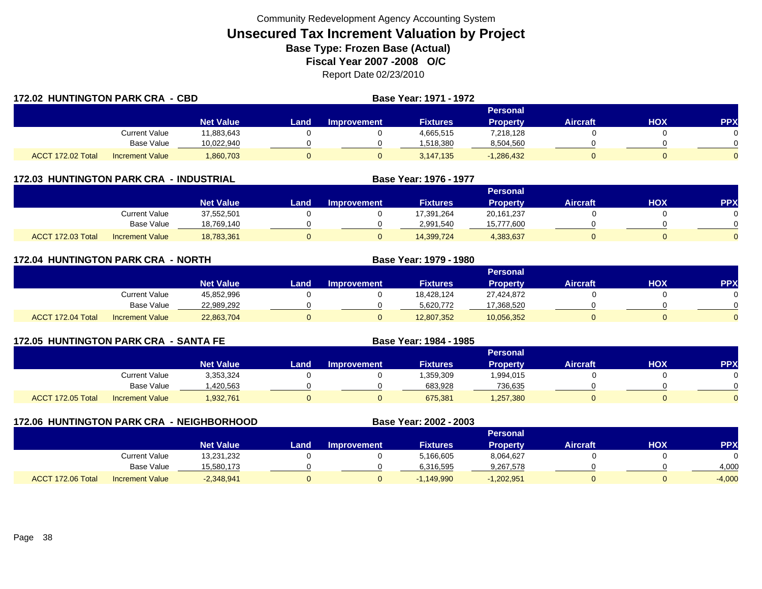Community Redevelopment Agency Accounting System

# Unsecured Tax Increment Valuation by Project

**Base Type: Frozen Base (Actual)**

**Fiscal Year 2007 -2008 O/C**

Report Date 02/23/2010

## 172.02 HUNTINGTON PARK CRA - CBD

**Base Year: 1971 - 1972**

| | | Net Value | Land | Improvement | Fixtures | Personal Property | Aircraft | HOX | PPX |
|---|---|---|---|---|---|---|---|---|---|
| | Current Value | 11,883,643 | 0 | 0 | 4,665,515 | 7,218,128 | 0 | 0 | 0 |
| | Base Value | 10,022,940 | 0 | 0 | 1,518,380 | 8,504,560 | 0 | 0 | 0 |
| ACCT 172.02 Total | Increment Value | 1,860,703 | 0 | 0 | 3,147,135 | -1,286,432 | 0 | 0 | 0 |

## 172.03 HUNTINGTON PARK CRA - INDUSTRIAL

**Base Year: 1976 - 1977**

| | | Net Value | Land | Improvement | Fixtures | Personal Property | Aircraft | HOX | PPX |
|---|---|---|---|---|---|---|---|---|---|
| | Current Value | 37,552,501 | 0 | 0 | 17,391,264 | 20,161,237 | 0 | 0 | 0 |
| | Base Value | 18,769,140 | 0 | 0 | 2,991,540 | 15,777,600 | 0 | 0 | 0 |
| ACCT 172.03 Total | Increment Value | 18,783,361 | 0 | 0 | 14,399,724 | 4,383,637 | 0 | 0 | 0 |

## 172.04 HUNTINGTON PARK CRA - NORTH

**Base Year: 1979 - 1980**

| | | Net Value | Land | Improvement | Fixtures | Personal Property | Aircraft | HOX | PPX |
|---|---|---|---|---|---|---|---|---|---|
| | Current Value | 45,852,996 | 0 | 0 | 18,428,124 | 27,424,872 | 0 | 0 | 0 |
| | Base Value | 22,989,292 | 0 | 0 | 5,620,772 | 17,368,520 | 0 | 0 | 0 |
| ACCT 172.04 Total | Increment Value | 22,863,704 | 0 | 0 | 12,807,352 | 10,056,352 | 0 | 0 | 0 |

## 172.05 HUNTINGTON PARK CRA - SANTA FE

**Base Year: 1984 - 1985**

| | | Net Value | Land | Improvement | Fixtures | Personal Property | Aircraft | HOX | PPX |
|---|---|---|---|---|---|---|---|---|---|
| | Current Value | 3,353,324 | 0 | 0 | 1,359,309 | 1,994,015 | 0 | 0 | 0 |
| | Base Value | 1,420,563 | 0 | 0 | 683,928 | 736,635 | 0 | 0 | 0 |
| ACCT 172.05 Total | Increment Value | 1,932,761 | 0 | 0 | 675,381 | 1,257,380 | 0 | 0 | 0 |

## 172.06 HUNTINGTON PARK CRA - NEIGHBORHOOD

**Base Year: 2002 - 2003**

| | | Net Value | Land | Improvement | Fixtures | Personal Property | Aircraft | HOX | PPX |
|---|---|---|---|---|---|---|---|---|---|
| | Current Value | 13,231,232 | 0 | 0 | 5,166,605 | 8,064,627 | 0 | 0 | 0 |
| | Base Value | 15,580,173 | 0 | 0 | 6,316,595 | 9,267,578 | 0 | 0 | 4,000 |
| ACCT 172.06 Total | Increment Value | -2,348,941 | 0 | 0 | -1,149,990 | -1,202,951 | 0 | 0 | -4,000 |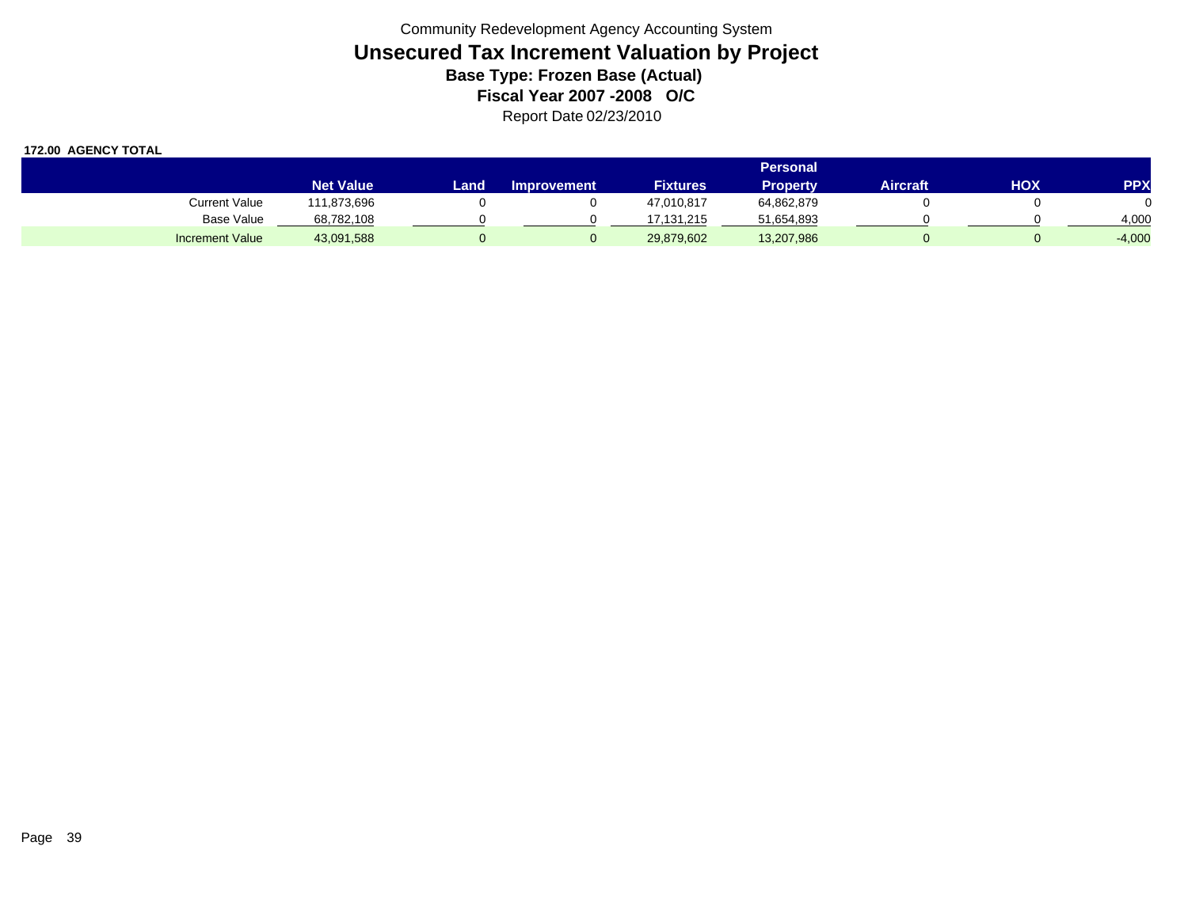Community Redevelopment Agency Accounting System

# Unsecured Tax Increment Valuation by Project

### Base Type: Frozen Base (Actual)

### Fiscal Year 2007 -2008 O/C

Report Date 02/23/2010

**172.00 AGENCY TOTAL**

| | Net Value | Land | Improvement | Fixtures | Personal Property | Aircraft | HOX | PPX |
|---|---|---|---|---|---|---|---|---|
| Current Value | 111,873,696 | 0 | 0 | 47,010,817 | 64,862,879 | 0 | 0 | 0 |
| Base Value | 68,782,108 | 0 | 0 | 17,131,215 | 51,654,893 | 0 | 0 | 4,000 |
| Increment Value | 43,091,588 | 0 | 0 | 29,879,602 | 13,207,986 | 0 | 0 | -4,000 |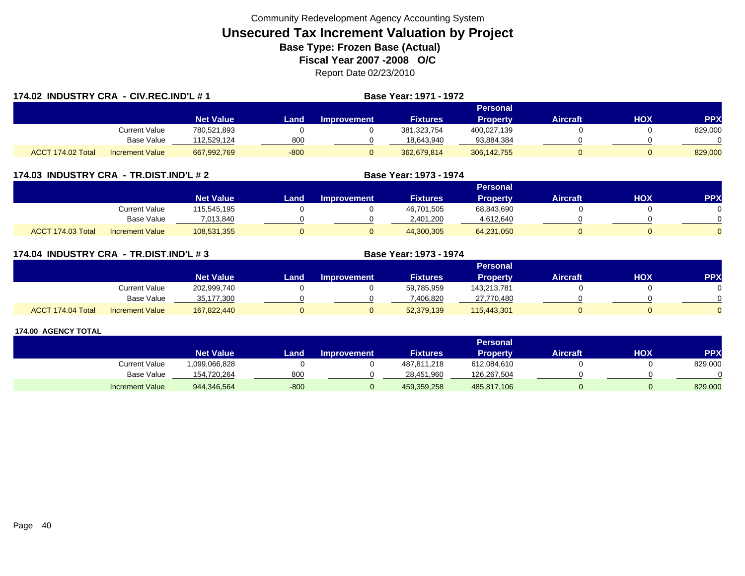Community Redevelopment Agency Accounting System

# Unsecured Tax Increment Valuation by Project

**Base Type: Frozen Base (Actual)**

**Fiscal Year 2007 -2008 O/C**

Report Date 02/23/2010

## 174.02 INDUSTRY CRA - CIV.REC.IND'L # 1

**Base Year: 1971 - 1972**

| | | Net Value | Land | Improvement | Fixtures | Personal Property | Aircraft | HOX | PPX |
|---|---|---|---|---|---|---|---|---|---|
| | Current Value | 780,521,893 | 0 | 0 | 381,323,754 | 400,027,139 | 0 | 0 | 829,000 |
| | Base Value | 112,529,124 | 800 | 0 | 18,643,940 | 93,884,384 | 0 | 0 | 0 |
| ACCT 174.02 Total | Increment Value | 667,992,769 | -800 | 0 | 362,679,814 | 306,142,755 | 0 | 0 | 829,000 |

## 174.03 INDUSTRY CRA - TR.DIST.IND'L # 2

**Base Year: 1973 - 1974**

| | | Net Value | Land | Improvement | Fixtures | Personal Property | Aircraft | HOX | PPX |
|---|---|---|---|---|---|---|---|---|---|
| | Current Value | 115,545,195 | 0 | 0 | 46,701,505 | 68,843,690 | 0 | 0 | 0 |
| | Base Value | 7,013,840 | 0 | 0 | 2,401,200 | 4,612,640 | 0 | 0 | 0 |
| ACCT 174.03 Total | Increment Value | 108,531,355 | 0 | 0 | 44,300,305 | 64,231,050 | 0 | 0 | 0 |

## 174.04 INDUSTRY CRA - TR.DIST.IND'L # 3

**Base Year: 1973 - 1974**

| | | Net Value | Land | Improvement | Fixtures | Personal Property | Aircraft | HOX | PPX |
|---|---|---|---|---|---|---|---|---|---|
| | Current Value | 202,999,740 | 0 | 0 | 59,785,959 | 143,213,781 | 0 | 0 | 0 |
| | Base Value | 35,177,300 | 0 | 0 | 7,406,820 | 27,770,480 | 0 | 0 | 0 |
| ACCT 174.04 Total | Increment Value | 167,822,440 | 0 | 0 | 52,379,139 | 115,443,301 | 0 | 0 | 0 |

## 174.00 AGENCY TOTAL

| | | Net Value | Land | Improvement | Fixtures | Personal Property | Aircraft | HOX | PPX |
|---|---|---|---|---|---|---|---|---|---|
| | Current Value | 1,099,066,828 | 0 | 0 | 487,811,218 | 612,084,610 | 0 | 0 | 829,000 |
| | Base Value | 154,720,264 | 800 | 0 | 28,451,960 | 126,267,504 | 0 | 0 | 0 |
| | Increment Value | 944,346,564 | -800 | 0 | 459,359,258 | 485,817,106 | 0 | 0 | 829,000 |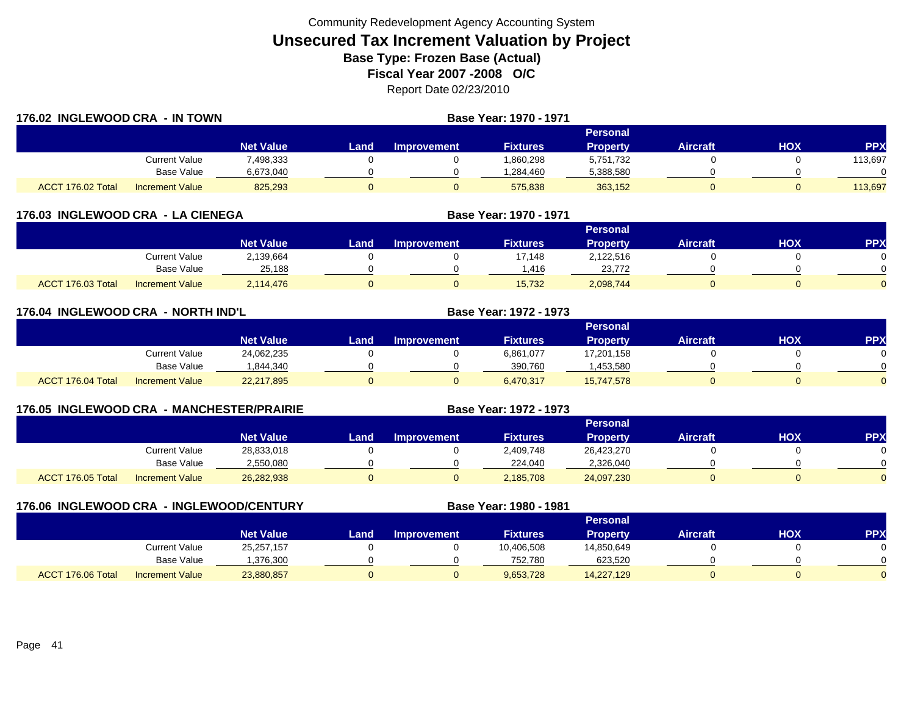Community Redevelopment Agency Accounting System

# Unsecured Tax Increment Valuation by Project

**Base Type: Frozen Base (Actual)**

**Fiscal Year 2007 -2008 O/C**

Report Date 02/23/2010

## 176.02 INGLEWOOD CRA - IN TOWN

**Base Year: 1970 - 1971**

| | | Net Value | Land | Improvement | Fixtures | Personal Property | Aircraft | HOX | PPX |
|---|---|---|---|---|---|---|---|---|---|
| | Current Value | 7,498,333 | 0 | 0 | 1,860,298 | 5,751,732 | 0 | 0 | 113,697 |
| | Base Value | 6,673,040 | 0 | 0 | 1,284,460 | 5,388,580 | 0 | 0 | 0 |
| ACCT 176.02 Total | Increment Value | 825,293 | 0 | 0 | 575,838 | 363,152 | 0 | 0 | 113,697 |

## 176.03 INGLEWOOD CRA - LA CIENEGA

**Base Year: 1970 - 1971**

| | | Net Value | Land | Improvement | Fixtures | Personal Property | Aircraft | HOX | PPX |
|---|---|---|---|---|---|---|---|---|---|
| | Current Value | 2,139,664 | 0 | 0 | 17,148 | 2,122,516 | 0 | 0 | 0 |
| | Base Value | 25,188 | 0 | 0 | 1,416 | 23,772 | 0 | 0 | 0 |
| ACCT 176.03 Total | Increment Value | 2,114,476 | 0 | 0 | 15,732 | 2,098,744 | 0 | 0 | 0 |

## 176.04 INGLEWOOD CRA - NORTH IND'L

**Base Year: 1972 - 1973**

| | | Net Value | Land | Improvement | Fixtures | Personal Property | Aircraft | HOX | PPX |
|---|---|---|---|---|---|---|---|---|---|
| | Current Value | 24,062,235 | 0 | 0 | 6,861,077 | 17,201,158 | 0 | 0 | 0 |
| | Base Value | 1,844,340 | 0 | 0 | 390,760 | 1,453,580 | 0 | 0 | 0 |
| ACCT 176.04 Total | Increment Value | 22,217,895 | 0 | 0 | 6,470,317 | 15,747,578 | 0 | 0 | 0 |

## 176.05 INGLEWOOD CRA - MANCHESTER/PRAIRIE

**Base Year: 1972 - 1973**

| | | Net Value | Land | Improvement | Fixtures | Personal Property | Aircraft | HOX | PPX |
|---|---|---|---|---|---|---|---|---|---|
| | Current Value | 28,833,018 | 0 | 0 | 2,409,748 | 26,423,270 | 0 | 0 | 0 |
| | Base Value | 2,550,080 | 0 | 0 | 224,040 | 2,326,040 | 0 | 0 | 0 |
| ACCT 176.05 Total | Increment Value | 26,282,938 | 0 | 0 | 2,185,708 | 24,097,230 | 0 | 0 | 0 |

## 176.06 INGLEWOOD CRA - INGLEWOOD/CENTURY

**Base Year: 1980 - 1981**

| | | Net Value | Land | Improvement | Fixtures | Personal Property | Aircraft | HOX | PPX |
|---|---|---|---|---|---|---|---|---|---|
| | Current Value | 25,257,157 | 0 | 0 | 10,406,508 | 14,850,649 | 0 | 0 | 0 |
| | Base Value | 1,376,300 | 0 | 0 | 752,780 | 623,520 | 0 | 0 | 0 |
| ACCT 176.06 Total | Increment Value | 23,880,857 | 0 | 0 | 9,653,728 | 14,227,129 | 0 | 0 | 0 |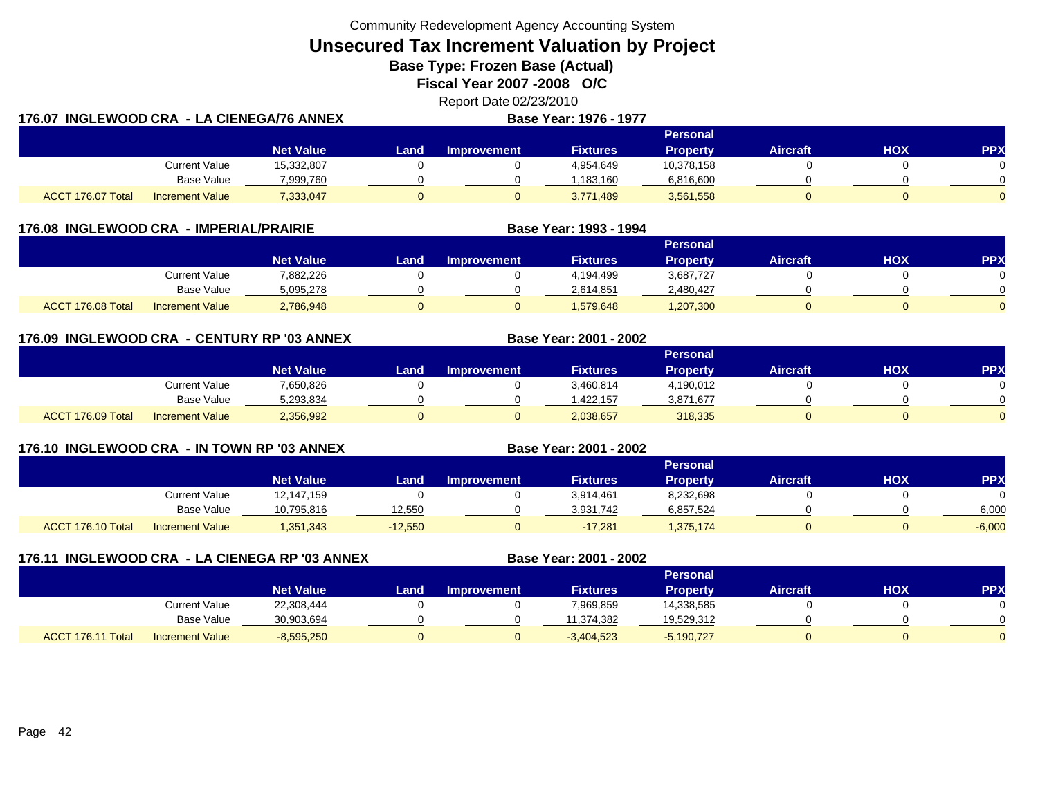Community Redevelopment Agency Accounting System

# Unsecured Tax Increment Valuation by Project

**Base Type: Frozen Base (Actual)**

**Fiscal Year 2007 -2008 O/C**

Report Date 02/23/2010

## 176.07 INGLEWOOD CRA - LA CIENEGA/76 ANNEX

**Base Year: 1976 - 1977**

| | | Net Value | Land | Improvement | Fixtures | Personal Property | Aircraft | HOX | PPX |
|---|---|---|---|---|---|---|---|---|---|
| | Current Value | 15,332,807 | 0 | 0 | 4,954,649 | 10,378,158 | 0 | 0 | 0 |
| | Base Value | 7,999,760 | 0 | 0 | 1,183,160 | 6,816,600 | 0 | 0 | 0 |
| ACCT 176.07 Total | Increment Value | 7,333,047 | 0 | 0 | 3,771,489 | 3,561,558 | 0 | 0 | 0 |

## 176.08 INGLEWOOD CRA - IMPERIAL/PRAIRIE

**Base Year: 1993 - 1994**

| | | Net Value | Land | Improvement | Fixtures | Personal Property | Aircraft | HOX | PPX |
|---|---|---|---|---|---|---|---|---|---|
| | Current Value | 7,882,226 | 0 | 0 | 4,194,499 | 3,687,727 | 0 | 0 | 0 |
| | Base Value | 5,095,278 | 0 | 0 | 2,614,851 | 2,480,427 | 0 | 0 | 0 |
| ACCT 176.08 Total | Increment Value | 2,786,948 | 0 | 0 | 1,579,648 | 1,207,300 | 0 | 0 | 0 |

## 176.09 INGLEWOOD CRA - CENTURY RP '03 ANNEX

**Base Year: 2001 - 2002**

| | | Net Value | Land | Improvement | Fixtures | Personal Property | Aircraft | HOX | PPX |
|---|---|---|---|---|---|---|---|---|---|
| | Current Value | 7,650,826 | 0 | 0 | 3,460,814 | 4,190,012 | 0 | 0 | 0 |
| | Base Value | 5,293,834 | 0 | 0 | 1,422,157 | 3,871,677 | 0 | 0 | 0 |
| ACCT 176.09 Total | Increment Value | 2,356,992 | 0 | 0 | 2,038,657 | 318,335 | 0 | 0 | 0 |

## 176.10 INGLEWOOD CRA - IN TOWN RP '03 ANNEX

**Base Year: 2001 - 2002**

| | | Net Value | Land | Improvement | Fixtures | Personal Property | Aircraft | HOX | PPX |
|---|---|---|---|---|---|---|---|---|---|
| | Current Value | 12,147,159 | 0 | 0 | 3,914,461 | 8,232,698 | 0 | 0 | 0 |
| | Base Value | 10,795,816 | 12,550 | 0 | 3,931,742 | 6,857,524 | 0 | 0 | 6,000 |
| ACCT 176.10 Total | Increment Value | 1,351,343 | -12,550 | 0 | -17,281 | 1,375,174 | 0 | 0 | -6,000 |

## 176.11 INGLEWOOD CRA - LA CIENEGA RP '03 ANNEX

**Base Year: 2001 - 2002**

| | | Net Value | Land | Improvement | Fixtures | Personal Property | Aircraft | HOX | PPX |
|---|---|---|---|---|---|---|---|---|---|
| | Current Value | 22,308,444 | 0 | 0 | 7,969,859 | 14,338,585 | 0 | 0 | 0 |
| | Base Value | 30,903,694 | 0 | 0 | 11,374,382 | 19,529,312 | 0 | 0 | 0 |
| ACCT 176.11 Total | Increment Value | -8,595,250 | 0 | 0 | -3,404,523 | -5,190,727 | 0 | 0 | 0 |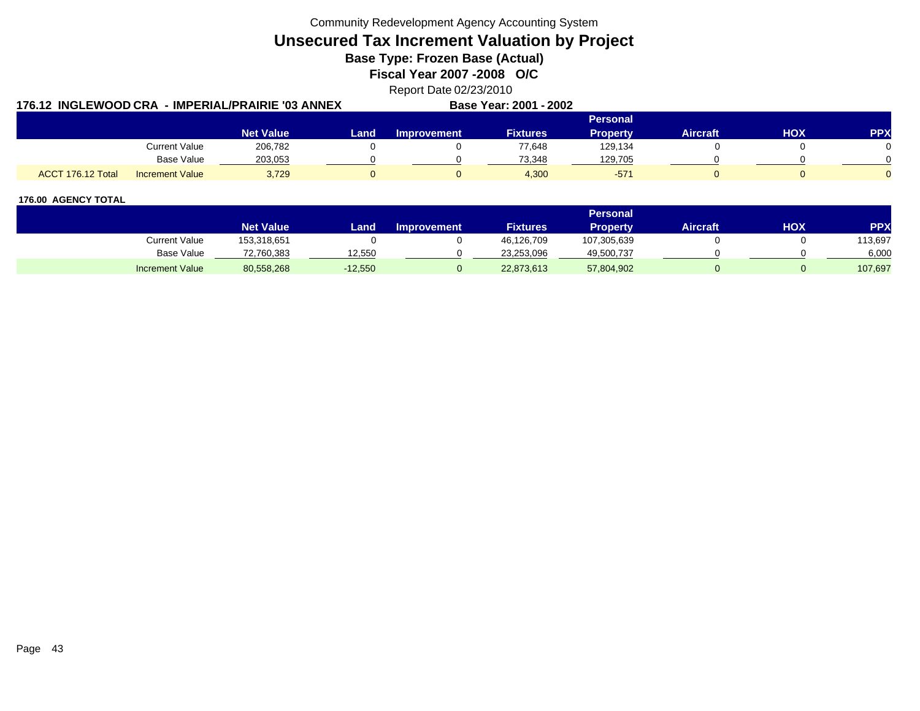Community Redevelopment Agency Accounting System

# Unsecured Tax Increment Valuation by Project

## Base Type: Frozen Base (Actual)

## Fiscal Year 2007 -2008 O/C

Report Date 02/23/2010

### 176.12 INGLEWOOD CRA - IMPERIAL/PRAIRIE '03 ANNEX

**Base Year: 2001 - 2002**

| | | Net Value | Land | Improvement | Fixtures | Personal Property | Aircraft | HOX | PPX |
|---|---|---|---|---|---|---|---|---|---|
| | Current Value | 206,782 | 0 | 0 | 77,648 | 129,134 | 0 | 0 | 0 |
| | Base Value | 203,053 | 0 | 0 | 73,348 | 129,705 | 0 | 0 | 0 |
| ACCT 176.12 Total | Increment Value | 3,729 | 0 | 0 | 4,300 | -571 | 0 | 0 | 0 |

### 176.00 AGENCY TOTAL

| | Net Value | Land | Improvement | Fixtures | Personal Property | Aircraft | HOX | PPX |
|---|---|---|---|---|---|---|---|---|
| Current Value | 153,318,651 | 0 | 0 | 46,126,709 | 107,305,639 | 0 | 0 | 113,697 |
| Base Value | 72,760,383 | 12,550 | 0 | 23,253,096 | 49,500,737 | 0 | 0 | 6,000 |
| Increment Value | 80,558,268 | -12,550 | 0 | 22,873,613 | 57,804,902 | 0 | 0 | 107,697 |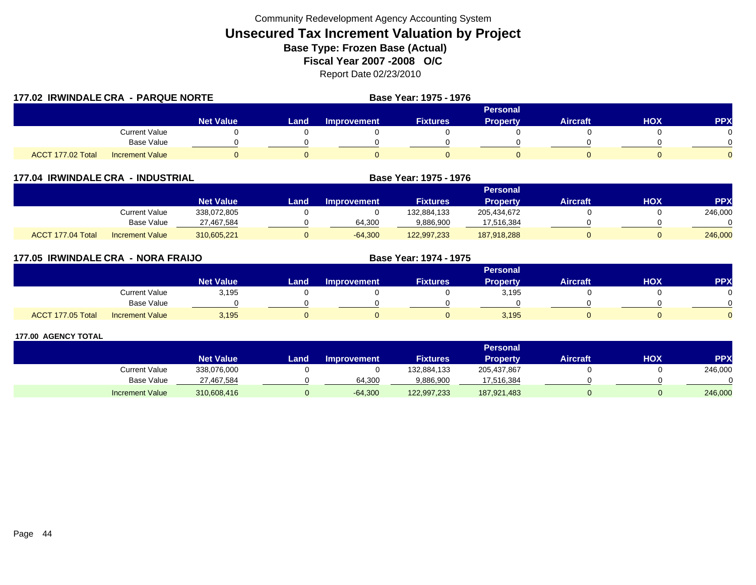Community Redevelopment Agency Accounting System

# Unsecured Tax Increment Valuation by Project

**Base Type: Frozen Base (Actual)**

**Fiscal Year 2007 -2008 O/C**

Report Date 02/23/2010

## 177.02 IRWINDALE CRA - PARQUE NORTE

**Base Year: 1975 - 1976**

| | | Net Value | Land | Improvement | Fixtures | Personal Property | Aircraft | HOX | PPX |
|---|---|---|---|---|---|---|---|---|---|
| | Current Value | 0 | 0 | 0 | 0 | 0 | 0 | 0 | 0 |
| | Base Value | 0 | 0 | 0 | 0 | 0 | 0 | 0 | 0 |
| ACCT 177.02 Total | Increment Value | 0 | 0 | 0 | 0 | 0 | 0 | 0 | 0 |

## 177.04 IRWINDALE CRA - INDUSTRIAL

**Base Year: 1975 - 1976**

| | | Net Value | Land | Improvement | Fixtures | Personal Property | Aircraft | HOX | PPX |
|---|---|---|---|---|---|---|---|---|---|
| | Current Value | 338,072,805 | 0 | 0 | 132,884,133 | 205,434,672 | 0 | 0 | 246,000 |
| | Base Value | 27,467,584 | 0 | 64,300 | 9,886,900 | 17,516,384 | 0 | 0 | 0 |
| ACCT 177.04 Total | Increment Value | 310,605,221 | 0 | -64,300 | 122,997,233 | 187,918,288 | 0 | 0 | 246,000 |

## 177.05 IRWINDALE CRA - NORA FRAIJO

**Base Year: 1974 - 1975**

| | | Net Value | Land | Improvement | Fixtures | Personal Property | Aircraft | HOX | PPX |
|---|---|---|---|---|---|---|---|---|---|
| | Current Value | 3,195 | 0 | 0 | 0 | 3,195 | 0 | 0 | 0 |
| | Base Value | 0 | 0 | 0 | 0 | 0 | 0 | 0 | 0 |
| ACCT 177.05 Total | Increment Value | 3,195 | 0 | 0 | 0 | 3,195 | 0 | 0 | 0 |

## 177.00 AGENCY TOTAL

| | Net Value | Land | Improvement | Fixtures | Personal Property | Aircraft | HOX | PPX |
|---|---|---|---|---|---|---|---|---|
| Current Value | 338,076,000 | 0 | 0 | 132,884,133 | 205,437,867 | 0 | 0 | 246,000 |
| Base Value | 27,467,584 | 0 | 64,300 | 9,886,900 | 17,516,384 | 0 | 0 | 0 |
| Increment Value | 310,608,416 | 0 | -64,300 | 122,997,233 | 187,921,483 | 0 | 0 | 246,000 |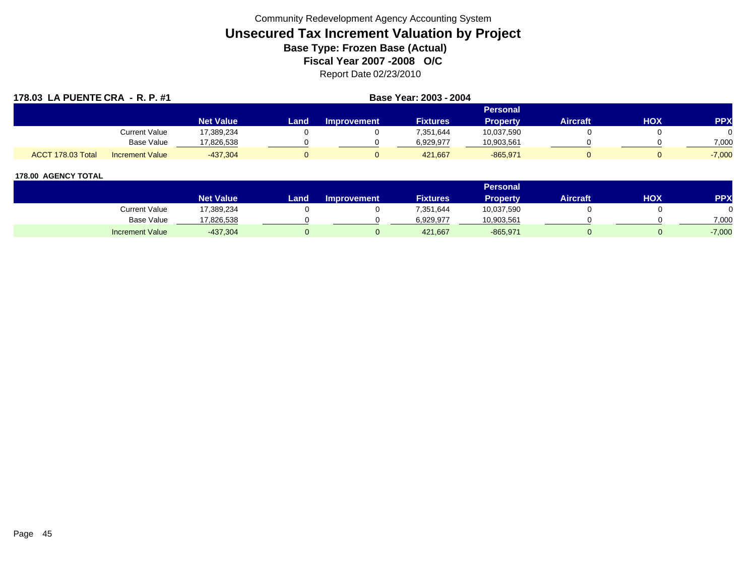Community Redevelopment Agency Accounting System

# Unsecured Tax Increment Valuation by Project

**Base Type: Frozen Base (Actual)**

**Fiscal Year 2007 -2008 O/C**

Report Date 02/23/2010

**178.03 LA PUENTE CRA - R. P. #1** — **Base Year: 2003 - 2004**

| | | Net Value | Land | Improvement | Fixtures | Personal Property | Aircraft | HOX | PPX |
|---|---|---|---|---|---|---|---|---|---|
| | Current Value | 17,389,234 | 0 | 0 | 7,351,644 | 10,037,590 | 0 | 0 | 0 |
| | Base Value | 17,826,538 | 0 | 0 | 6,929,977 | 10,903,561 | 0 | 0 | 7,000 |
| ACCT 178.03 Total | Increment Value | -437,304 | 0 | 0 | 421,667 | -865,971 | 0 | 0 | -7,000 |

**178.00 AGENCY TOTAL**

| | Net Value | Land | Improvement | Fixtures | Personal Property | Aircraft | HOX | PPX |
|---|---|---|---|---|---|---|---|---|
| Current Value | 17,389,234 | 0 | 0 | 7,351,644 | 10,037,590 | 0 | 0 | 0 |
| Base Value | 17,826,538 | 0 | 0 | 6,929,977 | 10,903,561 | 0 | 0 | 7,000 |
| Increment Value | -437,304 | 0 | 0 | 421,667 | -865,971 | 0 | 0 | -7,000 |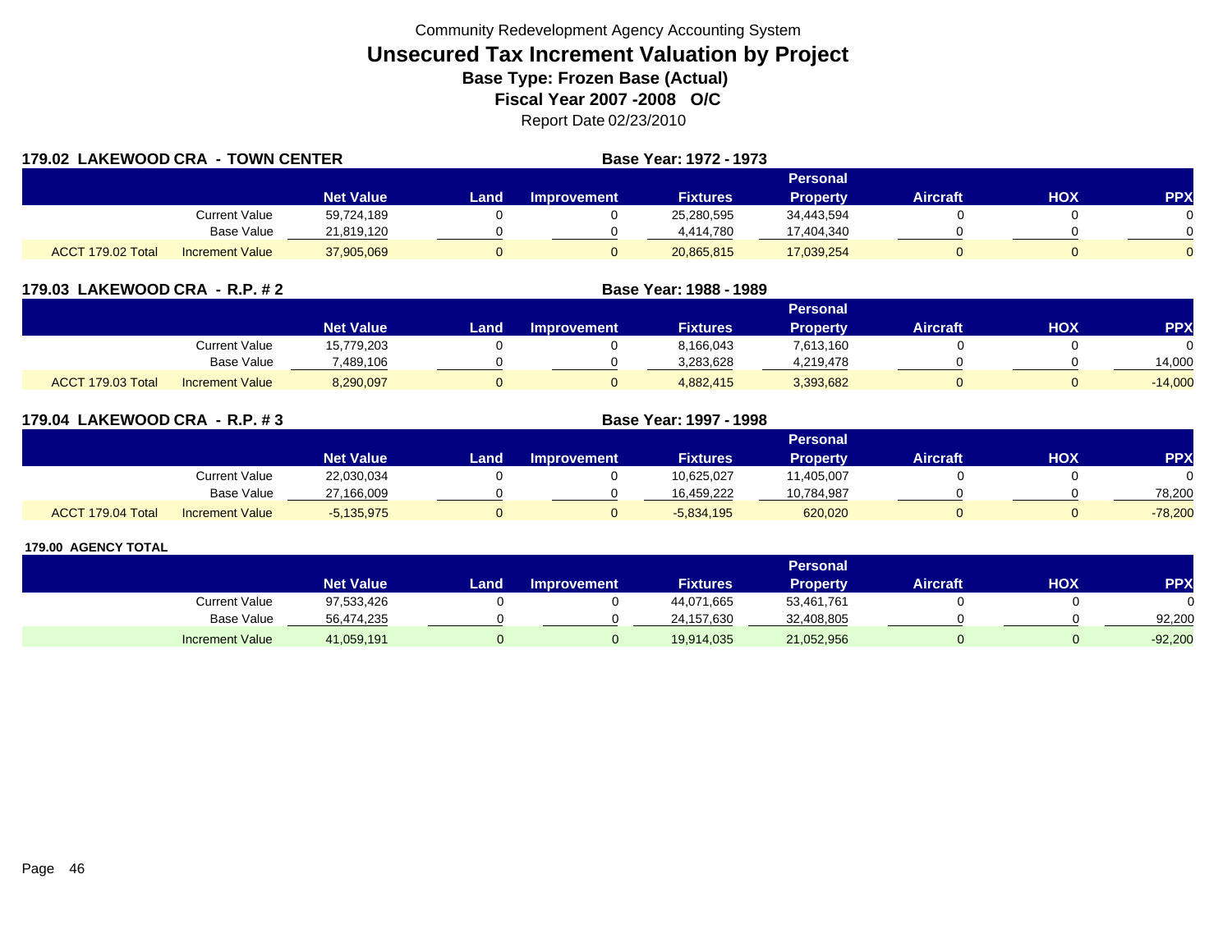Community Redevelopment Agency Accounting System

# Unsecured Tax Increment Valuation by Project

**Base Type: Frozen Base (Actual)**

**Fiscal Year 2007 -2008 O/C**

Report Date 02/23/2010

## 179.02 LAKEWOOD CRA - TOWN CENTER

**Base Year: 1972 - 1973**

| | | Net Value | Land | Improvement | Fixtures | Personal Property | Aircraft | HOX | PPX |
|---|---|---|---|---|---|---|---|---|---|
| | Current Value | 59,724,189 | 0 | 0 | 25,280,595 | 34,443,594 | 0 | 0 | 0 |
| | Base Value | 21,819,120 | 0 | 0 | 4,414,780 | 17,404,340 | 0 | 0 | 0 |
| ACCT 179.02 Total | Increment Value | 37,905,069 | 0 | 0 | 20,865,815 | 17,039,254 | 0 | 0 | 0 |

## 179.03 LAKEWOOD CRA - R.P. # 2

**Base Year: 1988 - 1989**

| | | Net Value | Land | Improvement | Fixtures | Personal Property | Aircraft | HOX | PPX |
|---|---|---|---|---|---|---|---|---|---|
| | Current Value | 15,779,203 | 0 | 0 | 8,166,043 | 7,613,160 | 0 | 0 | 0 |
| | Base Value | 7,489,106 | 0 | 0 | 3,283,628 | 4,219,478 | 0 | 0 | 14,000 |
| ACCT 179.03 Total | Increment Value | 8,290,097 | 0 | 0 | 4,882,415 | 3,393,682 | 0 | 0 | -14,000 |

## 179.04 LAKEWOOD CRA - R.P. # 3

**Base Year: 1997 - 1998**

| | | Net Value | Land | Improvement | Fixtures | Personal Property | Aircraft | HOX | PPX |
|---|---|---|---|---|---|---|---|---|---|
| | Current Value | 22,030,034 | 0 | 0 | 10,625,027 | 11,405,007 | 0 | 0 | 0 |
| | Base Value | 27,166,009 | 0 | 0 | 16,459,222 | 10,784,987 | 0 | 0 | 78,200 |
| ACCT 179.04 Total | Increment Value | -5,135,975 | 0 | 0 | -5,834,195 | 620,020 | 0 | 0 | -78,200 |

## 179.00 AGENCY TOTAL

| | Net Value | Land | Improvement | Fixtures | Personal Property | Aircraft | HOX | PPX |
|---|---|---|---|---|---|---|---|---|
| Current Value | 97,533,426 | 0 | 0 | 44,071,665 | 53,461,761 | 0 | 0 | 0 |
| Base Value | 56,474,235 | 0 | 0 | 24,157,630 | 32,408,805 | 0 | 0 | 92,200 |
| Increment Value | 41,059,191 | 0 | 0 | 19,914,035 | 21,052,956 | 0 | 0 | -92,200 |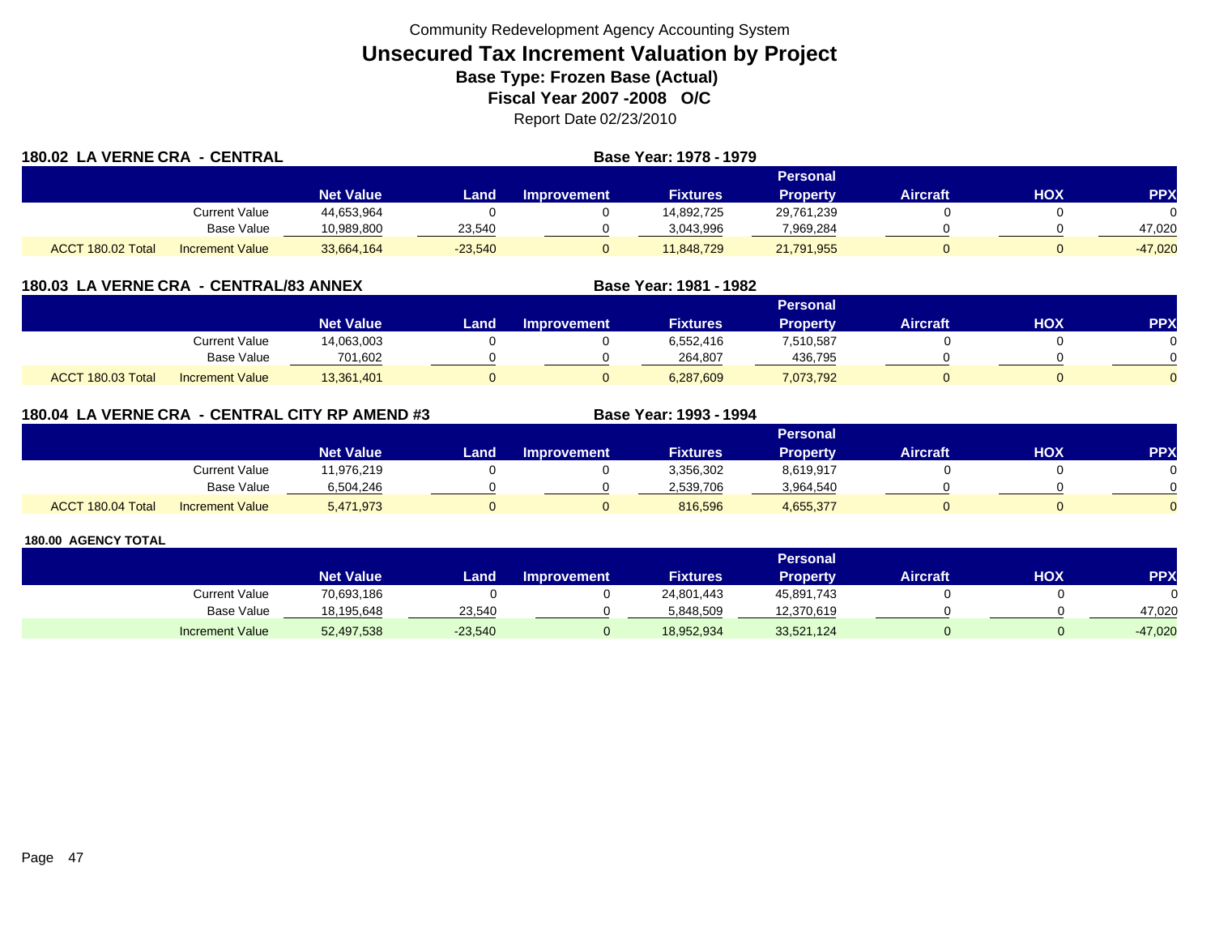Community Redevelopment Agency Accounting System

# Unsecured Tax Increment Valuation by Project

**Base Type: Frozen Base (Actual)**

**Fiscal Year 2007 -2008 O/C**

Report Date 02/23/2010

## 180.02 LA VERNE CRA - CENTRAL

**Base Year: 1978 - 1979**

| | | Net Value | Land | Improvement | Fixtures | Personal Property | Aircraft | HOX | PPX |
|---|---|---|---|---|---|---|---|---|---|
| | Current Value | 44,653,964 | 0 | 0 | 14,892,725 | 29,761,239 | 0 | 0 | 0 |
| | Base Value | 10,989,800 | 23,540 | 0 | 3,043,996 | 7,969,284 | 0 | 0 | 47,020 |
| ACCT 180.02 Total | Increment Value | 33,664,164 | -23,540 | 0 | 11,848,729 | 21,791,955 | 0 | 0 | -47,020 |

## 180.03 LA VERNE CRA - CENTRAL/83 ANNEX

**Base Year: 1981 - 1982**

| | | Net Value | Land | Improvement | Fixtures | Personal Property | Aircraft | HOX | PPX |
|---|---|---|---|---|---|---|---|---|---|
| | Current Value | 14,063,003 | 0 | 0 | 6,552,416 | 7,510,587 | 0 | 0 | 0 |
| | Base Value | 701,602 | 0 | 0 | 264,807 | 436,795 | 0 | 0 | 0 |
| ACCT 180.03 Total | Increment Value | 13,361,401 | 0 | 0 | 6,287,609 | 7,073,792 | 0 | 0 | 0 |

## 180.04 LA VERNE CRA - CENTRAL CITY RP AMEND #3

**Base Year: 1993 - 1994**

| | | Net Value | Land | Improvement | Fixtures | Personal Property | Aircraft | HOX | PPX |
|---|---|---|---|---|---|---|---|---|---|
| | Current Value | 11,976,219 | 0 | 0 | 3,356,302 | 8,619,917 | 0 | 0 | 0 |
| | Base Value | 6,504,246 | 0 | 0 | 2,539,706 | 3,964,540 | 0 | 0 | 0 |
| ACCT 180.04 Total | Increment Value | 5,471,973 | 0 | 0 | 816,596 | 4,655,377 | 0 | 0 | 0 |

## 180.00 AGENCY TOTAL

| | | Net Value | Land | Improvement | Fixtures | Personal Property | Aircraft | HOX | PPX |
|---|---|---|---|---|---|---|---|---|---|
| | Current Value | 70,693,186 | 0 | 0 | 24,801,443 | 45,891,743 | 0 | 0 | 0 |
| | Base Value | 18,195,648 | 23,540 | 0 | 5,848,509 | 12,370,619 | 0 | 0 | 47,020 |
| | Increment Value | 52,497,538 | -23,540 | 0 | 18,952,934 | 33,521,124 | 0 | 0 | -47,020 |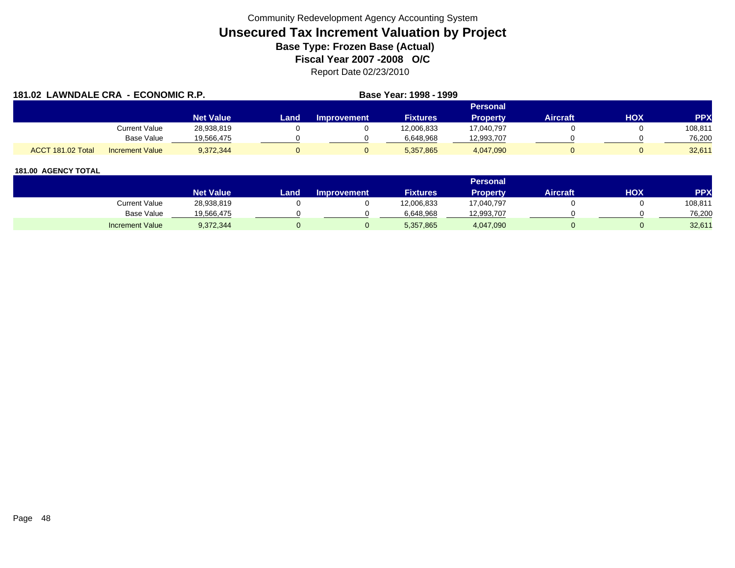Community Redevelopment Agency Accounting System

# Unsecured Tax Increment Valuation by Project

### Base Type: Frozen Base (Actual)

### Fiscal Year 2007 -2008 O/C

Report Date 02/23/2010

**181.02 LAWNDALE CRA - ECONOMIC R.P.** **Base Year: 1998 - 1999**

| | | Net Value | Land | Improvement | Fixtures | Personal Property | Aircraft | HOX | PPX |
|---|---|---|---|---|---|---|---|---|---|
| | Current Value | 28,938,819 | 0 | 0 | 12,006,833 | 17,040,797 | 0 | 0 | 108,811 |
| | Base Value | 19,566,475 | 0 | 0 | 6,648,968 | 12,993,707 | 0 | 0 | 76,200 |
| ACCT 181.02 Total | Increment Value | 9,372,344 | 0 | 0 | 5,357,865 | 4,047,090 | 0 | 0 | 32,611 |

**181.00 AGENCY TOTAL**

| | Net Value | Land | Improvement | Fixtures | Personal Property | Aircraft | HOX | PPX |
|---|---|---|---|---|---|---|---|---|
| Current Value | 28,938,819 | 0 | 0 | 12,006,833 | 17,040,797 | 0 | 0 | 108,811 |
| Base Value | 19,566,475 | 0 | 0 | 6,648,968 | 12,993,707 | 0 | 0 | 76,200 |
| Increment Value | 9,372,344 | 0 | 0 | 5,357,865 | 4,047,090 | 0 | 0 | 32,611 |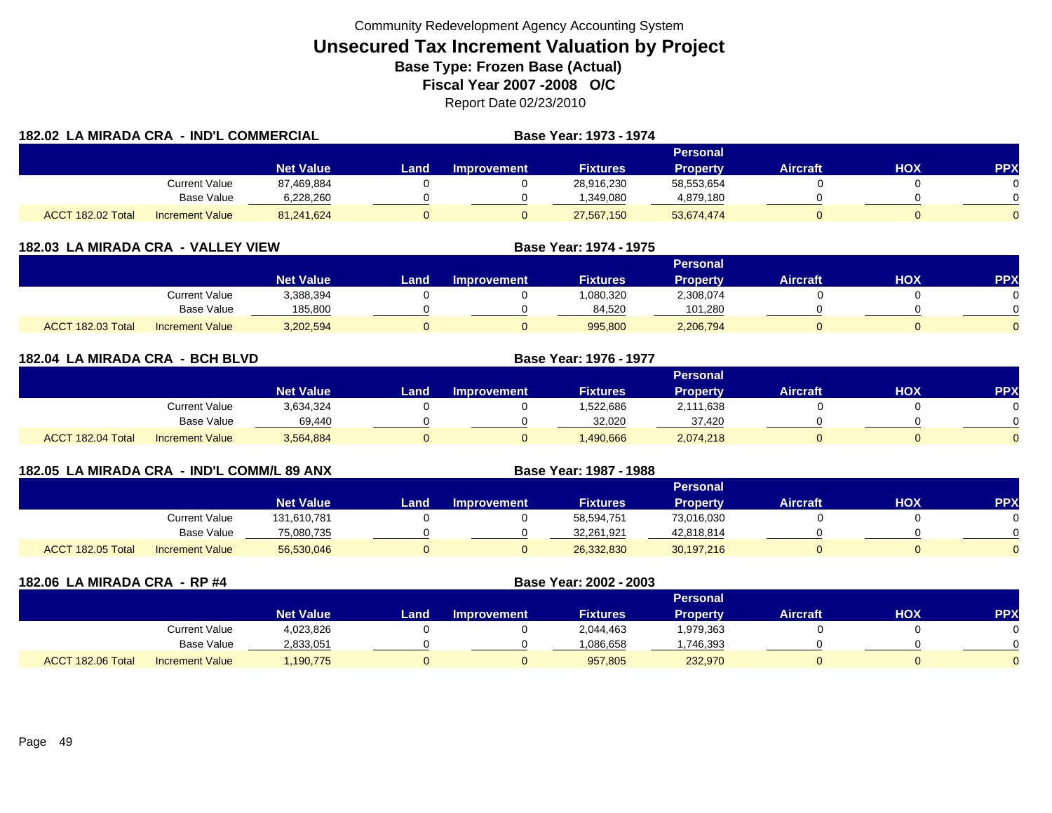Community Redevelopment Agency Accounting System

# Unsecured Tax Increment Valuation by Project

**Base Type: Frozen Base (Actual)**

**Fiscal Year 2007 -2008 O/C**

Report Date 02/23/2010

## 182.02 LA MIRADA CRA - IND'L COMMERCIAL

**Base Year: 1973 - 1974**

| | | Net Value | Land | Improvement | Fixtures | Personal Property | Aircraft | HOX | PPX |
|---|---|---|---|---|---|---|---|---|---|
| | Current Value | 87,469,884 | 0 | 0 | 28,916,230 | 58,553,654 | 0 | 0 | 0 |
| | Base Value | 6,228,260 | 0 | 0 | 1,349,080 | 4,879,180 | 0 | 0 | 0 |
| ACCT 182.02 Total | Increment Value | 81,241,624 | 0 | 0 | 27,567,150 | 53,674,474 | 0 | 0 | 0 |

## 182.03 LA MIRADA CRA - VALLEY VIEW

**Base Year: 1974 - 1975**

| | | Net Value | Land | Improvement | Fixtures | Personal Property | Aircraft | HOX | PPX |
|---|---|---|---|---|---|---|---|---|---|
| | Current Value | 3,388,394 | 0 | 0 | 1,080,320 | 2,308,074 | 0 | 0 | 0 |
| | Base Value | 185,800 | 0 | 0 | 84,520 | 101,280 | 0 | 0 | 0 |
| ACCT 182.03 Total | Increment Value | 3,202,594 | 0 | 0 | 995,800 | 2,206,794 | 0 | 0 | 0 |

## 182.04 LA MIRADA CRA - BCH BLVD

**Base Year: 1976 - 1977**

| | | Net Value | Land | Improvement | Fixtures | Personal Property | Aircraft | HOX | PPX |
|---|---|---|---|---|---|---|---|---|---|
| | Current Value | 3,634,324 | 0 | 0 | 1,522,686 | 2,111,638 | 0 | 0 | 0 |
| | Base Value | 69,440 | 0 | 0 | 32,020 | 37,420 | 0 | 0 | 0 |
| ACCT 182.04 Total | Increment Value | 3,564,884 | 0 | 0 | 1,490,666 | 2,074,218 | 0 | 0 | 0 |

## 182.05 LA MIRADA CRA - IND'L COMM/L 89 ANX

**Base Year: 1987 - 1988**

| | | Net Value | Land | Improvement | Fixtures | Personal Property | Aircraft | HOX | PPX |
|---|---|---|---|---|---|---|---|---|---|
| | Current Value | 131,610,781 | 0 | 0 | 58,594,751 | 73,016,030 | 0 | 0 | 0 |
| | Base Value | 75,080,735 | 0 | 0 | 32,261,921 | 42,818,814 | 0 | 0 | 0 |
| ACCT 182.05 Total | Increment Value | 56,530,046 | 0 | 0 | 26,332,830 | 30,197,216 | 0 | 0 | 0 |

## 182.06 LA MIRADA CRA - RP #4

**Base Year: 2002 - 2003**

| | | Net Value | Land | Improvement | Fixtures | Personal Property | Aircraft | HOX | PPX |
|---|---|---|---|---|---|---|---|---|---|
| | Current Value | 4,023,826 | 0 | 0 | 2,044,463 | 1,979,363 | 0 | 0 | 0 |
| | Base Value | 2,833,051 | 0 | 0 | 1,086,658 | 1,746,393 | 0 | 0 | 0 |
| ACCT 182.06 Total | Increment Value | 1,190,775 | 0 | 0 | 957,805 | 232,970 | 0 | 0 | 0 |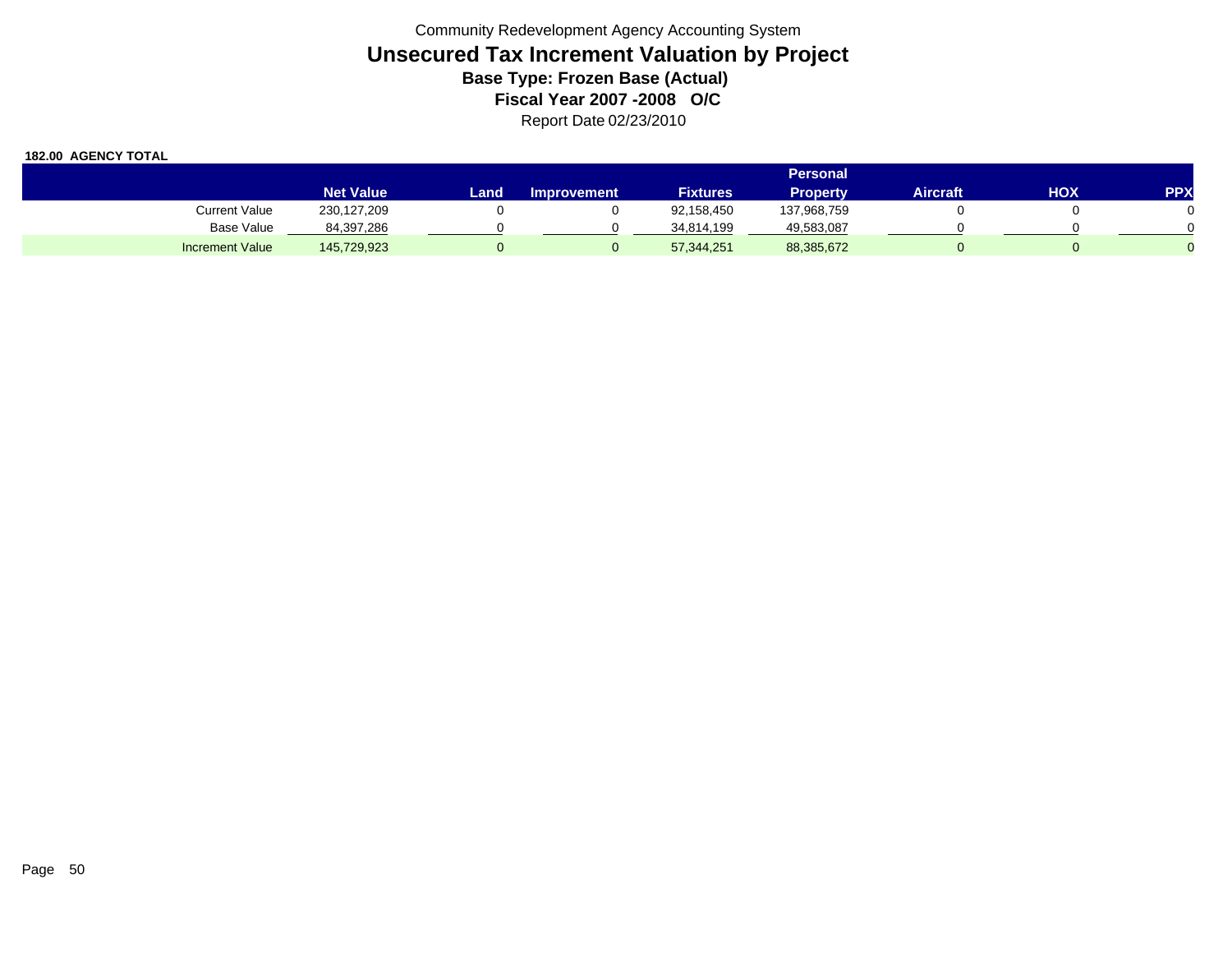Community Redevelopment Agency Accounting System

# Unsecured Tax Increment Valuation by Project

**Base Type: Frozen Base (Actual)**

**Fiscal Year 2007 -2008 O/C**

Report Date 02/23/2010

**182.00 AGENCY TOTAL**

| | Net Value | Land | Improvement | Fixtures | Personal Property | Aircraft | HOX | PPX |
|---|---|---|---|---|---|---|---|---|
| Current Value | 230,127,209 | 0 | 0 | 92,158,450 | 137,968,759 | 0 | 0 | 0 |
| Base Value | 84,397,286 | 0 | 0 | 34,814,199 | 49,583,087 | 0 | 0 | 0 |
| Increment Value | 145,729,923 | 0 | 0 | 57,344,251 | 88,385,672 | 0 | 0 | 0 |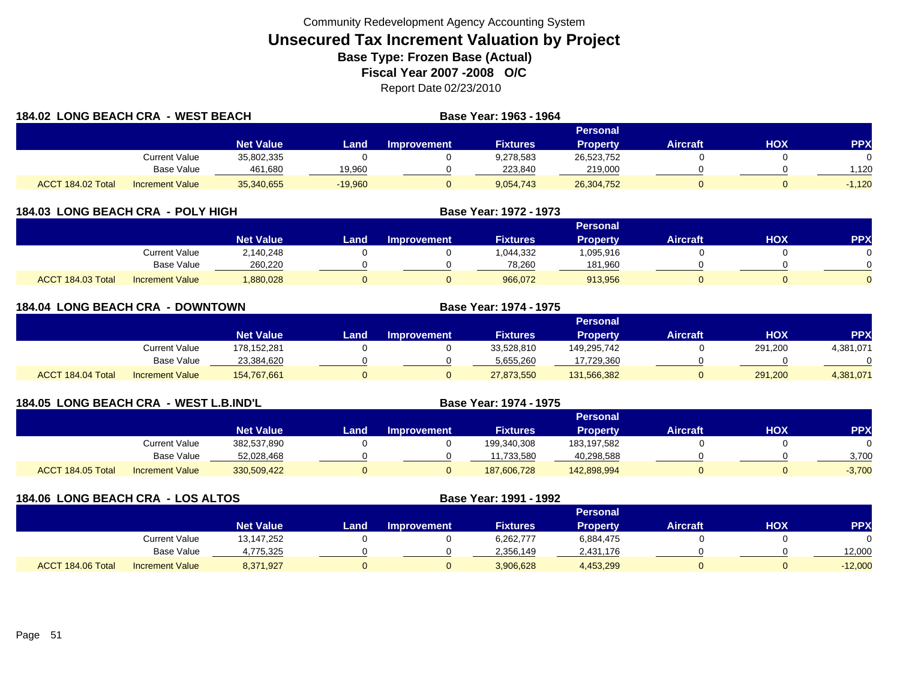Community Redevelopment Agency Accounting System

# Unsecured Tax Increment Valuation by Project

**Base Type: Frozen Base (Actual)**

**Fiscal Year 2007 -2008 O/C**

Report Date 02/23/2010

## 184.02 LONG BEACH CRA - WEST BEACH

**Base Year: 1963 - 1964**

| | | Net Value | Land | Improvement | Fixtures | Personal Property | Aircraft | HOX | PPX |
|---|---|---|---|---|---|---|---|---|---|
| | Current Value | 35,802,335 | 0 | 0 | 9,278,583 | 26,523,752 | 0 | 0 | 0 |
| | Base Value | 461,680 | 19,960 | 0 | 223,840 | 219,000 | 0 | 0 | 1,120 |
| ACCT 184.02 Total | Increment Value | 35,340,655 | -19,960 | 0 | 9,054,743 | 26,304,752 | 0 | 0 | -1,120 |

## 184.03 LONG BEACH CRA - POLY HIGH

**Base Year: 1972 - 1973**

| | | Net Value | Land | Improvement | Fixtures | Personal Property | Aircraft | HOX | PPX |
|---|---|---|---|---|---|---|---|---|---|
| | Current Value | 2,140,248 | 0 | 0 | 1,044,332 | 1,095,916 | 0 | 0 | 0 |
| | Base Value | 260,220 | 0 | 0 | 78,260 | 181,960 | 0 | 0 | 0 |
| ACCT 184.03 Total | Increment Value | 1,880,028 | 0 | 0 | 966,072 | 913,956 | 0 | 0 | 0 |

## 184.04 LONG BEACH CRA - DOWNTOWN

**Base Year: 1974 - 1975**

| | | Net Value | Land | Improvement | Fixtures | Personal Property | Aircraft | HOX | PPX |
|---|---|---|---|---|---|---|---|---|---|
| | Current Value | 178,152,281 | 0 | 0 | 33,528,810 | 149,295,742 | 0 | 291,200 | 4,381,071 |
| | Base Value | 23,384,620 | 0 | 0 | 5,655,260 | 17,729,360 | 0 | 0 | 0 |
| ACCT 184.04 Total | Increment Value | 154,767,661 | 0 | 0 | 27,873,550 | 131,566,382 | 0 | 291,200 | 4,381,071 |

## 184.05 LONG BEACH CRA - WEST L.B.IND'L

**Base Year: 1974 - 1975**

| | | Net Value | Land | Improvement | Fixtures | Personal Property | Aircraft | HOX | PPX |
|---|---|---|---|---|---|---|---|---|---|
| | Current Value | 382,537,890 | 0 | 0 | 199,340,308 | 183,197,582 | 0 | 0 | 0 |
| | Base Value | 52,028,468 | 0 | 0 | 11,733,580 | 40,298,588 | 0 | 0 | 3,700 |
| ACCT 184.05 Total | Increment Value | 330,509,422 | 0 | 0 | 187,606,728 | 142,898,994 | 0 | 0 | -3,700 |

## 184.06 LONG BEACH CRA - LOS ALTOS

**Base Year: 1991 - 1992**

| | | Net Value | Land | Improvement | Fixtures | Personal Property | Aircraft | HOX | PPX |
|---|---|---|---|---|---|---|---|---|---|
| | Current Value | 13,147,252 | 0 | 0 | 6,262,777 | 6,884,475 | 0 | 0 | 0 |
| | Base Value | 4,775,325 | 0 | 0 | 2,356,149 | 2,431,176 | 0 | 0 | 12,000 |
| ACCT 184.06 Total | Increment Value | 8,371,927 | 0 | 0 | 3,906,628 | 4,453,299 | 0 | 0 | -12,000 |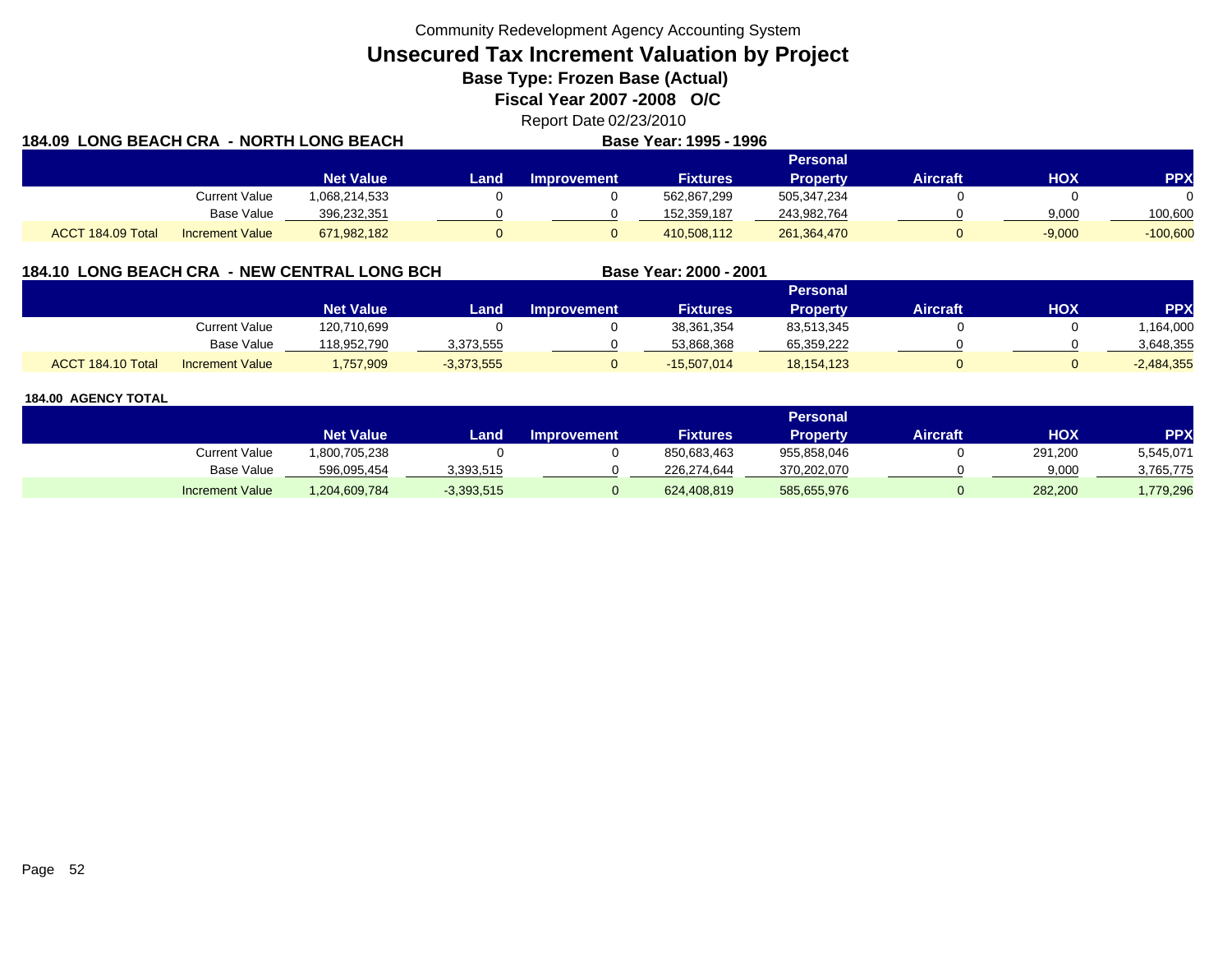Community Redevelopment Agency Accounting System

# Unsecured Tax Increment Valuation by Project

**Base Type: Frozen Base (Actual)**

**Fiscal Year 2007 -2008 O/C**

Report Date 02/23/2010

## 184.09 LONG BEACH CRA - NORTH LONG BEACH

**Base Year: 1995 - 1996**

| | | Net Value | Land | Improvement | Fixtures | Personal Property | Aircraft | HOX | PPX |
|---|---|---|---|---|---|---|---|---|---|
| | Current Value | 1,068,214,533 | 0 | 0 | 562,867,299 | 505,347,234 | 0 | 0 | 0 |
| | Base Value | 396,232,351 | 0 | 0 | 152,359,187 | 243,982,764 | 0 | 9,000 | 100,600 |
| ACCT 184.09 Total | Increment Value | 671,982,182 | 0 | 0 | 410,508,112 | 261,364,470 | 0 | -9,000 | -100,600 |

## 184.10 LONG BEACH CRA - NEW CENTRAL LONG BCH

**Base Year: 2000 - 2001**

| | | Net Value | Land | Improvement | Fixtures | Personal Property | Aircraft | HOX | PPX |
|---|---|---|---|---|---|---|---|---|---|
| | Current Value | 120,710,699 | 0 | 0 | 38,361,354 | 83,513,345 | 0 | 0 | 1,164,000 |
| | Base Value | 118,952,790 | 3,373,555 | 0 | 53,868,368 | 65,359,222 | 0 | 0 | 3,648,355 |
| ACCT 184.10 Total | Increment Value | 1,757,909 | -3,373,555 | 0 | -15,507,014 | 18,154,123 | 0 | 0 | -2,484,355 |

## 184.00 AGENCY TOTAL

| | Net Value | Land | Improvement | Fixtures | Personal Property | Aircraft | HOX | PPX |
|---|---|---|---|---|---|---|---|---|
| Current Value | 1,800,705,238 | 0 | 0 | 850,683,463 | 955,858,046 | 0 | 291,200 | 5,545,071 |
| Base Value | 596,095,454 | 3,393,515 | 0 | 226,274,644 | 370,202,070 | 0 | 9,000 | 3,765,775 |
| Increment Value | 1,204,609,784 | -3,393,515 | 0 | 624,408,819 | 585,655,976 | 0 | 282,200 | 1,779,296 |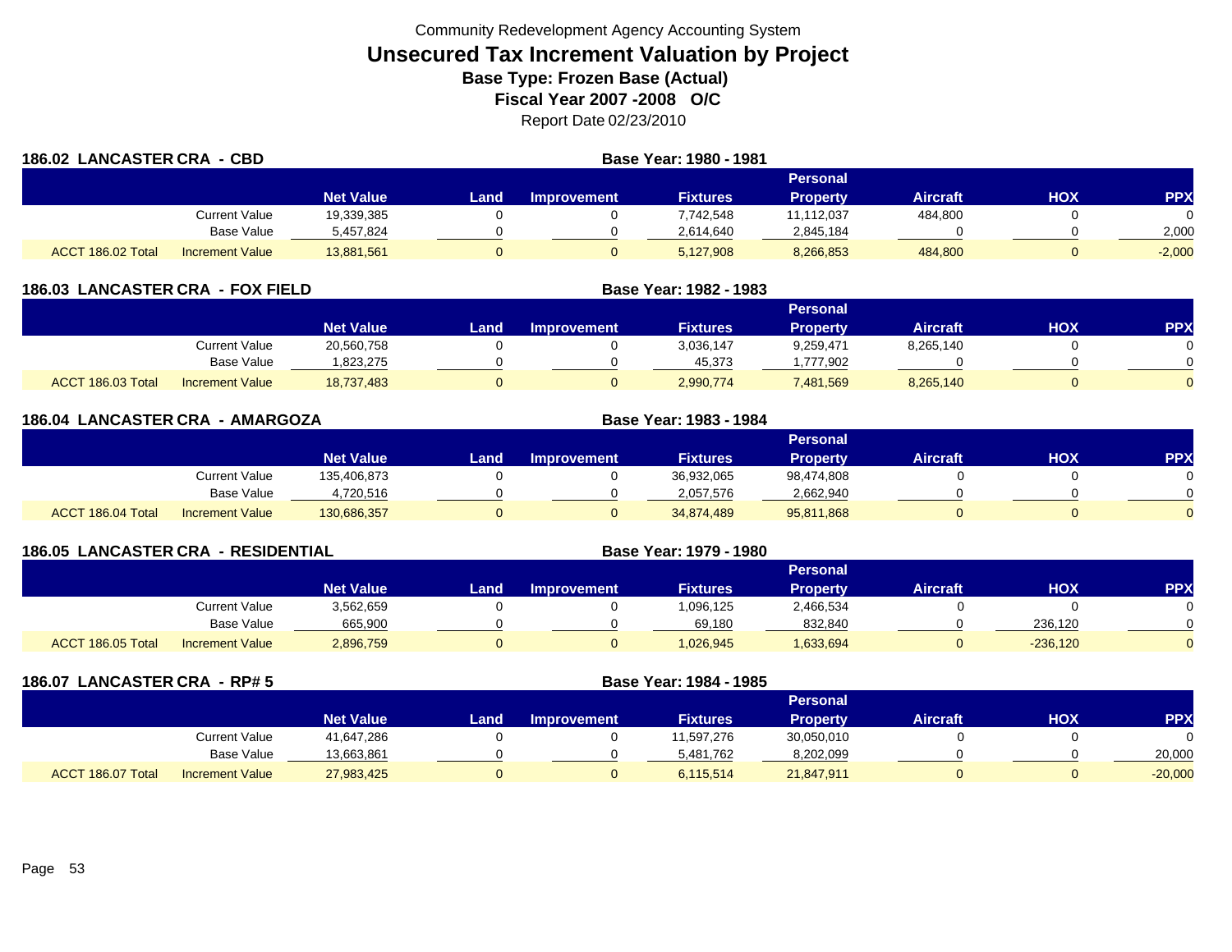Community Redevelopment Agency Accounting System

# Unsecured Tax Increment Valuation by Project

**Base Type: Frozen Base (Actual)**

**Fiscal Year 2007 -2008 O/C**

Report Date 02/23/2010

## 186.02 LANCASTER CRA - CBD

**Base Year: 1980 - 1981**

| | | Net Value | Land | Improvement | Fixtures | Personal Property | Aircraft | HOX | PPX |
|---|---|---|---|---|---|---|---|---|---|
| | Current Value | 19,339,385 | 0 | 0 | 7,742,548 | 11,112,037 | 484,800 | 0 | 0 |
| | Base Value | 5,457,824 | 0 | 0 | 2,614,640 | 2,845,184 | 0 | 0 | 2,000 |
| ACCT 186.02 Total | Increment Value | 13,881,561 | 0 | 0 | 5,127,908 | 8,266,853 | 484,800 | 0 | -2,000 |

## 186.03 LANCASTER CRA - FOX FIELD

**Base Year: 1982 - 1983**

| | | Net Value | Land | Improvement | Fixtures | Personal Property | Aircraft | HOX | PPX |
|---|---|---|---|---|---|---|---|---|---|
| | Current Value | 20,560,758 | 0 | 0 | 3,036,147 | 9,259,471 | 8,265,140 | 0 | 0 |
| | Base Value | 1,823,275 | 0 | 0 | 45,373 | 1,777,902 | 0 | 0 | 0 |
| ACCT 186.03 Total | Increment Value | 18,737,483 | 0 | 0 | 2,990,774 | 7,481,569 | 8,265,140 | 0 | 0 |

## 186.04 LANCASTER CRA - AMARGOZA

**Base Year: 1983 - 1984**

| | | Net Value | Land | Improvement | Fixtures | Personal Property | Aircraft | HOX | PPX |
|---|---|---|---|---|---|---|---|---|---|
| | Current Value | 135,406,873 | 0 | 0 | 36,932,065 | 98,474,808 | 0 | 0 | 0 |
| | Base Value | 4,720,516 | 0 | 0 | 2,057,576 | 2,662,940 | 0 | 0 | 0 |
| ACCT 186.04 Total | Increment Value | 130,686,357 | 0 | 0 | 34,874,489 | 95,811,868 | 0 | 0 | 0 |

## 186.05 LANCASTER CRA - RESIDENTIAL

**Base Year: 1979 - 1980**

| | | Net Value | Land | Improvement | Fixtures | Personal Property | Aircraft | HOX | PPX |
|---|---|---|---|---|---|---|---|---|---|
| | Current Value | 3,562,659 | 0 | 0 | 1,096,125 | 2,466,534 | 0 | 0 | 0 |
| | Base Value | 665,900 | 0 | 0 | 69,180 | 832,840 | 0 | 236,120 | 0 |
| ACCT 186.05 Total | Increment Value | 2,896,759 | 0 | 0 | 1,026,945 | 1,633,694 | 0 | -236,120 | 0 |

## 186.07 LANCASTER CRA - RP# 5

**Base Year: 1984 - 1985**

| | | Net Value | Land | Improvement | Fixtures | Personal Property | Aircraft | HOX | PPX |
|---|---|---|---|---|---|---|---|---|---|
| | Current Value | 41,647,286 | 0 | 0 | 11,597,276 | 30,050,010 | 0 | 0 | 0 |
| | Base Value | 13,663,861 | 0 | 0 | 5,481,762 | 8,202,099 | 0 | 0 | 20,000 |
| ACCT 186.07 Total | Increment Value | 27,983,425 | 0 | 0 | 6,115,514 | 21,847,911 | 0 | 0 | -20,000 |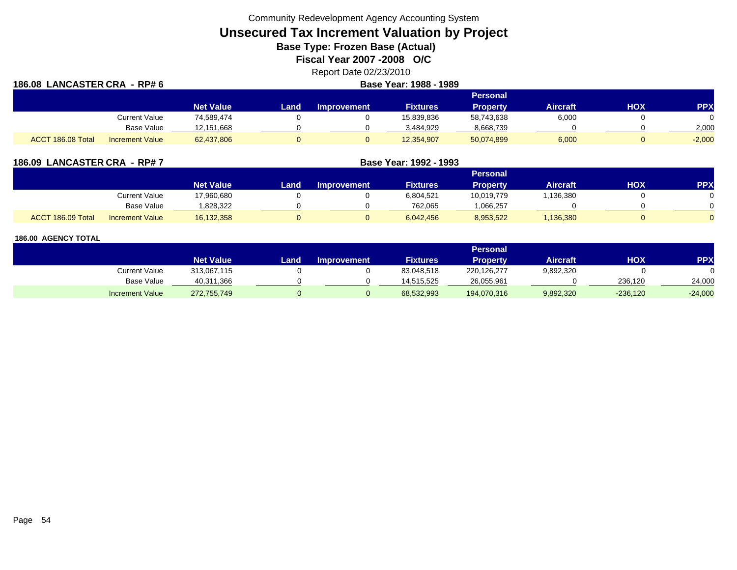Community Redevelopment Agency Accounting System

# Unsecured Tax Increment Valuation by Project

## Base Type: Frozen Base (Actual)

## Fiscal Year 2007 -2008 O/C

Report Date 02/23/2010

### 186.08 LANCASTER CRA - RP# 6

**Base Year: 1988 - 1989**

| | | Net Value | Land | Improvement | Fixtures | Personal Property | Aircraft | HOX | PPX |
|---|---|---|---|---|---|---|---|---|---|
| | Current Value | 74,589,474 | 0 | 0 | 15,839,836 | 58,743,638 | 6,000 | 0 | 0 |
| | Base Value | 12,151,668 | 0 | 0 | 3,484,929 | 8,668,739 | 0 | 0 | 2,000 |
| ACCT 186.08 Total | Increment Value | 62,437,806 | 0 | 0 | 12,354,907 | 50,074,899 | 6,000 | 0 | -2,000 |

### 186.09 LANCASTER CRA - RP# 7

**Base Year: 1992 - 1993**

| | | Net Value | Land | Improvement | Fixtures | Personal Property | Aircraft | HOX | PPX |
|---|---|---|---|---|---|---|---|---|---|
| | Current Value | 17,960,680 | 0 | 0 | 6,804,521 | 10,019,779 | 1,136,380 | 0 | 0 |
| | Base Value | 1,828,322 | 0 | 0 | 762,065 | 1,066,257 | 0 | 0 | 0 |
| ACCT 186.09 Total | Increment Value | 16,132,358 | 0 | 0 | 6,042,456 | 8,953,522 | 1,136,380 | 0 | 0 |

### 186.00 AGENCY TOTAL

| | Net Value | Land | Improvement | Fixtures | Personal Property | Aircraft | HOX | PPX |
|---|---|---|---|---|---|---|---|---|
| Current Value | 313,067,115 | 0 | 0 | 83,048,518 | 220,126,277 | 9,892,320 | 0 | 0 |
| Base Value | 40,311,366 | 0 | 0 | 14,515,525 | 26,055,961 | 0 | 236,120 | 24,000 |
| Increment Value | 272,755,749 | 0 | 0 | 68,532,993 | 194,070,316 | 9,892,320 | -236,120 | -24,000 |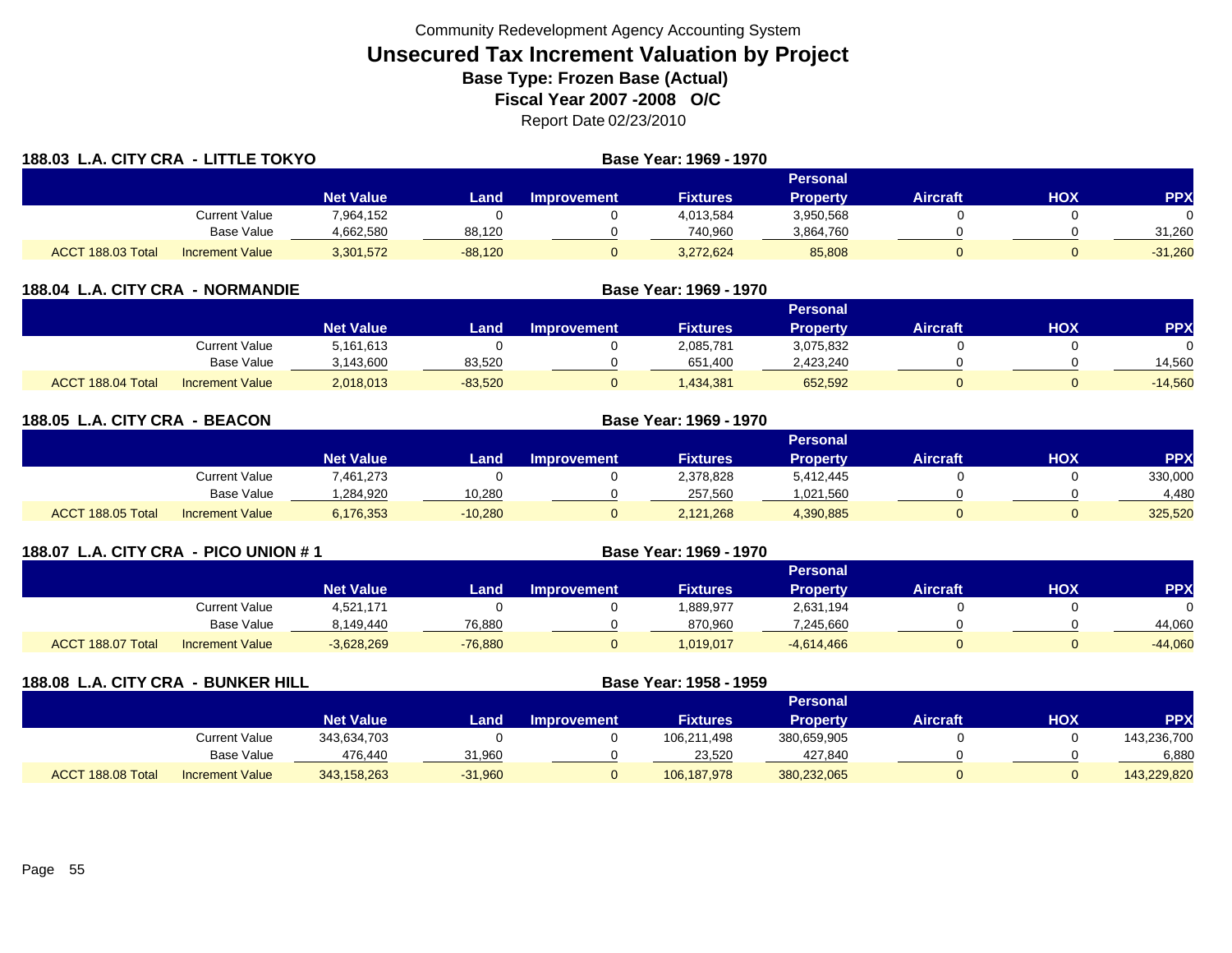Community Redevelopment Agency Accounting System

# Unsecured Tax Increment Valuation by Project

**Base Type: Frozen Base (Actual)**

**Fiscal Year 2007 -2008 O/C**

Report Date 02/23/2010

## 188.03 L.A. CITY CRA - LITTLE TOKYO

**Base Year: 1969 - 1970**

| | | Net Value | Land | Improvement | Fixtures | Personal Property | Aircraft | HOX | PPX |
|---|---|---|---|---|---|---|---|---|---|
| | Current Value | 7,964,152 | 0 | 0 | 4,013,584 | 3,950,568 | 0 | 0 | 0 |
| | Base Value | 4,662,580 | 88,120 | 0 | 740,960 | 3,864,760 | 0 | 0 | 31,260 |
| ACCT 188.03 Total | Increment Value | 3,301,572 | -88,120 | 0 | 3,272,624 | 85,808 | 0 | 0 | -31,260 |

## 188.04 L.A. CITY CRA - NORMANDIE

**Base Year: 1969 - 1970**

| | | Net Value | Land | Improvement | Fixtures | Personal Property | Aircraft | HOX | PPX |
|---|---|---|---|---|---|---|---|---|---|
| | Current Value | 5,161,613 | 0 | 0 | 2,085,781 | 3,075,832 | 0 | 0 | 0 |
| | Base Value | 3,143,600 | 83,520 | 0 | 651,400 | 2,423,240 | 0 | 0 | 14,560 |
| ACCT 188.04 Total | Increment Value | 2,018,013 | -83,520 | 0 | 1,434,381 | 652,592 | 0 | 0 | -14,560 |

## 188.05 L.A. CITY CRA - BEACON

**Base Year: 1969 - 1970**

| | | Net Value | Land | Improvement | Fixtures | Personal Property | Aircraft | HOX | PPX |
|---|---|---|---|---|---|---|---|---|---|
| | Current Value | 7,461,273 | 0 | 0 | 2,378,828 | 5,412,445 | 0 | 0 | 330,000 |
| | Base Value | 1,284,920 | 10,280 | 0 | 257,560 | 1,021,560 | 0 | 0 | 4,480 |
| ACCT 188.05 Total | Increment Value | 6,176,353 | -10,280 | 0 | 2,121,268 | 4,390,885 | 0 | 0 | 325,520 |

## 188.07 L.A. CITY CRA - PICO UNION # 1

**Base Year: 1969 - 1970**

| | | Net Value | Land | Improvement | Fixtures | Personal Property | Aircraft | HOX | PPX |
|---|---|---|---|---|---|---|---|---|---|
| | Current Value | 4,521,171 | 0 | 0 | 1,889,977 | 2,631,194 | 0 | 0 | 0 |
| | Base Value | 8,149,440 | 76,880 | 0 | 870,960 | 7,245,660 | 0 | 0 | 44,060 |
| ACCT 188.07 Total | Increment Value | -3,628,269 | -76,880 | 0 | 1,019,017 | -4,614,466 | 0 | 0 | -44,060 |

## 188.08 L.A. CITY CRA - BUNKER HILL

**Base Year: 1958 - 1959**

| | | Net Value | Land | Improvement | Fixtures | Personal Property | Aircraft | HOX | PPX |
|---|---|---|---|---|---|---|---|---|---|
| | Current Value | 343,634,703 | 0 | 0 | 106,211,498 | 380,659,905 | 0 | 0 | 143,236,700 |
| | Base Value | 476,440 | 31,960 | 0 | 23,520 | 427,840 | 0 | 0 | 6,880 |
| ACCT 188.08 Total | Increment Value | 343,158,263 | -31,960 | 0 | 106,187,978 | 380,232,065 | 0 | 0 | 143,229,820 |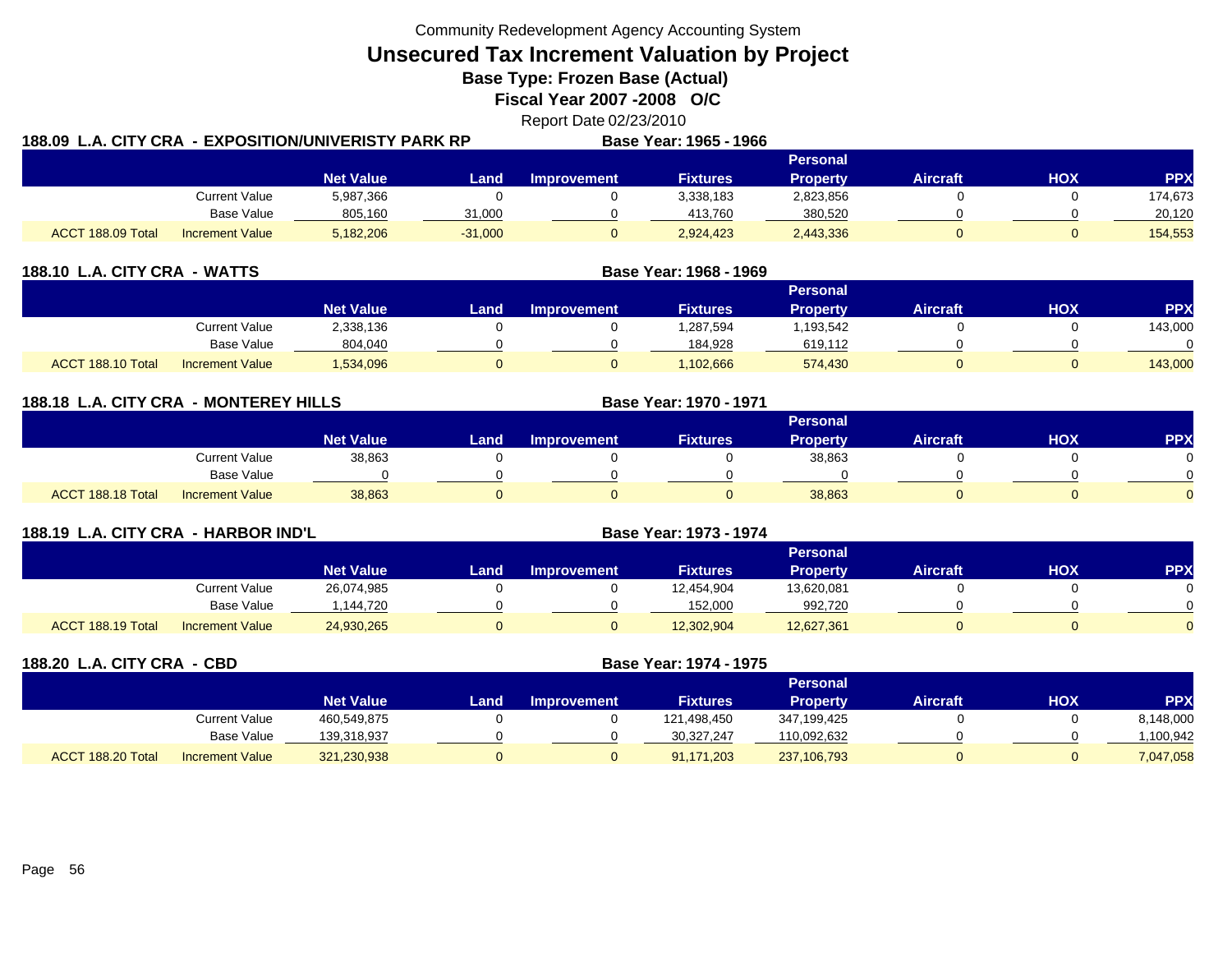Community Redevelopment Agency Accounting System

# Unsecured Tax Increment Valuation by Project

**Base Type: Frozen Base (Actual)**

**Fiscal Year 2007 -2008 O/C**

Report Date 02/23/2010

## 188.09 L.A. CITY CRA - EXPOSITION/UNIVERISTY PARK RP

**Base Year: 1965 - 1966**

| | | Net Value | Land | Improvement | Fixtures | Personal Property | Aircraft | HOX | PPX |
|---|---|---|---|---|---|---|---|---|---|
| | Current Value | 5,987,366 | 0 | 0 | 3,338,183 | 2,823,856 | 0 | 0 | 174,673 |
| | Base Value | 805,160 | 31,000 | 0 | 413,760 | 380,520 | 0 | 0 | 20,120 |
| ACCT 188.09 Total | Increment Value | 5,182,206 | -31,000 | 0 | 2,924,423 | 2,443,336 | 0 | 0 | 154,553 |

## 188.10 L.A. CITY CRA - WATTS

**Base Year: 1968 - 1969**

| | | Net Value | Land | Improvement | Fixtures | Personal Property | Aircraft | HOX | PPX |
|---|---|---|---|---|---|---|---|---|---|
| | Current Value | 2,338,136 | 0 | 0 | 1,287,594 | 1,193,542 | 0 | 0 | 143,000 |
| | Base Value | 804,040 | 0 | 0 | 184,928 | 619,112 | 0 | 0 | 0 |
| ACCT 188.10 Total | Increment Value | 1,534,096 | 0 | 0 | 1,102,666 | 574,430 | 0 | 0 | 143,000 |

## 188.18 L.A. CITY CRA - MONTEREY HILLS

**Base Year: 1970 - 1971**

| | | Net Value | Land | Improvement | Fixtures | Personal Property | Aircraft | HOX | PPX |
|---|---|---|---|---|---|---|---|---|---|
| | Current Value | 38,863 | 0 | 0 | 0 | 38,863 | 0 | 0 | 0 |
| | Base Value | 0 | 0 | 0 | 0 | 0 | 0 | 0 | 0 |
| ACCT 188.18 Total | Increment Value | 38,863 | 0 | 0 | 0 | 38,863 | 0 | 0 | 0 |

## 188.19 L.A. CITY CRA - HARBOR IND'L

**Base Year: 1973 - 1974**

| | | Net Value | Land | Improvement | Fixtures | Personal Property | Aircraft | HOX | PPX |
|---|---|---|---|---|---|---|---|---|---|
| | Current Value | 26,074,985 | 0 | 0 | 12,454,904 | 13,620,081 | 0 | 0 | 0 |
| | Base Value | 1,144,720 | 0 | 0 | 152,000 | 992,720 | 0 | 0 | 0 |
| ACCT 188.19 Total | Increment Value | 24,930,265 | 0 | 0 | 12,302,904 | 12,627,361 | 0 | 0 | 0 |

## 188.20 L.A. CITY CRA - CBD

**Base Year: 1974 - 1975**

| | | Net Value | Land | Improvement | Fixtures | Personal Property | Aircraft | HOX | PPX |
|---|---|---|---|---|---|---|---|---|---|
| | Current Value | 460,549,875 | 0 | 0 | 121,498,450 | 347,199,425 | 0 | 0 | 8,148,000 |
| | Base Value | 139,318,937 | 0 | 0 | 30,327,247 | 110,092,632 | 0 | 0 | 1,100,942 |
| ACCT 188.20 Total | Increment Value | 321,230,938 | 0 | 0 | 91,171,203 | 237,106,793 | 0 | 0 | 7,047,058 |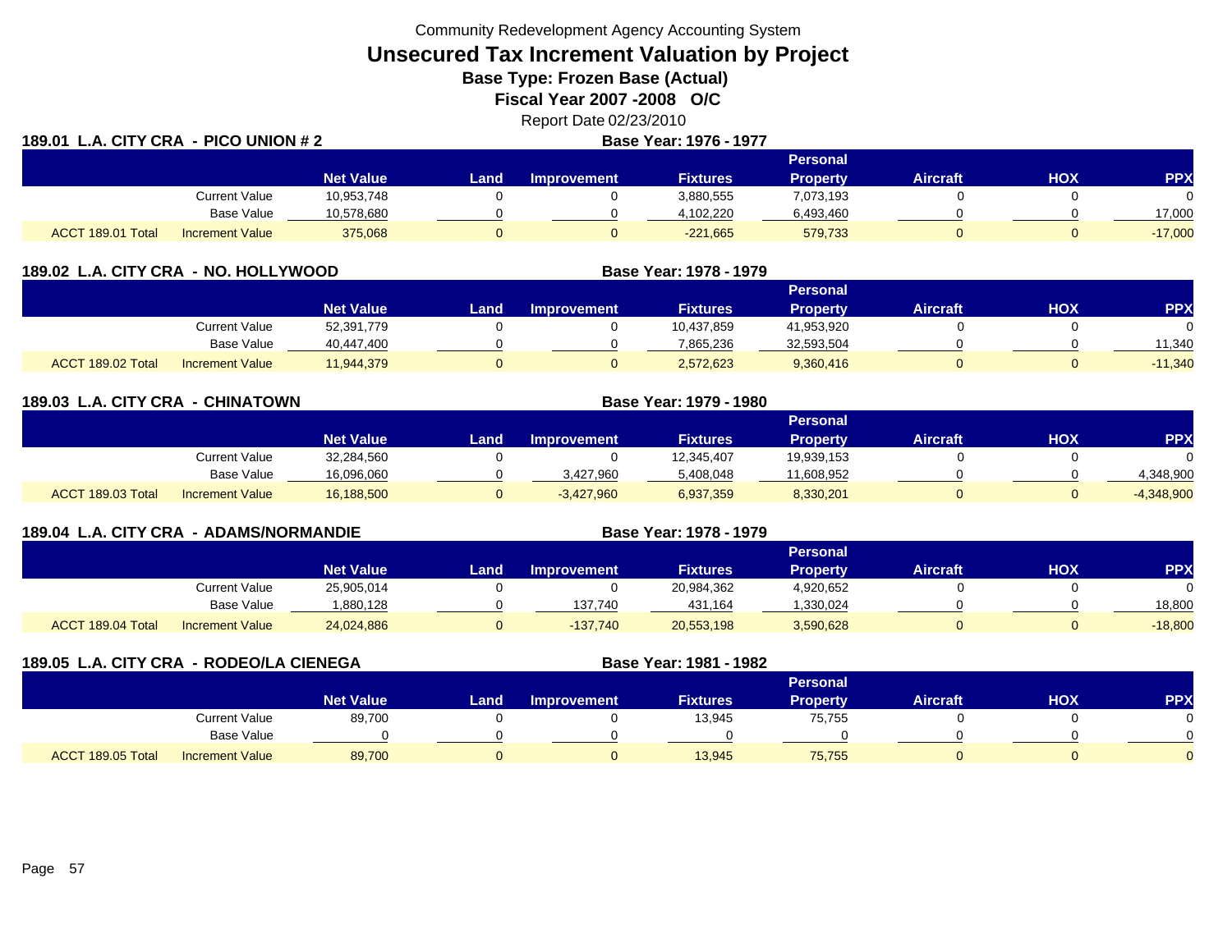Community Redevelopment Agency Accounting System

# Unsecured Tax Increment Valuation by Project

**Base Type: Frozen Base (Actual)**

**Fiscal Year 2007 -2008 O/C**

Report Date 02/23/2010

## 189.01 L.A. CITY CRA - PICO UNION # 2

**Base Year: 1976 - 1977**

| | | Net Value | Land | Improvement | Fixtures | Personal Property | Aircraft | HOX | PPX |
|---|---|---|---|---|---|---|---|---|---|
| | Current Value | 10,953,748 | 0 | 0 | 3,880,555 | 7,073,193 | 0 | 0 | 0 |
| | Base Value | 10,578,680 | 0 | 0 | 4,102,220 | 6,493,460 | 0 | 0 | 17,000 |
| ACCT 189.01 Total | Increment Value | 375,068 | 0 | 0 | -221,665 | 579,733 | 0 | 0 | -17,000 |

## 189.02 L.A. CITY CRA - NO. HOLLYWOOD

**Base Year: 1978 - 1979**

| | | Net Value | Land | Improvement | Fixtures | Personal Property | Aircraft | HOX | PPX |
|---|---|---|---|---|---|---|---|---|---|
| | Current Value | 52,391,779 | 0 | 0 | 10,437,859 | 41,953,920 | 0 | 0 | 0 |
| | Base Value | 40,447,400 | 0 | 0 | 7,865,236 | 32,593,504 | 0 | 0 | 11,340 |
| ACCT 189.02 Total | Increment Value | 11,944,379 | 0 | 0 | 2,572,623 | 9,360,416 | 0 | 0 | -11,340 |

## 189.03 L.A. CITY CRA - CHINATOWN

**Base Year: 1979 - 1980**

| | | Net Value | Land | Improvement | Fixtures | Personal Property | Aircraft | HOX | PPX |
|---|---|---|---|---|---|---|---|---|---|
| | Current Value | 32,284,560 | 0 | 0 | 12,345,407 | 19,939,153 | 0 | 0 | 0 |
| | Base Value | 16,096,060 | 0 | 3,427,960 | 5,408,048 | 11,608,952 | 0 | 0 | 4,348,900 |
| ACCT 189.03 Total | Increment Value | 16,188,500 | 0 | -3,427,960 | 6,937,359 | 8,330,201 | 0 | 0 | -4,348,900 |

## 189.04 L.A. CITY CRA - ADAMS/NORMANDIE

**Base Year: 1978 - 1979**

| | | Net Value | Land | Improvement | Fixtures | Personal Property | Aircraft | HOX | PPX |
|---|---|---|---|---|---|---|---|---|---|
| | Current Value | 25,905,014 | 0 | 0 | 20,984,362 | 4,920,652 | 0 | 0 | 0 |
| | Base Value | 1,880,128 | 0 | 137,740 | 431,164 | 1,330,024 | 0 | 0 | 18,800 |
| ACCT 189.04 Total | Increment Value | 24,024,886 | 0 | -137,740 | 20,553,198 | 3,590,628 | 0 | 0 | -18,800 |

## 189.05 L.A. CITY CRA - RODEO/LA CIENEGA

**Base Year: 1981 - 1982**

| | | Net Value | Land | Improvement | Fixtures | Personal Property | Aircraft | HOX | PPX |
|---|---|---|---|---|---|---|---|---|---|
| | Current Value | 89,700 | 0 | 0 | 13,945 | 75,755 | 0 | 0 | 0 |
| | Base Value | 0 | 0 | 0 | 0 | 0 | 0 | 0 | 0 |
| ACCT 189.05 Total | Increment Value | 89,700 | 0 | 0 | 13,945 | 75,755 | 0 | 0 | 0 |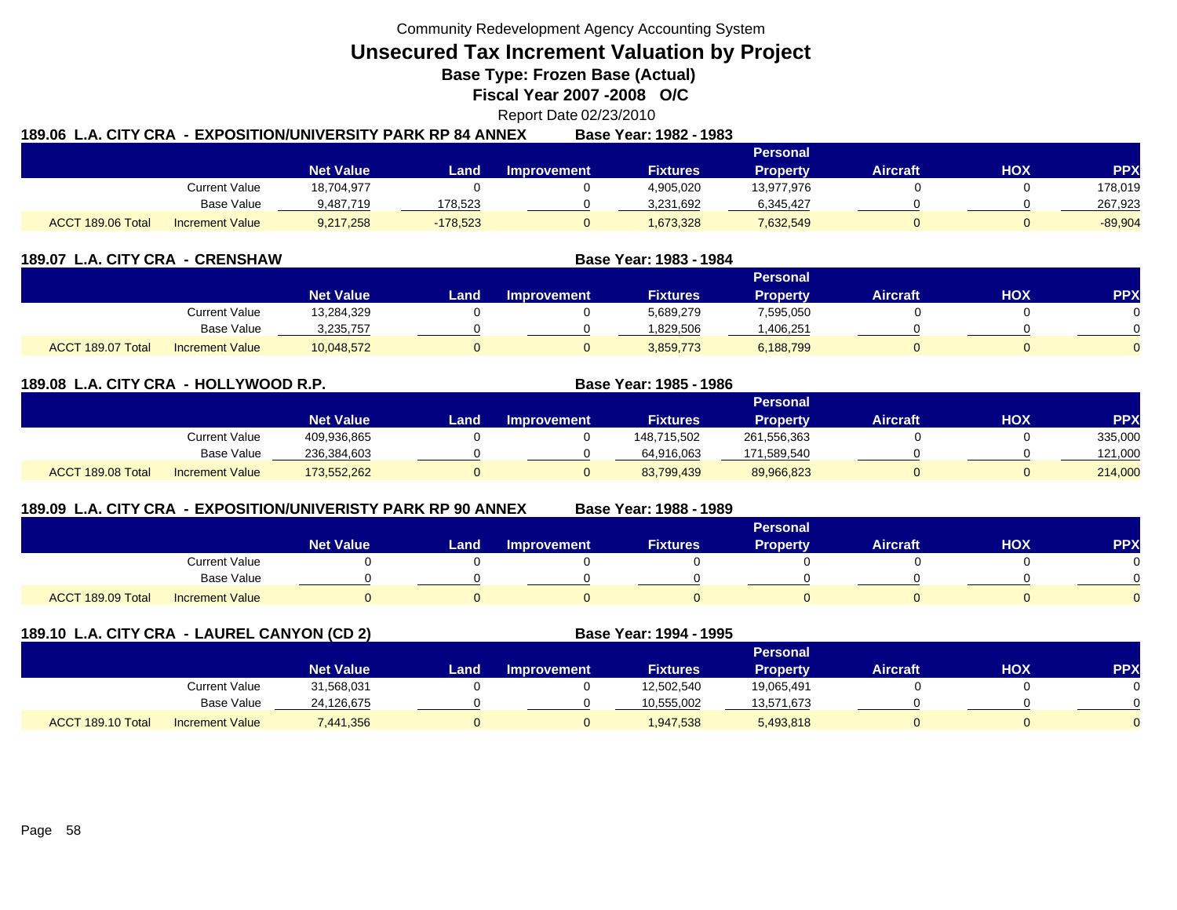Community Redevelopment Agency Accounting System

# Unsecured Tax Increment Valuation by Project

**Base Type: Frozen Base (Actual)**

**Fiscal Year 2007 -2008 O/C**

Report Date 02/23/2010

### 189.06 L.A. CITY CRA - EXPOSITION/UNIVERSITY PARK RP 84 ANNEX — Base Year: 1982 - 1983

| | | Net Value | Land | Improvement | Fixtures | Personal Property | Aircraft | HOX | PPX |
|---|---|---|---|---|---|---|---|---|---|
| | Current Value | 18,704,977 | 0 | 0 | 4,905,020 | 13,977,976 | 0 | 0 | 178,019 |
| | Base Value | 9,487,719 | 178,523 | 0 | 3,231,692 | 6,345,427 | 0 | 0 | 267,923 |
| ACCT 189.06 Total | Increment Value | 9,217,258 | -178,523 | 0 | 1,673,328 | 7,632,549 | 0 | 0 | -89,904 |

### 189.07 L.A. CITY CRA - CRENSHAW — Base Year: 1983 - 1984

| | | Net Value | Land | Improvement | Fixtures | Personal Property | Aircraft | HOX | PPX |
|---|---|---|---|---|---|---|---|---|---|
| | Current Value | 13,284,329 | 0 | 0 | 5,689,279 | 7,595,050 | 0 | 0 | 0 |
| | Base Value | 3,235,757 | 0 | 0 | 1,829,506 | 1,406,251 | 0 | 0 | 0 |
| ACCT 189.07 Total | Increment Value | 10,048,572 | 0 | 0 | 3,859,773 | 6,188,799 | 0 | 0 | 0 |

### 189.08 L.A. CITY CRA - HOLLYWOOD R.P. — Base Year: 1985 - 1986

| | | Net Value | Land | Improvement | Fixtures | Personal Property | Aircraft | HOX | PPX |
|---|---|---|---|---|---|---|---|---|---|
| | Current Value | 409,936,865 | 0 | 0 | 148,715,502 | 261,556,363 | 0 | 0 | 335,000 |
| | Base Value | 236,384,603 | 0 | 0 | 64,916,063 | 171,589,540 | 0 | 0 | 121,000 |
| ACCT 189.08 Total | Increment Value | 173,552,262 | 0 | 0 | 83,799,439 | 89,966,823 | 0 | 0 | 214,000 |

### 189.09 L.A. CITY CRA - EXPOSITION/UNIVERISTY PARK RP 90 ANNEX — Base Year: 1988 - 1989

| | | Net Value | Land | Improvement | Fixtures | Personal Property | Aircraft | HOX | PPX |
|---|---|---|---|---|---|---|---|---|---|
| | Current Value | 0 | 0 | 0 | 0 | 0 | 0 | 0 | 0 |
| | Base Value | 0 | 0 | 0 | 0 | 0 | 0 | 0 | 0 |
| ACCT 189.09 Total | Increment Value | 0 | 0 | 0 | 0 | 0 | 0 | 0 | 0 |

### 189.10 L.A. CITY CRA - LAUREL CANYON (CD 2) — Base Year: 1994 - 1995

| | | Net Value | Land | Improvement | Fixtures | Personal Property | Aircraft | HOX | PPX |
|---|---|---|---|---|---|---|---|---|---|
| | Current Value | 31,568,031 | 0 | 0 | 12,502,540 | 19,065,491 | 0 | 0 | 0 |
| | Base Value | 24,126,675 | 0 | 0 | 10,555,002 | 13,571,673 | 0 | 0 | 0 |
| ACCT 189.10 Total | Increment Value | 7,441,356 | 0 | 0 | 1,947,538 | 5,493,818 | 0 | 0 | 0 |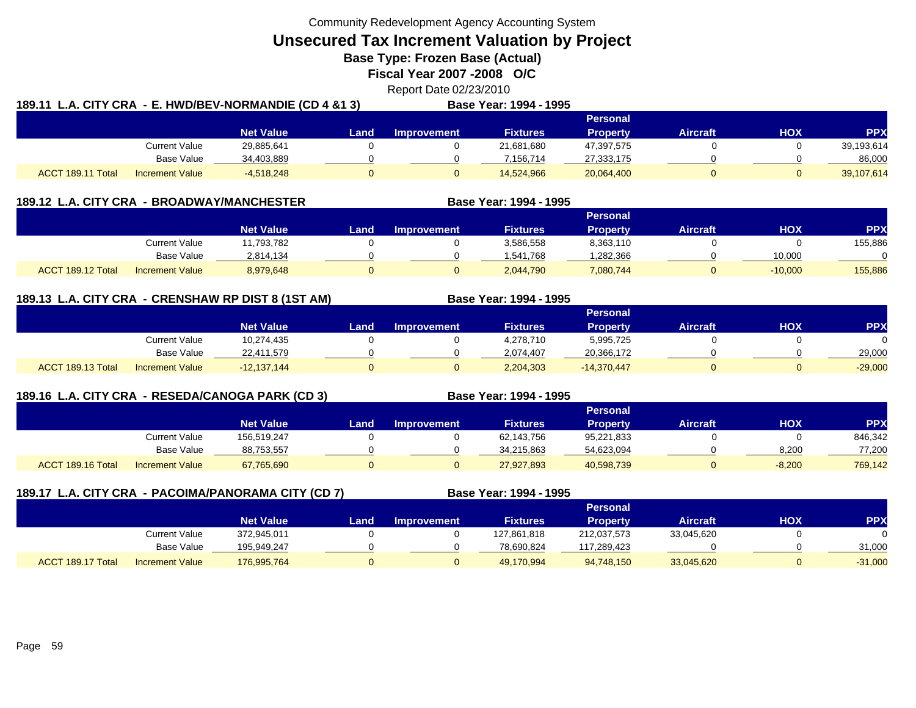Community Redevelopment Agency Accounting System

# Unsecured Tax Increment Valuation by Project

**Base Type: Frozen Base (Actual)**

**Fiscal Year 2007 -2008 O/C**

Report Date 02/23/2010

## 189.11 L.A. CITY CRA - E. HWD/BEV-NORMANDIE (CD 4 &1 3)

**Base Year: 1994 - 1995**

| | | Net Value | Land | Improvement | Fixtures | Personal Property | Aircraft | HOX | PPX |
|---|---|---|---|---|---|---|---|---|---|
| | Current Value | 29,885,641 | 0 | 0 | 21,681,680 | 47,397,575 | 0 | 0 | 39,193,614 |
| | Base Value | 34,403,889 | 0 | 0 | 7,156,714 | 27,333,175 | 0 | 0 | 86,000 |
| ACCT 189.11 Total | Increment Value | -4,518,248 | 0 | 0 | 14,524,966 | 20,064,400 | 0 | 0 | 39,107,614 |

## 189.12 L.A. CITY CRA - BROADWAY/MANCHESTER

**Base Year: 1994 - 1995**

| | | Net Value | Land | Improvement | Fixtures | Personal Property | Aircraft | HOX | PPX |
|---|---|---|---|---|---|---|---|---|---|
| | Current Value | 11,793,782 | 0 | 0 | 3,586,558 | 8,363,110 | 0 | 0 | 155,886 |
| | Base Value | 2,814,134 | 0 | 0 | 1,541,768 | 1,282,366 | 0 | 10,000 | 0 |
| ACCT 189.12 Total | Increment Value | 8,979,648 | 0 | 0 | 2,044,790 | 7,080,744 | 0 | -10,000 | 155,886 |

## 189.13 L.A. CITY CRA - CRENSHAW RP DIST 8 (1ST AM)

**Base Year: 1994 - 1995**

| | | Net Value | Land | Improvement | Fixtures | Personal Property | Aircraft | HOX | PPX |
|---|---|---|---|---|---|---|---|---|---|
| | Current Value | 10,274,435 | 0 | 0 | 4,278,710 | 5,995,725 | 0 | 0 | 0 |
| | Base Value | 22,411,579 | 0 | 0 | 2,074,407 | 20,366,172 | 0 | 0 | 29,000 |
| ACCT 189.13 Total | Increment Value | -12,137,144 | 0 | 0 | 2,204,303 | -14,370,447 | 0 | 0 | -29,000 |

## 189.16 L.A. CITY CRA - RESEDA/CANOGA PARK (CD 3)

**Base Year: 1994 - 1995**

| | | Net Value | Land | Improvement | Fixtures | Personal Property | Aircraft | HOX | PPX |
|---|---|---|---|---|---|---|---|---|---|
| | Current Value | 156,519,247 | 0 | 0 | 62,143,756 | 95,221,833 | 0 | 0 | 846,342 |
| | Base Value | 88,753,557 | 0 | 0 | 34,215,863 | 54,623,094 | 0 | 8,200 | 77,200 |
| ACCT 189.16 Total | Increment Value | 67,765,690 | 0 | 0 | 27,927,893 | 40,598,739 | 0 | -8,200 | 769,142 |

## 189.17 L.A. CITY CRA - PACOIMA/PANORAMA CITY (CD 7)

**Base Year: 1994 - 1995**

| | | Net Value | Land | Improvement | Fixtures | Personal Property | Aircraft | HOX | PPX |
|---|---|---|---|---|---|---|---|---|---|
| | Current Value | 372,945,011 | 0 | 0 | 127,861,818 | 212,037,573 | 33,045,620 | 0 | 0 |
| | Base Value | 195,949,247 | 0 | 0 | 78,690,824 | 117,289,423 | 0 | 0 | 31,000 |
| ACCT 189.17 Total | Increment Value | 176,995,764 | 0 | 0 | 49,170,994 | 94,748,150 | 33,045,620 | 0 | -31,000 |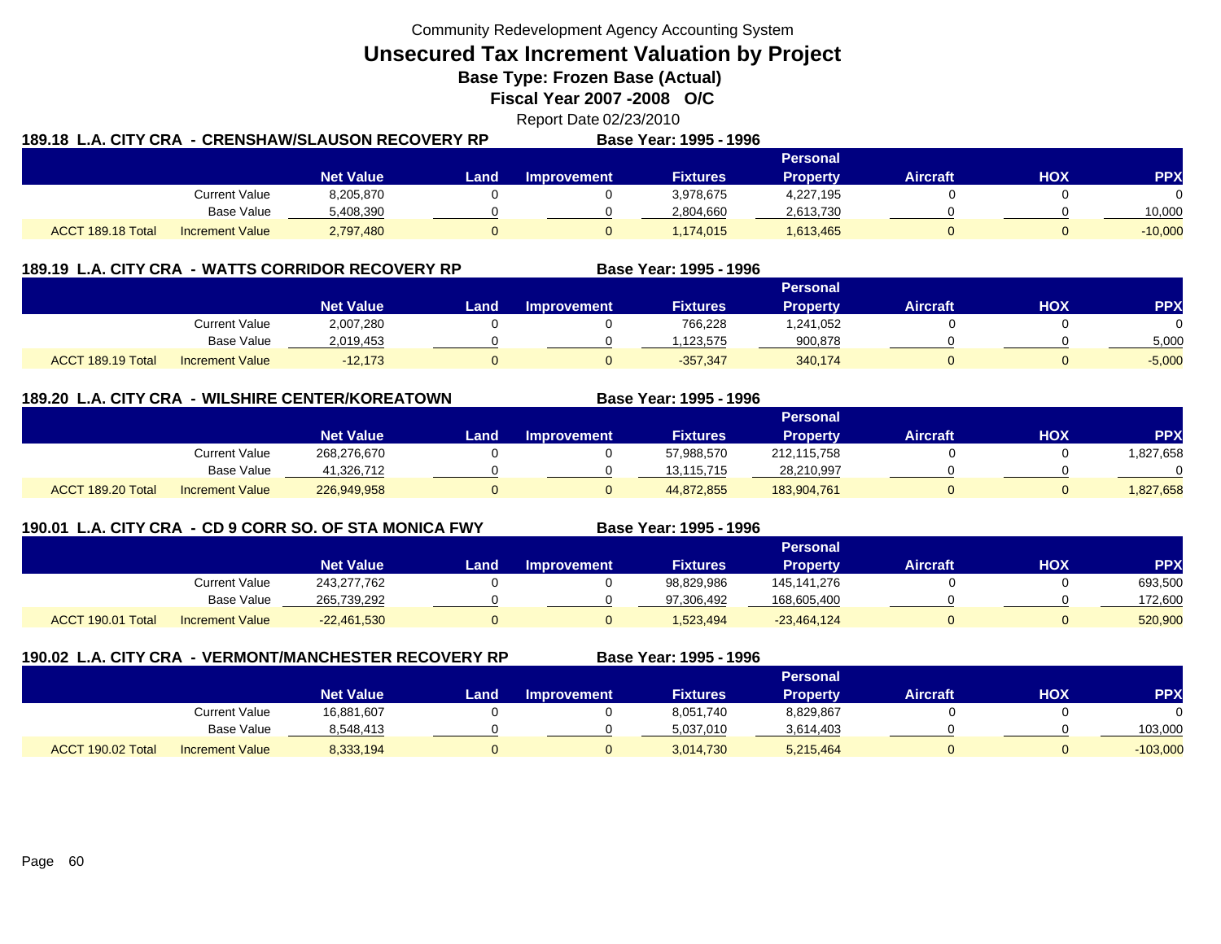Community Redevelopment Agency Accounting System

# Unsecured Tax Increment Valuation by Project

**Base Type: Frozen Base (Actual)**

**Fiscal Year 2007 -2008 O/C**

Report Date 02/23/2010

### 189.18 L.A. CITY CRA - CRENSHAW/SLAUSON RECOVERY RP — Base Year: 1995 - 1996

| | | Net Value | Land | Improvement | Fixtures | Personal Property | Aircraft | HOX | PPX |
|---|---|---|---|---|---|---|---|---|---|
| | Current Value | 8,205,870 | 0 | 0 | 3,978,675 | 4,227,195 | 0 | 0 | 0 |
| | Base Value | 5,408,390 | 0 | 0 | 2,804,660 | 2,613,730 | 0 | 0 | 10,000 |
| ACCT 189.18 Total | Increment Value | 2,797,480 | 0 | 0 | 1,174,015 | 1,613,465 | 0 | 0 | -10,000 |

### 189.19 L.A. CITY CRA - WATTS CORRIDOR RECOVERY RP — Base Year: 1995 - 1996

| | | Net Value | Land | Improvement | Fixtures | Personal Property | Aircraft | HOX | PPX |
|---|---|---|---|---|---|---|---|---|---|
| | Current Value | 2,007,280 | 0 | 0 | 766,228 | 1,241,052 | 0 | 0 | 0 |
| | Base Value | 2,019,453 | 0 | 0 | 1,123,575 | 900,878 | 0 | 0 | 5,000 |
| ACCT 189.19 Total | Increment Value | -12,173 | 0 | 0 | -357,347 | 340,174 | 0 | 0 | -5,000 |

### 189.20 L.A. CITY CRA - WILSHIRE CENTER/KOREATOWN — Base Year: 1995 - 1996

| | | Net Value | Land | Improvement | Fixtures | Personal Property | Aircraft | HOX | PPX |
|---|---|---|---|---|---|---|---|---|---|
| | Current Value | 268,276,670 | 0 | 0 | 57,988,570 | 212,115,758 | 0 | 0 | 1,827,658 |
| | Base Value | 41,326,712 | 0 | 0 | 13,115,715 | 28,210,997 | 0 | 0 | 0 |
| ACCT 189.20 Total | Increment Value | 226,949,958 | 0 | 0 | 44,872,855 | 183,904,761 | 0 | 0 | 1,827,658 |

### 190.01 L.A. CITY CRA - CD 9 CORR SO. OF STA MONICA FWY — Base Year: 1995 - 1996

| | | Net Value | Land | Improvement | Fixtures | Personal Property | Aircraft | HOX | PPX |
|---|---|---|---|---|---|---|---|---|---|
| | Current Value | 243,277,762 | 0 | 0 | 98,829,986 | 145,141,276 | 0 | 0 | 693,500 |
| | Base Value | 265,739,292 | 0 | 0 | 97,306,492 | 168,605,400 | 0 | 0 | 172,600 |
| ACCT 190.01 Total | Increment Value | -22,461,530 | 0 | 0 | 1,523,494 | -23,464,124 | 0 | 0 | 520,900 |

### 190.02 L.A. CITY CRA - VERMONT/MANCHESTER RECOVERY RP — Base Year: 1995 - 1996

| | | Net Value | Land | Improvement | Fixtures | Personal Property | Aircraft | HOX | PPX |
|---|---|---|---|---|---|---|---|---|---|
| | Current Value | 16,881,607 | 0 | 0 | 8,051,740 | 8,829,867 | 0 | 0 | 0 |
| | Base Value | 8,548,413 | 0 | 0 | 5,037,010 | 3,614,403 | 0 | 0 | 103,000 |
| ACCT 190.02 Total | Increment Value | 8,333,194 | 0 | 0 | 3,014,730 | 5,215,464 | 0 | 0 | -103,000 |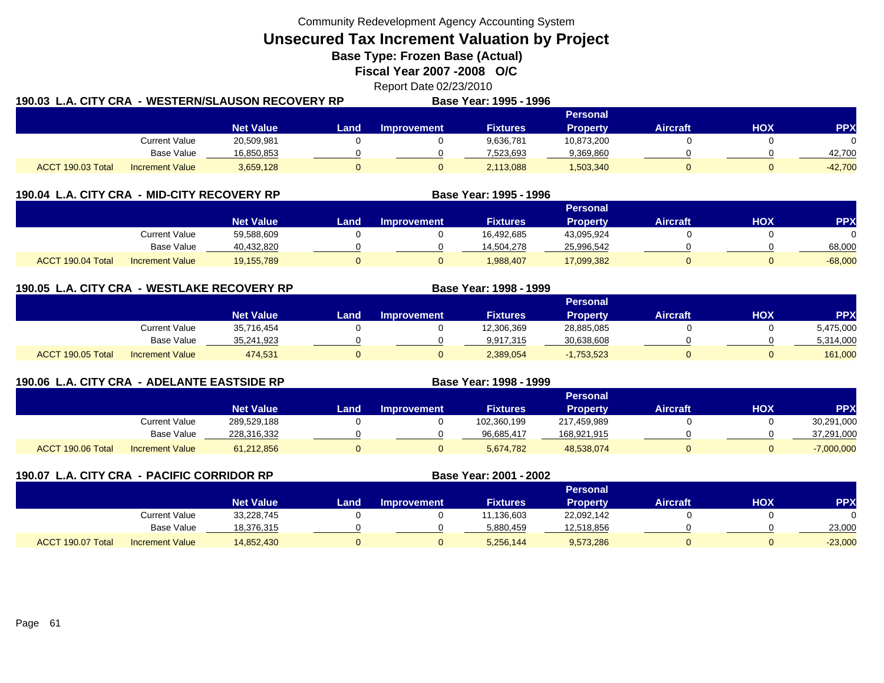Community Redevelopment Agency Accounting System

# Unsecured Tax Increment Valuation by Project

**Base Type: Frozen Base (Actual)**

**Fiscal Year 2007 -2008 O/C**

Report Date 02/23/2010

**190.03 L.A. CITY CRA - WESTERN/SLAUSON RECOVERY RP** — **Base Year: 1995 - 1996**

| | | Net Value | Land | Improvement | Fixtures | Personal Property | Aircraft | HOX | PPX |
|---|---|---|---|---|---|---|---|---|---|
| | Current Value | 20,509,981 | 0 | 0 | 9,636,781 | 10,873,200 | 0 | 0 | 0 |
| | Base Value | 16,850,853 | 0 | 0 | 7,523,693 | 9,369,860 | 0 | 0 | 42,700 |
| ACCT 190.03 Total | Increment Value | 3,659,128 | 0 | 0 | 2,113,088 | 1,503,340 | 0 | 0 | -42,700 |

**190.04 L.A. CITY CRA - MID-CITY RECOVERY RP** — **Base Year: 1995 - 1996**

| | | Net Value | Land | Improvement | Fixtures | Personal Property | Aircraft | HOX | PPX |
|---|---|---|---|---|---|---|---|---|---|
| | Current Value | 59,588,609 | 0 | 0 | 16,492,685 | 43,095,924 | 0 | 0 | 0 |
| | Base Value | 40,432,820 | 0 | 0 | 14,504,278 | 25,996,542 | 0 | 0 | 68,000 |
| ACCT 190.04 Total | Increment Value | 19,155,789 | 0 | 0 | 1,988,407 | 17,099,382 | 0 | 0 | -68,000 |

**190.05 L.A. CITY CRA - WESTLAKE RECOVERY RP** — **Base Year: 1998 - 1999**

| | | Net Value | Land | Improvement | Fixtures | Personal Property | Aircraft | HOX | PPX |
|---|---|---|---|---|---|---|---|---|---|
| | Current Value | 35,716,454 | 0 | 0 | 12,306,369 | 28,885,085 | 0 | 0 | 5,475,000 |
| | Base Value | 35,241,923 | 0 | 0 | 9,917,315 | 30,638,608 | 0 | 0 | 5,314,000 |
| ACCT 190.05 Total | Increment Value | 474,531 | 0 | 0 | 2,389,054 | -1,753,523 | 0 | 0 | 161,000 |

**190.06 L.A. CITY CRA - ADELANTE EASTSIDE RP** — **Base Year: 1998 - 1999**

| | | Net Value | Land | Improvement | Fixtures | Personal Property | Aircraft | HOX | PPX |
|---|---|---|---|---|---|---|---|---|---|
| | Current Value | 289,529,188 | 0 | 0 | 102,360,199 | 217,459,989 | 0 | 0 | 30,291,000 |
| | Base Value | 228,316,332 | 0 | 0 | 96,685,417 | 168,921,915 | 0 | 0 | 37,291,000 |
| ACCT 190.06 Total | Increment Value | 61,212,856 | 0 | 0 | 5,674,782 | 48,538,074 | 0 | 0 | -7,000,000 |

**190.07 L.A. CITY CRA - PACIFIC CORRIDOR RP** — **Base Year: 2001 - 2002**

| | | Net Value | Land | Improvement | Fixtures | Personal Property | Aircraft | HOX | PPX |
|---|---|---|---|---|---|---|---|---|---|
| | Current Value | 33,228,745 | 0 | 0 | 11,136,603 | 22,092,142 | 0 | 0 | 0 |
| | Base Value | 18,376,315 | 0 | 0 | 5,880,459 | 12,518,856 | 0 | 0 | 23,000 |
| ACCT 190.07 Total | Increment Value | 14,852,430 | 0 | 0 | 5,256,144 | 9,573,286 | 0 | 0 | -23,000 |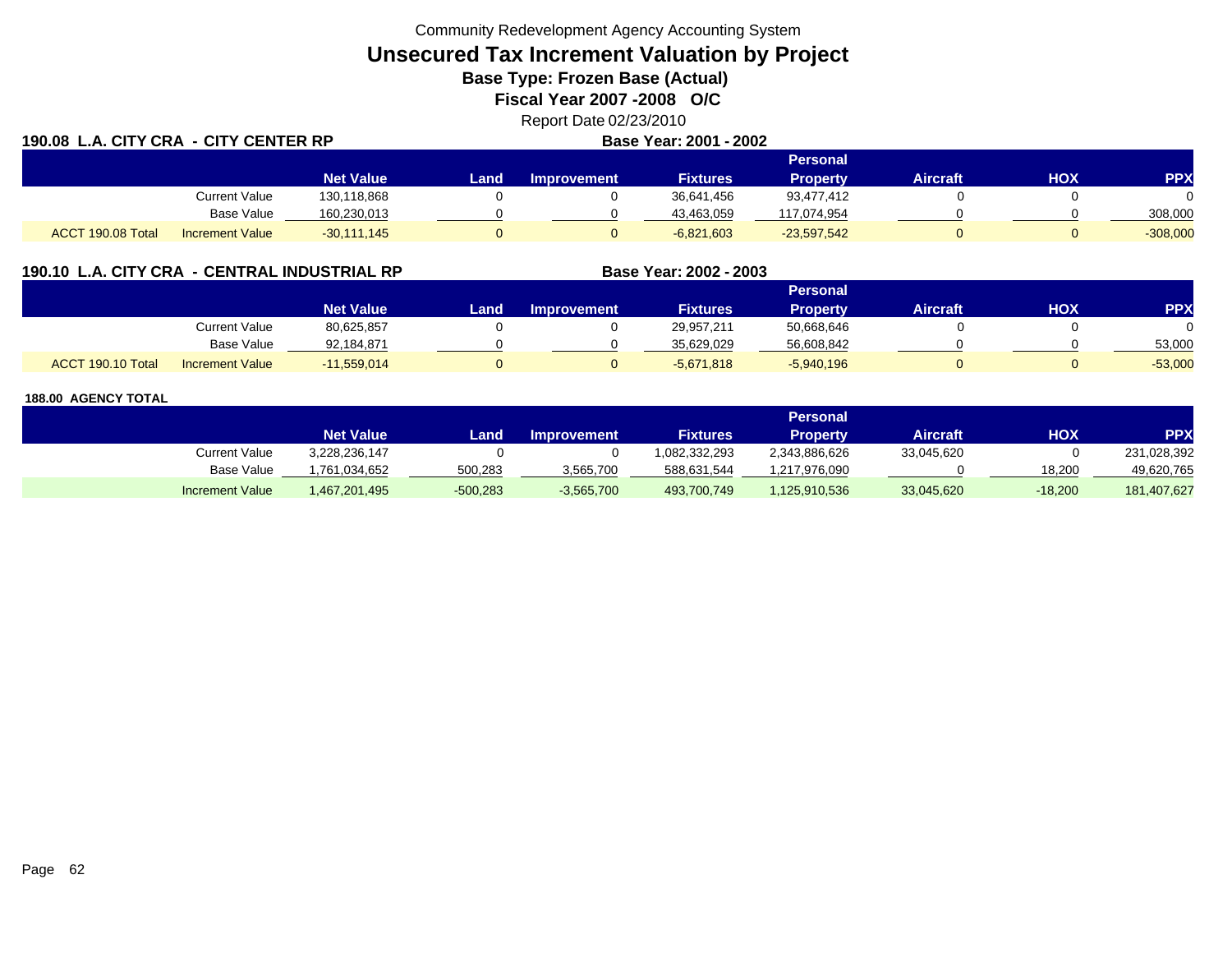Community Redevelopment Agency Accounting System

# Unsecured Tax Increment Valuation by Project

**Base Type: Frozen Base (Actual)**

**Fiscal Year 2007 -2008 O/C**

Report Date 02/23/2010

**190.08 L.A. CITY CRA - CITY CENTER RP** — **Base Year: 2001 - 2002**

| | | Net Value | Land | Improvement | Fixtures | Personal Property | Aircraft | HOX | PPX |
|---|---|---|---|---|---|---|---|---|---|
| | Current Value | 130,118,868 | 0 | 0 | 36,641,456 | 93,477,412 | 0 | 0 | 0 |
| | Base Value | 160,230,013 | 0 | 0 | 43,463,059 | 117,074,954 | 0 | 0 | 308,000 |
| ACCT 190.08 Total | Increment Value | -30,111,145 | 0 | 0 | -6,821,603 | -23,597,542 | 0 | 0 | -308,000 |

**190.10 L.A. CITY CRA - CENTRAL INDUSTRIAL RP** — **Base Year: 2002 - 2003**

| | | Net Value | Land | Improvement | Fixtures | Personal Property | Aircraft | HOX | PPX |
|---|---|---|---|---|---|---|---|---|---|
| | Current Value | 80,625,857 | 0 | 0 | 29,957,211 | 50,668,646 | 0 | 0 | 0 |
| | Base Value | 92,184,871 | 0 | 0 | 35,629,029 | 56,608,842 | 0 | 0 | 53,000 |
| ACCT 190.10 Total | Increment Value | -11,559,014 | 0 | 0 | -5,671,818 | -5,940,196 | 0 | 0 | -53,000 |

**188.00 AGENCY TOTAL**

| | | Net Value | Land | Improvement | Fixtures | Personal Property | Aircraft | HOX | PPX |
|---|---|---|---|---|---|---|---|---|---|
| | Current Value | 3,228,236,147 | 0 | 0 | 1,082,332,293 | 2,343,886,626 | 33,045,620 | 0 | 231,028,392 |
| | Base Value | 1,761,034,652 | 500,283 | 3,565,700 | 588,631,544 | 1,217,976,090 | 0 | 18,200 | 49,620,765 |
| | Increment Value | 1,467,201,495 | -500,283 | -3,565,700 | 493,700,749 | 1,125,910,536 | 33,045,620 | -18,200 | 181,407,627 |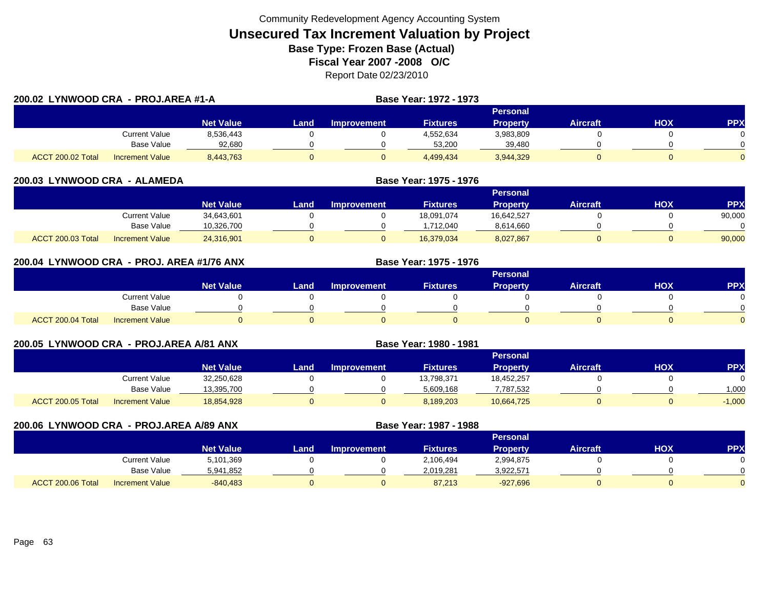Community Redevelopment Agency Accounting System

# Unsecured Tax Increment Valuation by Project

**Base Type: Frozen Base (Actual)**

**Fiscal Year 2007 -2008 O/C**

Report Date 02/23/2010

## 200.02 LYNWOOD CRA - PROJ.AREA #1-A

**Base Year: 1972 - 1973**

| | | Net Value | Land | Improvement | Fixtures | Personal Property | Aircraft | HOX | PPX |
|---|---|---|---|---|---|---|---|---|---|
| | Current Value | 8,536,443 | 0 | 0 | 4,552,634 | 3,983,809 | 0 | 0 | 0 |
| | Base Value | 92,680 | 0 | 0 | 53,200 | 39,480 | 0 | 0 | 0 |
| ACCT 200.02 Total | Increment Value | 8,443,763 | 0 | 0 | 4,499,434 | 3,944,329 | 0 | 0 | 0 |

## 200.03 LYNWOOD CRA - ALAMEDA

**Base Year: 1975 - 1976**

| | | Net Value | Land | Improvement | Fixtures | Personal Property | Aircraft | HOX | PPX |
|---|---|---|---|---|---|---|---|---|---|
| | Current Value | 34,643,601 | 0 | 0 | 18,091,074 | 16,642,527 | 0 | 0 | 90,000 |
| | Base Value | 10,326,700 | 0 | 0 | 1,712,040 | 8,614,660 | 0 | 0 | 0 |
| ACCT 200.03 Total | Increment Value | 24,316,901 | 0 | 0 | 16,379,034 | 8,027,867 | 0 | 0 | 90,000 |

## 200.04 LYNWOOD CRA - PROJ. AREA #1/76 ANX

**Base Year: 1975 - 1976**

| | | Net Value | Land | Improvement | Fixtures | Personal Property | Aircraft | HOX | PPX |
|---|---|---|---|---|---|---|---|---|---|
| | Current Value | 0 | 0 | 0 | 0 | 0 | 0 | 0 | 0 |
| | Base Value | 0 | 0 | 0 | 0 | 0 | 0 | 0 | 0 |
| ACCT 200.04 Total | Increment Value | 0 | 0 | 0 | 0 | 0 | 0 | 0 | 0 |

## 200.05 LYNWOOD CRA - PROJ.AREA A/81 ANX

**Base Year: 1980 - 1981**

| | | Net Value | Land | Improvement | Fixtures | Personal Property | Aircraft | HOX | PPX |
|---|---|---|---|---|---|---|---|---|---|
| | Current Value | 32,250,628 | 0 | 0 | 13,798,371 | 18,452,257 | 0 | 0 | 0 |
| | Base Value | 13,395,700 | 0 | 0 | 5,609,168 | 7,787,532 | 0 | 0 | 1,000 |
| ACCT 200.05 Total | Increment Value | 18,854,928 | 0 | 0 | 8,189,203 | 10,664,725 | 0 | 0 | -1,000 |

## 200.06 LYNWOOD CRA - PROJ.AREA A/89 ANX

**Base Year: 1987 - 1988**

| | | Net Value | Land | Improvement | Fixtures | Personal Property | Aircraft | HOX | PPX |
|---|---|---|---|---|---|---|---|---|---|
| | Current Value | 5,101,369 | 0 | 0 | 2,106,494 | 2,994,875 | 0 | 0 | 0 |
| | Base Value | 5,941,852 | 0 | 0 | 2,019,281 | 3,922,571 | 0 | 0 | 0 |
| ACCT 200.06 Total | Increment Value | -840,483 | 0 | 0 | 87,213 | -927,696 | 0 | 0 | 0 |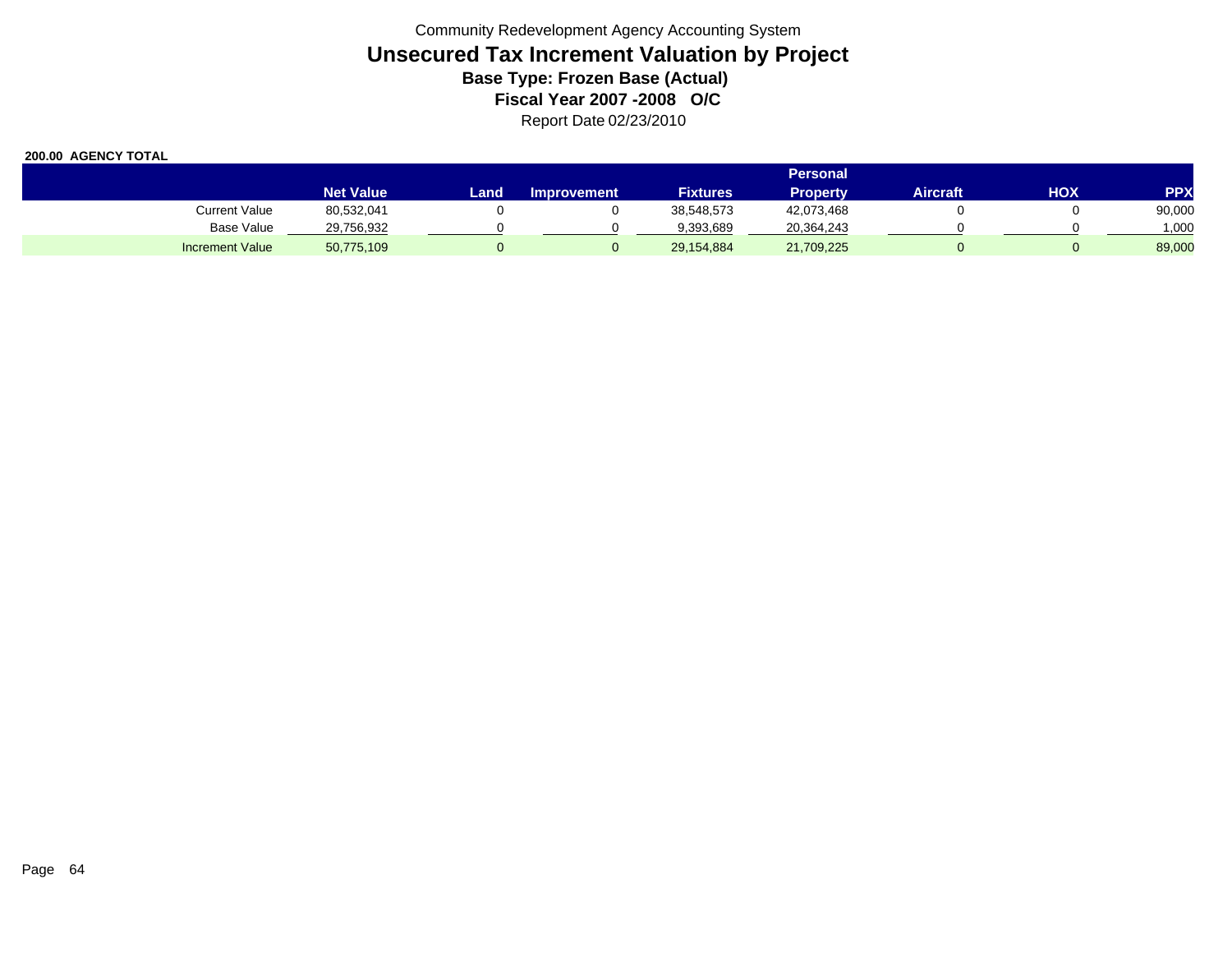Community Redevelopment Agency Accounting System

# Unsecured Tax Increment Valuation by Project

### Base Type: Frozen Base (Actual)

### Fiscal Year 2007 -2008 O/C

Report Date 02/23/2010

**200.00 AGENCY TOTAL**

| | Net Value | Land | Improvement | Fixtures | Personal Property | Aircraft | HOX | PPX |
|---|---|---|---|---|---|---|---|---|
| Current Value | 80,532,041 | 0 | 0 | 38,548,573 | 42,073,468 | 0 | 0 | 90,000 |
| Base Value | 29,756,932 | 0 | 0 | 9,393,689 | 20,364,243 | 0 | 0 | 1,000 |
| Increment Value | 50,775,109 | 0 | 0 | 29,154,884 | 21,709,225 | 0 | 0 | 89,000 |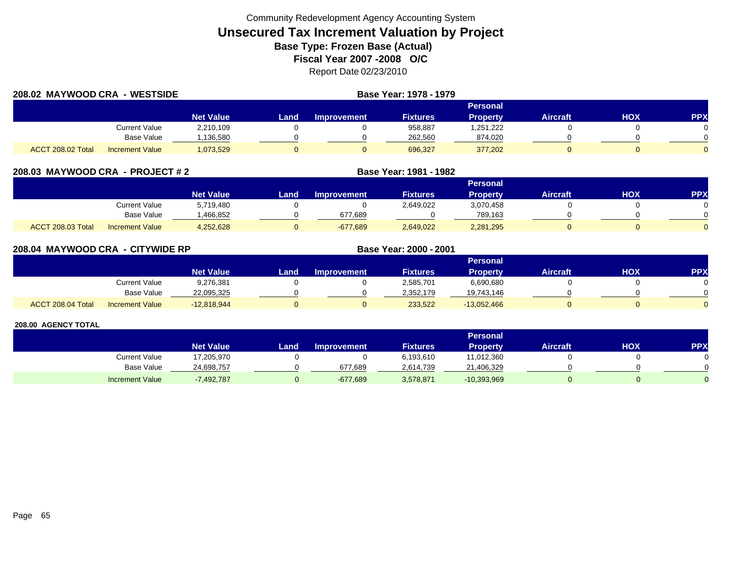Community Redevelopment Agency Accounting System

# Unsecured Tax Increment Valuation by Project

**Base Type: Frozen Base (Actual)**

**Fiscal Year 2007 -2008 O/C**

Report Date 02/23/2010

## 208.02 MAYWOOD CRA - WESTSIDE

**Base Year: 1978 - 1979**

| | | Net Value | Land | Improvement | Fixtures | Personal Property | Aircraft | HOX | PPX |
|---|---|---|---|---|---|---|---|---|---|
| | Current Value | 2,210,109 | 0 | 0 | 958,887 | 1,251,222 | 0 | 0 | 0 |
| | Base Value | 1,136,580 | 0 | 0 | 262,560 | 874,020 | 0 | 0 | 0 |
| ACCT 208.02 Total | Increment Value | 1,073,529 | 0 | 0 | 696,327 | 377,202 | 0 | 0 | 0 |

## 208.03 MAYWOOD CRA - PROJECT # 2

**Base Year: 1981 - 1982**

| | | Net Value | Land | Improvement | Fixtures | Personal Property | Aircraft | HOX | PPX |
|---|---|---|---|---|---|---|---|---|---|
| | Current Value | 5,719,480 | 0 | 0 | 2,649,022 | 3,070,458 | 0 | 0 | 0 |
| | Base Value | 1,466,852 | 0 | 677,689 | 0 | 789,163 | 0 | 0 | 0 |
| ACCT 208.03 Total | Increment Value | 4,252,628 | 0 | -677,689 | 2,649,022 | 2,281,295 | 0 | 0 | 0 |

## 208.04 MAYWOOD CRA - CITYWIDE RP

**Base Year: 2000 - 2001**

| | | Net Value | Land | Improvement | Fixtures | Personal Property | Aircraft | HOX | PPX |
|---|---|---|---|---|---|---|---|---|---|
| | Current Value | 9,276,381 | 0 | 0 | 2,585,701 | 6,690,680 | 0 | 0 | 0 |
| | Base Value | 22,095,325 | 0 | 0 | 2,352,179 | 19,743,146 | 0 | 0 | 0 |
| ACCT 208.04 Total | Increment Value | -12,818,944 | 0 | 0 | 233,522 | -13,052,466 | 0 | 0 | 0 |

## 208.00 AGENCY TOTAL

| | Net Value | Land | Improvement | Fixtures | Personal Property | Aircraft | HOX | PPX |
|---|---|---|---|---|---|---|---|---|
| Current Value | 17,205,970 | 0 | 0 | 6,193,610 | 11,012,360 | 0 | 0 | 0 |
| Base Value | 24,698,757 | 0 | 677,689 | 2,614,739 | 21,406,329 | 0 | 0 | 0 |
| Increment Value | -7,492,787 | 0 | -677,689 | 3,578,871 | -10,393,969 | 0 | 0 | 0 |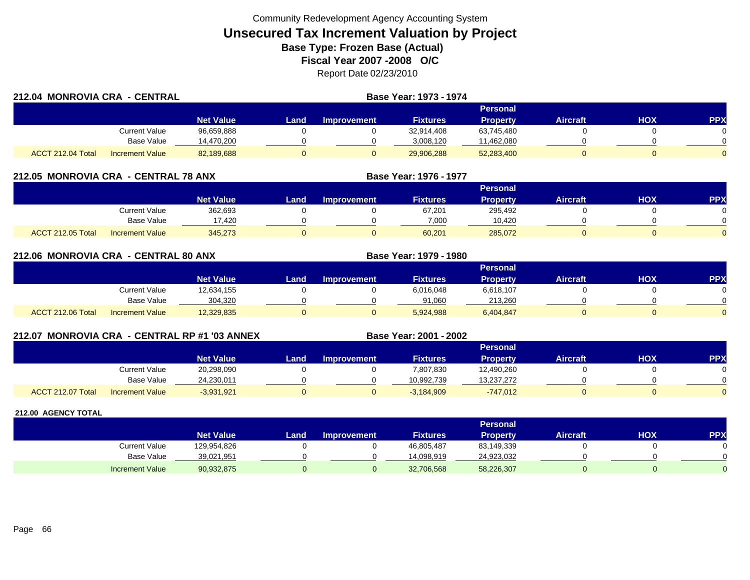Community Redevelopment Agency Accounting System

# Unsecured Tax Increment Valuation by Project

**Base Type: Frozen Base (Actual)**

**Fiscal Year 2007 -2008 O/C**

Report Date 02/23/2010

## 212.04 MONROVIA CRA - CENTRAL

**Base Year: 1973 - 1974**

| | | Net Value | Land | Improvement | Fixtures | Personal Property | Aircraft | HOX | PPX |
|---|---|---|---|---|---|---|---|---|---|
| | Current Value | 96,659,888 | 0 | 0 | 32,914,408 | 63,745,480 | 0 | 0 | 0 |
| | Base Value | 14,470,200 | 0 | 0 | 3,008,120 | 11,462,080 | 0 | 0 | 0 |
| ACCT 212.04 Total | Increment Value | 82,189,688 | 0 | 0 | 29,906,288 | 52,283,400 | 0 | 0 | 0 |

## 212.05 MONROVIA CRA - CENTRAL 78 ANX

**Base Year: 1976 - 1977**

| | | Net Value | Land | Improvement | Fixtures | Personal Property | Aircraft | HOX | PPX |
|---|---|---|---|---|---|---|---|---|---|
| | Current Value | 362,693 | 0 | 0 | 67,201 | 295,492 | 0 | 0 | 0 |
| | Base Value | 17,420 | 0 | 0 | 7,000 | 10,420 | 0 | 0 | 0 |
| ACCT 212.05 Total | Increment Value | 345,273 | 0 | 0 | 60,201 | 285,072 | 0 | 0 | 0 |

## 212.06 MONROVIA CRA - CENTRAL 80 ANX

**Base Year: 1979 - 1980**

| | | Net Value | Land | Improvement | Fixtures | Personal Property | Aircraft | HOX | PPX |
|---|---|---|---|---|---|---|---|---|---|
| | Current Value | 12,634,155 | 0 | 0 | 6,016,048 | 6,618,107 | 0 | 0 | 0 |
| | Base Value | 304,320 | 0 | 0 | 91,060 | 213,260 | 0 | 0 | 0 |
| ACCT 212.06 Total | Increment Value | 12,329,835 | 0 | 0 | 5,924,988 | 6,404,847 | 0 | 0 | 0 |

## 212.07 MONROVIA CRA - CENTRAL RP #1 '03 ANNEX

**Base Year: 2001 - 2002**

| | | Net Value | Land | Improvement | Fixtures | Personal Property | Aircraft | HOX | PPX |
|---|---|---|---|---|---|---|---|---|---|
| | Current Value | 20,298,090 | 0 | 0 | 7,807,830 | 12,490,260 | 0 | 0 | 0 |
| | Base Value | 24,230,011 | 0 | 0 | 10,992,739 | 13,237,272 | 0 | 0 | 0 |
| ACCT 212.07 Total | Increment Value | -3,931,921 | 0 | 0 | -3,184,909 | -747,012 | 0 | 0 | 0 |

## 212.00 AGENCY TOTAL

| | | Net Value | Land | Improvement | Fixtures | Personal Property | Aircraft | HOX | PPX |
|---|---|---|---|---|---|---|---|---|---|
| | Current Value | 129,954,826 | 0 | 0 | 46,805,487 | 83,149,339 | 0 | 0 | 0 |
| | Base Value | 39,021,951 | 0 | 0 | 14,098,919 | 24,923,032 | 0 | 0 | 0 |
| | Increment Value | 90,932,875 | 0 | 0 | 32,706,568 | 58,226,307 | 0 | 0 | 0 |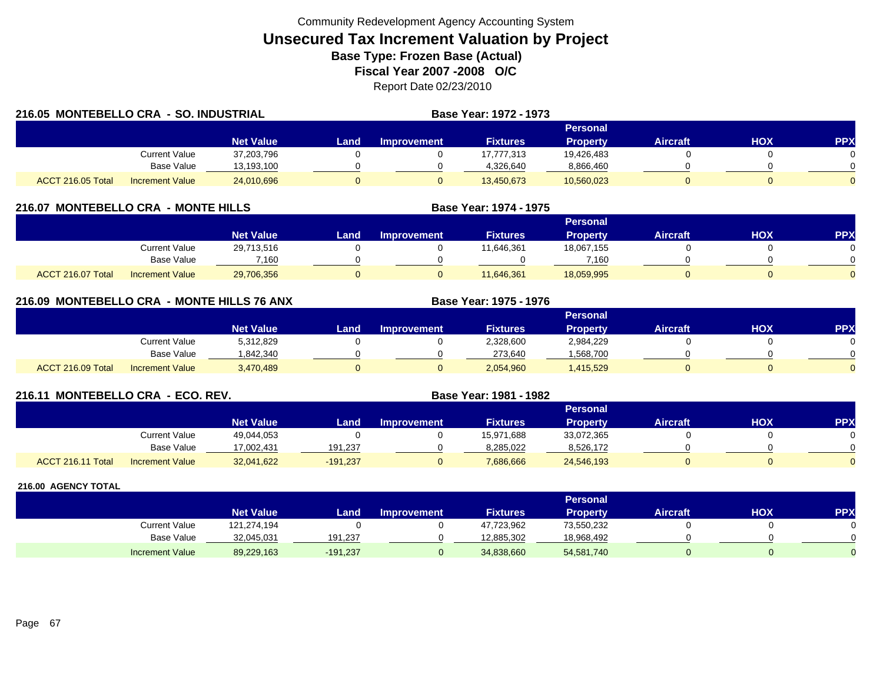Community Redevelopment Agency Accounting System

# Unsecured Tax Increment Valuation by Project

## Base Type: Frozen Base (Actual)

## Fiscal Year 2007 -2008 O/C

Report Date 02/23/2010

### 216.05 MONTEBELLO CRA - SO. INDUSTRIAL

Base Year: 1972 - 1973

| | | Net Value | Land | Improvement | Fixtures | Personal Property | Aircraft | HOX | PPX |
|---|---|---|---|---|---|---|---|---|---|
| | Current Value | 37,203,796 | 0 | 0 | 17,777,313 | 19,426,483 | 0 | 0 | 0 |
| | Base Value | 13,193,100 | 0 | 0 | 4,326,640 | 8,866,460 | 0 | 0 | 0 |
| ACCT 216.05 Total | Increment Value | 24,010,696 | 0 | 0 | 13,450,673 | 10,560,023 | 0 | 0 | 0 |

### 216.07 MONTEBELLO CRA - MONTE HILLS

Base Year: 1974 - 1975

| | | Net Value | Land | Improvement | Fixtures | Personal Property | Aircraft | HOX | PPX |
|---|---|---|---|---|---|---|---|---|---|
| | Current Value | 29,713,516 | 0 | 0 | 11,646,361 | 18,067,155 | 0 | 0 | 0 |
| | Base Value | 7,160 | 0 | 0 | 0 | 7,160 | 0 | 0 | 0 |
| ACCT 216.07 Total | Increment Value | 29,706,356 | 0 | 0 | 11,646,361 | 18,059,995 | 0 | 0 | 0 |

### 216.09 MONTEBELLO CRA - MONTE HILLS 76 ANX

Base Year: 1975 - 1976

| | | Net Value | Land | Improvement | Fixtures | Personal Property | Aircraft | HOX | PPX |
|---|---|---|---|---|---|---|---|---|---|
| | Current Value | 5,312,829 | 0 | 0 | 2,328,600 | 2,984,229 | 0 | 0 | 0 |
| | Base Value | 1,842,340 | 0 | 0 | 273,640 | 1,568,700 | 0 | 0 | 0 |
| ACCT 216.09 Total | Increment Value | 3,470,489 | 0 | 0 | 2,054,960 | 1,415,529 | 0 | 0 | 0 |

### 216.11 MONTEBELLO CRA - ECO. REV.

Base Year: 1981 - 1982

| | | Net Value | Land | Improvement | Fixtures | Personal Property | Aircraft | HOX | PPX |
|---|---|---|---|---|---|---|---|---|---|
| | Current Value | 49,044,053 | 0 | 0 | 15,971,688 | 33,072,365 | 0 | 0 | 0 |
| | Base Value | 17,002,431 | 191,237 | 0 | 8,285,022 | 8,526,172 | 0 | 0 | 0 |
| ACCT 216.11 Total | Increment Value | 32,041,622 | -191,237 | 0 | 7,686,666 | 24,546,193 | 0 | 0 | 0 |

### 216.00 AGENCY TOTAL

| | | Net Value | Land | Improvement | Fixtures | Personal Property | Aircraft | HOX | PPX |
|---|---|---|---|---|---|---|---|---|---|
| | Current Value | 121,274,194 | 0 | 0 | 47,723,962 | 73,550,232 | 0 | 0 | 0 |
| | Base Value | 32,045,031 | 191,237 | 0 | 12,885,302 | 18,968,492 | 0 | 0 | 0 |
| | Increment Value | 89,229,163 | -191,237 | 0 | 34,838,660 | 54,581,740 | 0 | 0 | 0 |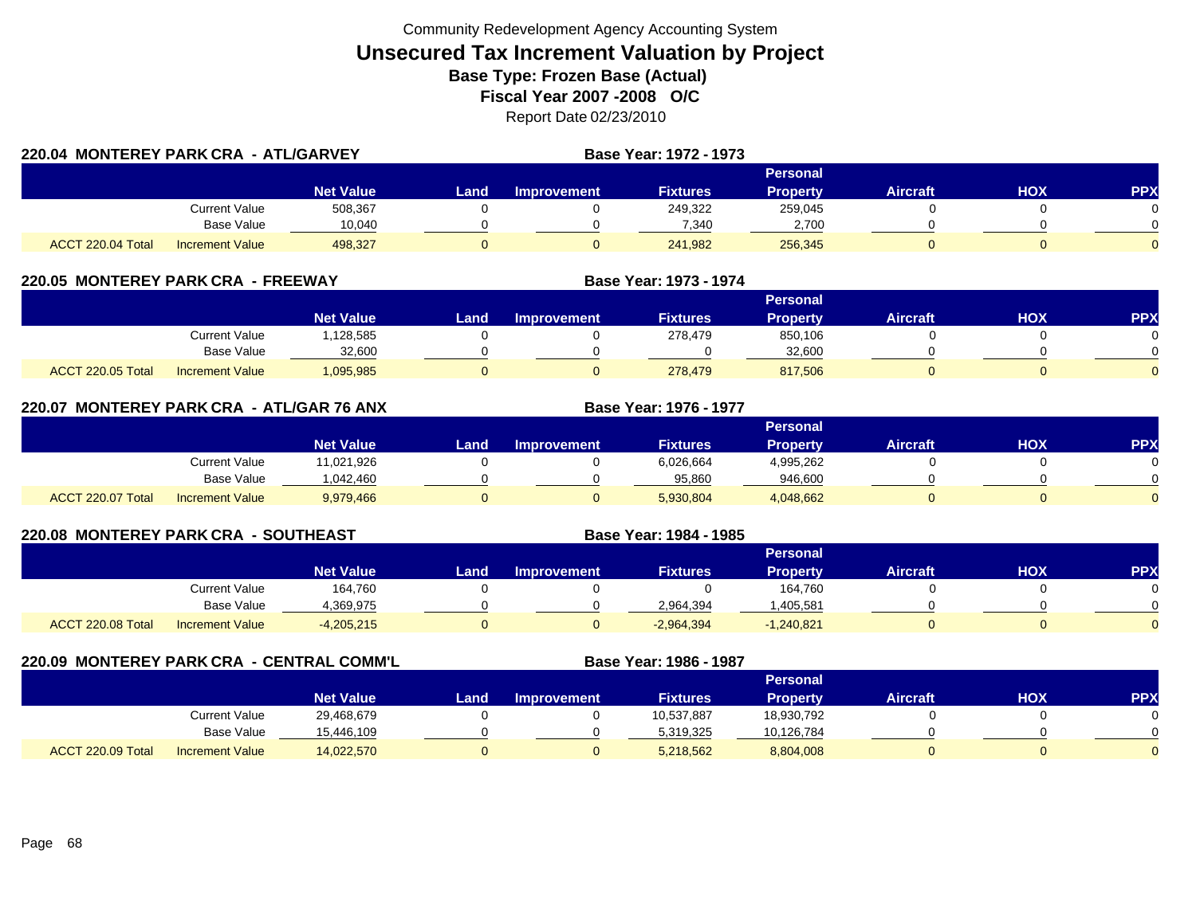Community Redevelopment Agency Accounting System

# Unsecured Tax Increment Valuation by Project

**Base Type: Frozen Base (Actual)**

**Fiscal Year 2007 -2008 O/C**

Report Date 02/23/2010

## 220.04 MONTEREY PARK CRA - ATL/GARVEY

**Base Year: 1972 - 1973**

| | | Net Value | Land | Improvement | Fixtures | Personal Property | Aircraft | HOX | PPX |
|---|---|---|---|---|---|---|---|---|---|
| | Current Value | 508,367 | 0 | 0 | 249,322 | 259,045 | 0 | 0 | 0 |
| | Base Value | 10,040 | 0 | 0 | 7,340 | 2,700 | 0 | 0 | 0 |
| ACCT 220.04 Total | Increment Value | 498,327 | 0 | 0 | 241,982 | 256,345 | 0 | 0 | 0 |

## 220.05 MONTEREY PARK CRA - FREEWAY

**Base Year: 1973 - 1974**

| | | Net Value | Land | Improvement | Fixtures | Personal Property | Aircraft | HOX | PPX |
|---|---|---|---|---|---|---|---|---|---|
| | Current Value | 1,128,585 | 0 | 0 | 278,479 | 850,106 | 0 | 0 | 0 |
| | Base Value | 32,600 | 0 | 0 | 0 | 32,600 | 0 | 0 | 0 |
| ACCT 220.05 Total | Increment Value | 1,095,985 | 0 | 0 | 278,479 | 817,506 | 0 | 0 | 0 |

## 220.07 MONTEREY PARK CRA - ATL/GAR 76 ANX

**Base Year: 1976 - 1977**

| | | Net Value | Land | Improvement | Fixtures | Personal Property | Aircraft | HOX | PPX |
|---|---|---|---|---|---|---|---|---|---|
| | Current Value | 11,021,926 | 0 | 0 | 6,026,664 | 4,995,262 | 0 | 0 | 0 |
| | Base Value | 1,042,460 | 0 | 0 | 95,860 | 946,600 | 0 | 0 | 0 |
| ACCT 220.07 Total | Increment Value | 9,979,466 | 0 | 0 | 5,930,804 | 4,048,662 | 0 | 0 | 0 |

## 220.08 MONTEREY PARK CRA - SOUTHEAST

**Base Year: 1984 - 1985**

| | | Net Value | Land | Improvement | Fixtures | Personal Property | Aircraft | HOX | PPX |
|---|---|---|---|---|---|---|---|---|---|
| | Current Value | 164,760 | 0 | 0 | 0 | 164,760 | 0 | 0 | 0 |
| | Base Value | 4,369,975 | 0 | 0 | 2,964,394 | 1,405,581 | 0 | 0 | 0 |
| ACCT 220.08 Total | Increment Value | -4,205,215 | 0 | 0 | -2,964,394 | -1,240,821 | 0 | 0 | 0 |

## 220.09 MONTEREY PARK CRA - CENTRAL COMM'L

**Base Year: 1986 - 1987**

| | | Net Value | Land | Improvement | Fixtures | Personal Property | Aircraft | HOX | PPX |
|---|---|---|---|---|---|---|---|---|---|
| | Current Value | 29,468,679 | 0 | 0 | 10,537,887 | 18,930,792 | 0 | 0 | 0 |
| | Base Value | 15,446,109 | 0 | 0 | 5,319,325 | 10,126,784 | 0 | 0 | 0 |
| ACCT 220.09 Total | Increment Value | 14,022,570 | 0 | 0 | 5,218,562 | 8,804,008 | 0 | 0 | 0 |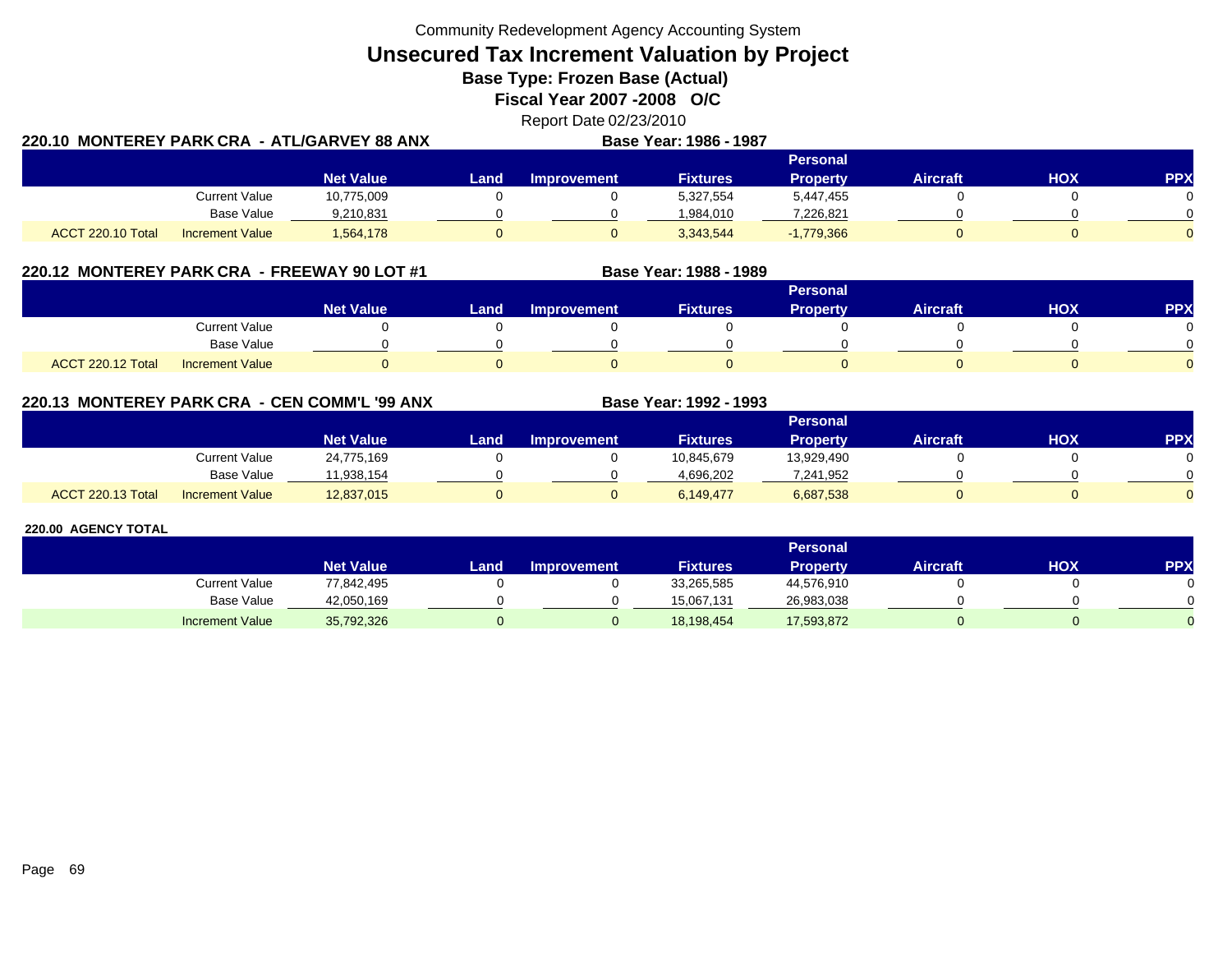Community Redevelopment Agency Accounting System

# Unsecured Tax Increment Valuation by Project

**Base Type: Frozen Base (Actual)**

**Fiscal Year 2007 -2008 O/C**

Report Date 02/23/2010

## 220.10 MONTEREY PARK CRA - ATL/GARVEY 88 ANX

**Base Year: 1986 - 1987**

| | | Net Value | Land | Improvement | Fixtures | Personal Property | Aircraft | HOX | PPX |
|---|---|---|---|---|---|---|---|---|---|
| | Current Value | 10,775,009 | 0 | 0 | 5,327,554 | 5,447,455 | 0 | 0 | 0 |
| | Base Value | 9,210,831 | 0 | 0 | 1,984,010 | 7,226,821 | 0 | 0 | 0 |
| ACCT 220.10 Total | Increment Value | 1,564,178 | 0 | 0 | 3,343,544 | -1,779,366 | 0 | 0 | 0 |

## 220.12 MONTEREY PARK CRA - FREEWAY 90 LOT #1

**Base Year: 1988 - 1989**

| | | Net Value | Land | Improvement | Fixtures | Personal Property | Aircraft | HOX | PPX |
|---|---|---|---|---|---|---|---|---|---|
| | Current Value | 0 | 0 | 0 | 0 | 0 | 0 | 0 | 0 |
| | Base Value | 0 | 0 | 0 | 0 | 0 | 0 | 0 | 0 |
| ACCT 220.12 Total | Increment Value | 0 | 0 | 0 | 0 | 0 | 0 | 0 | 0 |

## 220.13 MONTEREY PARK CRA - CEN COMM'L '99 ANX

**Base Year: 1992 - 1993**

| | | Net Value | Land | Improvement | Fixtures | Personal Property | Aircraft | HOX | PPX |
|---|---|---|---|---|---|---|---|---|---|
| | Current Value | 24,775,169 | 0 | 0 | 10,845,679 | 13,929,490 | 0 | 0 | 0 |
| | Base Value | 11,938,154 | 0 | 0 | 4,696,202 | 7,241,952 | 0 | 0 | 0 |
| ACCT 220.13 Total | Increment Value | 12,837,015 | 0 | 0 | 6,149,477 | 6,687,538 | 0 | 0 | 0 |

## 220.00 AGENCY TOTAL

| | Net Value | Land | Improvement | Fixtures | Personal Property | Aircraft | HOX | PPX |
|---|---|---|---|---|---|---|---|---|
| Current Value | 77,842,495 | 0 | 0 | 33,265,585 | 44,576,910 | 0 | 0 | 0 |
| Base Value | 42,050,169 | 0 | 0 | 15,067,131 | 26,983,038 | 0 | 0 | 0 |
| Increment Value | 35,792,326 | 0 | 0 | 18,198,454 | 17,593,872 | 0 | 0 | 0 |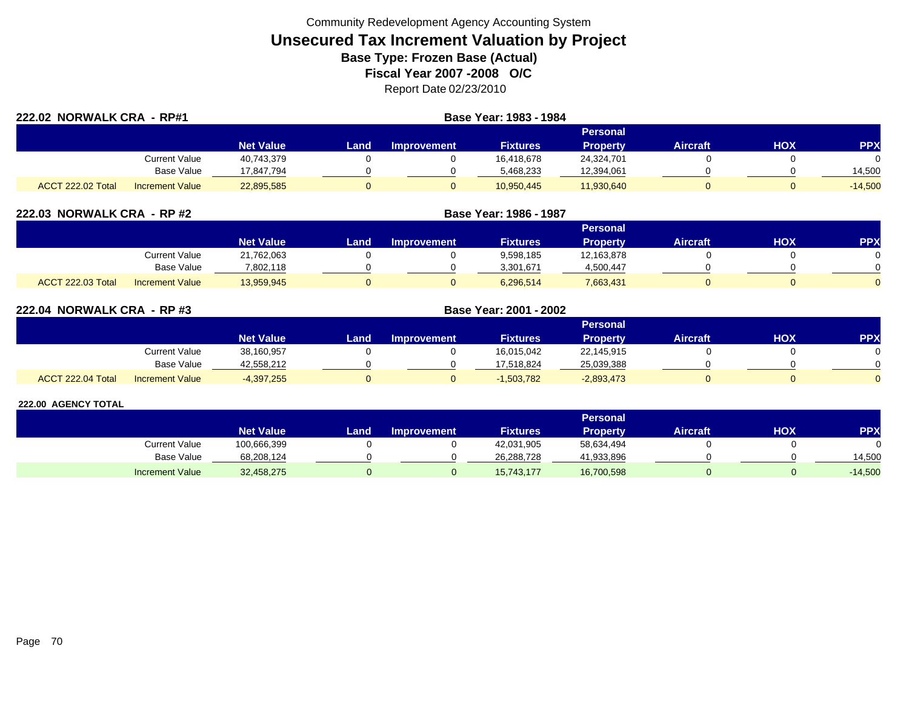Community Redevelopment Agency Accounting System

# Unsecured Tax Increment Valuation by Project

**Base Type: Frozen Base (Actual)**

**Fiscal Year 2007 -2008 O/C**

Report Date 02/23/2010

## 222.02 NORWALK CRA - RP#1

**Base Year: 1983 - 1984**

| | | Net Value | Land | Improvement | Fixtures | Personal Property | Aircraft | HOX | PPX |
|---|---|---|---|---|---|---|---|---|---|
| | Current Value | 40,743,379 | 0 | 0 | 16,418,678 | 24,324,701 | 0 | 0 | 0 |
| | Base Value | 17,847,794 | 0 | 0 | 5,468,233 | 12,394,061 | 0 | 0 | 14,500 |
| ACCT 222.02 Total | Increment Value | 22,895,585 | 0 | 0 | 10,950,445 | 11,930,640 | 0 | 0 | -14,500 |

## 222.03 NORWALK CRA - RP #2

**Base Year: 1986 - 1987**

| | | Net Value | Land | Improvement | Fixtures | Personal Property | Aircraft | HOX | PPX |
|---|---|---|---|---|---|---|---|---|---|
| | Current Value | 21,762,063 | 0 | 0 | 9,598,185 | 12,163,878 | 0 | 0 | 0 |
| | Base Value | 7,802,118 | 0 | 0 | 3,301,671 | 4,500,447 | 0 | 0 | 0 |
| ACCT 222.03 Total | Increment Value | 13,959,945 | 0 | 0 | 6,296,514 | 7,663,431 | 0 | 0 | 0 |

## 222.04 NORWALK CRA - RP #3

**Base Year: 2001 - 2002**

| | | Net Value | Land | Improvement | Fixtures | Personal Property | Aircraft | HOX | PPX |
|---|---|---|---|---|---|---|---|---|---|
| | Current Value | 38,160,957 | 0 | 0 | 16,015,042 | 22,145,915 | 0 | 0 | 0 |
| | Base Value | 42,558,212 | 0 | 0 | 17,518,824 | 25,039,388 | 0 | 0 | 0 |
| ACCT 222.04 Total | Increment Value | -4,397,255 | 0 | 0 | -1,503,782 | -2,893,473 | 0 | 0 | 0 |

## 222.00 AGENCY TOTAL

| | Net Value | Land | Improvement | Fixtures | Personal Property | Aircraft | HOX | PPX |
|---|---|---|---|---|---|---|---|---|
| Current Value | 100,666,399 | 0 | 0 | 42,031,905 | 58,634,494 | 0 | 0 | 0 |
| Base Value | 68,208,124 | 0 | 0 | 26,288,728 | 41,933,896 | 0 | 0 | 14,500 |
| Increment Value | 32,458,275 | 0 | 0 | 15,743,177 | 16,700,598 | 0 | 0 | -14,500 |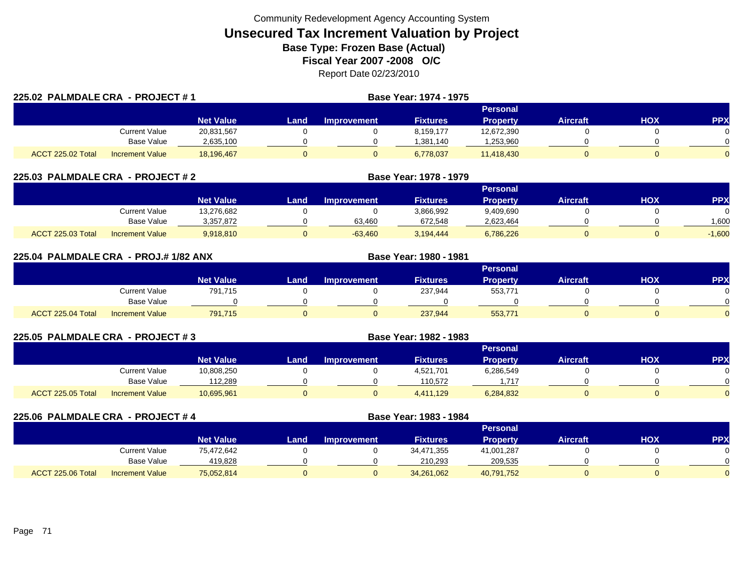Community Redevelopment Agency Accounting System

# Unsecured Tax Increment Valuation by Project

**Base Type: Frozen Base (Actual)**

**Fiscal Year 2007 -2008 O/C**

Report Date 02/23/2010

## 225.02 PALMDALE CRA - PROJECT # 1

**Base Year: 1974 - 1975**

| | | Net Value | Land | Improvement | Fixtures | Personal Property | Aircraft | HOX | PPX |
|---|---|---|---|---|---|---|---|---|---|
| | Current Value | 20,831,567 | 0 | 0 | 8,159,177 | 12,672,390 | 0 | 0 | 0 |
| | Base Value | 2,635,100 | 0 | 0 | 1,381,140 | 1,253,960 | 0 | 0 | 0 |
| ACCT 225.02 Total | Increment Value | 18,196,467 | 0 | 0 | 6,778,037 | 11,418,430 | 0 | 0 | 0 |

## 225.03 PALMDALE CRA - PROJECT # 2

**Base Year: 1978 - 1979**

| | | Net Value | Land | Improvement | Fixtures | Personal Property | Aircraft | HOX | PPX |
|---|---|---|---|---|---|---|---|---|---|
| | Current Value | 13,276,682 | 0 | 0 | 3,866,992 | 9,409,690 | 0 | 0 | 0 |
| | Base Value | 3,357,872 | 0 | 63,460 | 672,548 | 2,623,464 | 0 | 0 | 1,600 |
| ACCT 225.03 Total | Increment Value | 9,918,810 | 0 | -63,460 | 3,194,444 | 6,786,226 | 0 | 0 | -1,600 |

## 225.04 PALMDALE CRA - PROJ.# 1/82 ANX

**Base Year: 1980 - 1981**

| | | Net Value | Land | Improvement | Fixtures | Personal Property | Aircraft | HOX | PPX |
|---|---|---|---|---|---|---|---|---|---|
| | Current Value | 791,715 | 0 | 0 | 237,944 | 553,771 | 0 | 0 | 0 |
| | Base Value | 0 | 0 | 0 | 0 | 0 | 0 | 0 | 0 |
| ACCT 225.04 Total | Increment Value | 791,715 | 0 | 0 | 237,944 | 553,771 | 0 | 0 | 0 |

## 225.05 PALMDALE CRA - PROJECT # 3

**Base Year: 1982 - 1983**

| | | Net Value | Land | Improvement | Fixtures | Personal Property | Aircraft | HOX | PPX |
|---|---|---|---|---|---|---|---|---|---|
| | Current Value | 10,808,250 | 0 | 0 | 4,521,701 | 6,286,549 | 0 | 0 | 0 |
| | Base Value | 112,289 | 0 | 0 | 110,572 | 1,717 | 0 | 0 | 0 |
| ACCT 225.05 Total | Increment Value | 10,695,961 | 0 | 0 | 4,411,129 | 6,284,832 | 0 | 0 | 0 |

## 225.06 PALMDALE CRA - PROJECT # 4

**Base Year: 1983 - 1984**

| | | Net Value | Land | Improvement | Fixtures | Personal Property | Aircraft | HOX | PPX |
|---|---|---|---|---|---|---|---|---|---|
| | Current Value | 75,472,642 | 0 | 0 | 34,471,355 | 41,001,287 | 0 | 0 | 0 |
| | Base Value | 419,828 | 0 | 0 | 210,293 | 209,535 | 0 | 0 | 0 |
| ACCT 225.06 Total | Increment Value | 75,052,814 | 0 | 0 | 34,261,062 | 40,791,752 | 0 | 0 | 0 |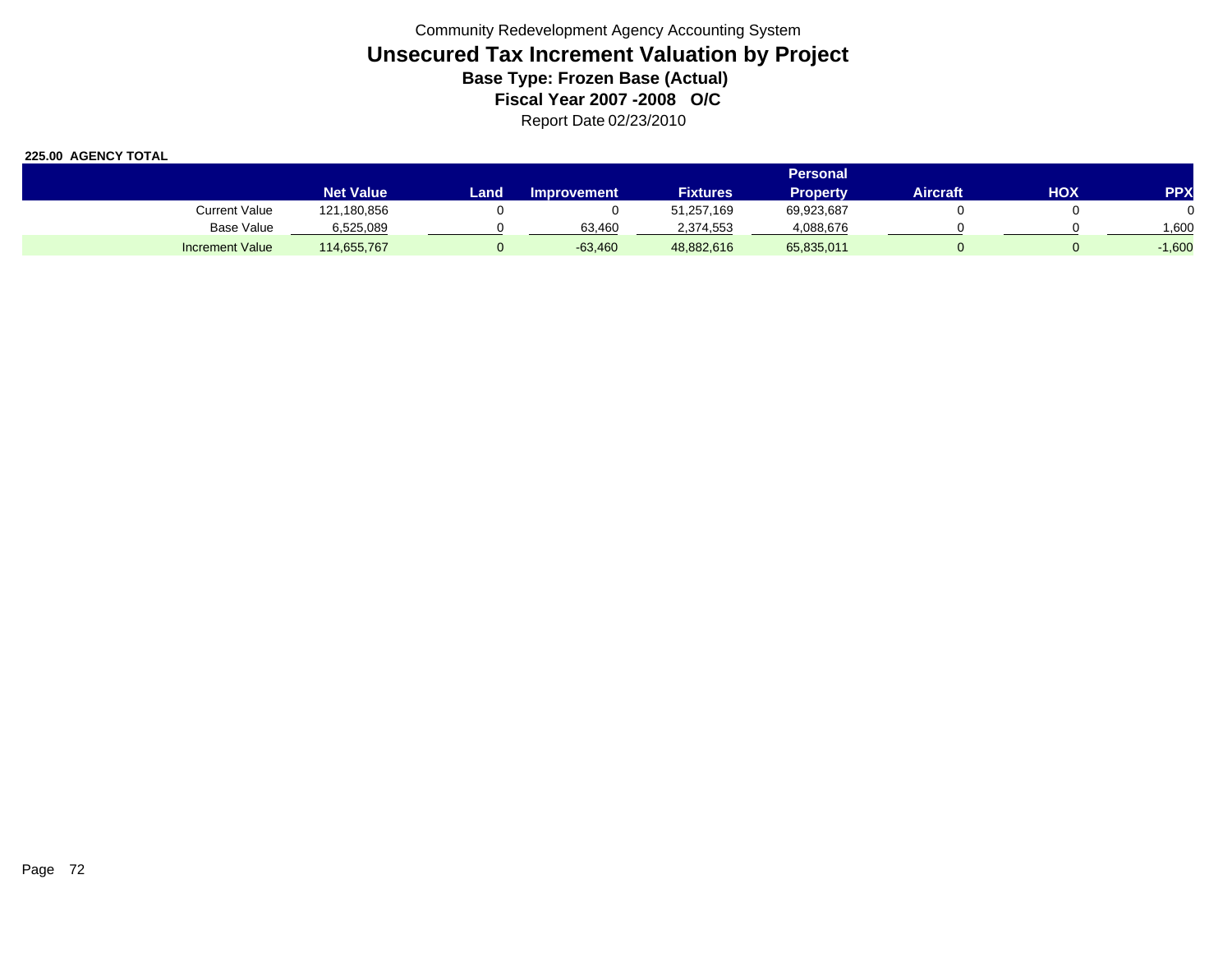Community Redevelopment Agency Accounting System

# Unsecured Tax Increment Valuation by Project

**Base Type: Frozen Base (Actual)**

**Fiscal Year 2007 -2008 O/C**

Report Date 02/23/2010

**225.00 AGENCY TOTAL**

| | Net Value | Land | Improvement | Fixtures | Personal Property | Aircraft | HOX | PPX |
|---|---|---|---|---|---|---|---|---|
| Current Value | 121,180,856 | 0 | 0 | 51,257,169 | 69,923,687 | 0 | 0 | 0 |
| Base Value | 6,525,089 | 0 | 63,460 | 2,374,553 | 4,088,676 | 0 | 0 | 1,600 |
| Increment Value | 114,655,767 | 0 | -63,460 | 48,882,616 | 65,835,011 | 0 | 0 | -1,600 |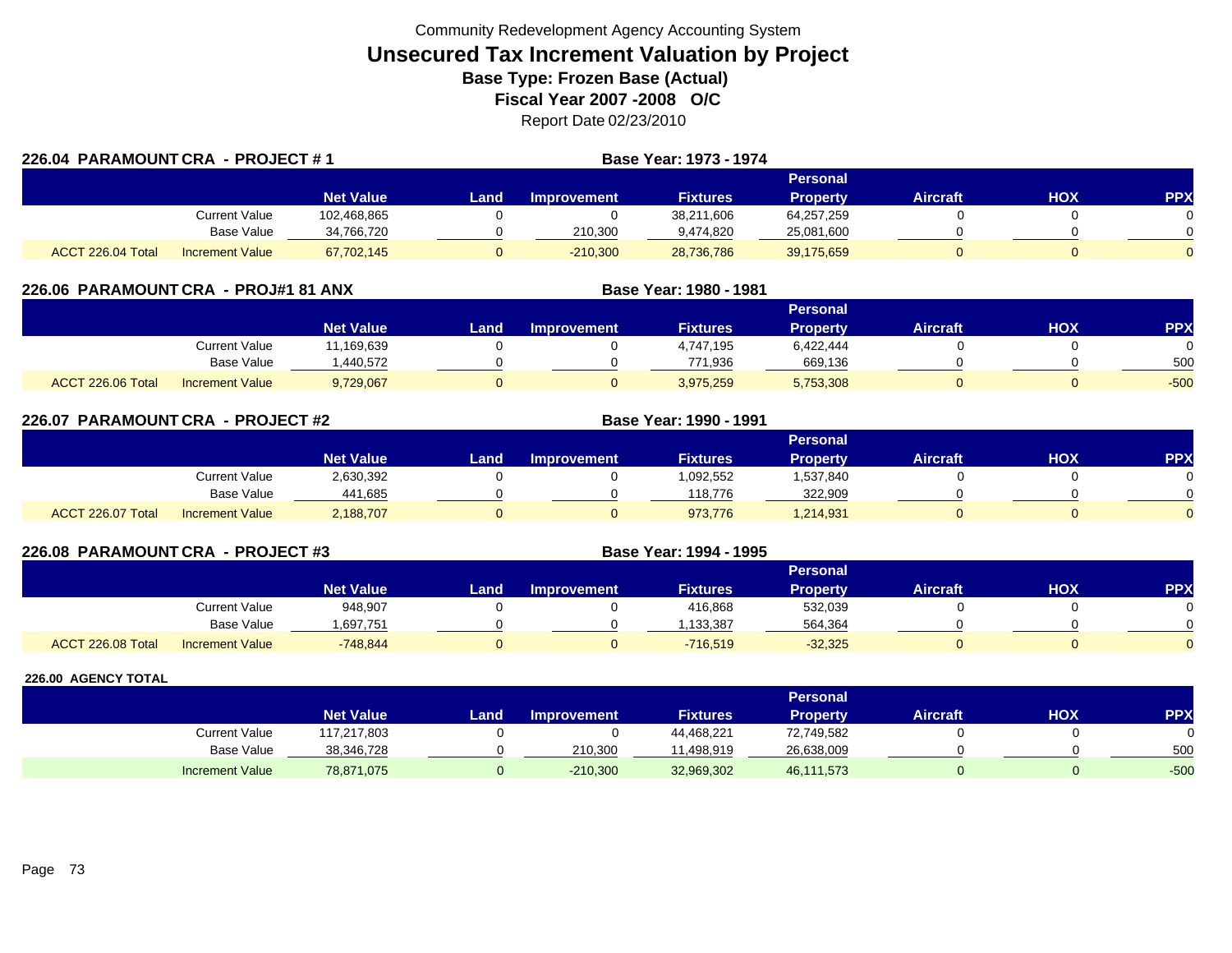Community Redevelopment Agency Accounting System

# Unsecured Tax Increment Valuation by Project

## Base Type: Frozen Base (Actual)

## Fiscal Year 2007 -2008 O/C

Report Date 02/23/2010

### 226.04 PARAMOUNT CRA - PROJECT # 1

Base Year: 1973 - 1974

| | | Net Value | Land | Improvement | Fixtures | Personal Property | Aircraft | HOX | PPX |
|---|---|---|---|---|---|---|---|---|---|
| | Current Value | 102,468,865 | 0 | 0 | 38,211,606 | 64,257,259 | 0 | 0 | 0 |
| | Base Value | 34,766,720 | 0 | 210,300 | 9,474,820 | 25,081,600 | 0 | 0 | 0 |
| ACCT 226.04 Total | Increment Value | 67,702,145 | 0 | -210,300 | 28,736,786 | 39,175,659 | 0 | 0 | 0 |

### 226.06 PARAMOUNT CRA - PROJ#1 81 ANX

Base Year: 1980 - 1981

| | | Net Value | Land | Improvement | Fixtures | Personal Property | Aircraft | HOX | PPX |
|---|---|---|---|---|---|---|---|---|---|
| | Current Value | 11,169,639 | 0 | 0 | 4,747,195 | 6,422,444 | 0 | 0 | 0 |
| | Base Value | 1,440,572 | 0 | 0 | 771,936 | 669,136 | 0 | 0 | 500 |
| ACCT 226.06 Total | Increment Value | 9,729,067 | 0 | 0 | 3,975,259 | 5,753,308 | 0 | 0 | -500 |

### 226.07 PARAMOUNT CRA - PROJECT #2

Base Year: 1990 - 1991

| | | Net Value | Land | Improvement | Fixtures | Personal Property | Aircraft | HOX | PPX |
|---|---|---|---|---|---|---|---|---|---|
| | Current Value | 2,630,392 | 0 | 0 | 1,092,552 | 1,537,840 | 0 | 0 | 0 |
| | Base Value | 441,685 | 0 | 0 | 118,776 | 322,909 | 0 | 0 | 0 |
| ACCT 226.07 Total | Increment Value | 2,188,707 | 0 | 0 | 973,776 | 1,214,931 | 0 | 0 | 0 |

### 226.08 PARAMOUNT CRA - PROJECT #3

Base Year: 1994 - 1995

| | | Net Value | Land | Improvement | Fixtures | Personal Property | Aircraft | HOX | PPX |
|---|---|---|---|---|---|---|---|---|---|
| | Current Value | 948,907 | 0 | 0 | 416,868 | 532,039 | 0 | 0 | 0 |
| | Base Value | 1,697,751 | 0 | 0 | 1,133,387 | 564,364 | 0 | 0 | 0 |
| ACCT 226.08 Total | Increment Value | -748,844 | 0 | 0 | -716,519 | -32,325 | 0 | 0 | 0 |

### 226.00 AGENCY TOTAL

| | | Net Value | Land | Improvement | Fixtures | Personal Property | Aircraft | HOX | PPX |
|---|---|---|---|---|---|---|---|---|---|
| | Current Value | 117,217,803 | 0 | 0 | 44,468,221 | 72,749,582 | 0 | 0 | 0 |
| | Base Value | 38,346,728 | 0 | 210,300 | 11,498,919 | 26,638,009 | 0 | 0 | 500 |
| | Increment Value | 78,871,075 | 0 | -210,300 | 32,969,302 | 46,111,573 | 0 | 0 | -500 |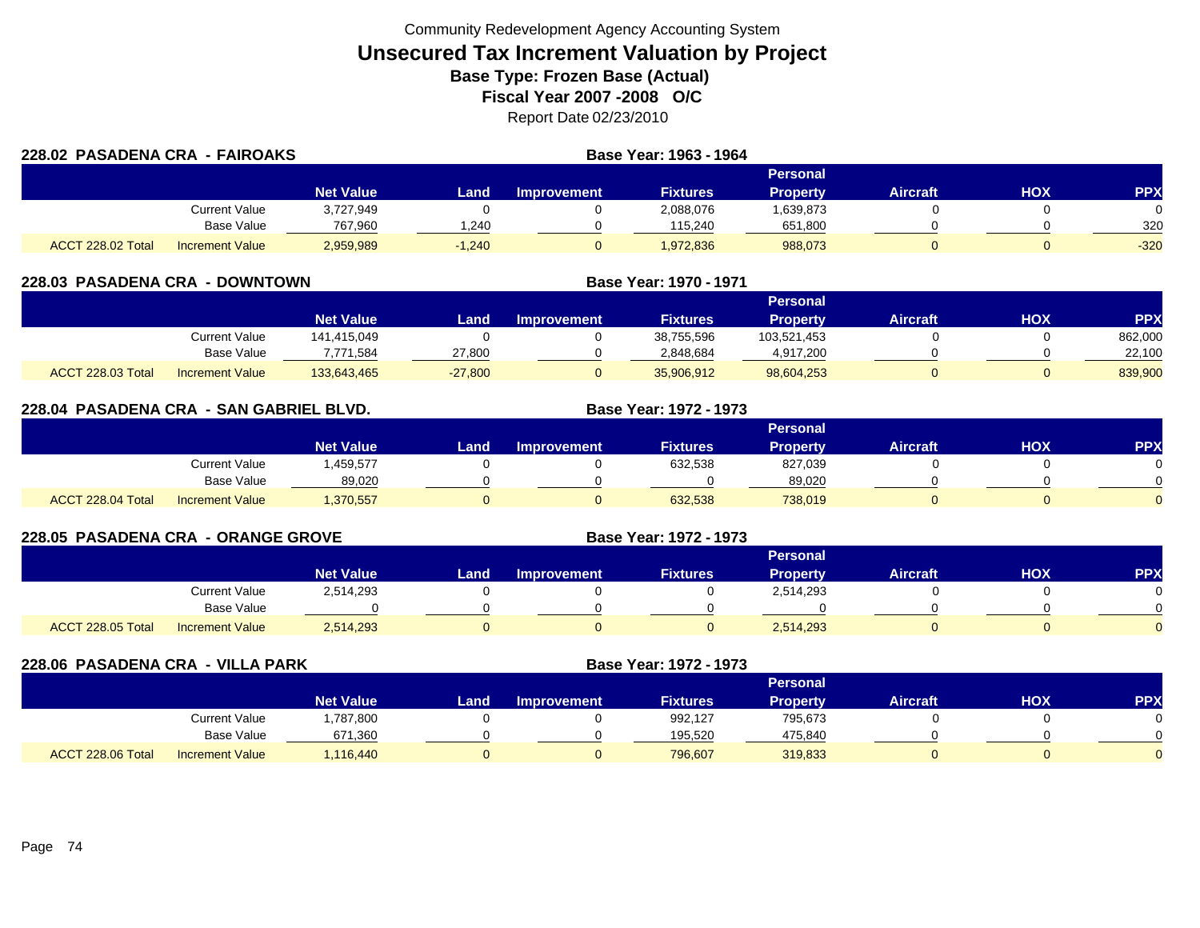Community Redevelopment Agency Accounting System

# Unsecured Tax Increment Valuation by Project

**Base Type: Frozen Base (Actual)**

**Fiscal Year 2007 -2008 O/C**

Report Date 02/23/2010

### 228.02 PASADENA CRA - FAIROAKS

**Base Year: 1963 - 1964**

| | | Net Value | Land | Improvement | Fixtures | Personal Property | Aircraft | HOX | PPX |
|---|---|---|---|---|---|---|---|---|---|
| | Current Value | 3,727,949 | 0 | 0 | 2,088,076 | 1,639,873 | 0 | 0 | 0 |
| | Base Value | 767,960 | 1,240 | 0 | 115,240 | 651,800 | 0 | 0 | 320 |
| ACCT 228.02 Total | Increment Value | 2,959,989 | -1,240 | 0 | 1,972,836 | 988,073 | 0 | 0 | -320 |

### 228.03 PASADENA CRA - DOWNTOWN

**Base Year: 1970 - 1971**

| | | Net Value | Land | Improvement | Fixtures | Personal Property | Aircraft | HOX | PPX |
|---|---|---|---|---|---|---|---|---|---|
| | Current Value | 141,415,049 | 0 | 0 | 38,755,596 | 103,521,453 | 0 | 0 | 862,000 |
| | Base Value | 7,771,584 | 27,800 | 0 | 2,848,684 | 4,917,200 | 0 | 0 | 22,100 |
| ACCT 228.03 Total | Increment Value | 133,643,465 | -27,800 | 0 | 35,906,912 | 98,604,253 | 0 | 0 | 839,900 |

### 228.04 PASADENA CRA - SAN GABRIEL BLVD.

**Base Year: 1972 - 1973**

| | | Net Value | Land | Improvement | Fixtures | Personal Property | Aircraft | HOX | PPX |
|---|---|---|---|---|---|---|---|---|---|
| | Current Value | 1,459,577 | 0 | 0 | 632,538 | 827,039 | 0 | 0 | 0 |
| | Base Value | 89,020 | 0 | 0 | 0 | 89,020 | 0 | 0 | 0 |
| ACCT 228.04 Total | Increment Value | 1,370,557 | 0 | 0 | 632,538 | 738,019 | 0 | 0 | 0 |

### 228.05 PASADENA CRA - ORANGE GROVE

**Base Year: 1972 - 1973**

| | | Net Value | Land | Improvement | Fixtures | Personal Property | Aircraft | HOX | PPX |
|---|---|---|---|---|---|---|---|---|---|
| | Current Value | 2,514,293 | 0 | 0 | 0 | 2,514,293 | 0 | 0 | 0 |
| | Base Value | 0 | 0 | 0 | 0 | 0 | 0 | 0 | 0 |
| ACCT 228.05 Total | Increment Value | 2,514,293 | 0 | 0 | 0 | 2,514,293 | 0 | 0 | 0 |

### 228.06 PASADENA CRA - VILLA PARK

**Base Year: 1972 - 1973**

| | | Net Value | Land | Improvement | Fixtures | Personal Property | Aircraft | HOX | PPX |
|---|---|---|---|---|---|---|---|---|---|
| | Current Value | 1,787,800 | 0 | 0 | 992,127 | 795,673 | 0 | 0 | 0 |
| | Base Value | 671,360 | 0 | 0 | 195,520 | 475,840 | 0 | 0 | 0 |
| ACCT 228.06 Total | Increment Value | 1,116,440 | 0 | 0 | 796,607 | 319,833 | 0 | 0 | 0 |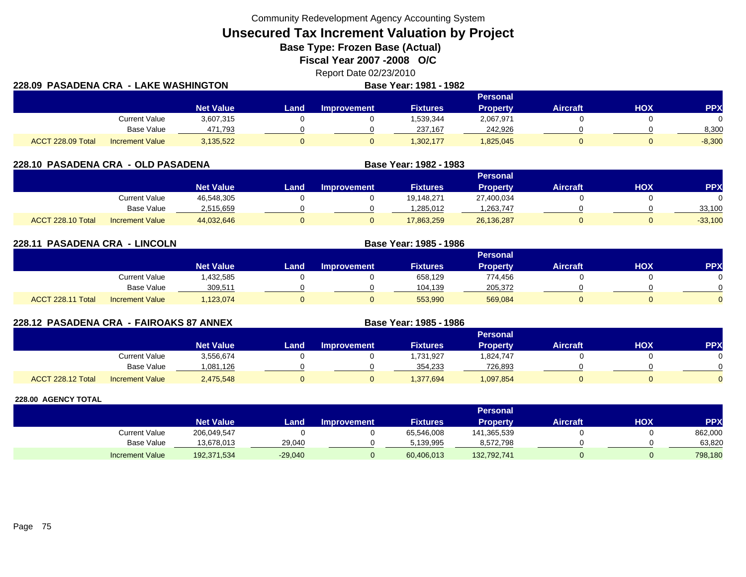Community Redevelopment Agency Accounting System

# Unsecured Tax Increment Valuation by Project

**Base Type: Frozen Base (Actual)**

**Fiscal Year 2007 -2008 O/C**

Report Date 02/23/2010

## 228.09 PASADENA CRA - LAKE WASHINGTON

**Base Year: 1981 - 1982**

| | | Net Value | Land | Improvement | Fixtures | Personal Property | Aircraft | HOX | PPX |
|---|---|---|---|---|---|---|---|---|---|
| | Current Value | 3,607,315 | 0 | 0 | 1,539,344 | 2,067,971 | 0 | 0 | 0 |
| | Base Value | 471,793 | 0 | 0 | 237,167 | 242,926 | 0 | 0 | 8,300 |
| ACCT 228.09 Total | Increment Value | 3,135,522 | 0 | 0 | 1,302,177 | 1,825,045 | 0 | 0 | -8,300 |

## 228.10 PASADENA CRA - OLD PASADENA

**Base Year: 1982 - 1983**

| | | Net Value | Land | Improvement | Fixtures | Personal Property | Aircraft | HOX | PPX |
|---|---|---|---|---|---|---|---|---|---|
| | Current Value | 46,548,305 | 0 | 0 | 19,148,271 | 27,400,034 | 0 | 0 | 0 |
| | Base Value | 2,515,659 | 0 | 0 | 1,285,012 | 1,263,747 | 0 | 0 | 33,100 |
| ACCT 228.10 Total | Increment Value | 44,032,646 | 0 | 0 | 17,863,259 | 26,136,287 | 0 | 0 | -33,100 |

## 228.11 PASADENA CRA - LINCOLN

**Base Year: 1985 - 1986**

| | | Net Value | Land | Improvement | Fixtures | Personal Property | Aircraft | HOX | PPX |
|---|---|---|---|---|---|---|---|---|---|
| | Current Value | 1,432,585 | 0 | 0 | 658,129 | 774,456 | 0 | 0 | 0 |
| | Base Value | 309,511 | 0 | 0 | 104,139 | 205,372 | 0 | 0 | 0 |
| ACCT 228.11 Total | Increment Value | 1,123,074 | 0 | 0 | 553,990 | 569,084 | 0 | 0 | 0 |

## 228.12 PASADENA CRA - FAIROAKS 87 ANNEX

**Base Year: 1985 - 1986**

| | | Net Value | Land | Improvement | Fixtures | Personal Property | Aircraft | HOX | PPX |
|---|---|---|---|---|---|---|---|---|---|
| | Current Value | 3,556,674 | 0 | 0 | 1,731,927 | 1,824,747 | 0 | 0 | 0 |
| | Base Value | 1,081,126 | 0 | 0 | 354,233 | 726,893 | 0 | 0 | 0 |
| ACCT 228.12 Total | Increment Value | 2,475,548 | 0 | 0 | 1,377,694 | 1,097,854 | 0 | 0 | 0 |

## 228.00 AGENCY TOTAL

| | | Net Value | Land | Improvement | Fixtures | Personal Property | Aircraft | HOX | PPX |
|---|---|---|---|---|---|---|---|---|---|
| | Current Value | 206,049,547 | 0 | 0 | 65,546,008 | 141,365,539 | 0 | 0 | 862,000 |
| | Base Value | 13,678,013 | 29,040 | 0 | 5,139,995 | 8,572,798 | 0 | 0 | 63,820 |
| | Increment Value | 192,371,534 | -29,040 | 0 | 60,406,013 | 132,792,741 | 0 | 0 | 798,180 |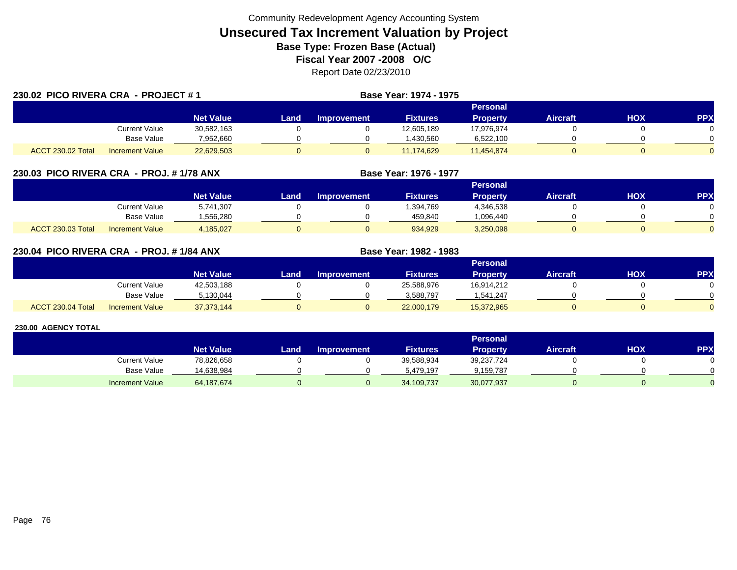Community Redevelopment Agency Accounting System

# Unsecured Tax Increment Valuation by Project

**Base Type: Frozen Base (Actual)**

**Fiscal Year 2007 -2008 O/C**

Report Date 02/23/2010

## 230.02 PICO RIVERA CRA - PROJECT # 1

**Base Year: 1974 - 1975**

| | | Net Value | Land | Improvement | Fixtures | Personal Property | Aircraft | HOX | PPX |
|---|---|---|---|---|---|---|---|---|---|
| | Current Value | 30,582,163 | 0 | 0 | 12,605,189 | 17,976,974 | 0 | 0 | 0 |
| | Base Value | 7,952,660 | 0 | 0 | 1,430,560 | 6,522,100 | 0 | 0 | 0 |
| ACCT 230.02 Total | Increment Value | 22,629,503 | 0 | 0 | 11,174,629 | 11,454,874 | 0 | 0 | 0 |

## 230.03 PICO RIVERA CRA - PROJ. # 1/78 ANX

**Base Year: 1976 - 1977**

| | | Net Value | Land | Improvement | Fixtures | Personal Property | Aircraft | HOX | PPX |
|---|---|---|---|---|---|---|---|---|---|
| | Current Value | 5,741,307 | 0 | 0 | 1,394,769 | 4,346,538 | 0 | 0 | 0 |
| | Base Value | 1,556,280 | 0 | 0 | 459,840 | 1,096,440 | 0 | 0 | 0 |
| ACCT 230.03 Total | Increment Value | 4,185,027 | 0 | 0 | 934,929 | 3,250,098 | 0 | 0 | 0 |

## 230.04 PICO RIVERA CRA - PROJ. # 1/84 ANX

**Base Year: 1982 - 1983**

| | | Net Value | Land | Improvement | Fixtures | Personal Property | Aircraft | HOX | PPX |
|---|---|---|---|---|---|---|---|---|---|
| | Current Value | 42,503,188 | 0 | 0 | 25,588,976 | 16,914,212 | 0 | 0 | 0 |
| | Base Value | 5,130,044 | 0 | 0 | 3,588,797 | 1,541,247 | 0 | 0 | 0 |
| ACCT 230.04 Total | Increment Value | 37,373,144 | 0 | 0 | 22,000,179 | 15,372,965 | 0 | 0 | 0 |

## 230.00 AGENCY TOTAL

| | Net Value | Land | Improvement | Fixtures | Personal Property | Aircraft | HOX | PPX |
|---|---|---|---|---|---|---|---|---|
| Current Value | 78,826,658 | 0 | 0 | 39,588,934 | 39,237,724 | 0 | 0 | 0 |
| Base Value | 14,638,984 | 0 | 0 | 5,479,197 | 9,159,787 | 0 | 0 | 0 |
| Increment Value | 64,187,674 | 0 | 0 | 34,109,737 | 30,077,937 | 0 | 0 | 0 |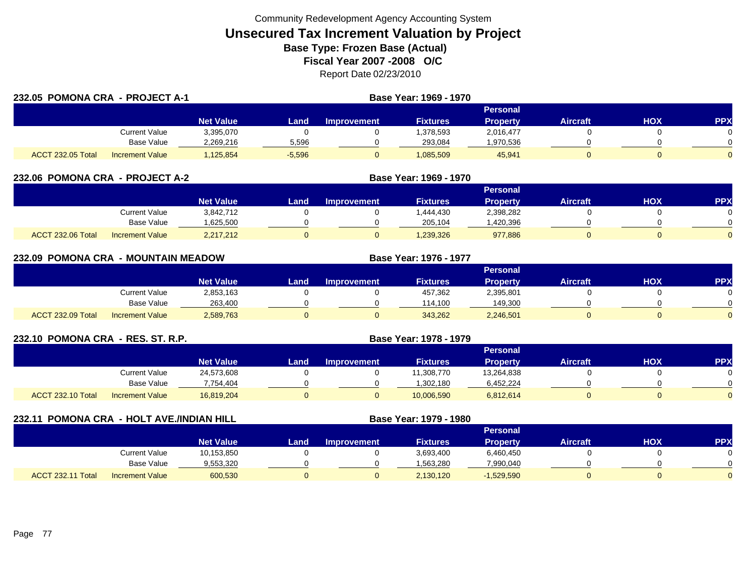Community Redevelopment Agency Accounting System

# Unsecured Tax Increment Valuation by Project

**Base Type: Frozen Base (Actual)**

**Fiscal Year 2007 -2008 O/C**

Report Date 02/23/2010

## 232.05 POMONA CRA - PROJECT A-1

**Base Year: 1969 - 1970**

| | | Net Value | Land | Improvement | Fixtures | Personal Property | Aircraft | HOX | PPX |
|---|---|---|---|---|---|---|---|---|---|
| | Current Value | 3,395,070 | 0 | 0 | 1,378,593 | 2,016,477 | 0 | 0 | 0 |
| | Base Value | 2,269,216 | 5,596 | 0 | 293,084 | 1,970,536 | 0 | 0 | 0 |
| ACCT 232.05 Total | Increment Value | 1,125,854 | -5,596 | 0 | 1,085,509 | 45,941 | 0 | 0 | 0 |

## 232.06 POMONA CRA - PROJECT A-2

**Base Year: 1969 - 1970**

| | | Net Value | Land | Improvement | Fixtures | Personal Property | Aircraft | HOX | PPX |
|---|---|---|---|---|---|---|---|---|---|
| | Current Value | 3,842,712 | 0 | 0 | 1,444,430 | 2,398,282 | 0 | 0 | 0 |
| | Base Value | 1,625,500 | 0 | 0 | 205,104 | 1,420,396 | 0 | 0 | 0 |
| ACCT 232.06 Total | Increment Value | 2,217,212 | 0 | 0 | 1,239,326 | 977,886 | 0 | 0 | 0 |

## 232.09 POMONA CRA - MOUNTAIN MEADOW

**Base Year: 1976 - 1977**

| | | Net Value | Land | Improvement | Fixtures | Personal Property | Aircraft | HOX | PPX |
|---|---|---|---|---|---|---|---|---|---|
| | Current Value | 2,853,163 | 0 | 0 | 457,362 | 2,395,801 | 0 | 0 | 0 |
| | Base Value | 263,400 | 0 | 0 | 114,100 | 149,300 | 0 | 0 | 0 |
| ACCT 232.09 Total | Increment Value | 2,589,763 | 0 | 0 | 343,262 | 2,246,501 | 0 | 0 | 0 |

## 232.10 POMONA CRA - RES. ST. R.P.

**Base Year: 1978 - 1979**

| | | Net Value | Land | Improvement | Fixtures | Personal Property | Aircraft | HOX | PPX |
|---|---|---|---|---|---|---|---|---|---|
| | Current Value | 24,573,608 | 0 | 0 | 11,308,770 | 13,264,838 | 0 | 0 | 0 |
| | Base Value | 7,754,404 | 0 | 0 | 1,302,180 | 6,452,224 | 0 | 0 | 0 |
| ACCT 232.10 Total | Increment Value | 16,819,204 | 0 | 0 | 10,006,590 | 6,812,614 | 0 | 0 | 0 |

## 232.11 POMONA CRA - HOLT AVE./INDIAN HILL

**Base Year: 1979 - 1980**

| | | Net Value | Land | Improvement | Fixtures | Personal Property | Aircraft | HOX | PPX |
|---|---|---|---|---|---|---|---|---|---|
| | Current Value | 10,153,850 | 0 | 0 | 3,693,400 | 6,460,450 | 0 | 0 | 0 |
| | Base Value | 9,553,320 | 0 | 0 | 1,563,280 | 7,990,040 | 0 | 0 | 0 |
| ACCT 232.11 Total | Increment Value | 600,530 | 0 | 0 | 2,130,120 | -1,529,590 | 0 | 0 | 0 |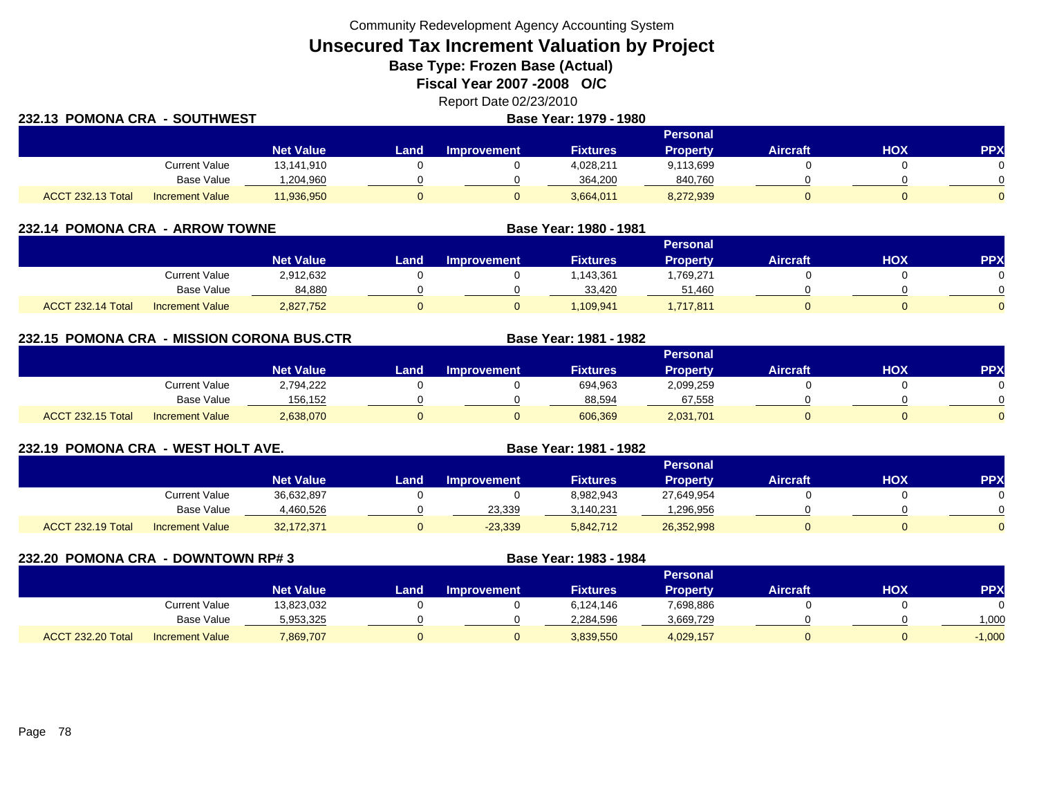Community Redevelopment Agency Accounting System

# Unsecured Tax Increment Valuation by Project

**Base Type: Frozen Base (Actual)**

**Fiscal Year 2007 -2008 O/C**

Report Date 02/23/2010

## 232.13 POMONA CRA - SOUTHWEST

**Base Year: 1979 - 1980**

| | | Net Value | Land | Improvement | Fixtures | Personal Property | Aircraft | HOX | PPX |
|---|---|---|---|---|---|---|---|---|---|
| | Current Value | 13,141,910 | 0 | 0 | 4,028,211 | 9,113,699 | 0 | 0 | 0 |
| | Base Value | 1,204,960 | 0 | 0 | 364,200 | 840,760 | 0 | 0 | 0 |
| ACCT 232.13 Total | Increment Value | 11,936,950 | 0 | 0 | 3,664,011 | 8,272,939 | 0 | 0 | 0 |

## 232.14 POMONA CRA - ARROW TOWNE

**Base Year: 1980 - 1981**

| | | Net Value | Land | Improvement | Fixtures | Personal Property | Aircraft | HOX | PPX |
|---|---|---|---|---|---|---|---|---|---|
| | Current Value | 2,912,632 | 0 | 0 | 1,143,361 | 1,769,271 | 0 | 0 | 0 |
| | Base Value | 84,880 | 0 | 0 | 33,420 | 51,460 | 0 | 0 | 0 |
| ACCT 232.14 Total | Increment Value | 2,827,752 | 0 | 0 | 1,109,941 | 1,717,811 | 0 | 0 | 0 |

## 232.15 POMONA CRA - MISSION CORONA BUS.CTR

**Base Year: 1981 - 1982**

| | | Net Value | Land | Improvement | Fixtures | Personal Property | Aircraft | HOX | PPX |
|---|---|---|---|---|---|---|---|---|---|
| | Current Value | 2,794,222 | 0 | 0 | 694,963 | 2,099,259 | 0 | 0 | 0 |
| | Base Value | 156,152 | 0 | 0 | 88,594 | 67,558 | 0 | 0 | 0 |
| ACCT 232.15 Total | Increment Value | 2,638,070 | 0 | 0 | 606,369 | 2,031,701 | 0 | 0 | 0 |

## 232.19 POMONA CRA - WEST HOLT AVE.

**Base Year: 1981 - 1982**

| | | Net Value | Land | Improvement | Fixtures | Personal Property | Aircraft | HOX | PPX |
|---|---|---|---|---|---|---|---|---|---|
| | Current Value | 36,632,897 | 0 | 0 | 8,982,943 | 27,649,954 | 0 | 0 | 0 |
| | Base Value | 4,460,526 | 0 | 23,339 | 3,140,231 | 1,296,956 | 0 | 0 | 0 |
| ACCT 232.19 Total | Increment Value | 32,172,371 | 0 | -23,339 | 5,842,712 | 26,352,998 | 0 | 0 | 0 |

## 232.20 POMONA CRA - DOWNTOWN RP# 3

**Base Year: 1983 - 1984**

| | | Net Value | Land | Improvement | Fixtures | Personal Property | Aircraft | HOX | PPX |
|---|---|---|---|---|---|---|---|---|---|
| | Current Value | 13,823,032 | 0 | 0 | 6,124,146 | 7,698,886 | 0 | 0 | 0 |
| | Base Value | 5,953,325 | 0 | 0 | 2,284,596 | 3,669,729 | 0 | 0 | 1,000 |
| ACCT 232.20 Total | Increment Value | 7,869,707 | 0 | 0 | 3,839,550 | 4,029,157 | 0 | 0 | -1,000 |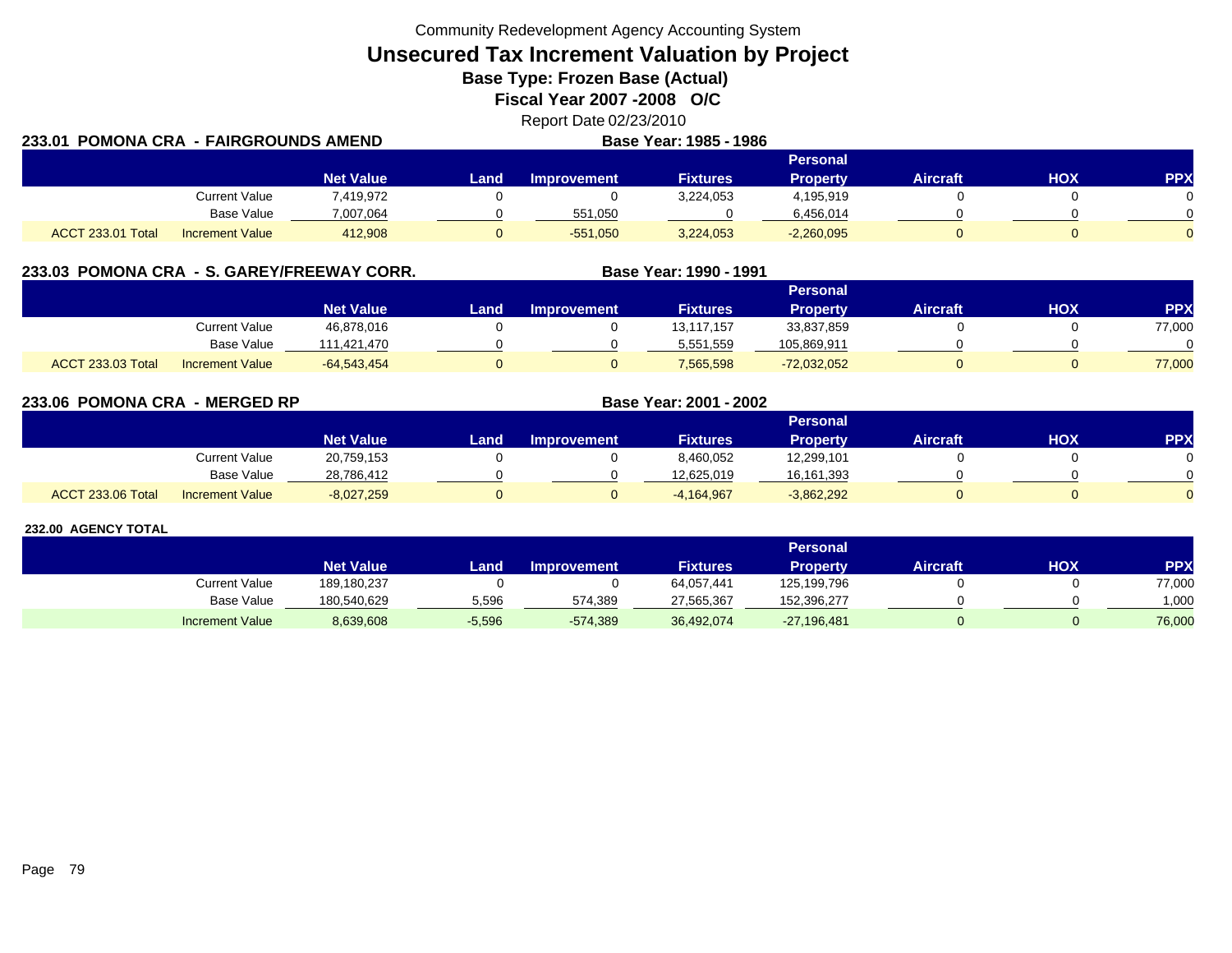Community Redevelopment Agency Accounting System

# Unsecured Tax Increment Valuation by Project

## Base Type: Frozen Base (Actual)

## Fiscal Year 2007 -2008 O/C

Report Date 02/23/2010

### 233.01 POMONA CRA - FAIRGROUNDS AMEND

**Base Year: 1985 - 1986**

| | | Net Value | Land | Improvement | Fixtures | Personal Property | Aircraft | HOX | PPX |
|---|---|---|---|---|---|---|---|---|---|
| | Current Value | 7,419,972 | 0 | 0 | 3,224,053 | 4,195,919 | 0 | 0 | 0 |
| | Base Value | 7,007,064 | 0 | 551,050 | 0 | 6,456,014 | 0 | 0 | 0 |
| ACCT 233.01 Total | Increment Value | 412,908 | 0 | -551,050 | 3,224,053 | -2,260,095 | 0 | 0 | 0 |

### 233.03 POMONA CRA - S. GAREY/FREEWAY CORR.

**Base Year: 1990 - 1991**

| | | Net Value | Land | Improvement | Fixtures | Personal Property | Aircraft | HOX | PPX |
|---|---|---|---|---|---|---|---|---|---|
| | Current Value | 46,878,016 | 0 | 0 | 13,117,157 | 33,837,859 | 0 | 0 | 77,000 |
| | Base Value | 111,421,470 | 0 | 0 | 5,551,559 | 105,869,911 | 0 | 0 | 0 |
| ACCT 233.03 Total | Increment Value | -64,543,454 | 0 | 0 | 7,565,598 | -72,032,052 | 0 | 0 | 77,000 |

### 233.06 POMONA CRA - MERGED RP

**Base Year: 2001 - 2002**

| | | Net Value | Land | Improvement | Fixtures | Personal Property | Aircraft | HOX | PPX |
|---|---|---|---|---|---|---|---|---|---|
| | Current Value | 20,759,153 | 0 | 0 | 8,460,052 | 12,299,101 | 0 | 0 | 0 |
| | Base Value | 28,786,412 | 0 | 0 | 12,625,019 | 16,161,393 | 0 | 0 | 0 |
| ACCT 233.06 Total | Increment Value | -8,027,259 | 0 | 0 | -4,164,967 | -3,862,292 | 0 | 0 | 0 |

### 232.00 AGENCY TOTAL

| | Net Value | Land | Improvement | Fixtures | Personal Property | Aircraft | HOX | PPX |
|---|---|---|---|---|---|---|---|---|
| Current Value | 189,180,237 | 0 | 0 | 64,057,441 | 125,199,796 | 0 | 0 | 77,000 |
| Base Value | 180,540,629 | 5,596 | 574,389 | 27,565,367 | 152,396,277 | 0 | 0 | 1,000 |
| Increment Value | 8,639,608 | -5,596 | -574,389 | 36,492,074 | -27,196,481 | 0 | 0 | 76,000 |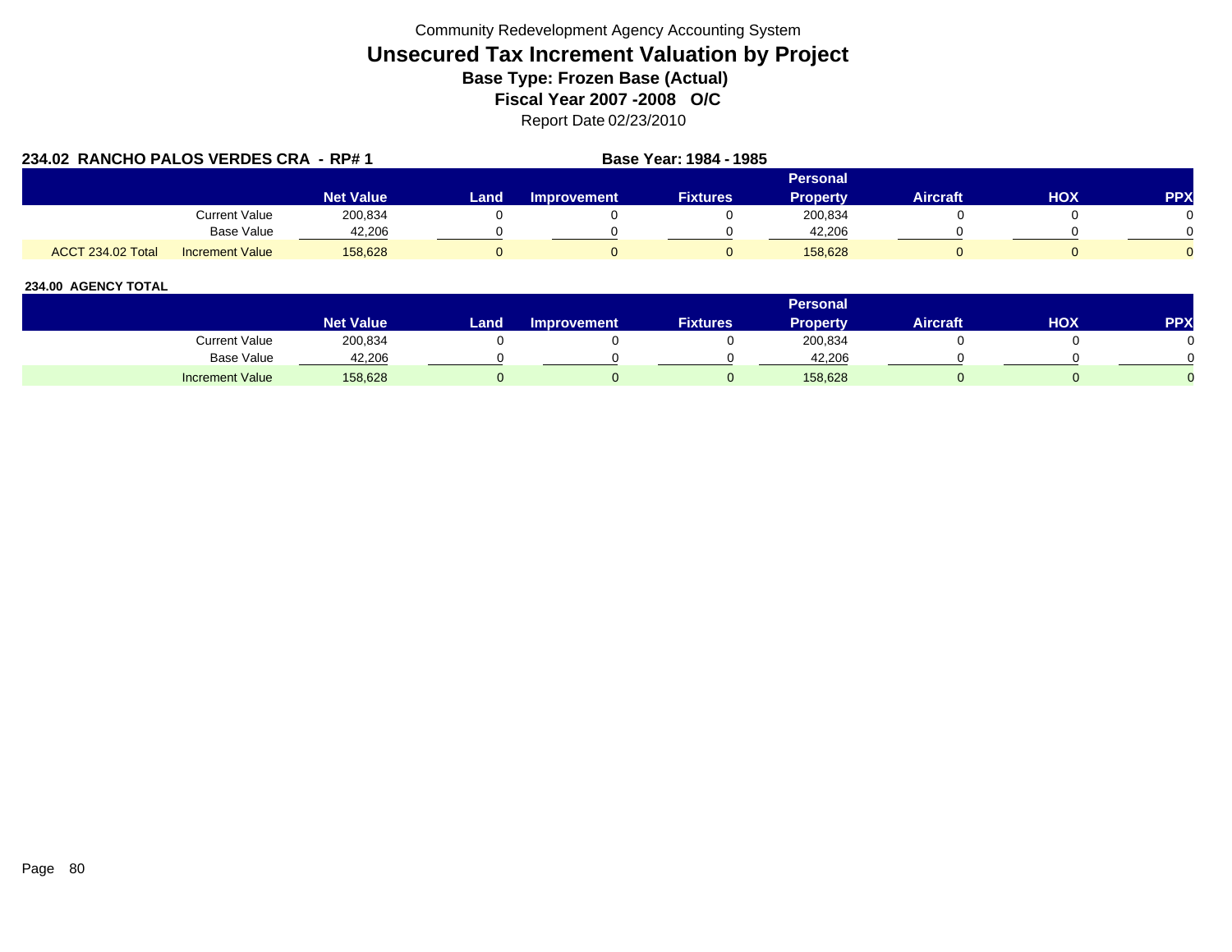Community Redevelopment Agency Accounting System

# Unsecured Tax Increment Valuation by Project

**Base Type: Frozen Base (Actual)**

**Fiscal Year 2007 -2008 O/C**

Report Date 02/23/2010

**234.02 RANCHO PALOS VERDES CRA - RP# 1** **Base Year: 1984 - 1985**

| | | Net Value | Land | Improvement | Fixtures | Personal Property | Aircraft | HOX | PPX |
|---|---|---|---|---|---|---|---|---|---|
| | Current Value | 200,834 | 0 | 0 | 0 | 200,834 | 0 | 0 | 0 |
| | Base Value | 42,206 | 0 | 0 | 0 | 42,206 | 0 | 0 | 0 |
| ACCT 234.02 Total | Increment Value | 158,628 | 0 | 0 | 0 | 158,628 | 0 | 0 | 0 |

**234.00 AGENCY TOTAL**

| | Net Value | Land | Improvement | Fixtures | Personal Property | Aircraft | HOX | PPX |
|---|---|---|---|---|---|---|---|---|
| Current Value | 200,834 | 0 | 0 | 0 | 200,834 | 0 | 0 | 0 |
| Base Value | 42,206 | 0 | 0 | 0 | 42,206 | 0 | 0 | 0 |
| Increment Value | 158,628 | 0 | 0 | 0 | 158,628 | 0 | 0 | 0 |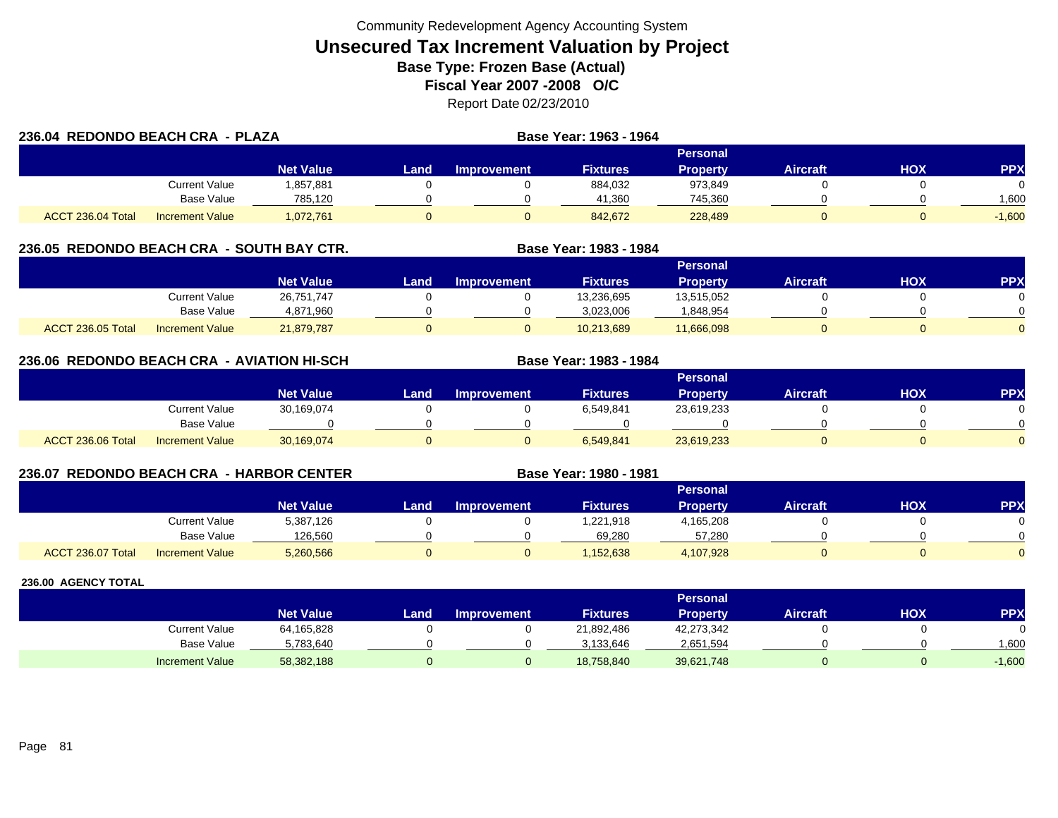Community Redevelopment Agency Accounting System

# Unsecured Tax Increment Valuation by Project

## Base Type: Frozen Base (Actual)

## Fiscal Year 2007 -2008 O/C

Report Date 02/23/2010

### 236.04 REDONDO BEACH CRA - PLAZA

Base Year: 1963 - 1964

| | | Net Value | Land | Improvement | Fixtures | Personal Property | Aircraft | HOX | PPX |
|---|---|---|---|---|---|---|---|---|---|
| | Current Value | 1,857,881 | 0 | 0 | 884,032 | 973,849 | 0 | 0 | 0 |
| | Base Value | 785,120 | 0 | 0 | 41,360 | 745,360 | 0 | 0 | 1,600 |
| ACCT 236.04 Total | Increment Value | 1,072,761 | 0 | 0 | 842,672 | 228,489 | 0 | 0 | -1,600 |

### 236.05 REDONDO BEACH CRA - SOUTH BAY CTR.

Base Year: 1983 - 1984

| | | Net Value | Land | Improvement | Fixtures | Personal Property | Aircraft | HOX | PPX |
|---|---|---|---|---|---|---|---|---|---|
| | Current Value | 26,751,747 | 0 | 0 | 13,236,695 | 13,515,052 | 0 | 0 | 0 |
| | Base Value | 4,871,960 | 0 | 0 | 3,023,006 | 1,848,954 | 0 | 0 | 0 |
| ACCT 236.05 Total | Increment Value | 21,879,787 | 0 | 0 | 10,213,689 | 11,666,098 | 0 | 0 | 0 |

### 236.06 REDONDO BEACH CRA - AVIATION HI-SCH

Base Year: 1983 - 1984

| | | Net Value | Land | Improvement | Fixtures | Personal Property | Aircraft | HOX | PPX |
|---|---|---|---|---|---|---|---|---|---|
| | Current Value | 30,169,074 | 0 | 0 | 6,549,841 | 23,619,233 | 0 | 0 | 0 |
| | Base Value | 0 | 0 | 0 | 0 | 0 | 0 | 0 | 0 |
| ACCT 236.06 Total | Increment Value | 30,169,074 | 0 | 0 | 6,549,841 | 23,619,233 | 0 | 0 | 0 |

### 236.07 REDONDO BEACH CRA - HARBOR CENTER

Base Year: 1980 - 1981

| | | Net Value | Land | Improvement | Fixtures | Personal Property | Aircraft | HOX | PPX |
|---|---|---|---|---|---|---|---|---|---|
| | Current Value | 5,387,126 | 0 | 0 | 1,221,918 | 4,165,208 | 0 | 0 | 0 |
| | Base Value | 126,560 | 0 | 0 | 69,280 | 57,280 | 0 | 0 | 0 |
| ACCT 236.07 Total | Increment Value | 5,260,566 | 0 | 0 | 1,152,638 | 4,107,928 | 0 | 0 | 0 |

### 236.00 AGENCY TOTAL

| | | Net Value | Land | Improvement | Fixtures | Personal Property | Aircraft | HOX | PPX |
|---|---|---|---|---|---|---|---|---|---|
| | Current Value | 64,165,828 | 0 | 0 | 21,892,486 | 42,273,342 | 0 | 0 | 0 |
| | Base Value | 5,783,640 | 0 | 0 | 3,133,646 | 2,651,594 | 0 | 0 | 1,600 |
| | Increment Value | 58,382,188 | 0 | 0 | 18,758,840 | 39,621,748 | 0 | 0 | -1,600 |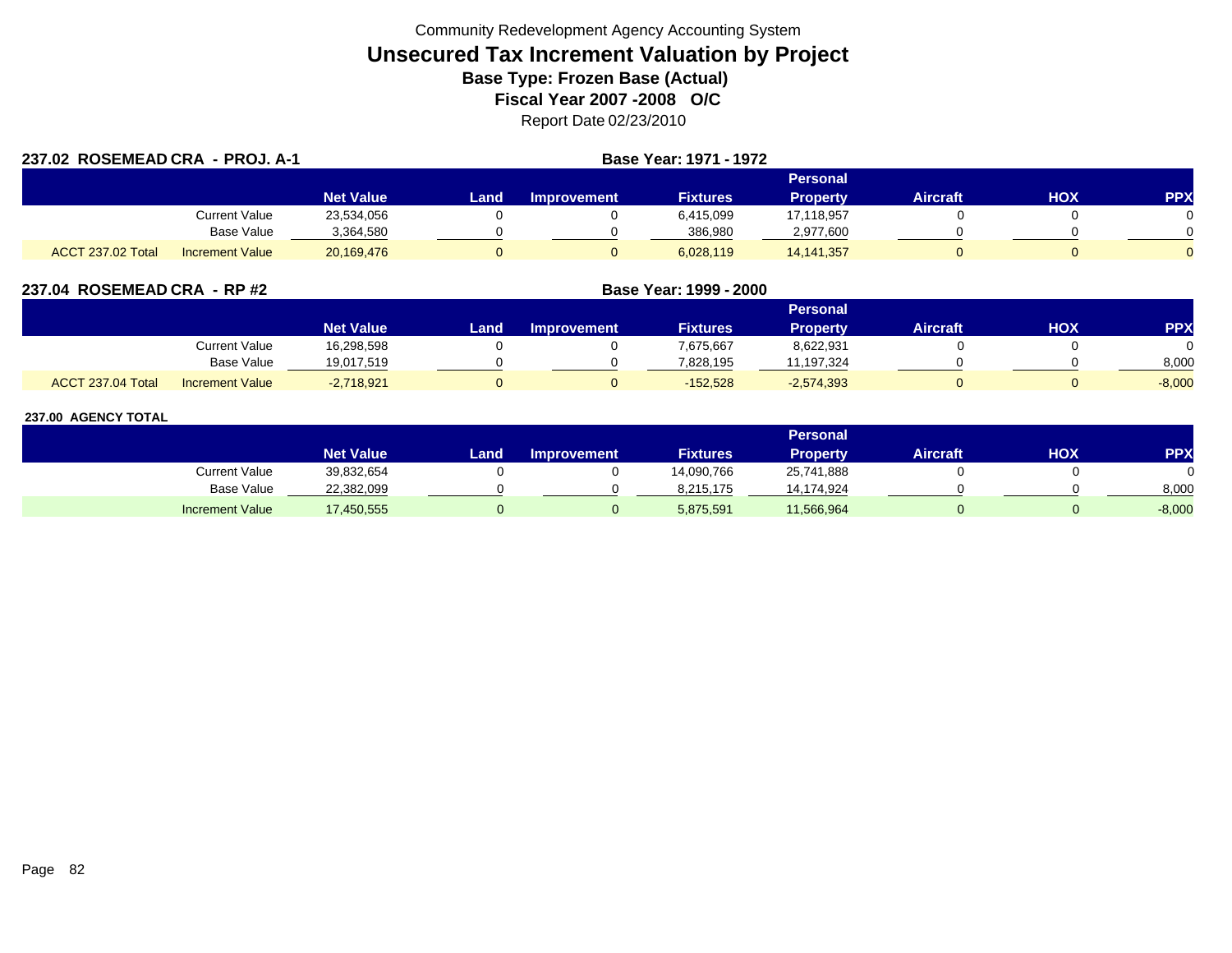Community Redevelopment Agency Accounting System

# Unsecured Tax Increment Valuation by Project

**Base Type: Frozen Base (Actual)**

**Fiscal Year 2007 -2008 O/C**

Report Date 02/23/2010

## 237.02 ROSEMEAD CRA - PROJ. A-1

**Base Year: 1971 - 1972**

| | | Net Value | Land | Improvement | Fixtures | Personal Property | Aircraft | HOX | PPX |
|---|---|---|---|---|---|---|---|---|---|
| | Current Value | 23,534,056 | 0 | 0 | 6,415,099 | 17,118,957 | 0 | 0 | 0 |
| | Base Value | 3,364,580 | 0 | 0 | 386,980 | 2,977,600 | 0 | 0 | 0 |
| ACCT 237.02 Total | Increment Value | 20,169,476 | 0 | 0 | 6,028,119 | 14,141,357 | 0 | 0 | 0 |

## 237.04 ROSEMEAD CRA - RP #2

**Base Year: 1999 - 2000**

| | | Net Value | Land | Improvement | Fixtures | Personal Property | Aircraft | HOX | PPX |
|---|---|---|---|---|---|---|---|---|---|
| | Current Value | 16,298,598 | 0 | 0 | 7,675,667 | 8,622,931 | 0 | 0 | 0 |
| | Base Value | 19,017,519 | 0 | 0 | 7,828,195 | 11,197,324 | 0 | 0 | 8,000 |
| ACCT 237.04 Total | Increment Value | -2,718,921 | 0 | 0 | -152,528 | -2,574,393 | 0 | 0 | -8,000 |

## 237.00 AGENCY TOTAL

| | Net Value | Land | Improvement | Fixtures | Personal Property | Aircraft | HOX | PPX |
|---|---|---|---|---|---|---|---|---|
| Current Value | 39,832,654 | 0 | 0 | 14,090,766 | 25,741,888 | 0 | 0 | 0 |
| Base Value | 22,382,099 | 0 | 0 | 8,215,175 | 14,174,924 | 0 | 0 | 8,000 |
| Increment Value | 17,450,555 | 0 | 0 | 5,875,591 | 11,566,964 | 0 | 0 | -8,000 |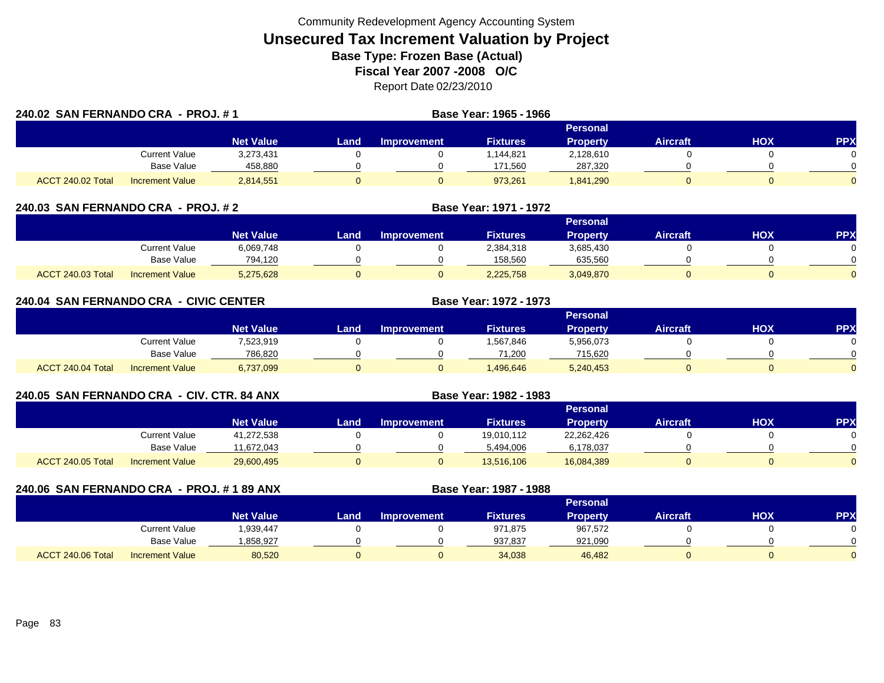Community Redevelopment Agency Accounting System

# Unsecured Tax Increment Valuation by Project

## Base Type: Frozen Base (Actual)

## Fiscal Year 2007 -2008 O/C

Report Date 02/23/2010

### 240.02 SAN FERNANDO CRA - PROJ. # 1

**Base Year: 1965 - 1966**

| | | Net Value | Land | Improvement | Fixtures | Personal Property | Aircraft | HOX | PPX |
|---|---|---|---|---|---|---|---|---|---|
| | Current Value | 3,273,431 | 0 | 0 | 1,144,821 | 2,128,610 | 0 | 0 | 0 |
| | Base Value | 458,880 | 0 | 0 | 171,560 | 287,320 | 0 | 0 | 0 |
| ACCT 240.02 Total | Increment Value | 2,814,551 | 0 | 0 | 973,261 | 1,841,290 | 0 | 0 | 0 |

### 240.03 SAN FERNANDO CRA - PROJ. # 2

**Base Year: 1971 - 1972**

| | | Net Value | Land | Improvement | Fixtures | Personal Property | Aircraft | HOX | PPX |
|---|---|---|---|---|---|---|---|---|---|
| | Current Value | 6,069,748 | 0 | 0 | 2,384,318 | 3,685,430 | 0 | 0 | 0 |
| | Base Value | 794,120 | 0 | 0 | 158,560 | 635,560 | 0 | 0 | 0 |
| ACCT 240.03 Total | Increment Value | 5,275,628 | 0 | 0 | 2,225,758 | 3,049,870 | 0 | 0 | 0 |

### 240.04 SAN FERNANDO CRA - CIVIC CENTER

**Base Year: 1972 - 1973**

| | | Net Value | Land | Improvement | Fixtures | Personal Property | Aircraft | HOX | PPX |
|---|---|---|---|---|---|---|---|---|---|
| | Current Value | 7,523,919 | 0 | 0 | 1,567,846 | 5,956,073 | 0 | 0 | 0 |
| | Base Value | 786,820 | 0 | 0 | 71,200 | 715,620 | 0 | 0 | 0 |
| ACCT 240.04 Total | Increment Value | 6,737,099 | 0 | 0 | 1,496,646 | 5,240,453 | 0 | 0 | 0 |

### 240.05 SAN FERNANDO CRA - CIV. CTR. 84 ANX

**Base Year: 1982 - 1983**

| | | Net Value | Land | Improvement | Fixtures | Personal Property | Aircraft | HOX | PPX |
|---|---|---|---|---|---|---|---|---|---|
| | Current Value | 41,272,538 | 0 | 0 | 19,010,112 | 22,262,426 | 0 | 0 | 0 |
| | Base Value | 11,672,043 | 0 | 0 | 5,494,006 | 6,178,037 | 0 | 0 | 0 |
| ACCT 240.05 Total | Increment Value | 29,600,495 | 0 | 0 | 13,516,106 | 16,084,389 | 0 | 0 | 0 |

### 240.06 SAN FERNANDO CRA - PROJ. # 1 89 ANX

**Base Year: 1987 - 1988**

| | | Net Value | Land | Improvement | Fixtures | Personal Property | Aircraft | HOX | PPX |
|---|---|---|---|---|---|---|---|---|---|
| | Current Value | 1,939,447 | 0 | 0 | 971,875 | 967,572 | 0 | 0 | 0 |
| | Base Value | 1,858,927 | 0 | 0 | 937,837 | 921,090 | 0 | 0 | 0 |
| ACCT 240.06 Total | Increment Value | 80,520 | 0 | 0 | 34,038 | 46,482 | 0 | 0 | 0 |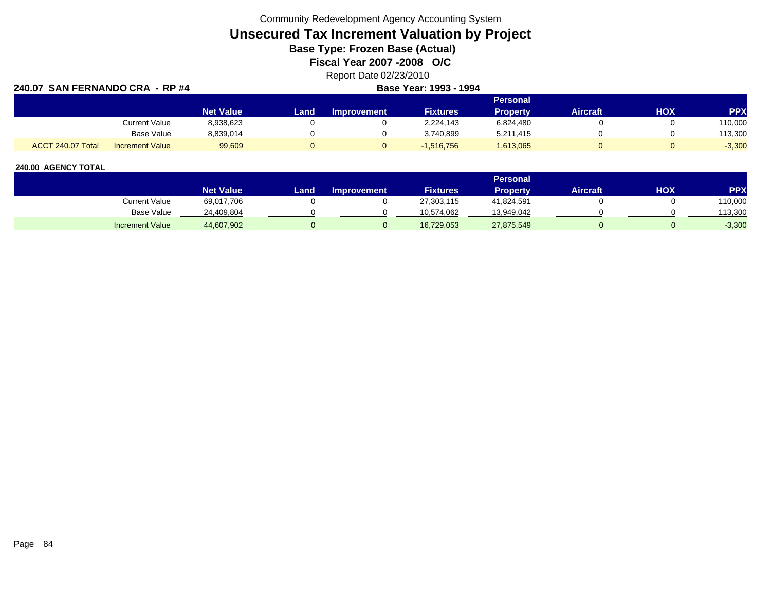Community Redevelopment Agency Accounting System

# Unsecured Tax Increment Valuation by Project

**Base Type: Frozen Base (Actual)**

**Fiscal Year 2007 -2008 O/C**

Report Date 02/23/2010

**240.07 SAN FERNANDO CRA - RP #4** **Base Year: 1993 - 1994**

| | | Net Value | Land | Improvement | Fixtures | Personal Property | Aircraft | HOX | PPX |
|---|---|---|---|---|---|---|---|---|---|
| | Current Value | 8,938,623 | 0 | 0 | 2,224,143 | 6,824,480 | 0 | 0 | 110,000 |
| | Base Value | 8,839,014 | 0 | 0 | 3,740,899 | 5,211,415 | 0 | 0 | 113,300 |
| ACCT 240.07 Total | Increment Value | 99,609 | 0 | 0 | -1,516,756 | 1,613,065 | 0 | 0 | -3,300 |

**240.00 AGENCY TOTAL**

| | Net Value | Land | Improvement | Fixtures | Personal Property | Aircraft | HOX | PPX |
|---|---|---|---|---|---|---|---|---|
| Current Value | 69,017,706 | 0 | 0 | 27,303,115 | 41,824,591 | 0 | 0 | 110,000 |
| Base Value | 24,409,804 | 0 | 0 | 10,574,062 | 13,949,042 | 0 | 0 | 113,300 |
| Increment Value | 44,607,902 | 0 | 0 | 16,729,053 | 27,875,549 | 0 | 0 | -3,300 |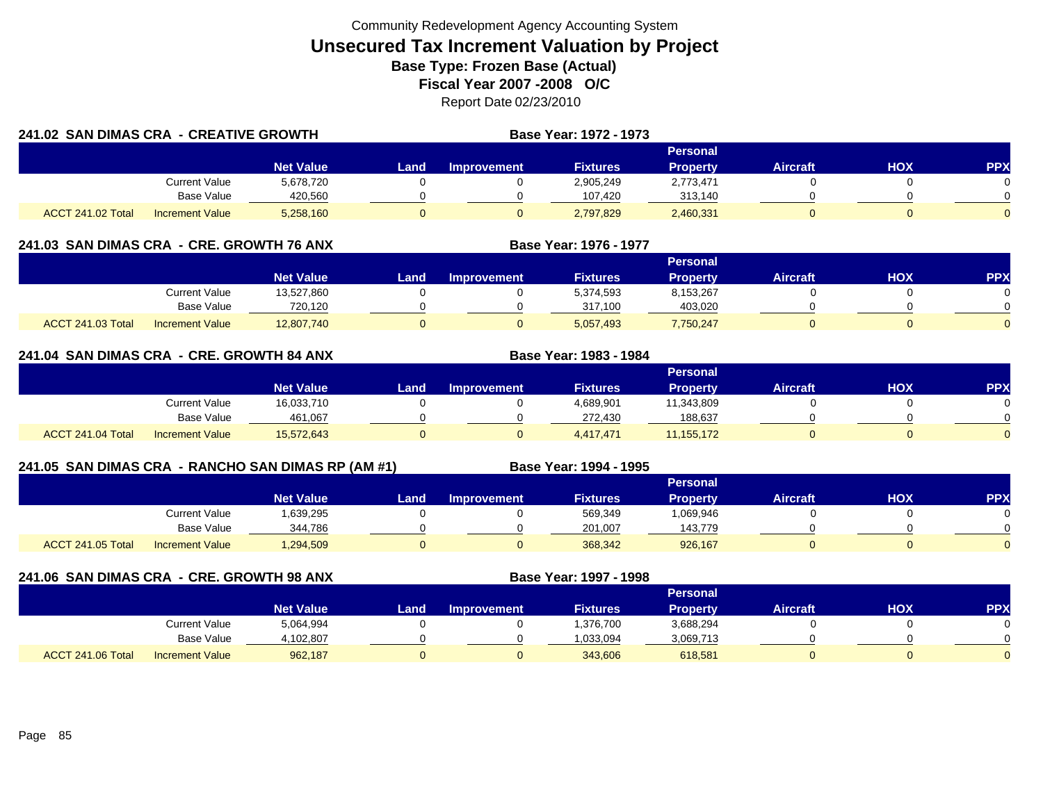Community Redevelopment Agency Accounting System

# Unsecured Tax Increment Valuation by Project

**Base Type: Frozen Base (Actual)**

**Fiscal Year 2007 -2008 O/C**

Report Date 02/23/2010

## 241.02 SAN DIMAS CRA - CREATIVE GROWTH

**Base Year: 1972 - 1973**

| | | Net Value | Land | Improvement | Fixtures | Personal Property | Aircraft | HOX | PPX |
|---|---|---|---|---|---|---|---|---|---|
| | Current Value | 5,678,720 | 0 | 0 | 2,905,249 | 2,773,471 | 0 | 0 | 0 |
| | Base Value | 420,560 | 0 | 0 | 107,420 | 313,140 | 0 | 0 | 0 |
| ACCT 241.02 Total | Increment Value | 5,258,160 | 0 | 0 | 2,797,829 | 2,460,331 | 0 | 0 | 0 |

## 241.03 SAN DIMAS CRA - CRE. GROWTH 76 ANX

**Base Year: 1976 - 1977**

| | | Net Value | Land | Improvement | Fixtures | Personal Property | Aircraft | HOX | PPX |
|---|---|---|---|---|---|---|---|---|---|
| | Current Value | 13,527,860 | 0 | 0 | 5,374,593 | 8,153,267 | 0 | 0 | 0 |
| | Base Value | 720,120 | 0 | 0 | 317,100 | 403,020 | 0 | 0 | 0 |
| ACCT 241.03 Total | Increment Value | 12,807,740 | 0 | 0 | 5,057,493 | 7,750,247 | 0 | 0 | 0 |

## 241.04 SAN DIMAS CRA - CRE. GROWTH 84 ANX

**Base Year: 1983 - 1984**

| | | Net Value | Land | Improvement | Fixtures | Personal Property | Aircraft | HOX | PPX |
|---|---|---|---|---|---|---|---|---|---|
| | Current Value | 16,033,710 | 0 | 0 | 4,689,901 | 11,343,809 | 0 | 0 | 0 |
| | Base Value | 461,067 | 0 | 0 | 272,430 | 188,637 | 0 | 0 | 0 |
| ACCT 241.04 Total | Increment Value | 15,572,643 | 0 | 0 | 4,417,471 | 11,155,172 | 0 | 0 | 0 |

## 241.05 SAN DIMAS CRA - RANCHO SAN DIMAS RP (AM #1)

**Base Year: 1994 - 1995**

| | | Net Value | Land | Improvement | Fixtures | Personal Property | Aircraft | HOX | PPX |
|---|---|---|---|---|---|---|---|---|---|
| | Current Value | 1,639,295 | 0 | 0 | 569,349 | 1,069,946 | 0 | 0 | 0 |
| | Base Value | 344,786 | 0 | 0 | 201,007 | 143,779 | 0 | 0 | 0 |
| ACCT 241.05 Total | Increment Value | 1,294,509 | 0 | 0 | 368,342 | 926,167 | 0 | 0 | 0 |

## 241.06 SAN DIMAS CRA - CRE. GROWTH 98 ANX

**Base Year: 1997 - 1998**

| | | Net Value | Land | Improvement | Fixtures | Personal Property | Aircraft | HOX | PPX |
|---|---|---|---|---|---|---|---|---|---|
| | Current Value | 5,064,994 | 0 | 0 | 1,376,700 | 3,688,294 | 0 | 0 | 0 |
| | Base Value | 4,102,807 | 0 | 0 | 1,033,094 | 3,069,713 | 0 | 0 | 0 |
| ACCT 241.06 Total | Increment Value | 962,187 | 0 | 0 | 343,606 | 618,581 | 0 | 0 | 0 |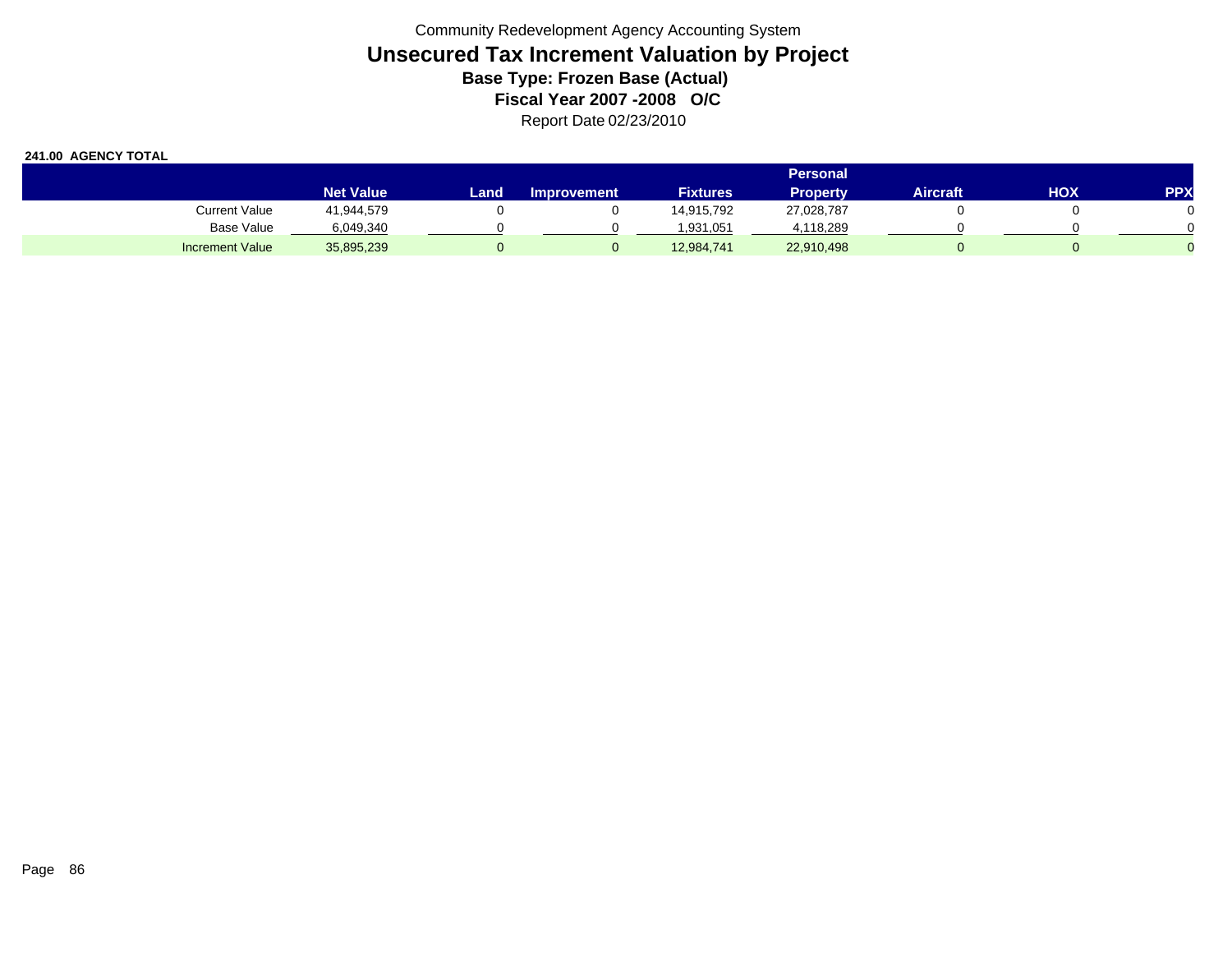Community Redevelopment Agency Accounting System

# Unsecured Tax Increment Valuation by Project

**Base Type: Frozen Base (Actual)**

**Fiscal Year 2007 -2008 O/C**

Report Date 02/23/2010

**241.00 AGENCY TOTAL**

| | Net Value | Land | Improvement | Fixtures | Personal Property | Aircraft | HOX | PPX |
|---|---|---|---|---|---|---|---|---|
| Current Value | 41,944,579 | 0 | 0 | 14,915,792 | 27,028,787 | 0 | 0 | 0 |
| Base Value | 6,049,340 | 0 | 0 | 1,931,051 | 4,118,289 | 0 | 0 | 0 |
| Increment Value | 35,895,239 | 0 | 0 | 12,984,741 | 22,910,498 | 0 | 0 | 0 |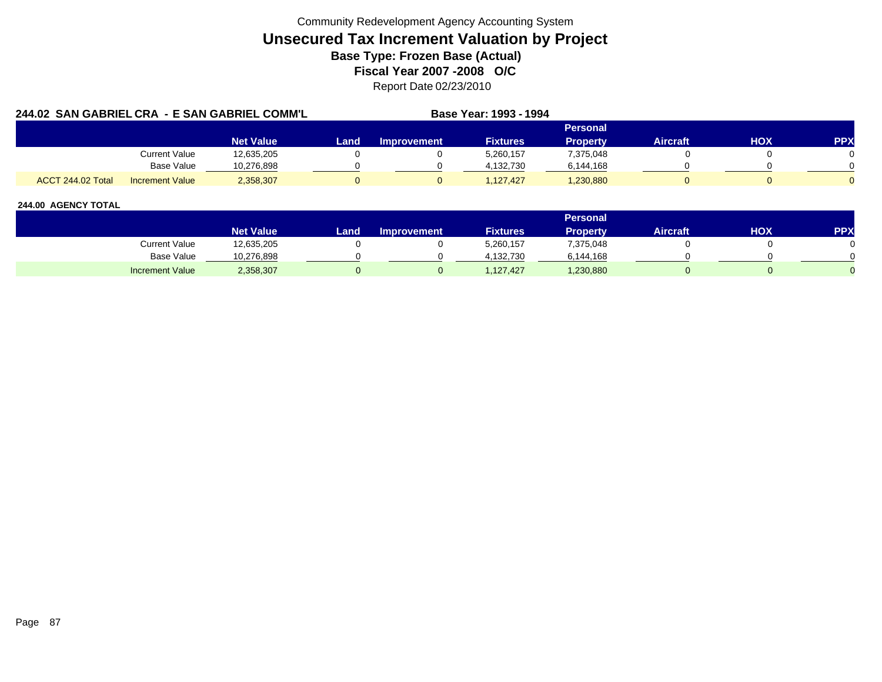Community Redevelopment Agency Accounting System

# Unsecured Tax Increment Valuation by Project

## Base Type: Frozen Base (Actual)

## Fiscal Year 2007 -2008 O/C

Report Date 02/23/2010

**244.02 SAN GABRIEL CRA - E SAN GABRIEL COMM'L** **Base Year: 1993 - 1994**

| | | Net Value | Land | Improvement | Fixtures | Personal Property | Aircraft | HOX | PPX |
|---|---|---|---|---|---|---|---|---|---|
| | Current Value | 12,635,205 | 0 | 0 | 5,260,157 | 7,375,048 | 0 | 0 | 0 |
| | Base Value | 10,276,898 | 0 | 0 | 4,132,730 | 6,144,168 | 0 | 0 | 0 |
| ACCT 244.02 Total | Increment Value | 2,358,307 | 0 | 0 | 1,127,427 | 1,230,880 | 0 | 0 | 0 |

**244.00 AGENCY TOTAL**

| | Net Value | Land | Improvement | Fixtures | Personal Property | Aircraft | HOX | PPX |
|---|---|---|---|---|---|---|---|---|
| Current Value | 12,635,205 | 0 | 0 | 5,260,157 | 7,375,048 | 0 | 0 | 0 |
| Base Value | 10,276,898 | 0 | 0 | 4,132,730 | 6,144,168 | 0 | 0 | 0 |
| Increment Value | 2,358,307 | 0 | 0 | 1,127,427 | 1,230,880 | 0 | 0 | 0 |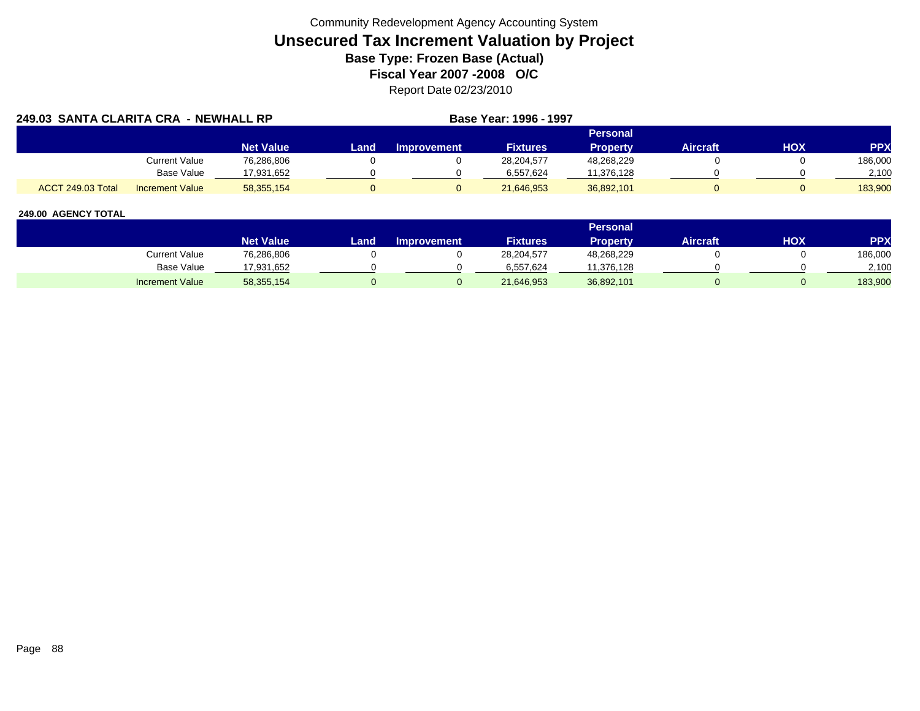Community Redevelopment Agency Accounting System

# Unsecured Tax Increment Valuation by Project

### Base Type: Frozen Base (Actual)

### Fiscal Year 2007 -2008 O/C

Report Date 02/23/2010

**249.03 SANTA CLARITA CRA - NEWHALL RP** **Base Year: 1996 - 1997**

| | | Net Value | Land | Improvement | Fixtures | Personal Property | Aircraft | HOX | PPX |
|---|---|---|---|---|---|---|---|---|---|
| | Current Value | 76,286,806 | 0 | 0 | 28,204,577 | 48,268,229 | 0 | 0 | 186,000 |
| | Base Value | 17,931,652 | 0 | 0 | 6,557,624 | 11,376,128 | 0 | 0 | 2,100 |
| ACCT 249.03 Total | Increment Value | 58,355,154 | 0 | 0 | 21,646,953 | 36,892,101 | 0 | 0 | 183,900 |

**249.00 AGENCY TOTAL**

| | Net Value | Land | Improvement | Fixtures | Personal Property | Aircraft | HOX | PPX |
|---|---|---|---|---|---|---|---|---|
| Current Value | 76,286,806 | 0 | 0 | 28,204,577 | 48,268,229 | 0 | 0 | 186,000 |
| Base Value | 17,931,652 | 0 | 0 | 6,557,624 | 11,376,128 | 0 | 0 | 2,100 |
| Increment Value | 58,355,154 | 0 | 0 | 21,646,953 | 36,892,101 | 0 | 0 | 183,900 |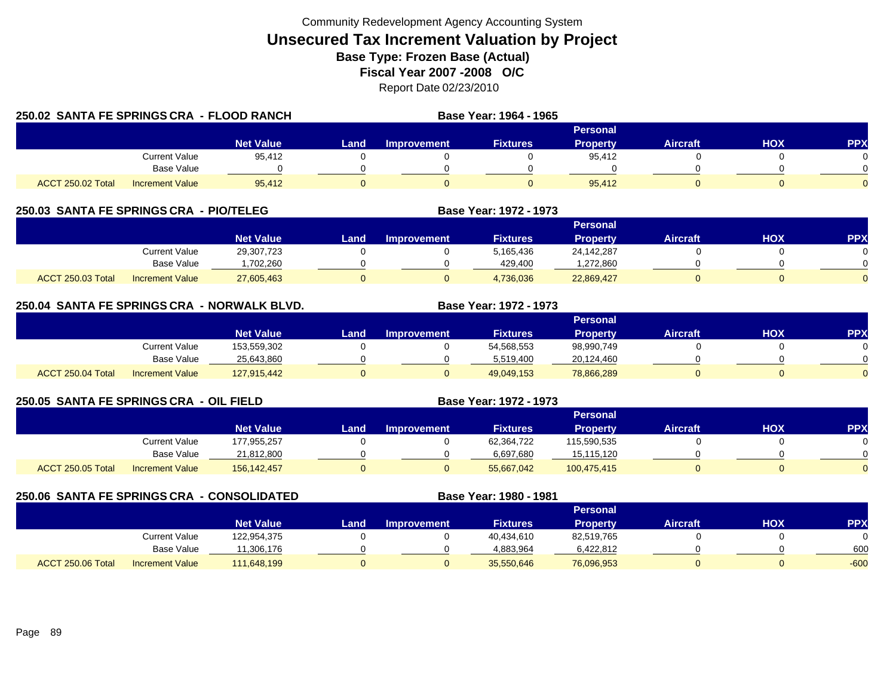Community Redevelopment Agency Accounting System

# Unsecured Tax Increment Valuation by Project

**Base Type: Frozen Base (Actual)**

**Fiscal Year 2007 -2008 O/C**

Report Date 02/23/2010

## 250.02 SANTA FE SPRINGS CRA - FLOOD RANCH

**Base Year: 1964 - 1965**

| | | Net Value | Land | Improvement | Fixtures | Personal Property | Aircraft | HOX | PPX |
|---|---|---|---|---|---|---|---|---|---|
| | Current Value | 95,412 | 0 | 0 | 0 | 95,412 | 0 | 0 | 0 |
| | Base Value | 0 | 0 | 0 | 0 | 0 | 0 | 0 | 0 |
| ACCT 250.02 Total | Increment Value | 95,412 | 0 | 0 | 0 | 95,412 | 0 | 0 | 0 |

## 250.03 SANTA FE SPRINGS CRA - PIO/TELEG

**Base Year: 1972 - 1973**

| | | Net Value | Land | Improvement | Fixtures | Personal Property | Aircraft | HOX | PPX |
|---|---|---|---|---|---|---|---|---|---|
| | Current Value | 29,307,723 | 0 | 0 | 5,165,436 | 24,142,287 | 0 | 0 | 0 |
| | Base Value | 1,702,260 | 0 | 0 | 429,400 | 1,272,860 | 0 | 0 | 0 |
| ACCT 250.03 Total | Increment Value | 27,605,463 | 0 | 0 | 4,736,036 | 22,869,427 | 0 | 0 | 0 |

## 250.04 SANTA FE SPRINGS CRA - NORWALK BLVD.

**Base Year: 1972 - 1973**

| | | Net Value | Land | Improvement | Fixtures | Personal Property | Aircraft | HOX | PPX |
|---|---|---|---|---|---|---|---|---|---|
| | Current Value | 153,559,302 | 0 | 0 | 54,568,553 | 98,990,749 | 0 | 0 | 0 |
| | Base Value | 25,643,860 | 0 | 0 | 5,519,400 | 20,124,460 | 0 | 0 | 0 |
| ACCT 250.04 Total | Increment Value | 127,915,442 | 0 | 0 | 49,049,153 | 78,866,289 | 0 | 0 | 0 |

## 250.05 SANTA FE SPRINGS CRA - OIL FIELD

**Base Year: 1972 - 1973**

| | | Net Value | Land | Improvement | Fixtures | Personal Property | Aircraft | HOX | PPX |
|---|---|---|---|---|---|---|---|---|---|
| | Current Value | 177,955,257 | 0 | 0 | 62,364,722 | 115,590,535 | 0 | 0 | 0 |
| | Base Value | 21,812,800 | 0 | 0 | 6,697,680 | 15,115,120 | 0 | 0 | 0 |
| ACCT 250.05 Total | Increment Value | 156,142,457 | 0 | 0 | 55,667,042 | 100,475,415 | 0 | 0 | 0 |

## 250.06 SANTA FE SPRINGS CRA - CONSOLIDATED

**Base Year: 1980 - 1981**

| | | Net Value | Land | Improvement | Fixtures | Personal Property | Aircraft | HOX | PPX |
|---|---|---|---|---|---|---|---|---|---|
| | Current Value | 122,954,375 | 0 | 0 | 40,434,610 | 82,519,765 | 0 | 0 | 0 |
| | Base Value | 11,306,176 | 0 | 0 | 4,883,964 | 6,422,812 | 0 | 0 | 600 |
| ACCT 250.06 Total | Increment Value | 111,648,199 | 0 | 0 | 35,550,646 | 76,096,953 | 0 | 0 | -600 |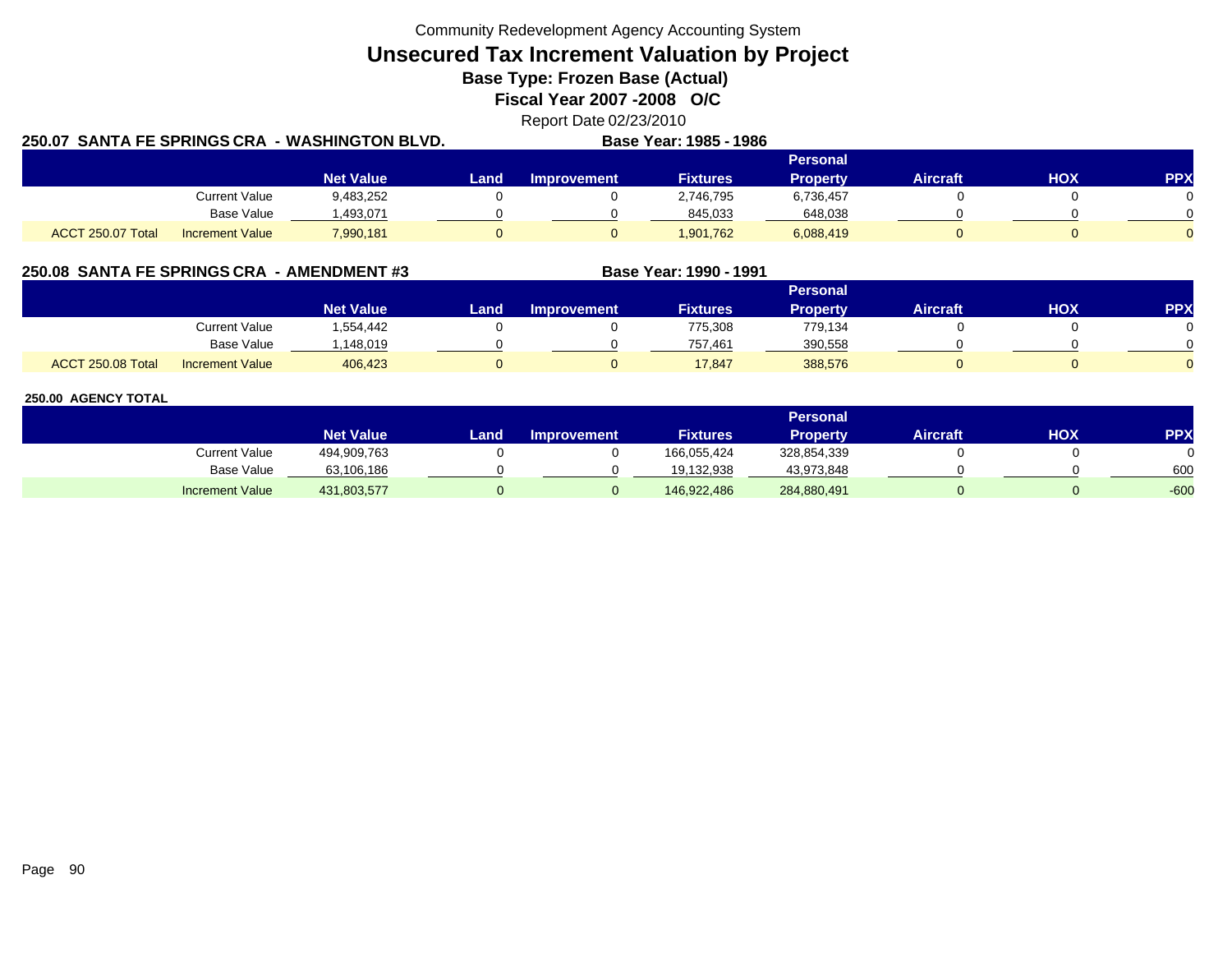Community Redevelopment Agency Accounting System

# Unsecured Tax Increment Valuation by Project

## Base Type: Frozen Base (Actual)

## Fiscal Year 2007 -2008 O/C

Report Date 02/23/2010

### 250.07 SANTA FE SPRINGS CRA - WASHINGTON BLVD.

**Base Year: 1985 - 1986**

| | | Net Value | Land | Improvement | Fixtures | Personal Property | Aircraft | HOX | PPX |
|---|---|---|---|---|---|---|---|---|---|
| | Current Value | 9,483,252 | 0 | 0 | 2,746,795 | 6,736,457 | 0 | 0 | 0 |
| | Base Value | 1,493,071 | 0 | 0 | 845,033 | 648,038 | 0 | 0 | 0 |
| ACCT 250.07 Total | Increment Value | 7,990,181 | 0 | 0 | 1,901,762 | 6,088,419 | 0 | 0 | 0 |

### 250.08 SANTA FE SPRINGS CRA - AMENDMENT #3

**Base Year: 1990 - 1991**

| | | Net Value | Land | Improvement | Fixtures | Personal Property | Aircraft | HOX | PPX |
|---|---|---|---|---|---|---|---|---|---|
| | Current Value | 1,554,442 | 0 | 0 | 775,308 | 779,134 | 0 | 0 | 0 |
| | Base Value | 1,148,019 | 0 | 0 | 757,461 | 390,558 | 0 | 0 | 0 |
| ACCT 250.08 Total | Increment Value | 406,423 | 0 | 0 | 17,847 | 388,576 | 0 | 0 | 0 |

### 250.00 AGENCY TOTAL

| | Net Value | Land | Improvement | Fixtures | Personal Property | Aircraft | HOX | PPX |
|---|---|---|---|---|---|---|---|---|
| Current Value | 494,909,763 | 0 | 0 | 166,055,424 | 328,854,339 | 0 | 0 | 0 |
| Base Value | 63,106,186 | 0 | 0 | 19,132,938 | 43,973,848 | 0 | 0 | 600 |
| Increment Value | 431,803,577 | 0 | 0 | 146,922,486 | 284,880,491 | 0 | 0 | -600 |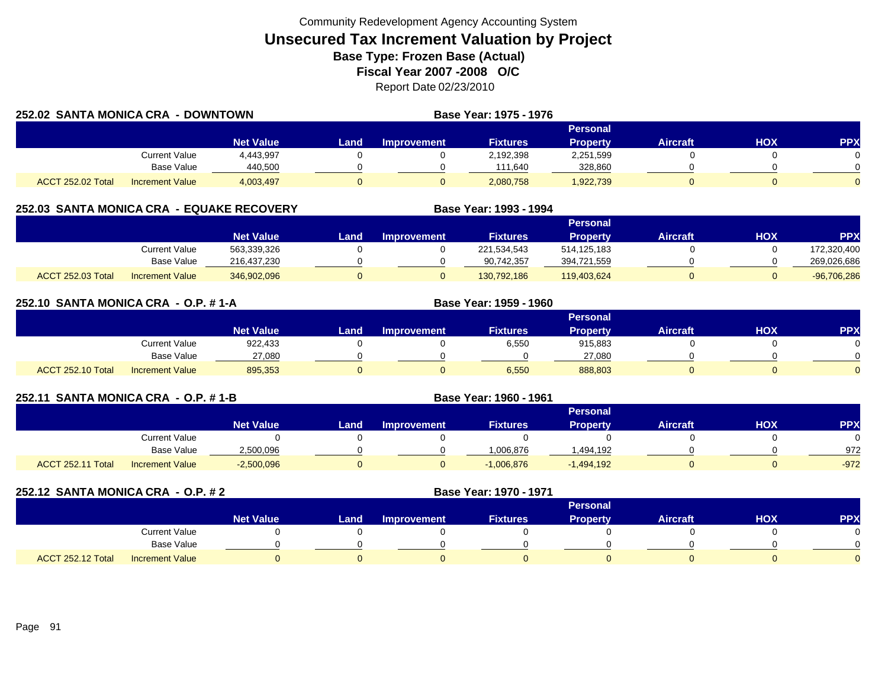Community Redevelopment Agency Accounting System

# Unsecured Tax Increment Valuation by Project

## Base Type: Frozen Base (Actual)

## Fiscal Year 2007 -2008 O/C

Report Date 02/23/2010

### 252.02 SANTA MONICA CRA - DOWNTOWN

Base Year: 1975 - 1976

| | | Net Value | Land | Improvement | Fixtures | Personal Property | Aircraft | HOX | PPX |
|---|---|---|---|---|---|---|---|---|---|
| | Current Value | 4,443,997 | 0 | 0 | 2,192,398 | 2,251,599 | 0 | 0 | 0 |
| | Base Value | 440,500 | 0 | 0 | 111,640 | 328,860 | 0 | 0 | 0 |
| ACCT 252.02 Total | Increment Value | 4,003,497 | 0 | 0 | 2,080,758 | 1,922,739 | 0 | 0 | 0 |

### 252.03 SANTA MONICA CRA - EQUAKE RECOVERY

Base Year: 1993 - 1994

| | | Net Value | Land | Improvement | Fixtures | Personal Property | Aircraft | HOX | PPX |
|---|---|---|---|---|---|---|---|---|---|
| | Current Value | 563,339,326 | 0 | 0 | 221,534,543 | 514,125,183 | 0 | 0 | 172,320,400 |
| | Base Value | 216,437,230 | 0 | 0 | 90,742,357 | 394,721,559 | 0 | 0 | 269,026,686 |
| ACCT 252.03 Total | Increment Value | 346,902,096 | 0 | 0 | 130,792,186 | 119,403,624 | 0 | 0 | -96,706,286 |

### 252.10 SANTA MONICA CRA - O.P. # 1-A

Base Year: 1959 - 1960

| | | Net Value | Land | Improvement | Fixtures | Personal Property | Aircraft | HOX | PPX |
|---|---|---|---|---|---|---|---|---|---|
| | Current Value | 922,433 | 0 | 0 | 6,550 | 915,883 | 0 | 0 | 0 |
| | Base Value | 27,080 | 0 | 0 | 0 | 27,080 | 0 | 0 | 0 |
| ACCT 252.10 Total | Increment Value | 895,353 | 0 | 0 | 6,550 | 888,803 | 0 | 0 | 0 |

### 252.11 SANTA MONICA CRA - O.P. # 1-B

Base Year: 1960 - 1961

| | | Net Value | Land | Improvement | Fixtures | Personal Property | Aircraft | HOX | PPX |
|---|---|---|---|---|---|---|---|---|---|
| | Current Value | 0 | 0 | 0 | 0 | 0 | 0 | 0 | 0 |
| | Base Value | 2,500,096 | 0 | 0 | 1,006,876 | 1,494,192 | 0 | 0 | 972 |
| ACCT 252.11 Total | Increment Value | -2,500,096 | 0 | 0 | -1,006,876 | -1,494,192 | 0 | 0 | -972 |

### 252.12 SANTA MONICA CRA - O.P. # 2

Base Year: 1970 - 1971

| | | Net Value | Land | Improvement | Fixtures | Personal Property | Aircraft | HOX | PPX |
|---|---|---|---|---|---|---|---|---|---|
| | Current Value | 0 | 0 | 0 | 0 | 0 | 0 | 0 | 0 |
| | Base Value | 0 | 0 | 0 | 0 | 0 | 0 | 0 | 0 |
| ACCT 252.12 Total | Increment Value | 0 | 0 | 0 | 0 | 0 | 0 | 0 | 0 |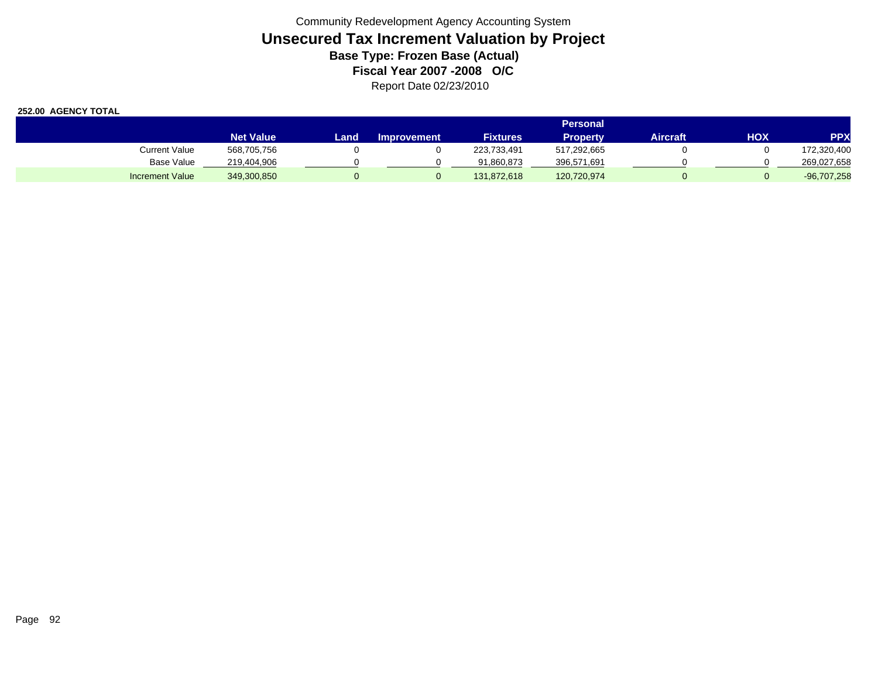Community Redevelopment Agency Accounting System

# Unsecured Tax Increment Valuation by Project

**Base Type: Frozen Base (Actual)**

**Fiscal Year 2007 -2008 O/C**

Report Date 02/23/2010

**252.00 AGENCY TOTAL**

| | Net Value | Land | Improvement | Fixtures | Personal Property | Aircraft | HOX | PPX |
|---|---|---|---|---|---|---|---|---|
| Current Value | 568,705,756 | 0 | 0 | 223,733,491 | 517,292,665 | 0 | 0 | 172,320,400 |
| Base Value | 219,404,906 | 0 | 0 | 91,860,873 | 396,571,691 | 0 | 0 | 269,027,658 |
| Increment Value | 349,300,850 | 0 | 0 | 131,872,618 | 120,720,974 | 0 | 0 | -96,707,258 |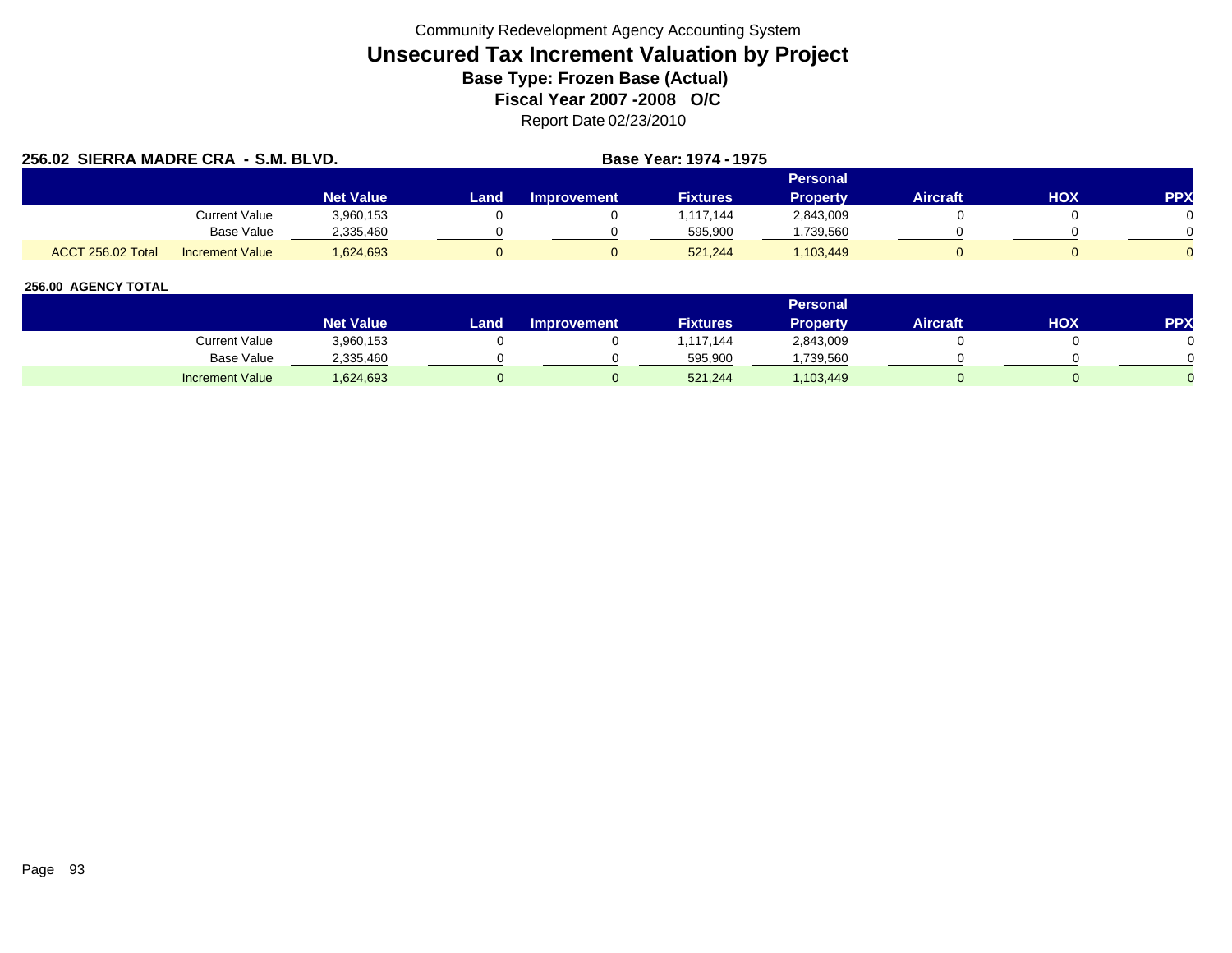Community Redevelopment Agency Accounting System

# Unsecured Tax Increment Valuation by Project

**Base Type: Frozen Base (Actual)**

**Fiscal Year 2007 -2008 O/C**

Report Date 02/23/2010

**256.02 SIERRA MADRE CRA - S.M. BLVD.** **Base Year: 1974 - 1975**

| | | Net Value | Land | Improvement | Fixtures | Personal Property | Aircraft | HOX | PPX |
|---|---|---|---|---|---|---|---|---|---|
| | Current Value | 3,960,153 | 0 | 0 | 1,117,144 | 2,843,009 | 0 | 0 | 0 |
| | Base Value | 2,335,460 | 0 | 0 | 595,900 | 1,739,560 | 0 | 0 | 0 |
| ACCT 256.02 Total | Increment Value | 1,624,693 | 0 | 0 | 521,244 | 1,103,449 | 0 | 0 | 0 |

**256.00 AGENCY TOTAL**

| | | Net Value | Land | Improvement | Fixtures | Personal Property | Aircraft | HOX | PPX |
|---|---|---|---|---|---|---|---|---|---|
| | Current Value | 3,960,153 | 0 | 0 | 1,117,144 | 2,843,009 | 0 | 0 | 0 |
| | Base Value | 2,335,460 | 0 | 0 | 595,900 | 1,739,560 | 0 | 0 | 0 |
| | Increment Value | 1,624,693 | 0 | 0 | 521,244 | 1,103,449 | 0 | 0 | 0 |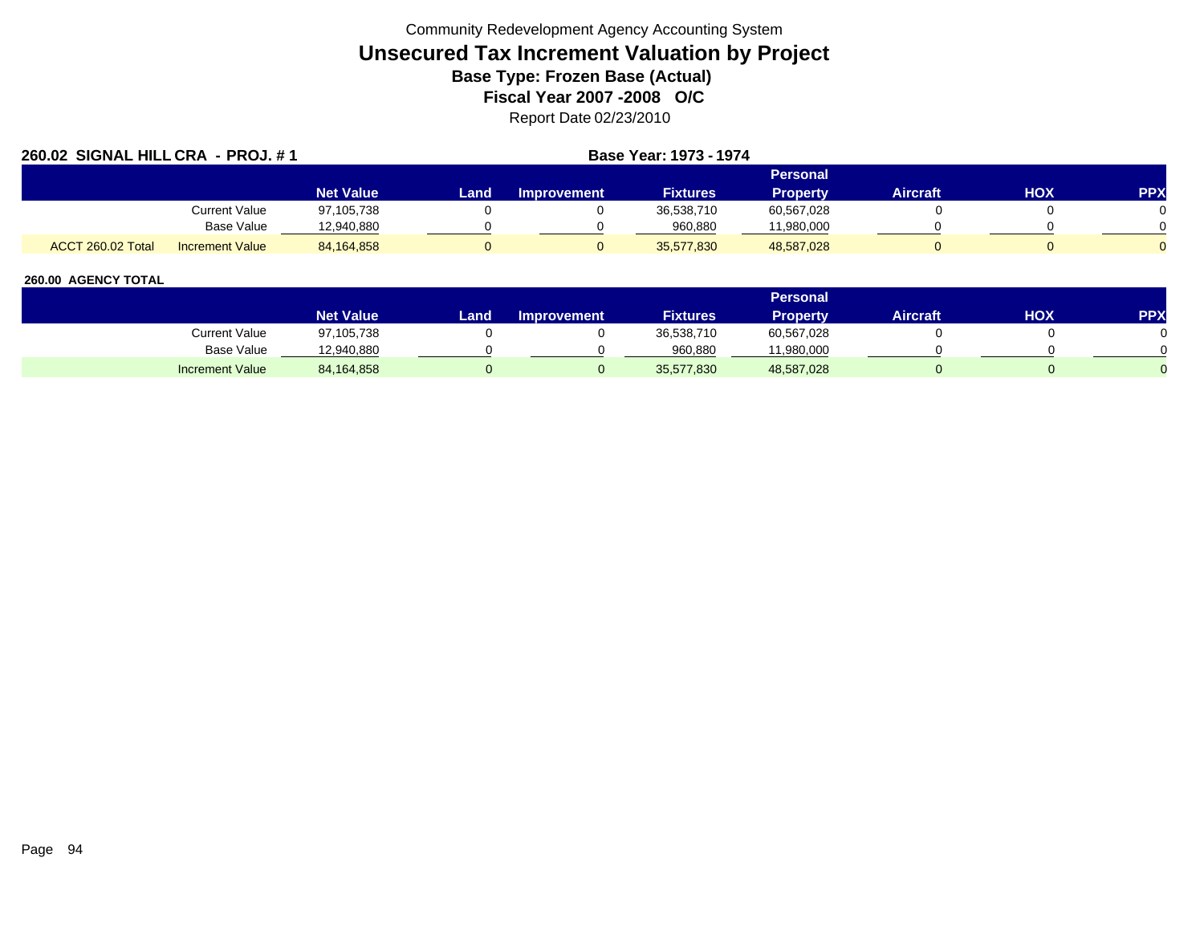Community Redevelopment Agency Accounting System

# Unsecured Tax Increment Valuation by Project

## Base Type: Frozen Base (Actual)

## Fiscal Year 2007 -2008 O/C

Report Date 02/23/2010

**260.02 SIGNAL HILL CRA - PROJ. # 1** **Base Year: 1973 - 1974**

| | | Net Value | Land | Improvement | Fixtures | Personal Property | Aircraft | HOX | PPX |
|---|---|---|---|---|---|---|---|---|---|
| | Current Value | 97,105,738 | 0 | 0 | 36,538,710 | 60,567,028 | 0 | 0 | 0 |
| | Base Value | 12,940,880 | 0 | 0 | 960,880 | 11,980,000 | 0 | 0 | 0 |
| ACCT 260.02 Total | Increment Value | 84,164,858 | 0 | 0 | 35,577,830 | 48,587,028 | 0 | 0 | 0 |

**260.00 AGENCY TOTAL**

| | Net Value | Land | Improvement | Fixtures | Personal Property | Aircraft | HOX | PPX |
|---|---|---|---|---|---|---|---|---|
| Current Value | 97,105,738 | 0 | 0 | 36,538,710 | 60,567,028 | 0 | 0 | 0 |
| Base Value | 12,940,880 | 0 | 0 | 960,880 | 11,980,000 | 0 | 0 | 0 |
| Increment Value | 84,164,858 | 0 | 0 | 35,577,830 | 48,587,028 | 0 | 0 | 0 |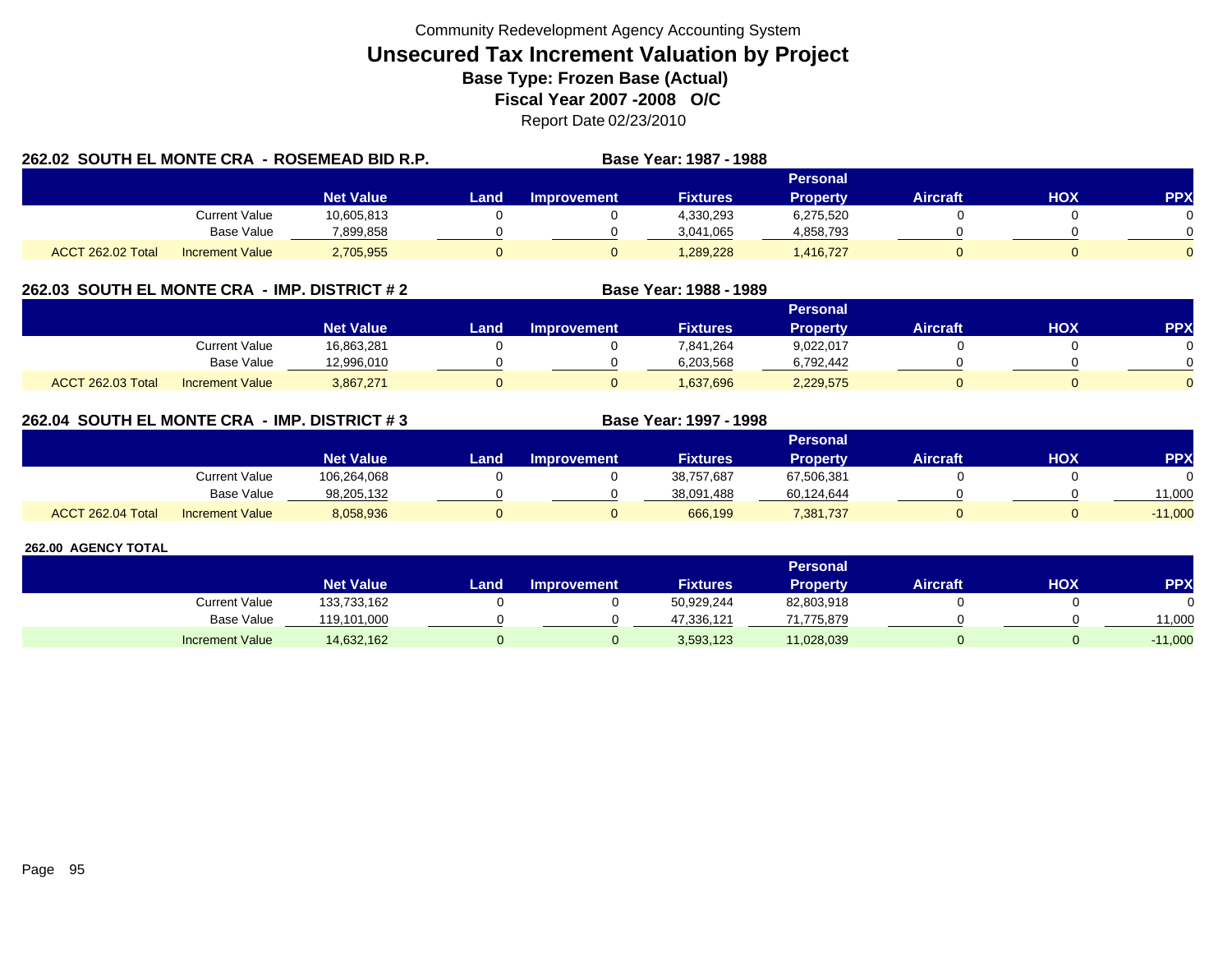Community Redevelopment Agency Accounting System

# Unsecured Tax Increment Valuation by Project

**Base Type: Frozen Base (Actual)**

**Fiscal Year 2007 -2008 O/C**

Report Date 02/23/2010

## 262.02 SOUTH EL MONTE CRA - ROSEMEAD BID R.P. — Base Year: 1987 - 1988

| | | Net Value | Land | Improvement | Fixtures | Personal Property | Aircraft | HOX | PPX |
|---|---|---|---|---|---|---|---|---|---|
| | Current Value | 10,605,813 | 0 | 0 | 4,330,293 | 6,275,520 | 0 | 0 | 0 |
| | Base Value | 7,899,858 | 0 | 0 | 3,041,065 | 4,858,793 | 0 | 0 | 0 |
| ACCT 262.02 Total | Increment Value | 2,705,955 | 0 | 0 | 1,289,228 | 1,416,727 | 0 | 0 | 0 |

## 262.03 SOUTH EL MONTE CRA - IMP. DISTRICT # 2 — Base Year: 1988 - 1989

| | | Net Value | Land | Improvement | Fixtures | Personal Property | Aircraft | HOX | PPX |
|---|---|---|---|---|---|---|---|---|---|
| | Current Value | 16,863,281 | 0 | 0 | 7,841,264 | 9,022,017 | 0 | 0 | 0 |
| | Base Value | 12,996,010 | 0 | 0 | 6,203,568 | 6,792,442 | 0 | 0 | 0 |
| ACCT 262.03 Total | Increment Value | 3,867,271 | 0 | 0 | 1,637,696 | 2,229,575 | 0 | 0 | 0 |

## 262.04 SOUTH EL MONTE CRA - IMP. DISTRICT # 3 — Base Year: 1997 - 1998

| | | Net Value | Land | Improvement | Fixtures | Personal Property | Aircraft | HOX | PPX |
|---|---|---|---|---|---|---|---|---|---|
| | Current Value | 106,264,068 | 0 | 0 | 38,757,687 | 67,506,381 | 0 | 0 | 0 |
| | Base Value | 98,205,132 | 0 | 0 | 38,091,488 | 60,124,644 | 0 | 0 | 11,000 |
| ACCT 262.04 Total | Increment Value | 8,058,936 | 0 | 0 | 666,199 | 7,381,737 | 0 | 0 | -11,000 |

## 262.00 AGENCY TOTAL

| | Net Value | Land | Improvement | Fixtures | Personal Property | Aircraft | HOX | PPX |
|---|---|---|---|---|---|---|---|---|
| Current Value | 133,733,162 | 0 | 0 | 50,929,244 | 82,803,918 | 0 | 0 | 0 |
| Base Value | 119,101,000 | 0 | 0 | 47,336,121 | 71,775,879 | 0 | 0 | 11,000 |
| Increment Value | 14,632,162 | 0 | 0 | 3,593,123 | 11,028,039 | 0 | 0 | -11,000 |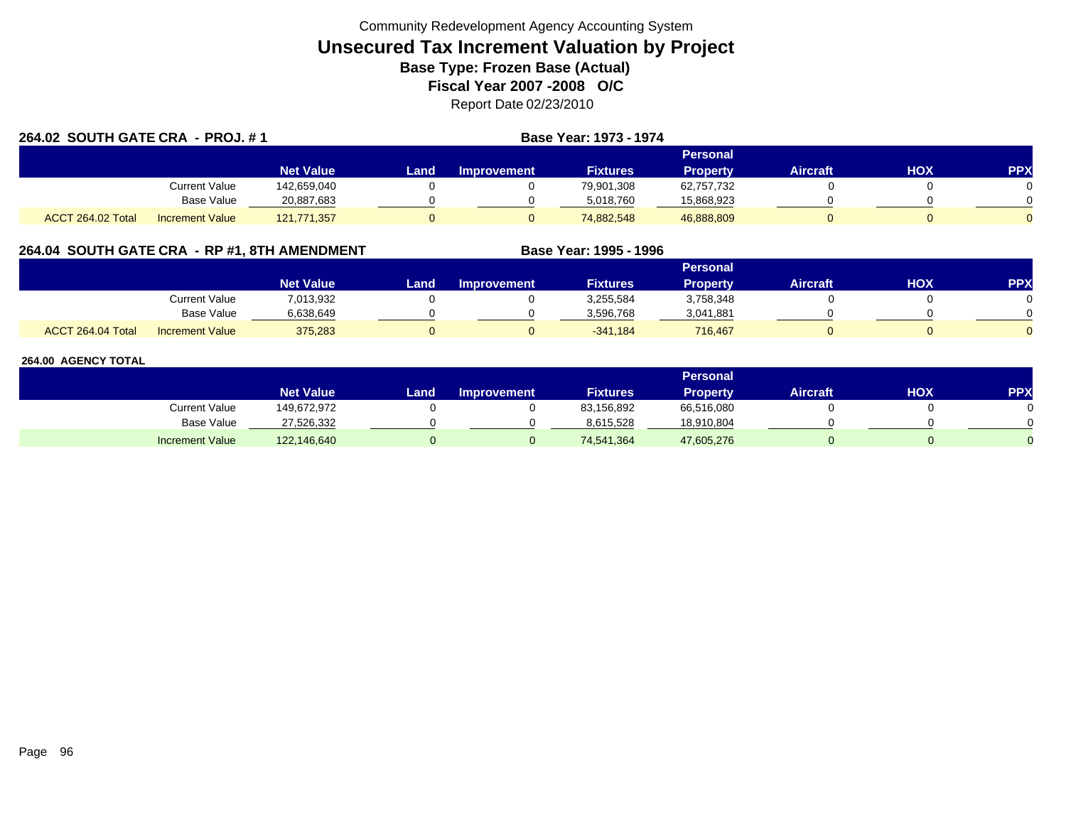Community Redevelopment Agency Accounting System

# Unsecured Tax Increment Valuation by Project

**Base Type: Frozen Base (Actual)**

**Fiscal Year 2007 -2008 O/C**

Report Date 02/23/2010

## 264.02 SOUTH GATE CRA - PROJ. # 1

**Base Year: 1973 - 1974**

| | | Net Value | Land | Improvement | Fixtures | Personal Property | Aircraft | HOX | PPX |
|---|---|---|---|---|---|---|---|---|---|
| | Current Value | 142,659,040 | 0 | 0 | 79,901,308 | 62,757,732 | 0 | 0 | 0 |
| | Base Value | 20,887,683 | 0 | 0 | 5,018,760 | 15,868,923 | 0 | 0 | 0 |
| ACCT 264.02 Total | Increment Value | 121,771,357 | 0 | 0 | 74,882,548 | 46,888,809 | 0 | 0 | 0 |

## 264.04 SOUTH GATE CRA - RP #1, 8TH AMENDMENT

**Base Year: 1995 - 1996**

| | | Net Value | Land | Improvement | Fixtures | Personal Property | Aircraft | HOX | PPX |
|---|---|---|---|---|---|---|---|---|---|
| | Current Value | 7,013,932 | 0 | 0 | 3,255,584 | 3,758,348 | 0 | 0 | 0 |
| | Base Value | 6,638,649 | 0 | 0 | 3,596,768 | 3,041,881 | 0 | 0 | 0 |
| ACCT 264.04 Total | Increment Value | 375,283 | 0 | 0 | -341,184 | 716,467 | 0 | 0 | 0 |

## 264.00 AGENCY TOTAL

| | Net Value | Land | Improvement | Fixtures | Personal Property | Aircraft | HOX | PPX |
|---|---|---|---|---|---|---|---|---|
| Current Value | 149,672,972 | 0 | 0 | 83,156,892 | 66,516,080 | 0 | 0 | 0 |
| Base Value | 27,526,332 | 0 | 0 | 8,615,528 | 18,910,804 | 0 | 0 | 0 |
| Increment Value | 122,146,640 | 0 | 0 | 74,541,364 | 47,605,276 | 0 | 0 | 0 |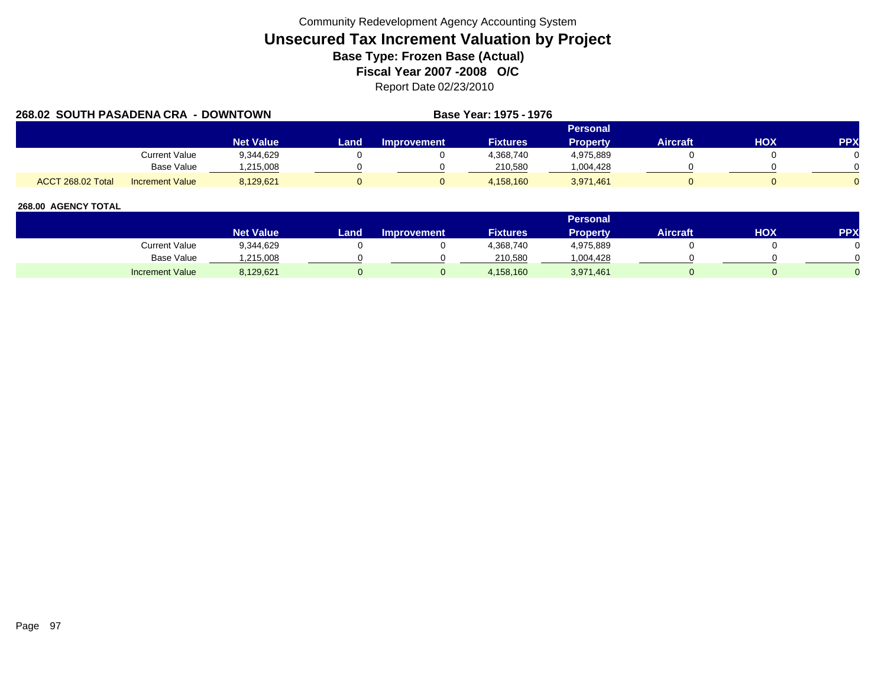Community Redevelopment Agency Accounting System

# Unsecured Tax Increment Valuation by Project

## Base Type: Frozen Base (Actual)

## Fiscal Year 2007 -2008 O/C

Report Date 02/23/2010

**268.02 SOUTH PASADENA CRA - DOWNTOWN** **Base Year: 1975 - 1976**

| | | Net Value | Land | Improvement | Fixtures | Personal Property | Aircraft | HOX | PPX |
|---|---|---|---|---|---|---|---|---|---|
| | Current Value | 9,344,629 | 0 | 0 | 4,368,740 | 4,975,889 | 0 | 0 | 0 |
| | Base Value | 1,215,008 | 0 | 0 | 210,580 | 1,004,428 | 0 | 0 | 0 |
| ACCT 268.02 Total | Increment Value | 8,129,621 | 0 | 0 | 4,158,160 | 3,971,461 | 0 | 0 | 0 |

**268.00 AGENCY TOTAL**

| | Net Value | Land | Improvement | Fixtures | Personal Property | Aircraft | HOX | PPX |
|---|---|---|---|---|---|---|---|---|
| Current Value | 9,344,629 | 0 | 0 | 4,368,740 | 4,975,889 | 0 | 0 | 0 |
| Base Value | 1,215,008 | 0 | 0 | 210,580 | 1,004,428 | 0 | 0 | 0 |
| Increment Value | 8,129,621 | 0 | 0 | 4,158,160 | 3,971,461 | 0 | 0 | 0 |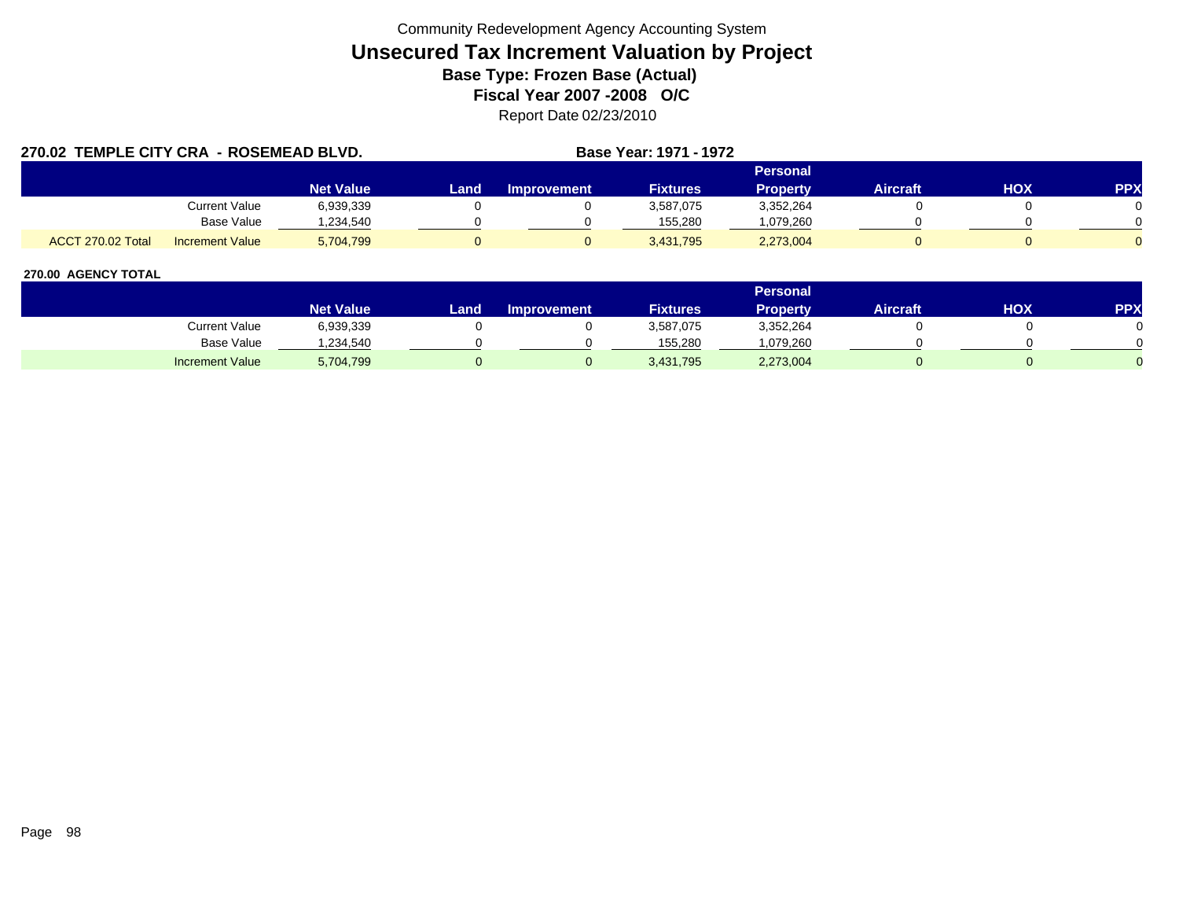Community Redevelopment Agency Accounting System

# Unsecured Tax Increment Valuation by Project

## Base Type: Frozen Base (Actual)

## Fiscal Year 2007 -2008 O/C

Report Date 02/23/2010

**270.02 TEMPLE CITY CRA - ROSEMEAD BLVD.** **Base Year: 1971 - 1972**

| | | Net Value | Land | Improvement | Fixtures | Personal Property | Aircraft | HOX | PPX |
|---|---|---|---|---|---|---|---|---|---|
| | Current Value | 6,939,339 | 0 | 0 | 3,587,075 | 3,352,264 | 0 | 0 | 0 |
| | Base Value | 1,234,540 | 0 | 0 | 155,280 | 1,079,260 | 0 | 0 | 0 |
| ACCT 270.02 Total | Increment Value | 5,704,799 | 0 | 0 | 3,431,795 | 2,273,004 | 0 | 0 | 0 |

**270.00 AGENCY TOTAL**

| | Net Value | Land | Improvement | Fixtures | Personal Property | Aircraft | HOX | PPX |
|---|---|---|---|---|---|---|---|---|
| Current Value | 6,939,339 | 0 | 0 | 3,587,075 | 3,352,264 | 0 | 0 | 0 |
| Base Value | 1,234,540 | 0 | 0 | 155,280 | 1,079,260 | 0 | 0 | 0 |
| Increment Value | 5,704,799 | 0 | 0 | 3,431,795 | 2,273,004 | 0 | 0 | 0 |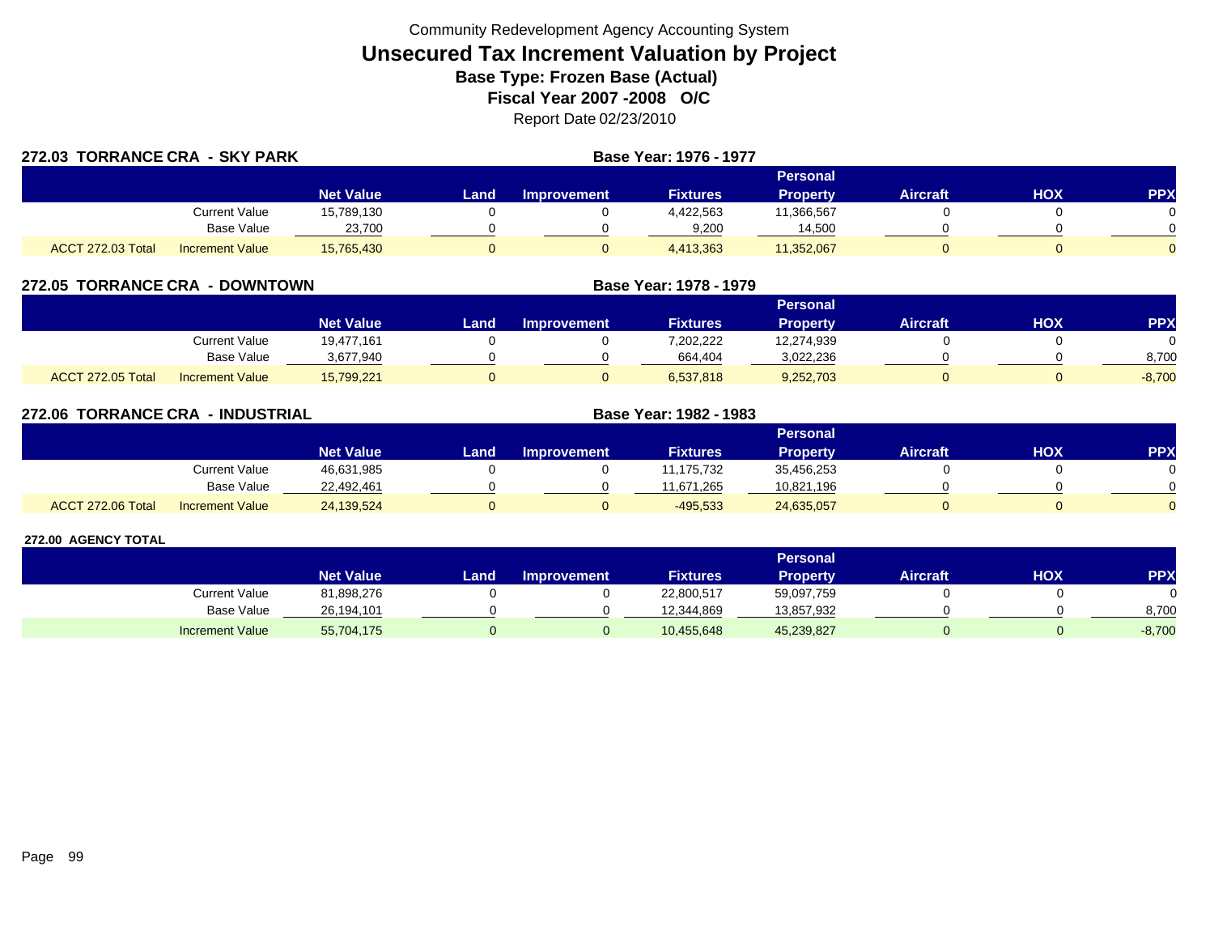Community Redevelopment Agency Accounting System

# Unsecured Tax Increment Valuation by Project

**Base Type: Frozen Base (Actual)**

**Fiscal Year 2007 -2008 O/C**

Report Date 02/23/2010

## 272.03 TORRANCE CRA - SKY PARK

**Base Year: 1976 - 1977**

| | | Net Value | Land | Improvement | Fixtures | Personal Property | Aircraft | HOX | PPX |
|---|---|---|---|---|---|---|---|---|---|
| | Current Value | 15,789,130 | 0 | 0 | 4,422,563 | 11,366,567 | 0 | 0 | 0 |
| | Base Value | 23,700 | 0 | 0 | 9,200 | 14,500 | 0 | 0 | 0 |
| ACCT 272.03 Total | Increment Value | 15,765,430 | 0 | 0 | 4,413,363 | 11,352,067 | 0 | 0 | 0 |

## 272.05 TORRANCE CRA - DOWNTOWN

**Base Year: 1978 - 1979**

| | | Net Value | Land | Improvement | Fixtures | Personal Property | Aircraft | HOX | PPX |
|---|---|---|---|---|---|---|---|---|---|
| | Current Value | 19,477,161 | 0 | 0 | 7,202,222 | 12,274,939 | 0 | 0 | 0 |
| | Base Value | 3,677,940 | 0 | 0 | 664,404 | 3,022,236 | 0 | 0 | 8,700 |
| ACCT 272.05 Total | Increment Value | 15,799,221 | 0 | 0 | 6,537,818 | 9,252,703 | 0 | 0 | -8,700 |

## 272.06 TORRANCE CRA - INDUSTRIAL

**Base Year: 1982 - 1983**

| | | Net Value | Land | Improvement | Fixtures | Personal Property | Aircraft | HOX | PPX |
|---|---|---|---|---|---|---|---|---|---|
| | Current Value | 46,631,985 | 0 | 0 | 11,175,732 | 35,456,253 | 0 | 0 | 0 |
| | Base Value | 22,492,461 | 0 | 0 | 11,671,265 | 10,821,196 | 0 | 0 | 0 |
| ACCT 272.06 Total | Increment Value | 24,139,524 | 0 | 0 | -495,533 | 24,635,057 | 0 | 0 | 0 |

## 272.00 AGENCY TOTAL

| | | Net Value | Land | Improvement | Fixtures | Personal Property | Aircraft | HOX | PPX |
|---|---|---|---|---|---|---|---|---|---|
| | Current Value | 81,898,276 | 0 | 0 | 22,800,517 | 59,097,759 | 0 | 0 | 0 |
| | Base Value | 26,194,101 | 0 | 0 | 12,344,869 | 13,857,932 | 0 | 0 | 8,700 |
| | Increment Value | 55,704,175 | 0 | 0 | 10,455,648 | 45,239,827 | 0 | 0 | -8,700 |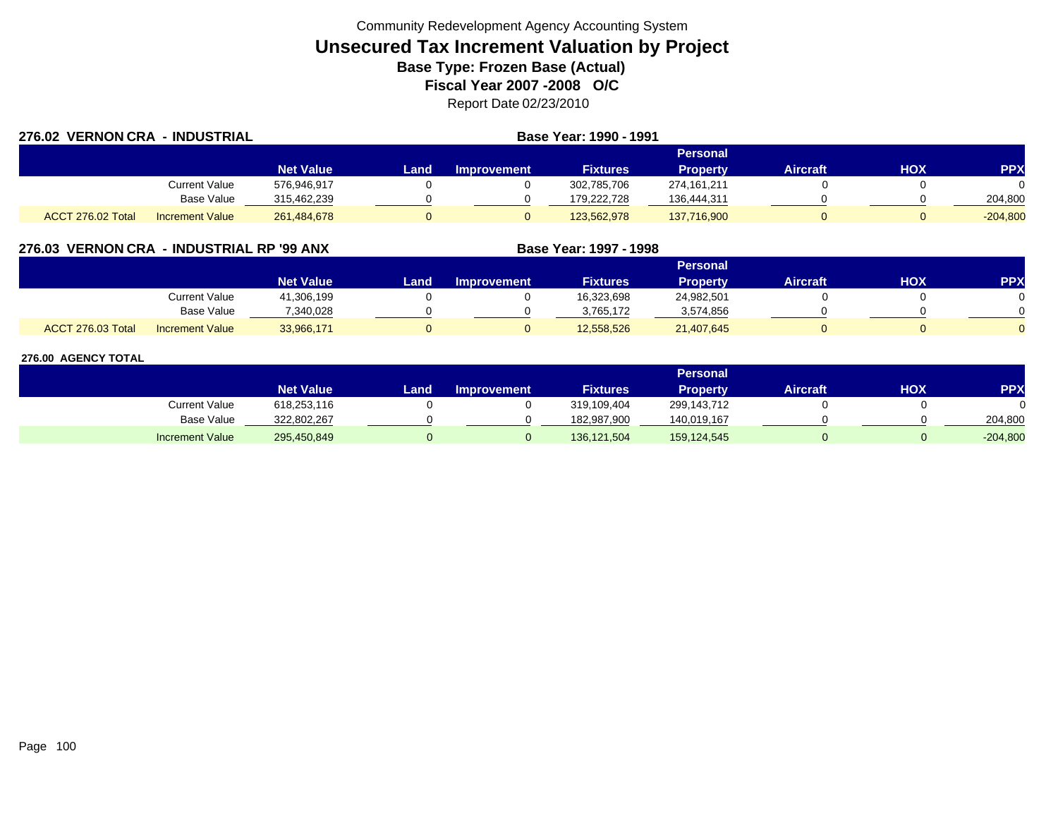Community Redevelopment Agency Accounting System

# Unsecured Tax Increment Valuation by Project

### Base Type: Frozen Base (Actual)

### Fiscal Year 2007 -2008 O/C

Report Date 02/23/2010

## 276.02 VERNON CRA - INDUSTRIAL

**Base Year: 1990 - 1991**

| | | Net Value | Land | Improvement | Fixtures | Personal Property | Aircraft | HOX | PPX |
|---|---|---|---|---|---|---|---|---|---|
| | Current Value | 576,946,917 | 0 | 0 | 302,785,706 | 274,161,211 | 0 | 0 | 0 |
| | Base Value | 315,462,239 | 0 | 0 | 179,222,728 | 136,444,311 | 0 | 0 | 204,800 |
| ACCT 276.02 Total | Increment Value | 261,484,678 | 0 | 0 | 123,562,978 | 137,716,900 | 0 | 0 | -204,800 |

## 276.03 VERNON CRA - INDUSTRIAL RP '99 ANX

**Base Year: 1997 - 1998**

| | | Net Value | Land | Improvement | Fixtures | Personal Property | Aircraft | HOX | PPX |
|---|---|---|---|---|---|---|---|---|---|
| | Current Value | 41,306,199 | 0 | 0 | 16,323,698 | 24,982,501 | 0 | 0 | 0 |
| | Base Value | 7,340,028 | 0 | 0 | 3,765,172 | 3,574,856 | 0 | 0 | 0 |
| ACCT 276.03 Total | Increment Value | 33,966,171 | 0 | 0 | 12,558,526 | 21,407,645 | 0 | 0 | 0 |

## 276.00 AGENCY TOTAL

| | | Net Value | Land | Improvement | Fixtures | Personal Property | Aircraft | HOX | PPX |
|---|---|---|---|---|---|---|---|---|---|
| | Current Value | 618,253,116 | 0 | 0 | 319,109,404 | 299,143,712 | 0 | 0 | 0 |
| | Base Value | 322,802,267 | 0 | 0 | 182,987,900 | 140,019,167 | 0 | 0 | 204,800 |
| | Increment Value | 295,450,849 | 0 | 0 | 136,121,504 | 159,124,545 | 0 | 0 | -204,800 |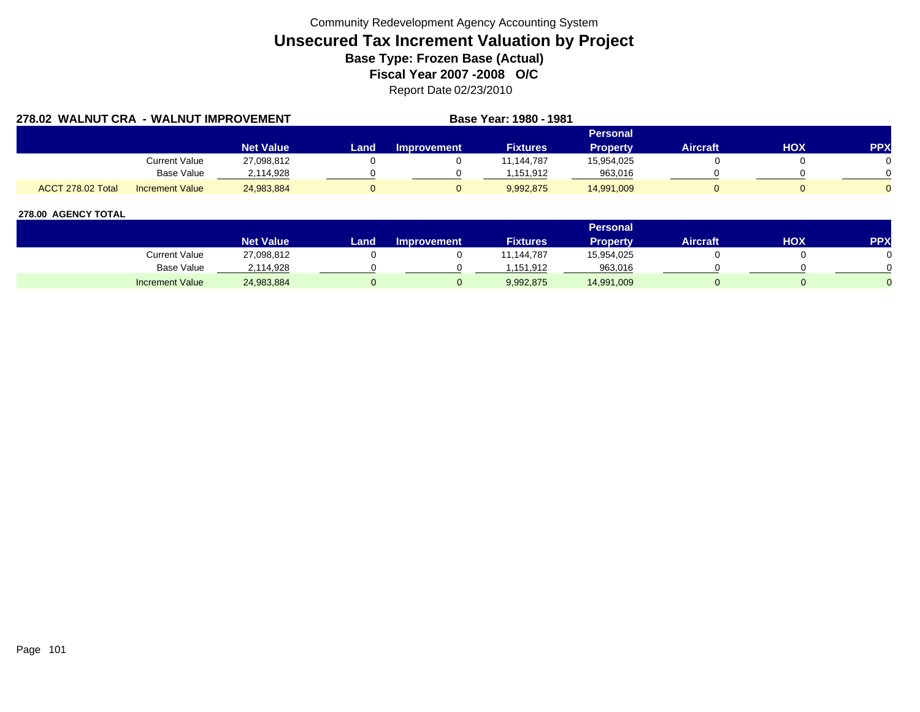Community Redevelopment Agency Accounting System

# Unsecured Tax Increment Valuation by Project

**Base Type: Frozen Base (Actual)**

**Fiscal Year 2007 -2008 O/C**

Report Date 02/23/2010

**278.02 WALNUT CRA - WALNUT IMPROVEMENT** **Base Year: 1980 - 1981**

| | | Net Value | Land | Improvement | Fixtures | Personal Property | Aircraft | HOX | PPX |
|---|---|---|---|---|---|---|---|---|---|
| | Current Value | 27,098,812 | 0 | 0 | 11,144,787 | 15,954,025 | 0 | 0 | 0 |
| | Base Value | 2,114,928 | 0 | 0 | 1,151,912 | 963,016 | 0 | 0 | 0 |
| ACCT 278.02 Total | Increment Value | 24,983,884 | 0 | 0 | 9,992,875 | 14,991,009 | 0 | 0 | 0 |

**278.00 AGENCY TOTAL**

| | Net Value | Land | Improvement | Fixtures | Personal Property | Aircraft | HOX | PPX |
|---|---|---|---|---|---|---|---|---|
| Current Value | 27,098,812 | 0 | 0 | 11,144,787 | 15,954,025 | 0 | 0 | 0 |
| Base Value | 2,114,928 | 0 | 0 | 1,151,912 | 963,016 | 0 | 0 | 0 |
| Increment Value | 24,983,884 | 0 | 0 | 9,992,875 | 14,991,009 | 0 | 0 | 0 |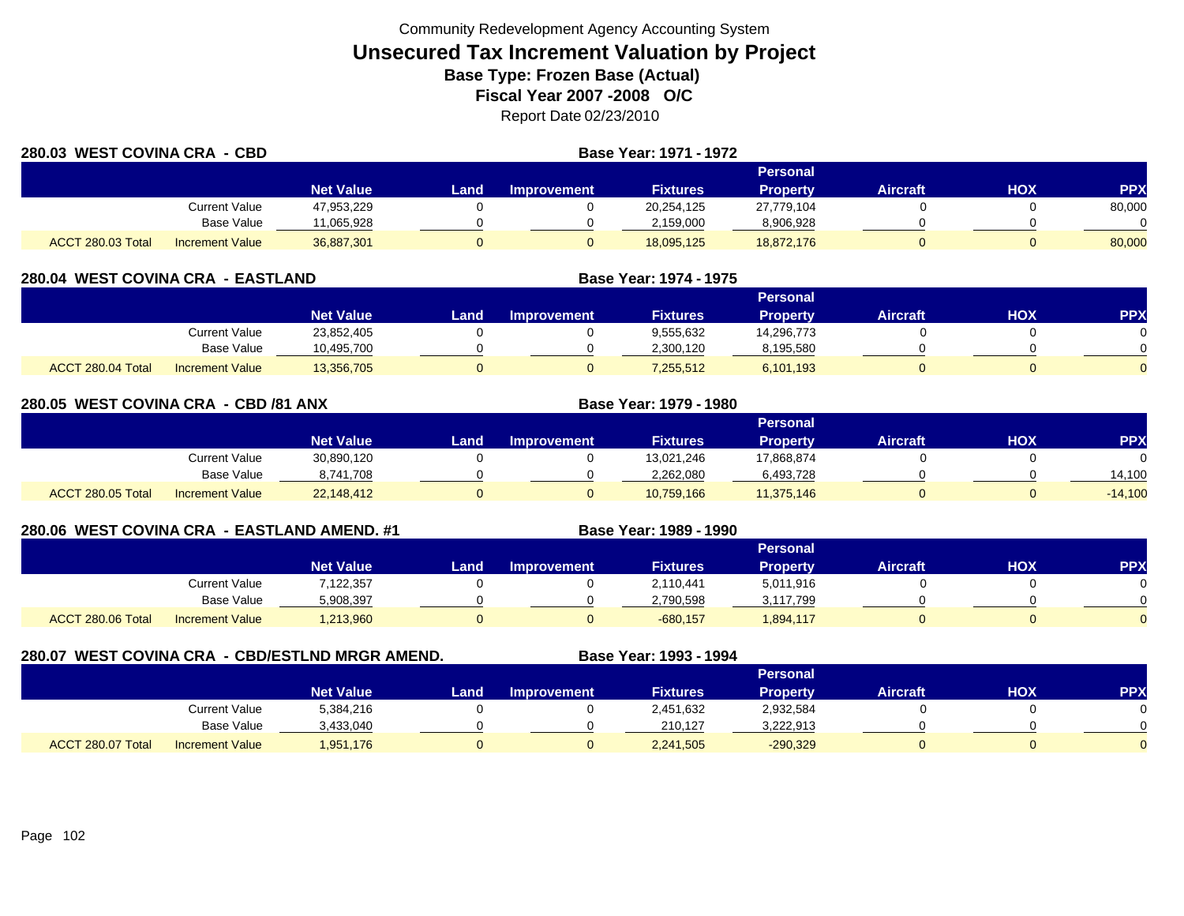Community Redevelopment Agency Accounting System

# Unsecured Tax Increment Valuation by Project

**Base Type: Frozen Base (Actual)**

**Fiscal Year 2007 -2008 O/C**

Report Date 02/23/2010

## 280.03 WEST COVINA CRA - CBD

**Base Year: 1971 - 1972**

| | | Net Value | Land | Improvement | Fixtures | Personal Property | Aircraft | HOX | PPX |
|---|---|---|---|---|---|---|---|---|---|
| | Current Value | 47,953,229 | 0 | 0 | 20,254,125 | 27,779,104 | 0 | 0 | 80,000 |
| | Base Value | 11,065,928 | 0 | 0 | 2,159,000 | 8,906,928 | 0 | 0 | 0 |
| ACCT 280.03 Total | Increment Value | 36,887,301 | 0 | 0 | 18,095,125 | 18,872,176 | 0 | 0 | 80,000 |

## 280.04 WEST COVINA CRA - EASTLAND

**Base Year: 1974 - 1975**

| | | Net Value | Land | Improvement | Fixtures | Personal Property | Aircraft | HOX | PPX |
|---|---|---|---|---|---|---|---|---|---|
| | Current Value | 23,852,405 | 0 | 0 | 9,555,632 | 14,296,773 | 0 | 0 | 0 |
| | Base Value | 10,495,700 | 0 | 0 | 2,300,120 | 8,195,580 | 0 | 0 | 0 |
| ACCT 280.04 Total | Increment Value | 13,356,705 | 0 | 0 | 7,255,512 | 6,101,193 | 0 | 0 | 0 |

## 280.05 WEST COVINA CRA - CBD /81 ANX

**Base Year: 1979 - 1980**

| | | Net Value | Land | Improvement | Fixtures | Personal Property | Aircraft | HOX | PPX |
|---|---|---|---|---|---|---|---|---|---|
| | Current Value | 30,890,120 | 0 | 0 | 13,021,246 | 17,868,874 | 0 | 0 | 0 |
| | Base Value | 8,741,708 | 0 | 0 | 2,262,080 | 6,493,728 | 0 | 0 | 14,100 |
| ACCT 280.05 Total | Increment Value | 22,148,412 | 0 | 0 | 10,759,166 | 11,375,146 | 0 | 0 | -14,100 |

## 280.06 WEST COVINA CRA - EASTLAND AMEND. #1

**Base Year: 1989 - 1990**

| | | Net Value | Land | Improvement | Fixtures | Personal Property | Aircraft | HOX | PPX |
|---|---|---|---|---|---|---|---|---|---|
| | Current Value | 7,122,357 | 0 | 0 | 2,110,441 | 5,011,916 | 0 | 0 | 0 |
| | Base Value | 5,908,397 | 0 | 0 | 2,790,598 | 3,117,799 | 0 | 0 | 0 |
| ACCT 280.06 Total | Increment Value | 1,213,960 | 0 | 0 | -680,157 | 1,894,117 | 0 | 0 | 0 |

## 280.07 WEST COVINA CRA - CBD/ESTLND MRGR AMEND.

**Base Year: 1993 - 1994**

| | | Net Value | Land | Improvement | Fixtures | Personal Property | Aircraft | HOX | PPX |
|---|---|---|---|---|---|---|---|---|---|
| | Current Value | 5,384,216 | 0 | 0 | 2,451,632 | 2,932,584 | 0 | 0 | 0 |
| | Base Value | 3,433,040 | 0 | 0 | 210,127 | 3,222,913 | 0 | 0 | 0 |
| ACCT 280.07 Total | Increment Value | 1,951,176 | 0 | 0 | 2,241,505 | -290,329 | 0 | 0 | 0 |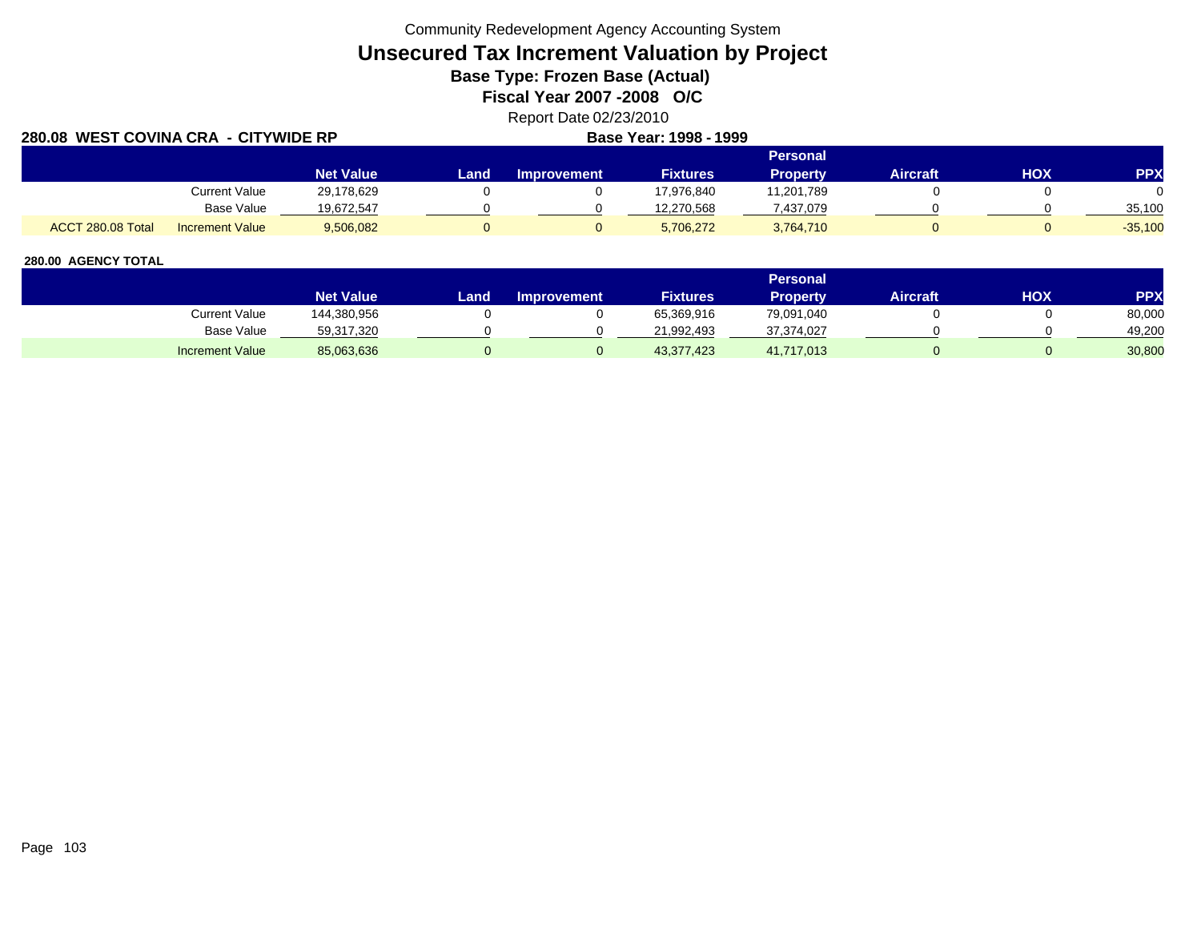Community Redevelopment Agency Accounting System

# Unsecured Tax Increment Valuation by Project

### Base Type: Frozen Base (Actual)

### Fiscal Year 2007 -2008 O/C

Report Date 02/23/2010

**280.08 WEST COVINA CRA - CITYWIDE RP** **Base Year: 1998 - 1999**

| | | Net Value | Land | Improvement | Fixtures | Personal Property | Aircraft | HOX | PPX |
|---|---|---|---|---|---|---|---|---|---|
| | Current Value | 29,178,629 | 0 | 0 | 17,976,840 | 11,201,789 | 0 | 0 | 0 |
| | Base Value | 19,672,547 | 0 | 0 | 12,270,568 | 7,437,079 | 0 | 0 | 35,100 |
| ACCT 280.08 Total | Increment Value | 9,506,082 | 0 | 0 | 5,706,272 | 3,764,710 | 0 | 0 | -35,100 |

**280.00 AGENCY TOTAL**

| | Net Value | Land | Improvement | Fixtures | Personal Property | Aircraft | HOX | PPX |
|---|---|---|---|---|---|---|---|---|
| Current Value | 144,380,956 | 0 | 0 | 65,369,916 | 79,091,040 | 0 | 0 | 80,000 |
| Base Value | 59,317,320 | 0 | 0 | 21,992,493 | 37,374,027 | 0 | 0 | 49,200 |
| Increment Value | 85,063,636 | 0 | 0 | 43,377,423 | 41,717,013 | 0 | 0 | 30,800 |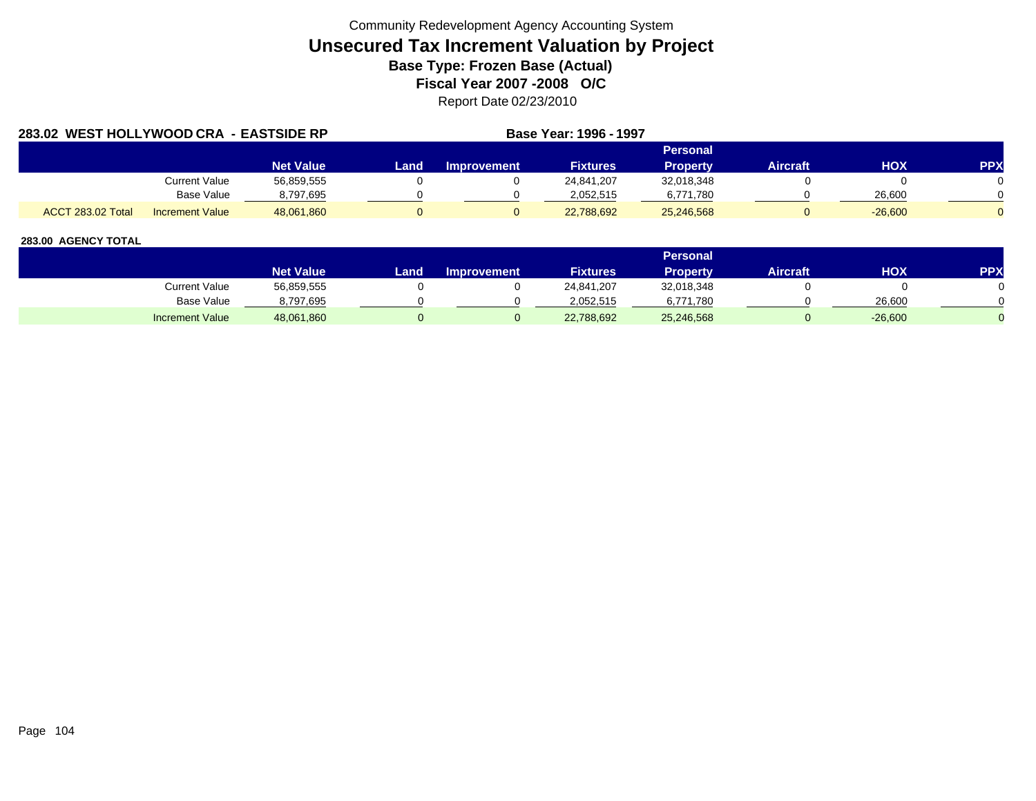Community Redevelopment Agency Accounting System

# Unsecured Tax Increment Valuation by Project

### Base Type: Frozen Base (Actual)

### Fiscal Year 2007 -2008 O/C

Report Date 02/23/2010

**283.02 WEST HOLLYWOOD CRA - EASTSIDE RP** **Base Year: 1996 - 1997**

| | | Net Value | Land | Improvement | Fixtures | Personal Property | Aircraft | HOX | PPX |
|---|---|---|---|---|---|---|---|---|---|
| | Current Value | 56,859,555 | 0 | 0 | 24,841,207 | 32,018,348 | 0 | 0 | 0 |
| | Base Value | 8,797,695 | 0 | 0 | 2,052,515 | 6,771,780 | 0 | 26,600 | 0 |
| ACCT 283.02 Total | Increment Value | 48,061,860 | 0 | 0 | 22,788,692 | 25,246,568 | 0 | -26,600 | 0 |

**283.00 AGENCY TOTAL**

| | Net Value | Land | Improvement | Fixtures | Personal Property | Aircraft | HOX | PPX |
|---|---|---|---|---|---|---|---|---|
| Current Value | 56,859,555 | 0 | 0 | 24,841,207 | 32,018,348 | 0 | 0 | 0 |
| Base Value | 8,797,695 | 0 | 0 | 2,052,515 | 6,771,780 | 0 | 26,600 | 0 |
| Increment Value | 48,061,860 | 0 | 0 | 22,788,692 | 25,246,568 | 0 | -26,600 | 0 |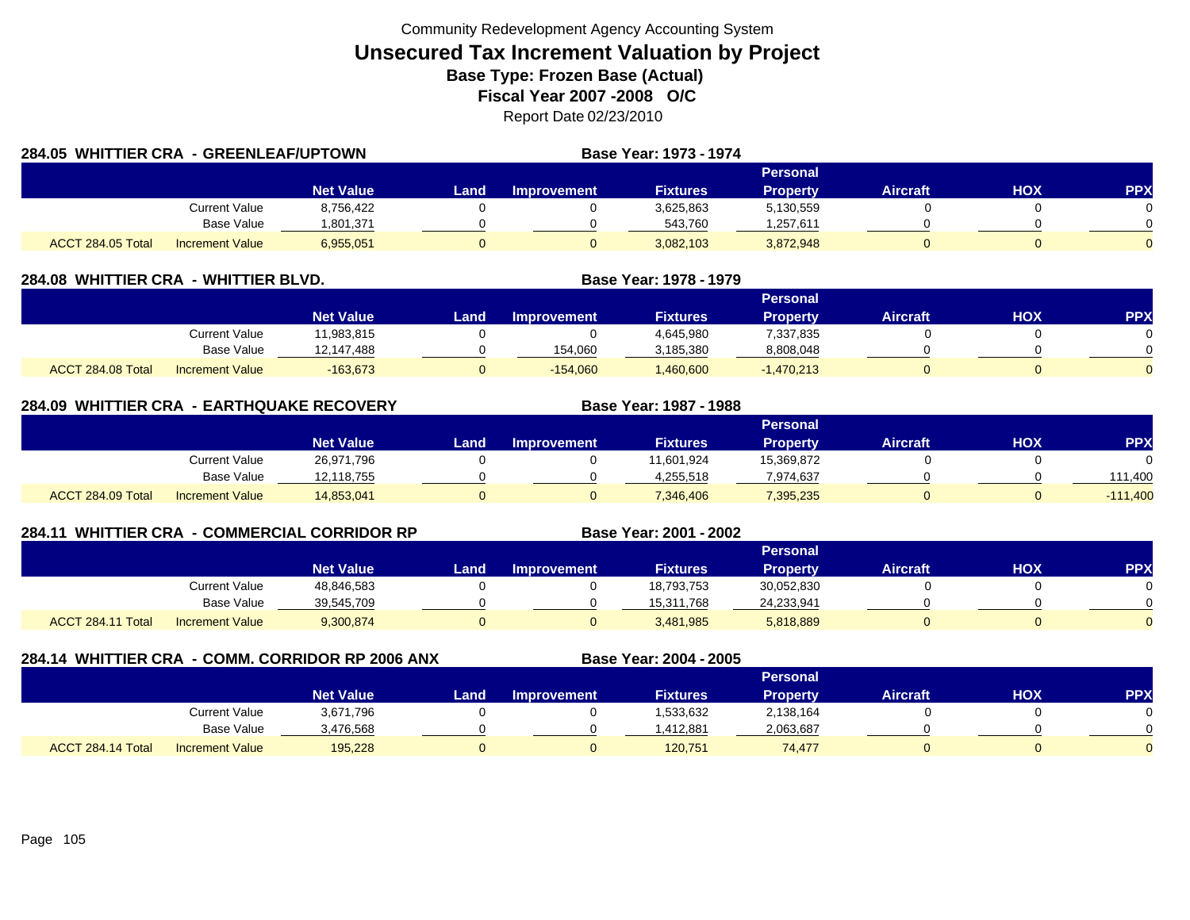Community Redevelopment Agency Accounting System

# Unsecured Tax Increment Valuation by Project

## Base Type: Frozen Base (Actual)

## Fiscal Year 2007 -2008 O/C

Report Date 02/23/2010

### 284.05 WHITTIER CRA - GREENLEAF/UPTOWN

Base Year: 1973 - 1974

| | | Net Value | Land | Improvement | Fixtures | Personal Property | Aircraft | HOX | PPX |
|---|---|---|---|---|---|---|---|---|---|
| | Current Value | 8,756,422 | 0 | 0 | 3,625,863 | 5,130,559 | 0 | 0 | 0 |
| | Base Value | 1,801,371 | 0 | 0 | 543,760 | 1,257,611 | 0 | 0 | 0 |
| ACCT 284.05 Total | Increment Value | 6,955,051 | 0 | 0 | 3,082,103 | 3,872,948 | 0 | 0 | 0 |

### 284.08 WHITTIER CRA - WHITTIER BLVD.

Base Year: 1978 - 1979

| | | Net Value | Land | Improvement | Fixtures | Personal Property | Aircraft | HOX | PPX |
|---|---|---|---|---|---|---|---|---|---|
| | Current Value | 11,983,815 | 0 | 0 | 4,645,980 | 7,337,835 | 0 | 0 | 0 |
| | Base Value | 12,147,488 | 0 | 154,060 | 3,185,380 | 8,808,048 | 0 | 0 | 0 |
| ACCT 284.08 Total | Increment Value | -163,673 | 0 | -154,060 | 1,460,600 | -1,470,213 | 0 | 0 | 0 |

### 284.09 WHITTIER CRA - EARTHQUAKE RECOVERY

Base Year: 1987 - 1988

| | | Net Value | Land | Improvement | Fixtures | Personal Property | Aircraft | HOX | PPX |
|---|---|---|---|---|---|---|---|---|---|
| | Current Value | 26,971,796 | 0 | 0 | 11,601,924 | 15,369,872 | 0 | 0 | 0 |
| | Base Value | 12,118,755 | 0 | 0 | 4,255,518 | 7,974,637 | 0 | 0 | 111,400 |
| ACCT 284.09 Total | Increment Value | 14,853,041 | 0 | 0 | 7,346,406 | 7,395,235 | 0 | 0 | -111,400 |

### 284.11 WHITTIER CRA - COMMERCIAL CORRIDOR RP

Base Year: 2001 - 2002

| | | Net Value | Land | Improvement | Fixtures | Personal Property | Aircraft | HOX | PPX |
|---|---|---|---|---|---|---|---|---|---|
| | Current Value | 48,846,583 | 0 | 0 | 18,793,753 | 30,052,830 | 0 | 0 | 0 |
| | Base Value | 39,545,709 | 0 | 0 | 15,311,768 | 24,233,941 | 0 | 0 | 0 |
| ACCT 284.11 Total | Increment Value | 9,300,874 | 0 | 0 | 3,481,985 | 5,818,889 | 0 | 0 | 0 |

### 284.14 WHITTIER CRA - COMM. CORRIDOR RP 2006 ANX

Base Year: 2004 - 2005

| | | Net Value | Land | Improvement | Fixtures | Personal Property | Aircraft | HOX | PPX |
|---|---|---|---|---|---|---|---|---|---|
| | Current Value | 3,671,796 | 0 | 0 | 1,533,632 | 2,138,164 | 0 | 0 | 0 |
| | Base Value | 3,476,568 | 0 | 0 | 1,412,881 | 2,063,687 | 0 | 0 | 0 |
| ACCT 284.14 Total | Increment Value | 195,228 | 0 | 0 | 120,751 | 74,477 | 0 | 0 | 0 |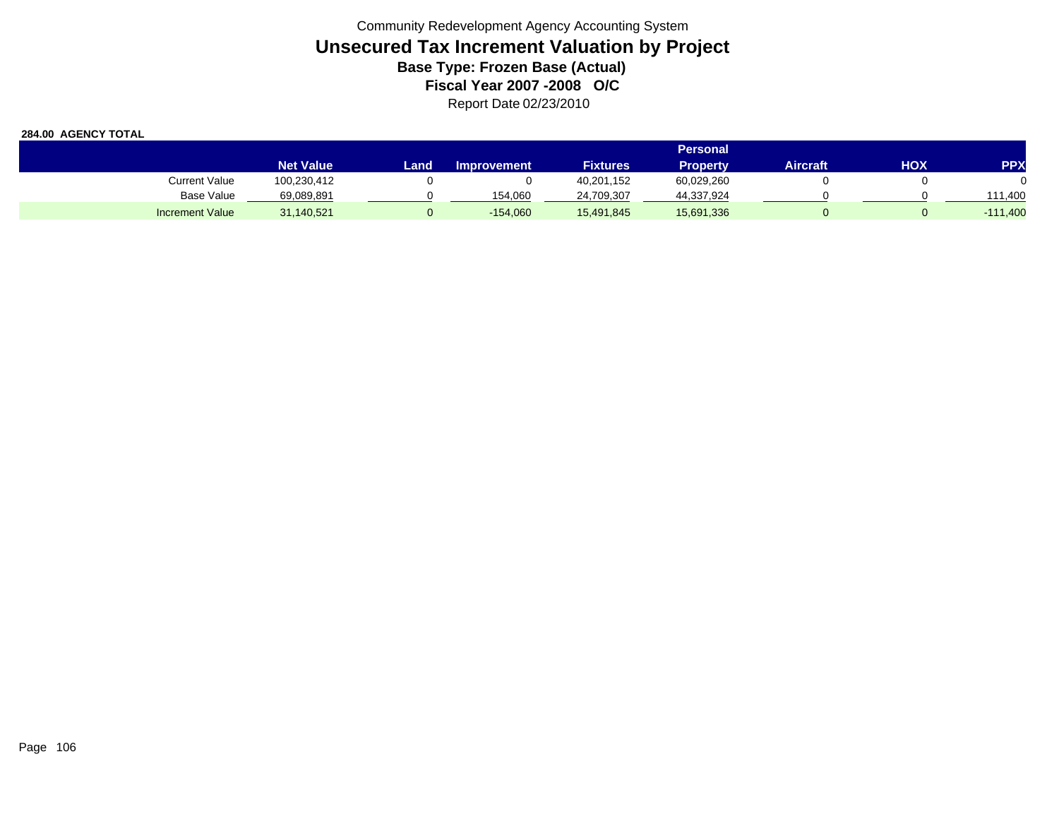Community Redevelopment Agency Accounting System

# Unsecured Tax Increment Valuation by Project

**Base Type: Frozen Base (Actual)**

**Fiscal Year 2007 -2008 O/C**

Report Date 02/23/2010

**284.00 AGENCY TOTAL**

| | Net Value | Land | Improvement | Fixtures | Personal Property | Aircraft | HOX | PPX |
|---|---|---|---|---|---|---|---|---|
| Current Value | 100,230,412 | 0 | 0 | 40,201,152 | 60,029,260 | 0 | 0 | 0 |
| Base Value | 69,089,891 | 0 | 154,060 | 24,709,307 | 44,337,924 | 0 | 0 | 111,400 |
| Increment Value | 31,140,521 | 0 | -154,060 | 15,491,845 | 15,691,336 | 0 | 0 | -111,400 |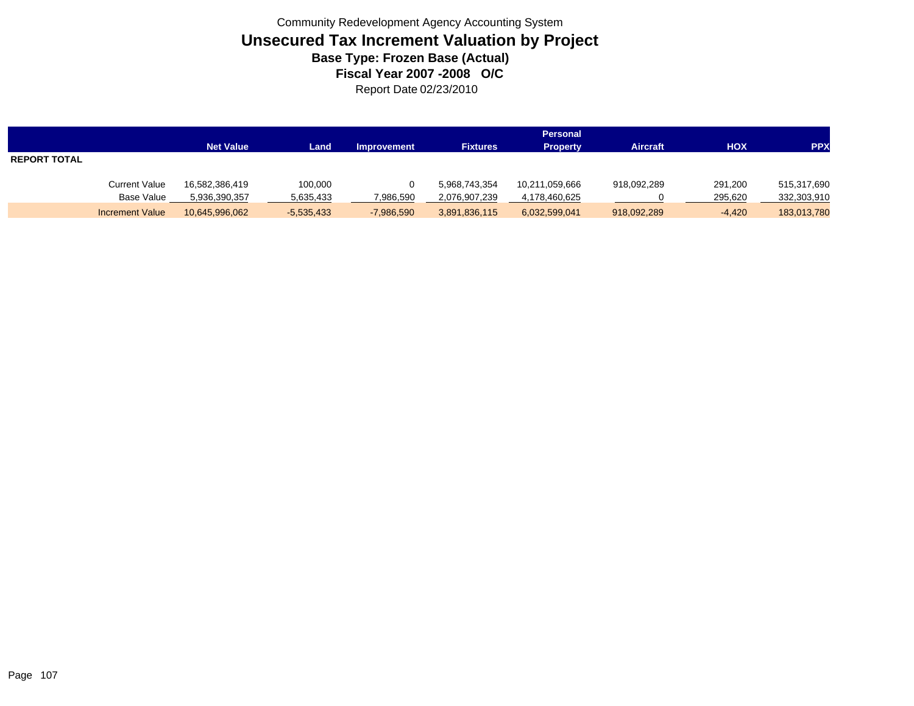Community Redevelopment Agency Accounting System

# Unsecured Tax Increment Valuation by Project

### Base Type: Frozen Base (Actual)

### Fiscal Year 2007 -2008 O/C

Report Date 02/23/2010

| | Net Value | Land | Improvement | Fixtures | Personal Property | Aircraft | HOX | PPX |
|---|---|---|---|---|---|---|---|---|
| **REPORT TOTAL** | | | | | | | | |
| Current Value | 16,582,386,419 | 100,000 | 0 | 5,968,743,354 | 10,211,059,666 | 918,092,289 | 291,200 | 515,317,690 |
| Base Value | 5,936,390,357 | 5,635,433 | 7,986,590 | 2,076,907,239 | 4,178,460,625 | 0 | 295,620 | 332,303,910 |
| Increment Value | 10,645,996,062 | -5,535,433 | -7,986,590 | 3,891,836,115 | 6,032,599,041 | 918,092,289 | -4,420 | 183,013,780 |